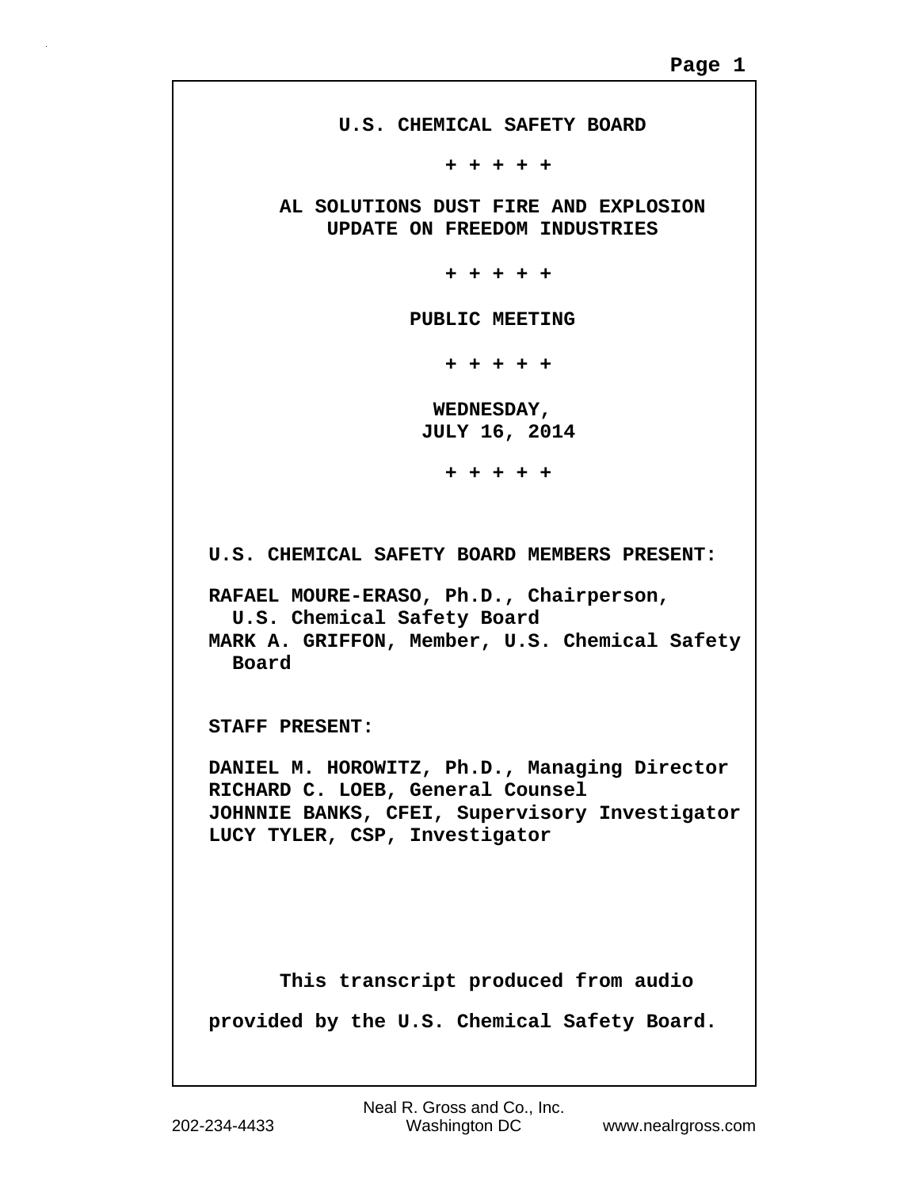# U.S. CHEMICAL SAFETY BOARD

+ + + + +

## AL SOLUTIONS DUST FIRE AND EXPLOSION
## UPDATE ON FREEDOM INDUSTRIES

+ + + + +

**PUBLIC MEETING**

+ + + + +

**WEDNESDAY,**
**JULY 16, 2014**

+ + + + +

**U.S. CHEMICAL SAFETY BOARD MEMBERS PRESENT:**

RAFAEL MOURE-ERASO, Ph.D., Chairperson, U.S. Chemical Safety Board
MARK A. GRIFFON, Member, U.S. Chemical Safety Board

**STAFF PRESENT:**

DANIEL M. HOROWITZ, Ph.D., Managing Director
RICHARD C. LOEB, General Counsel
JOHNNIE BANKS, CFEI, Supervisory Investigator
LUCY TYLER, CSP, Investigator

This transcript produced from audio provided by the U.S. Chemical Safety Board.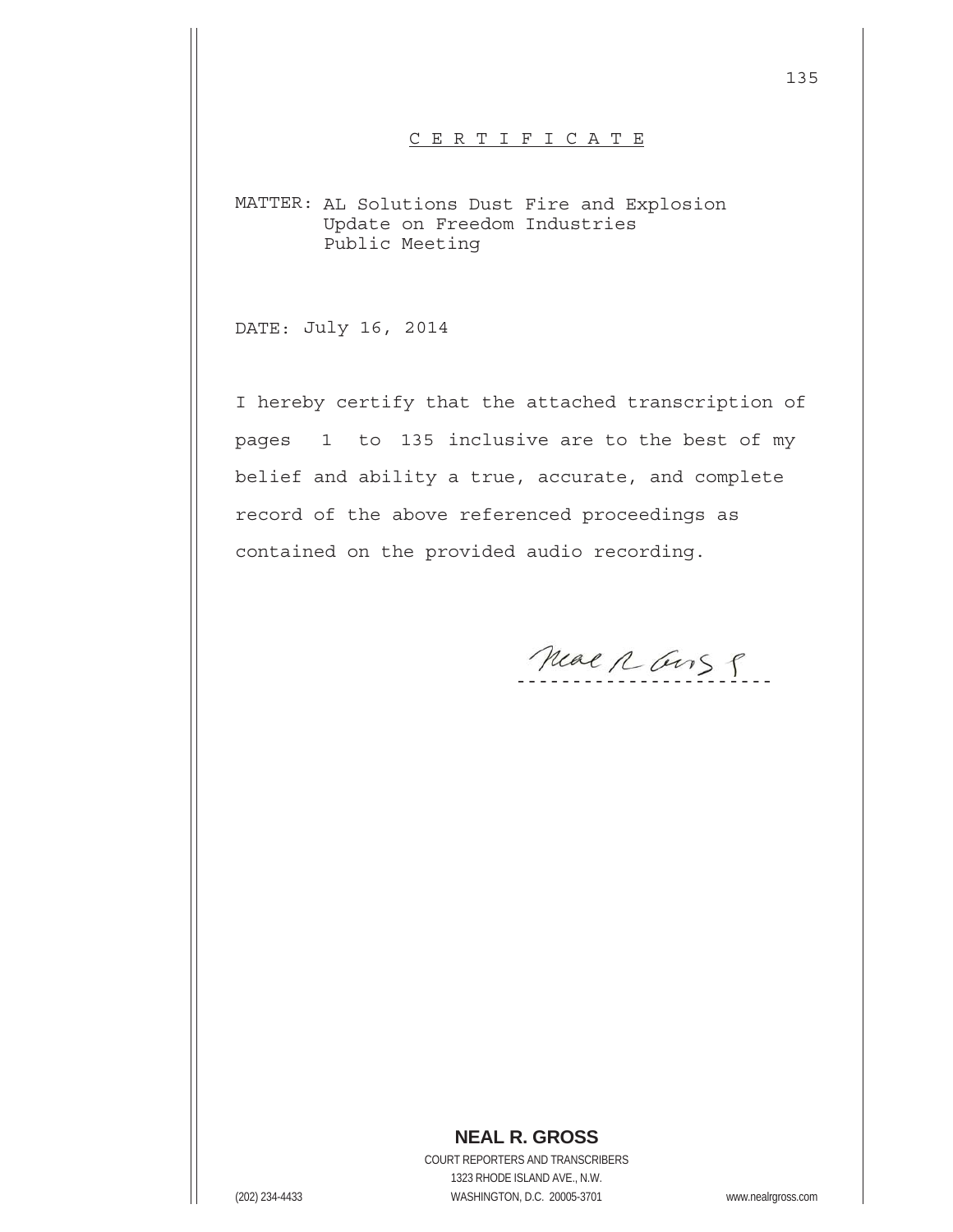## C E R T I F I C A T E

MATTER: AL Solutions Dust Fire and Explosion
Update on Freedom Industries
Public Meeting

DATE: July 16, 2014

I hereby certify that the attached transcription of pages 1 to 135 inclusive are to the best of my belief and ability a true, accurate, and complete record of the above referenced proceedings as contained on the provided audio recording.

Neal R Gross

-----------------------

**NEAL R. GROSS**

COURT REPORTERS AND TRANSCRIBERS
1323 RHODE ISLAND AVE., N.W.
(202) 234-4433 WASHINGTON, D.C. 20005-3701 www.nealrgross.com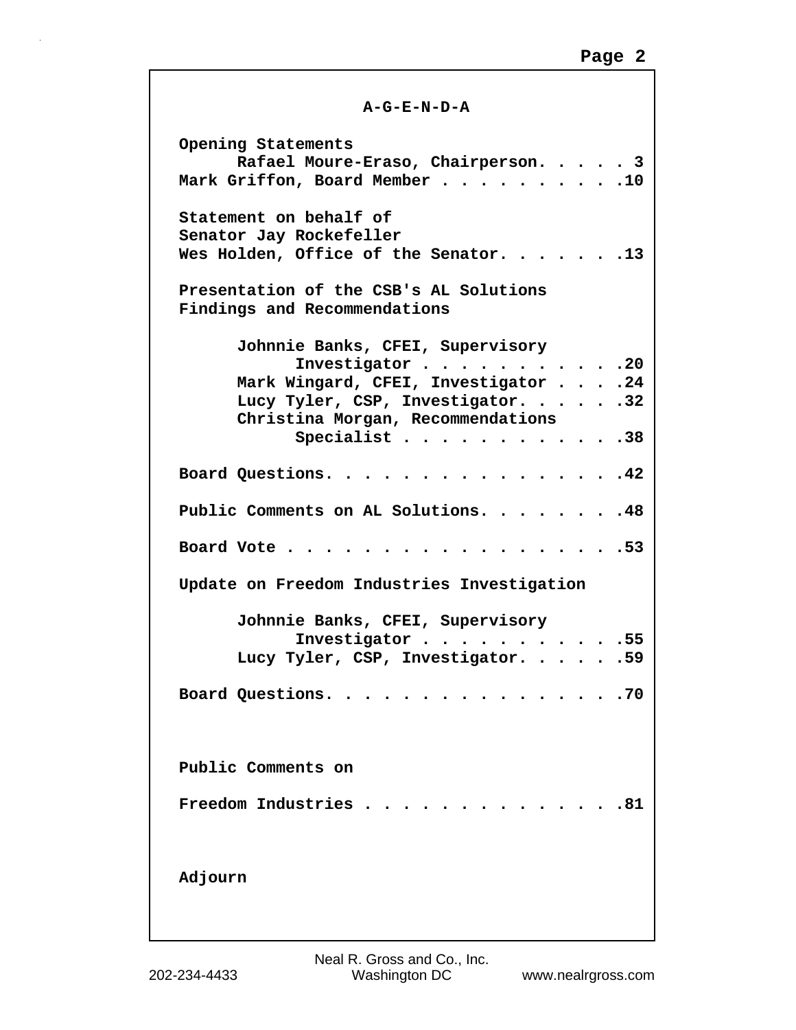# A-G-E-N-D-A

**Opening Statements**
  **Rafael Moure-Eraso, Chairperson. . . . . 3**
**Mark Griffon, Board Member . . . . . . . . . .10**

**Statement on behalf of**
**Senator Jay Rockefeller**
**Wes Holden, Office of the Senator. . . . . . .13**

**Presentation of the CSB's AL Solutions**
**Findings and Recommendations**

  **Johnnie Banks, CFEI, Supervisory**
    **Investigator . . . . . . . . . . .20**
  **Mark Wingard, CFEI, Investigator . . . .24**
  **Lucy Tyler, CSP, Investigator. . . . . .32**
  **Christina Morgan, Recommendations**
    **Specialist . . . . . . . . . . . .38**

**Board Questions. . . . . . . . . . . . . . . .42**

**Public Comments on AL Solutions. . . . . . . .48**

**Board Vote . . . . . . . . . . . . . . . . . .53**

**Update on Freedom Industries Investigation**

  **Johnnie Banks, CFEI, Supervisory**
    **Investigator . . . . . . . . . . .55**
  **Lucy Tyler, CSP, Investigator. . . . . .59**

**Board Questions. . . . . . . . . . . . . . . .70**

**Public Comments on**

**Freedom Industries . . . . . . . . . . . . . .81**

**Adjourn**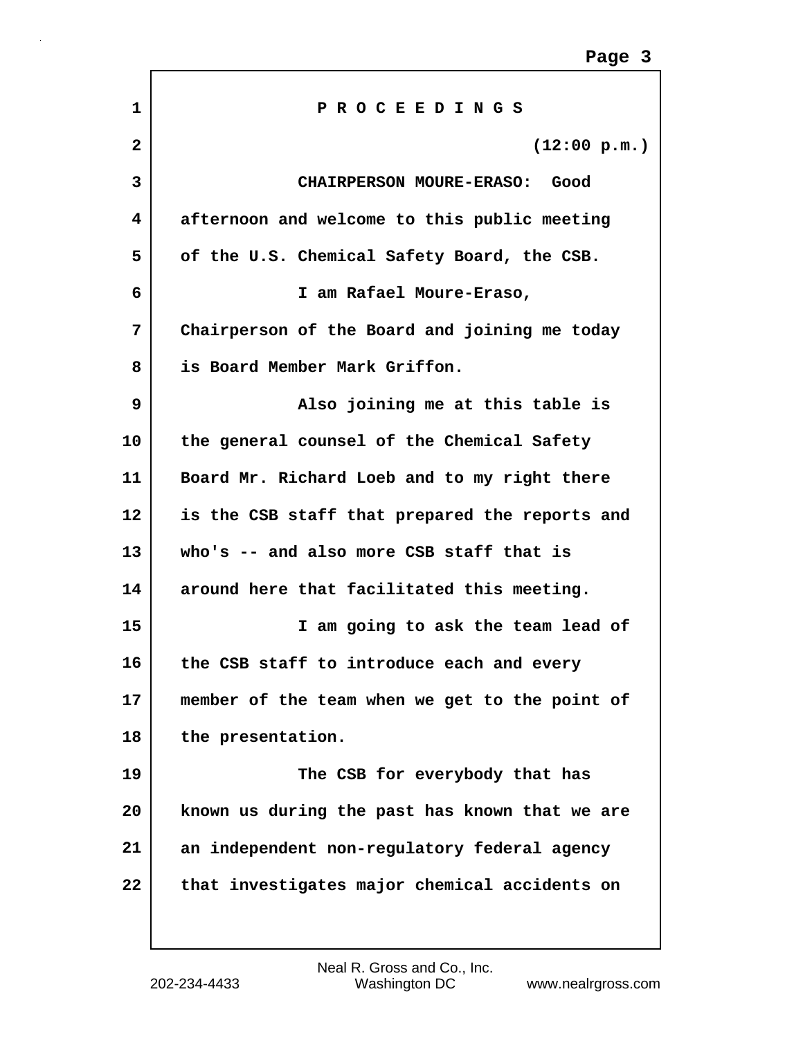P R O C E E D I N G S

(12:00 p.m.)

CHAIRPERSON MOURE-ERASO: Good afternoon and welcome to this public meeting of the U.S. Chemical Safety Board, the CSB.

I am Rafael Moure-Eraso, Chairperson of the Board and joining me today is Board Member Mark Griffon.

Also joining me at this table is the general counsel of the Chemical Safety Board Mr. Richard Loeb and to my right there is the CSB staff that prepared the reports and who's -- and also more CSB staff that is around here that facilitated this meeting.

I am going to ask the team lead of the CSB staff to introduce each and every member of the team when we get to the point of the presentation.

The CSB for everybody that has known us during the past has known that we are an independent non-regulatory federal agency that investigates major chemical accidents on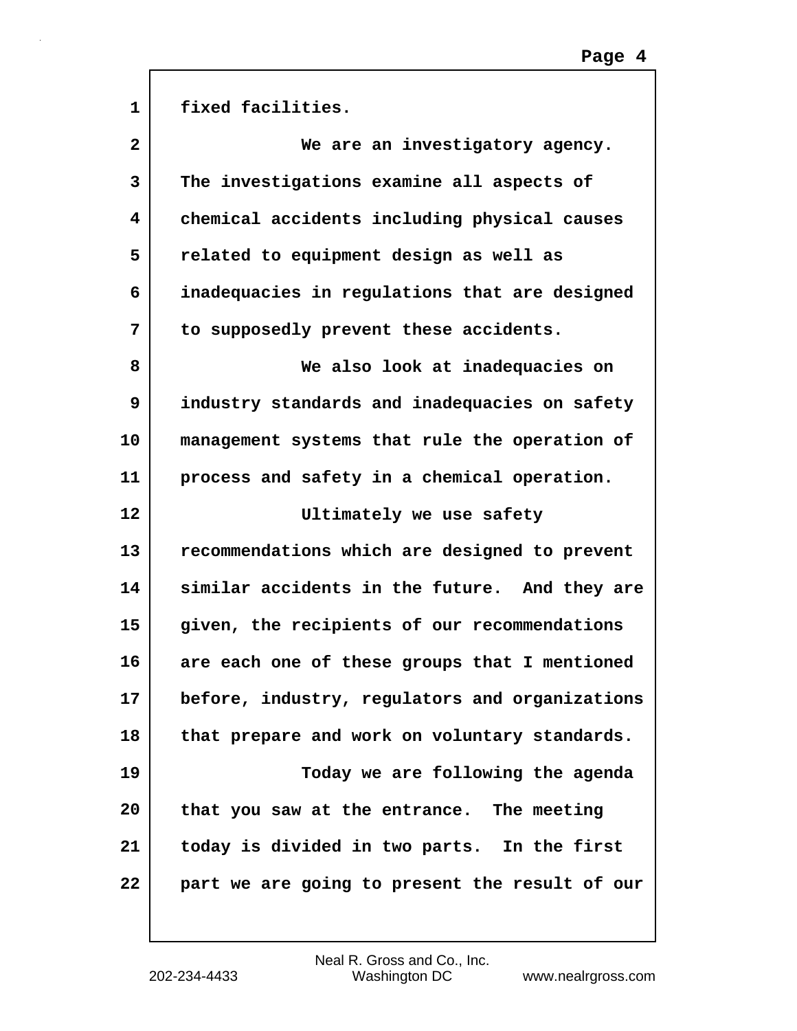fixed facilities.

We are an investigatory agency. The investigations examine all aspects of chemical accidents including physical causes related to equipment design as well as inadequacies in regulations that are designed to supposedly prevent these accidents.

We also look at inadequacies on industry standards and inadequacies on safety management systems that rule the operation of process and safety in a chemical operation.

Ultimately we use safety recommendations which are designed to prevent similar accidents in the future. And they are given, the recipients of our recommendations are each one of these groups that I mentioned before, industry, regulators and organizations that prepare and work on voluntary standards.

Today we are following the agenda that you saw at the entrance. The meeting today is divided in two parts. In the first part we are going to present the result of our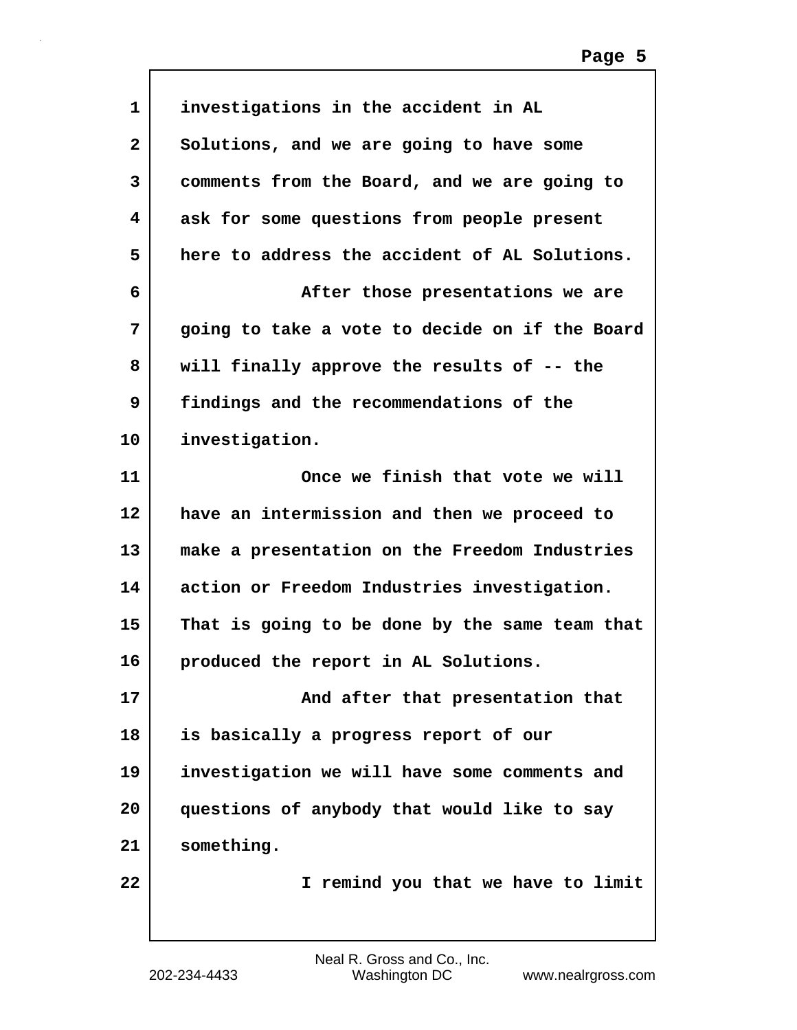investigations in the accident in AL Solutions, and we are going to have some comments from the Board, and we are going to ask for some questions from people present here to address the accident of AL Solutions.

After those presentations we are going to take a vote to decide on if the Board will finally approve the results of -- the findings and the recommendations of the investigation.

Once we finish that vote we will have an intermission and then we proceed to make a presentation on the Freedom Industries action or Freedom Industries investigation. That is going to be done by the same team that produced the report in AL Solutions.

And after that presentation that is basically a progress report of our investigation we will have some comments and questions of anybody that would like to say something.

I remind you that we have to limit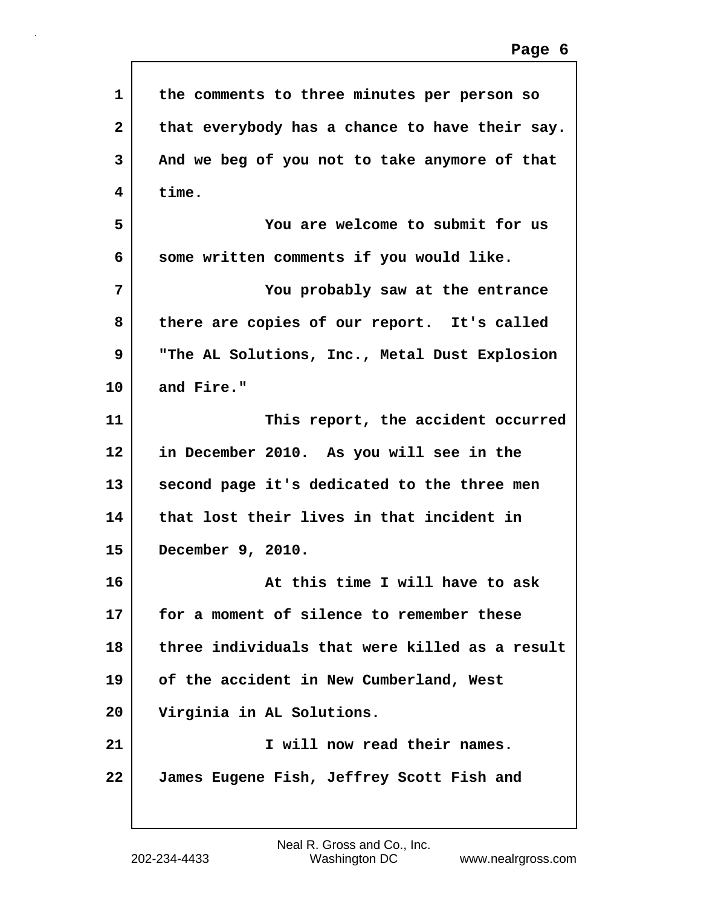the comments to three minutes per person so that everybody has a chance to have their say. And we beg of you not to take anymore of that time.

You are welcome to submit for us some written comments if you would like.

You probably saw at the entrance there are copies of our report. It's called "The AL Solutions, Inc., Metal Dust Explosion and Fire."

This report, the accident occurred in December 2010. As you will see in the second page it's dedicated to the three men that lost their lives in that incident in December 9, 2010.

At this time I will have to ask for a moment of silence to remember these three individuals that were killed as a result of the accident in New Cumberland, West Virginia in AL Solutions.

I will now read their names. James Eugene Fish, Jeffrey Scott Fish and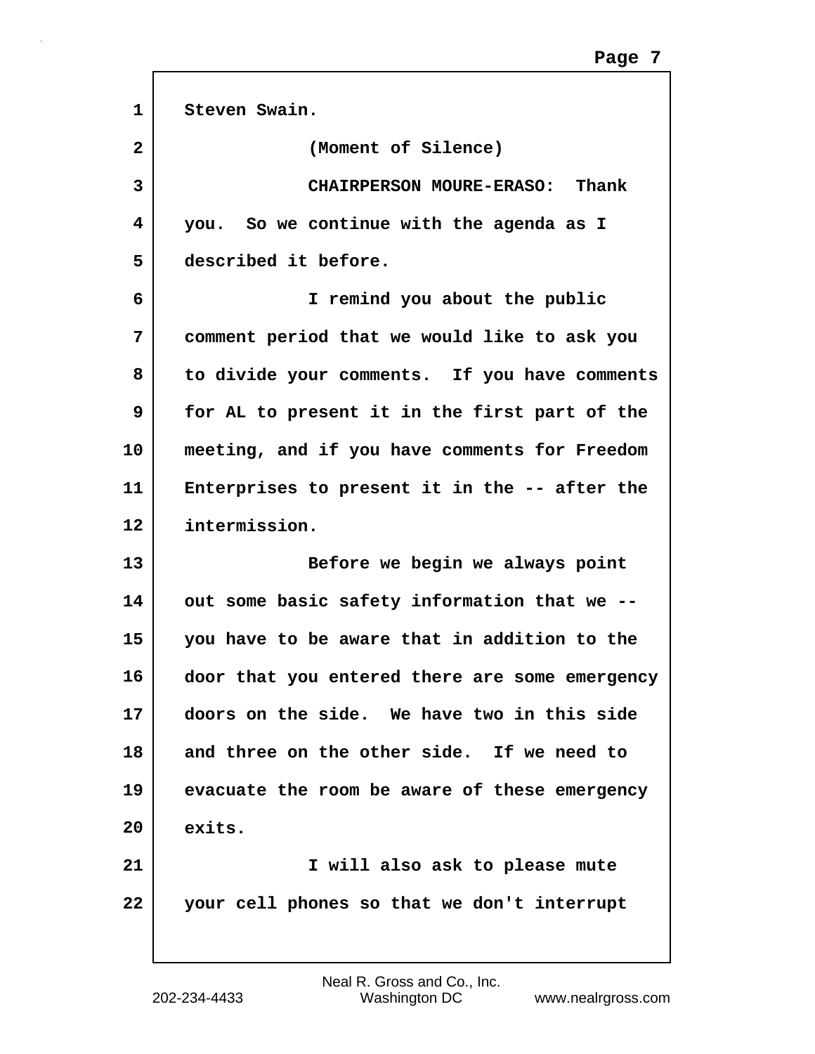Steven Swain.

(Moment of Silence)

CHAIRPERSON MOURE-ERASO: Thank you. So we continue with the agenda as I described it before.

I remind you about the public comment period that we would like to ask you to divide your comments. If you have comments for AL to present it in the first part of the meeting, and if you have comments for Freedom Enterprises to present it in the -- after the intermission.

Before we begin we always point out some basic safety information that we -- you have to be aware that in addition to the door that you entered there are some emergency doors on the side. We have two in this side and three on the other side. If we need to evacuate the room be aware of these emergency exits.

I will also ask to please mute your cell phones so that we don't interrupt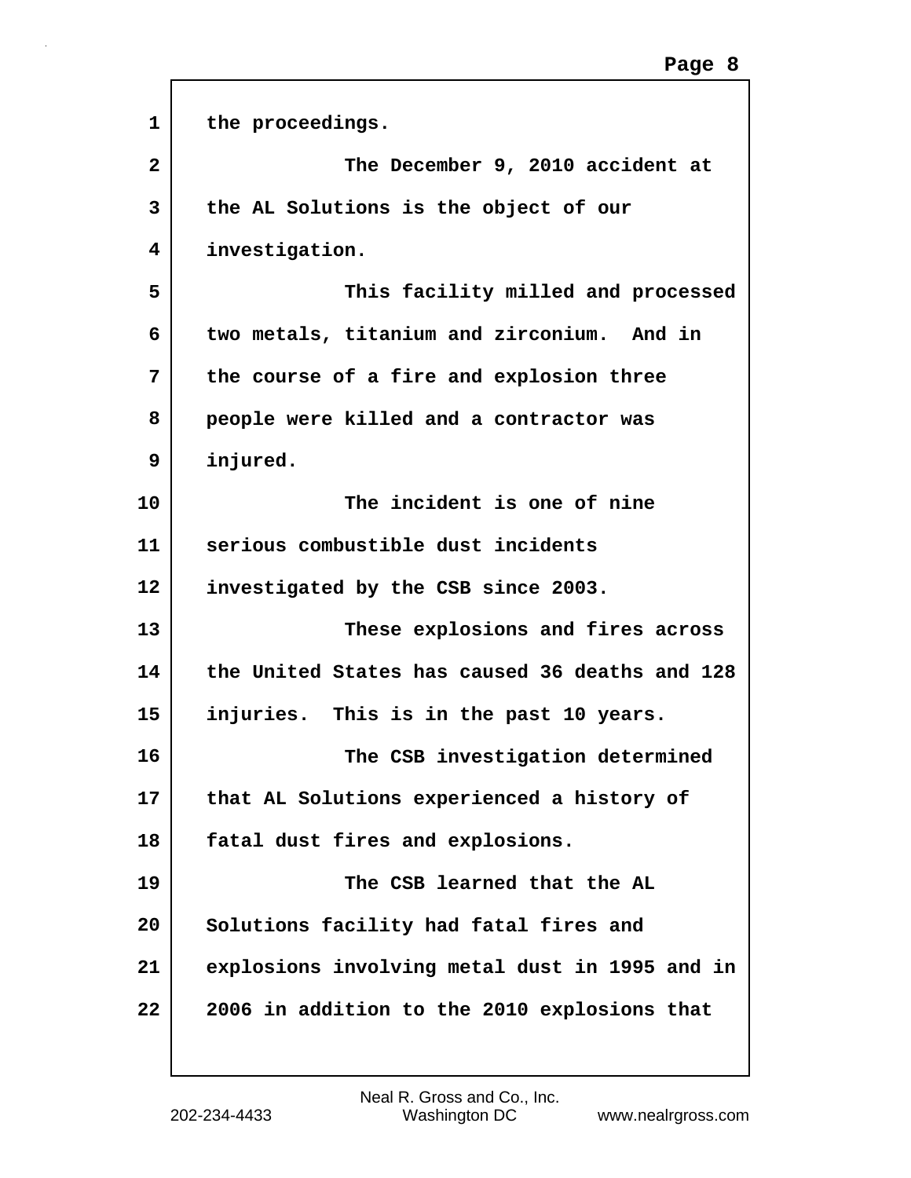the proceedings.

The December 9, 2010 accident at the AL Solutions is the object of our investigation.

This facility milled and processed two metals, titanium and zirconium. And in the course of a fire and explosion three people were killed and a contractor was injured.

The incident is one of nine serious combustible dust incidents investigated by the CSB since 2003.

These explosions and fires across the United States has caused 36 deaths and 128 injuries. This is in the past 10 years.

The CSB investigation determined that AL Solutions experienced a history of fatal dust fires and explosions.

The CSB learned that the AL Solutions facility had fatal fires and explosions involving metal dust in 1995 and in 2006 in addition to the 2010 explosions that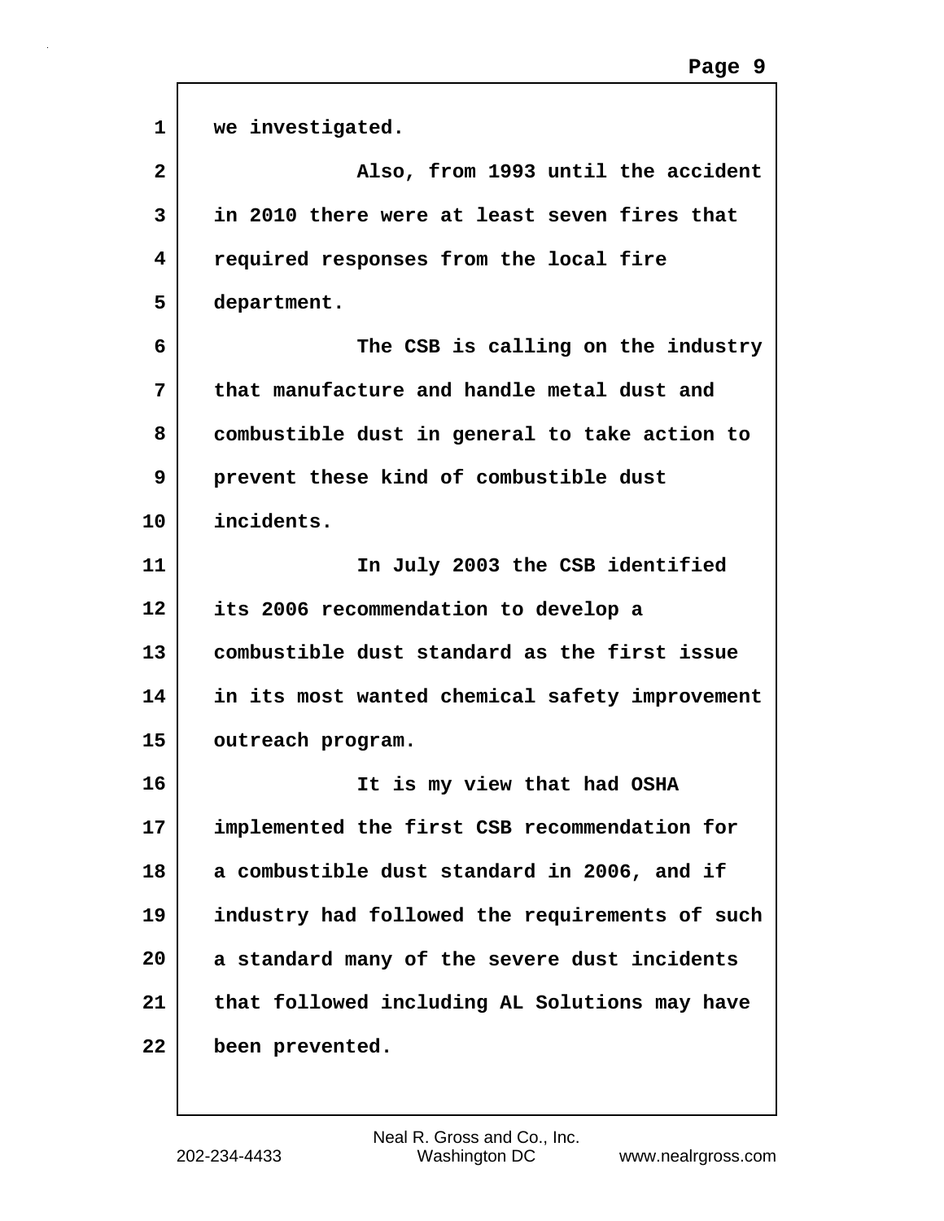we investigated.

Also, from 1993 until the accident in 2010 there were at least seven fires that required responses from the local fire department.

The CSB is calling on the industry that manufacture and handle metal dust and combustible dust in general to take action to prevent these kind of combustible dust incidents.

In July 2003 the CSB identified its 2006 recommendation to develop a combustible dust standard as the first issue in its most wanted chemical safety improvement outreach program.

It is my view that had OSHA implemented the first CSB recommendation for a combustible dust standard in 2006, and if industry had followed the requirements of such a standard many of the severe dust incidents that followed including AL Solutions may have been prevented.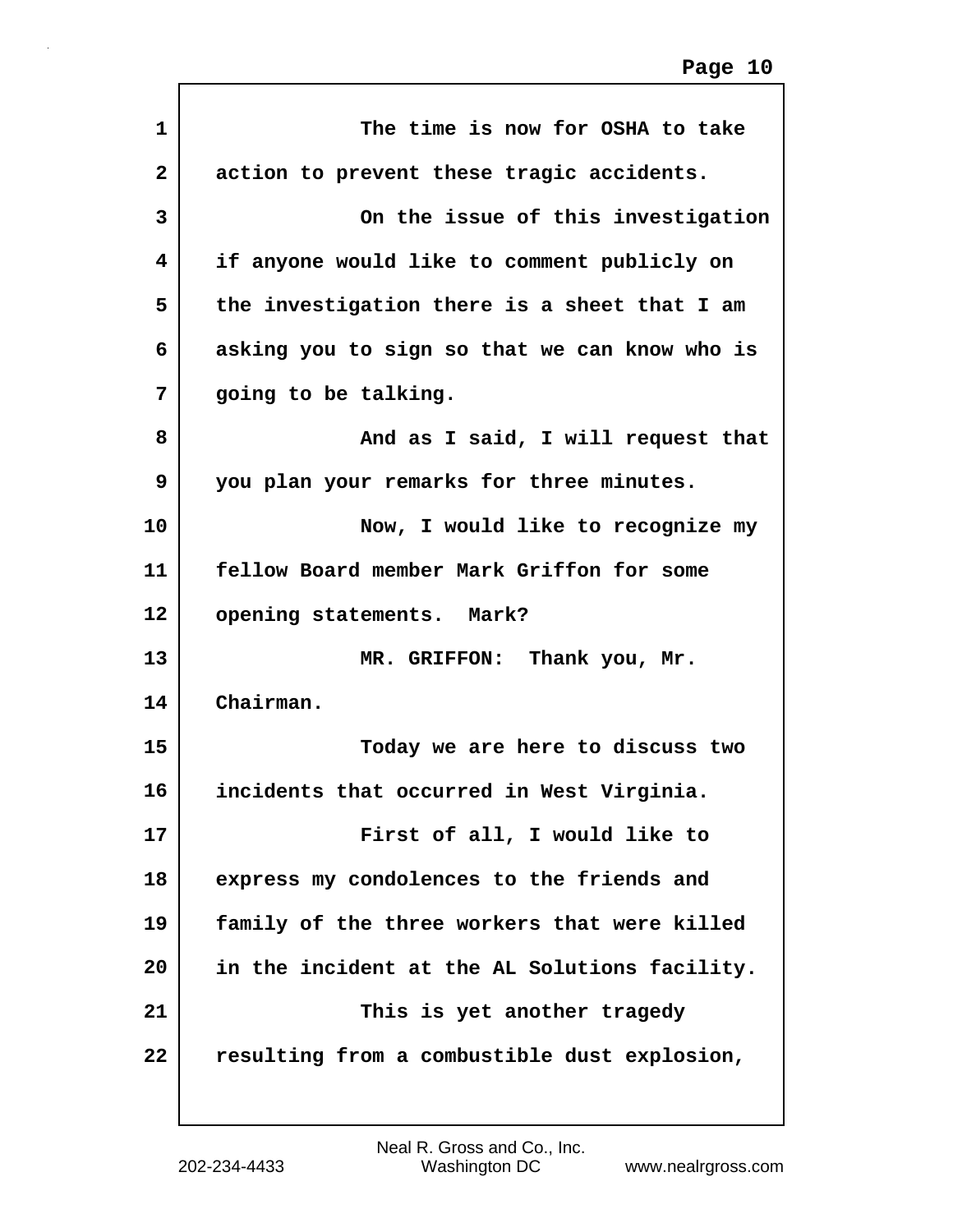The time is now for OSHA to take action to prevent these tragic accidents.

On the issue of this investigation if anyone would like to comment publicly on the investigation there is a sheet that I am asking you to sign so that we can know who is going to be talking.

And as I said, I will request that you plan your remarks for three minutes.

Now, I would like to recognize my fellow Board member Mark Griffon for some opening statements. Mark?

MR. GRIFFON: Thank you, Mr. Chairman.

Today we are here to discuss two incidents that occurred in West Virginia.

First of all, I would like to express my condolences to the friends and family of the three workers that were killed in the incident at the AL Solutions facility.

This is yet another tragedy resulting from a combustible dust explosion,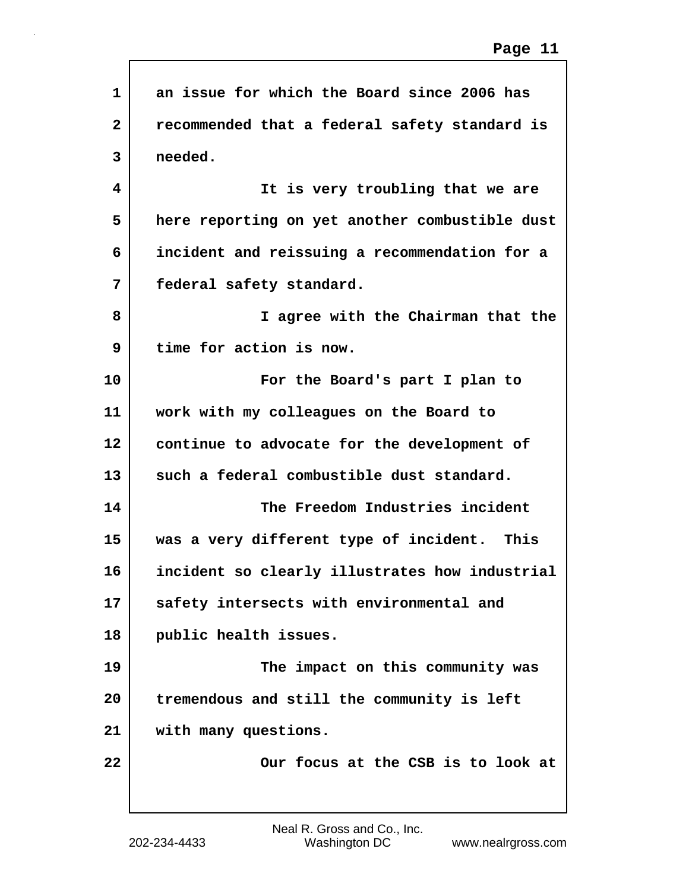an issue for which the Board since 2006 has recommended that a federal safety standard is needed.

It is very troubling that we are here reporting on yet another combustible dust incident and reissuing a recommendation for a federal safety standard.

I agree with the Chairman that the time for action is now.

For the Board's part I plan to work with my colleagues on the Board to continue to advocate for the development of such a federal combustible dust standard.

The Freedom Industries incident was a very different type of incident. This incident so clearly illustrates how industrial safety intersects with environmental and public health issues.

The impact on this community was tremendous and still the community is left with many questions.

Our focus at the CSB is to look at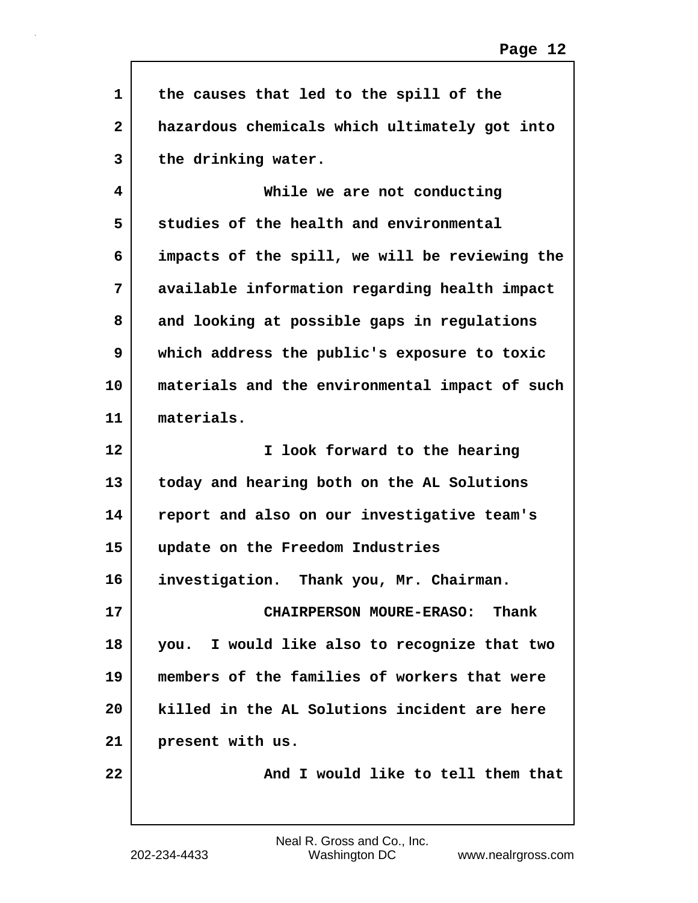the causes that led to the spill of the hazardous chemicals which ultimately got into the drinking water.

While we are not conducting studies of the health and environmental impacts of the spill, we will be reviewing the available information regarding health impact and looking at possible gaps in regulations which address the public's exposure to toxic materials and the environmental impact of such materials.

I look forward to the hearing today and hearing both on the AL Solutions report and also on our investigative team's update on the Freedom Industries investigation. Thank you, Mr. Chairman.

CHAIRPERSON MOURE-ERASO: Thank you. I would like also to recognize that two members of the families of workers that were killed in the AL Solutions incident are here present with us.

And I would like to tell them that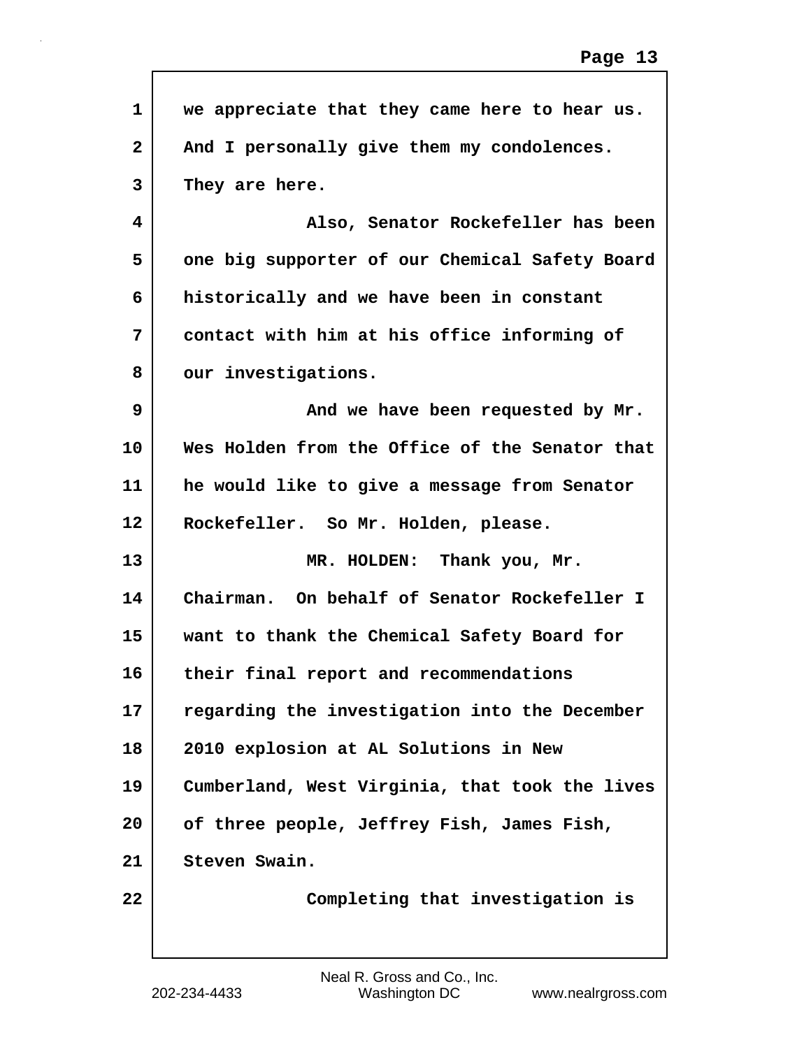we appreciate that they came here to hear us. And I personally give them my condolences. They are here.

Also, Senator Rockefeller has been one big supporter of our Chemical Safety Board historically and we have been in constant contact with him at his office informing of our investigations.

And we have been requested by Mr. Wes Holden from the Office of the Senator that he would like to give a message from Senator Rockefeller. So Mr. Holden, please.

MR. HOLDEN: Thank you, Mr. Chairman. On behalf of Senator Rockefeller I want to thank the Chemical Safety Board for their final report and recommendations regarding the investigation into the December 2010 explosion at AL Solutions in New Cumberland, West Virginia, that took the lives of three people, Jeffrey Fish, James Fish, Steven Swain.

Completing that investigation is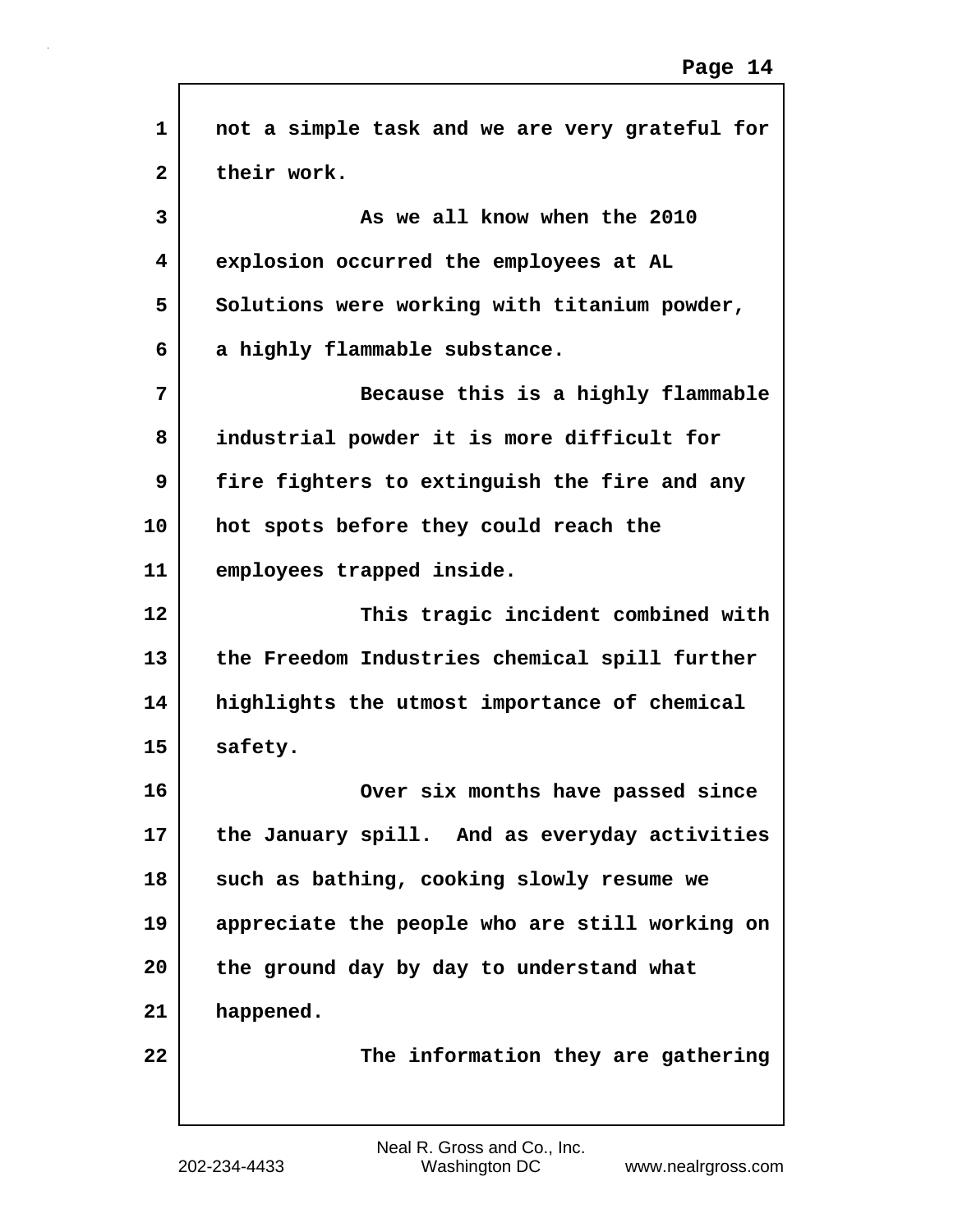not a simple task and we are very grateful for their work.

As we all know when the 2010 explosion occurred the employees at AL Solutions were working with titanium powder, a highly flammable substance.

Because this is a highly flammable industrial powder it is more difficult for fire fighters to extinguish the fire and any hot spots before they could reach the employees trapped inside.

This tragic incident combined with the Freedom Industries chemical spill further highlights the utmost importance of chemical safety.

Over six months have passed since the January spill. And as everyday activities such as bathing, cooking slowly resume we appreciate the people who are still working on the ground day by day to understand what happened.

The information they are gathering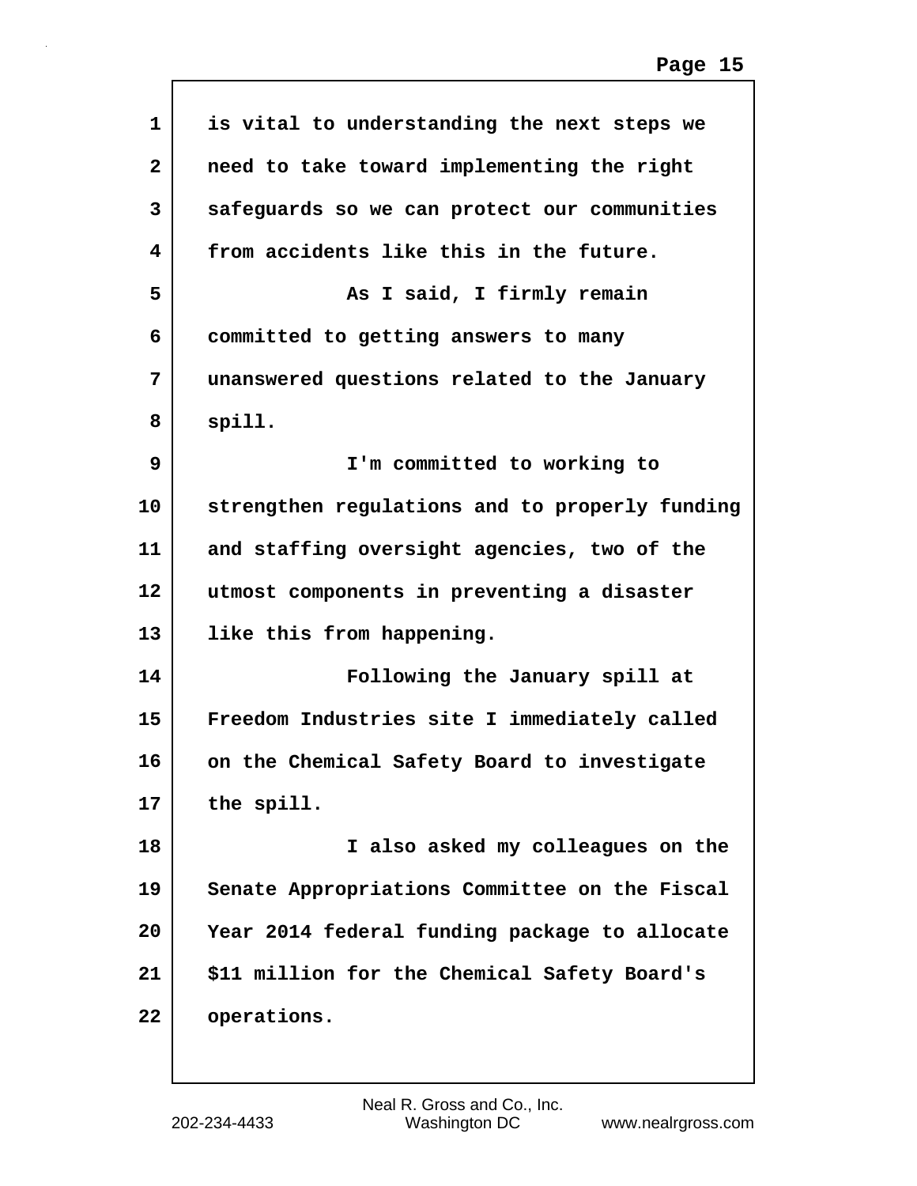is vital to understanding the next steps we need to take toward implementing the right safeguards so we can protect our communities from accidents like this in the future.

As I said, I firmly remain committed to getting answers to many unanswered questions related to the January spill.

I'm committed to working to strengthen regulations and to properly funding and staffing oversight agencies, two of the utmost components in preventing a disaster like this from happening.

Following the January spill at Freedom Industries site I immediately called on the Chemical Safety Board to investigate the spill.

I also asked my colleagues on the Senate Appropriations Committee on the Fiscal Year 2014 federal funding package to allocate $11 million for the Chemical Safety Board's operations.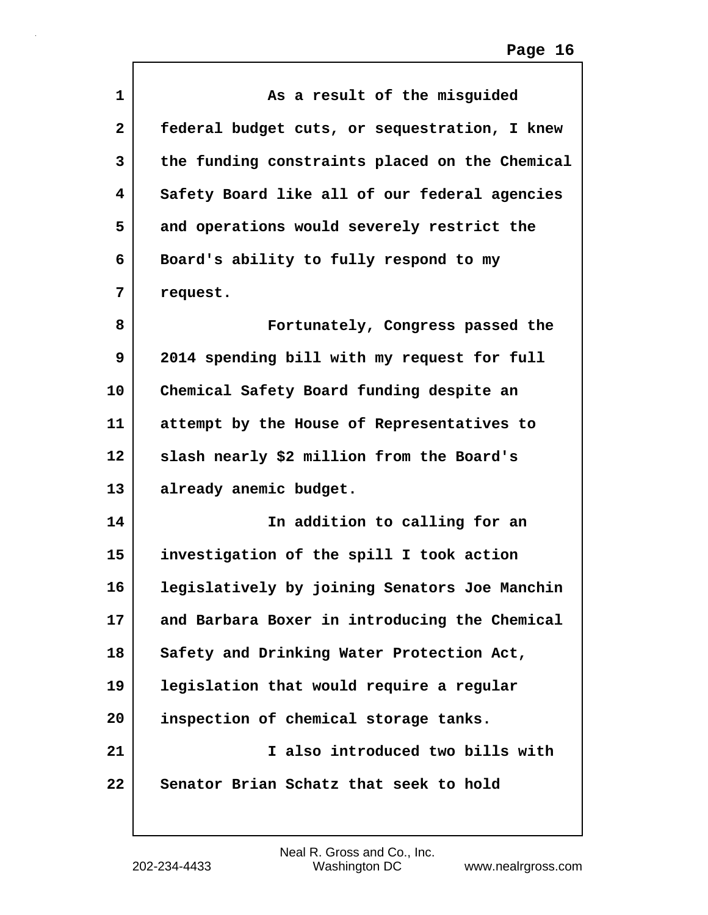As a result of the misguided federal budget cuts, or sequestration, I knew the funding constraints placed on the Chemical Safety Board like all of our federal agencies and operations would severely restrict the Board's ability to fully respond to my request.

Fortunately, Congress passed the 2014 spending bill with my request for full Chemical Safety Board funding despite an attempt by the House of Representatives to slash nearly $2 million from the Board's already anemic budget.

In addition to calling for an investigation of the spill I took action legislatively by joining Senators Joe Manchin and Barbara Boxer in introducing the Chemical Safety and Drinking Water Protection Act, legislation that would require a regular inspection of chemical storage tanks.

I also introduced two bills with Senator Brian Schatz that seek to hold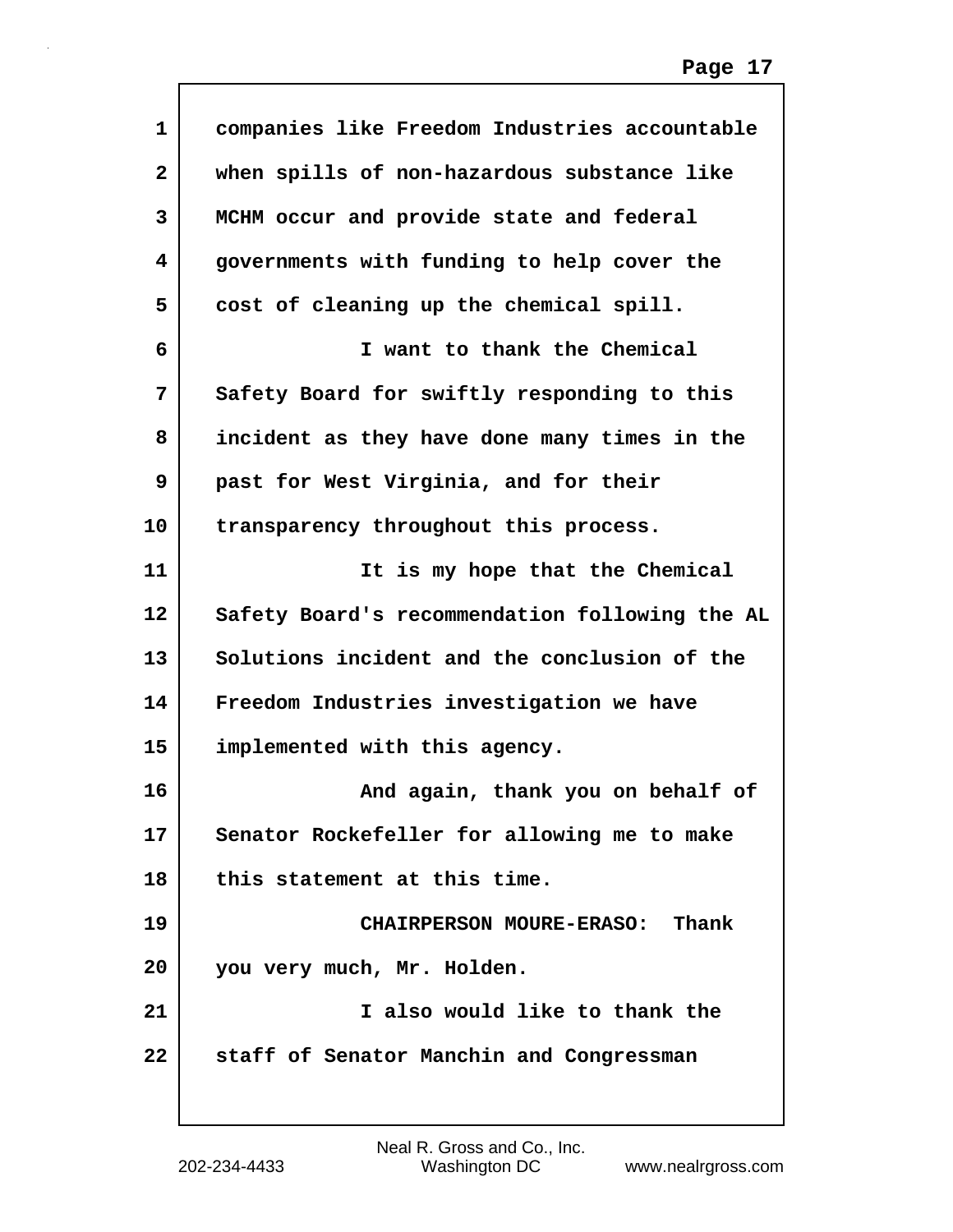companies like Freedom Industries accountable when spills of non-hazardous substance like MCHM occur and provide state and federal governments with funding to help cover the cost of cleaning up the chemical spill.

I want to thank the Chemical Safety Board for swiftly responding to this incident as they have done many times in the past for West Virginia, and for their transparency throughout this process.

It is my hope that the Chemical Safety Board's recommendation following the AL Solutions incident and the conclusion of the Freedom Industries investigation we have implemented with this agency.

And again, thank you on behalf of Senator Rockefeller for allowing me to make this statement at this time.

CHAIRPERSON MOURE-ERASO: Thank you very much, Mr. Holden.

I also would like to thank the staff of Senator Manchin and Congressman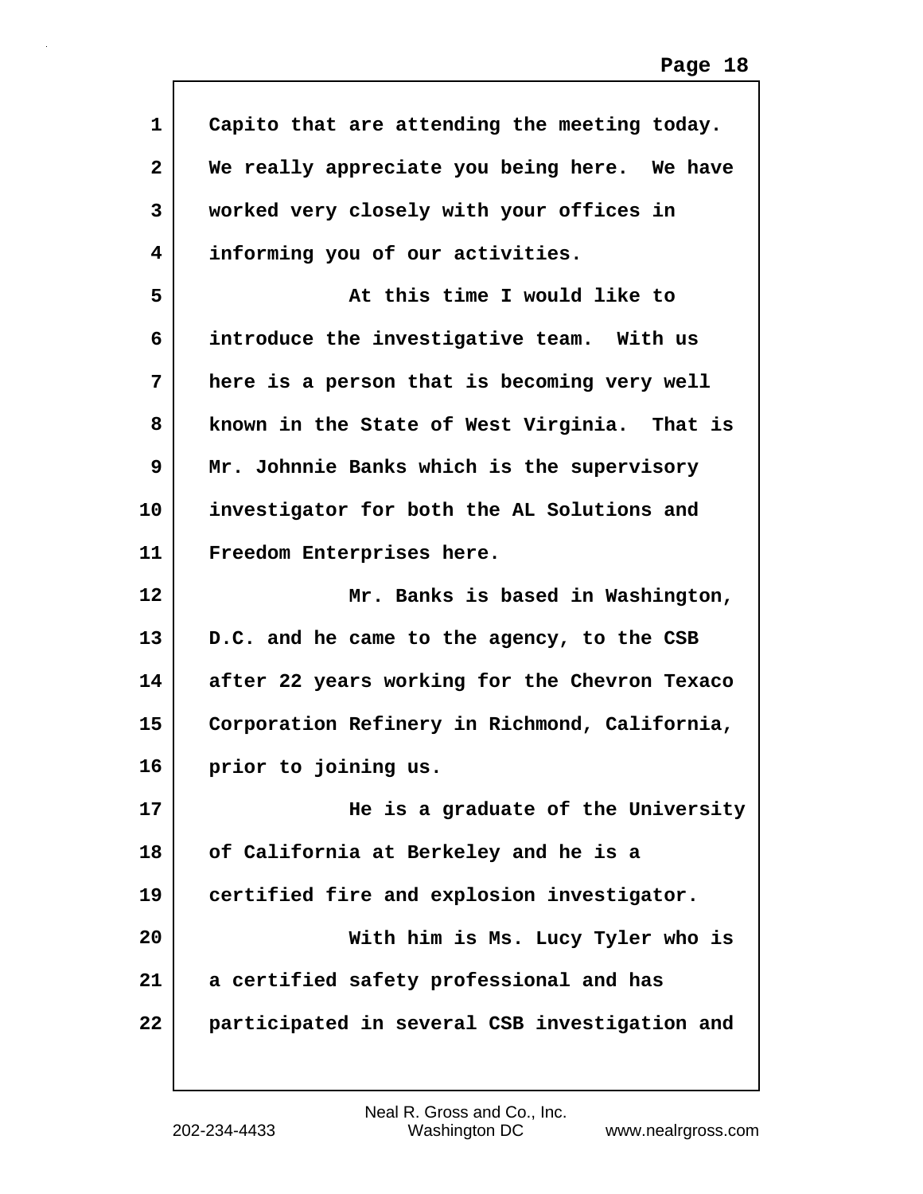Capito that are attending the meeting today. We really appreciate you being here. We have worked very closely with your offices in informing you of our activities.

At this time I would like to introduce the investigative team. With us here is a person that is becoming very well known in the State of West Virginia. That is Mr. Johnnie Banks which is the supervisory investigator for both the AL Solutions and Freedom Enterprises here.

Mr. Banks is based in Washington, D.C. and he came to the agency, to the CSB after 22 years working for the Chevron Texaco Corporation Refinery in Richmond, California, prior to joining us.

He is a graduate of the University of California at Berkeley and he is a certified fire and explosion investigator.

With him is Ms. Lucy Tyler who is a certified safety professional and has participated in several CSB investigation and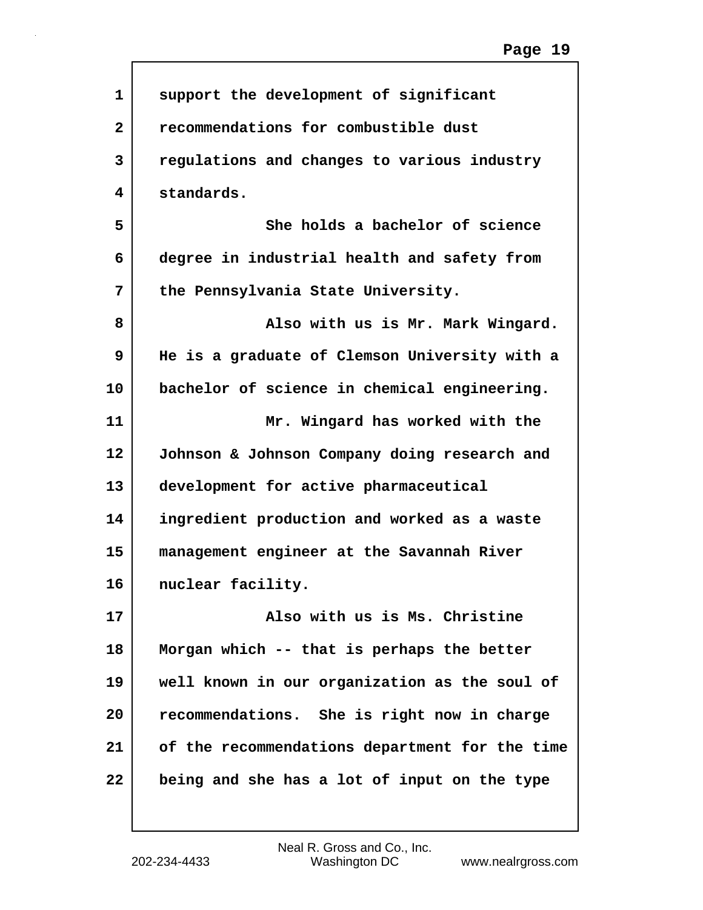support the development of significant recommendations for combustible dust regulations and changes to various industry standards.

She holds a bachelor of science degree in industrial health and safety from the Pennsylvania State University.

Also with us is Mr. Mark Wingard. He is a graduate of Clemson University with a bachelor of science in chemical engineering.

Mr. Wingard has worked with the Johnson & Johnson Company doing research and development for active pharmaceutical ingredient production and worked as a waste management engineer at the Savannah River nuclear facility.

Also with us is Ms. Christine Morgan which -- that is perhaps the better well known in our organization as the soul of recommendations. She is right now in charge of the recommendations department for the time being and she has a lot of input on the type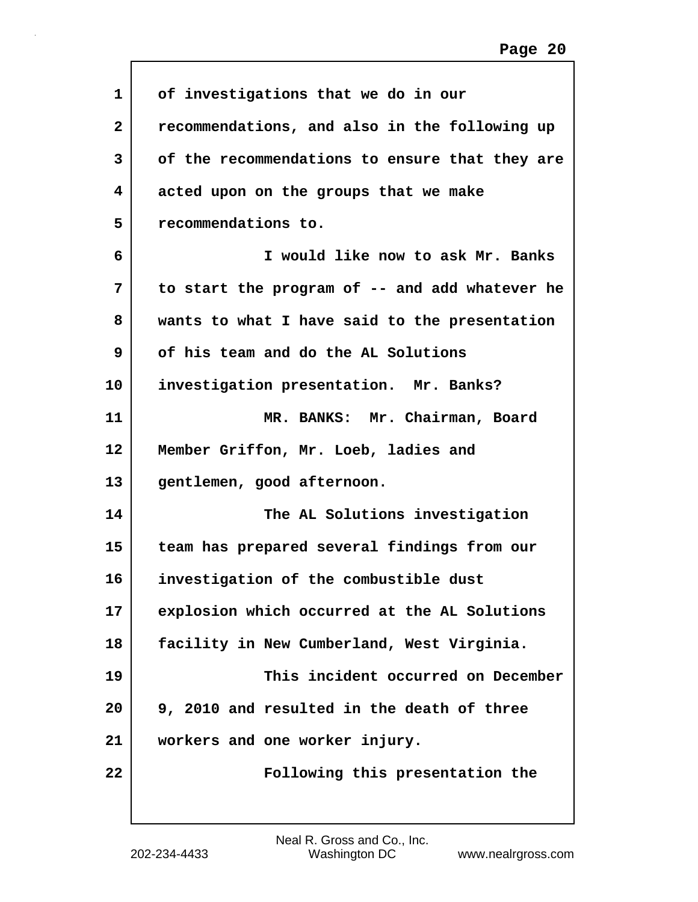of investigations that we do in our recommendations, and also in the following up of the recommendations to ensure that they are acted upon on the groups that we make recommendations to.

I would like now to ask Mr. Banks to start the program of -- and add whatever he wants to what I have said to the presentation of his team and do the AL Solutions investigation presentation. Mr. Banks?

MR. BANKS: Mr. Chairman, Board Member Griffon, Mr. Loeb, ladies and gentlemen, good afternoon.

The AL Solutions investigation team has prepared several findings from our investigation of the combustible dust explosion which occurred at the AL Solutions facility in New Cumberland, West Virginia.

This incident occurred on December 9, 2010 and resulted in the death of three workers and one worker injury.

Following this presentation the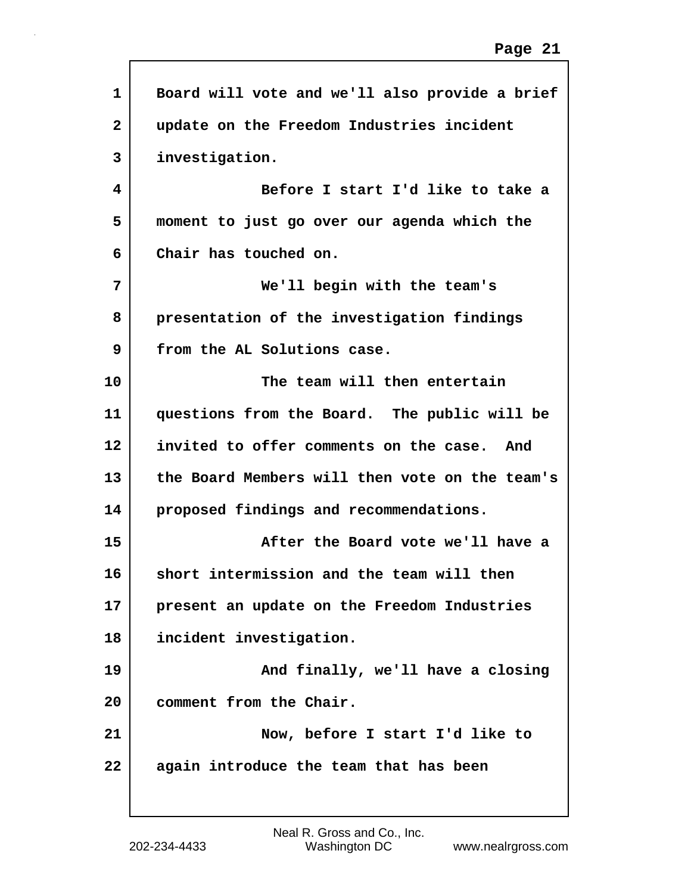Board will vote and we'll also provide a brief update on the Freedom Industries incident investigation.

Before I start I'd like to take a moment to just go over our agenda which the Chair has touched on.

We'll begin with the team's presentation of the investigation findings from the AL Solutions case.

The team will then entertain questions from the Board. The public will be invited to offer comments on the case. And the Board Members will then vote on the team's proposed findings and recommendations.

After the Board vote we'll have a short intermission and the team will then present an update on the Freedom Industries incident investigation.

And finally, we'll have a closing comment from the Chair.

Now, before I start I'd like to again introduce the team that has been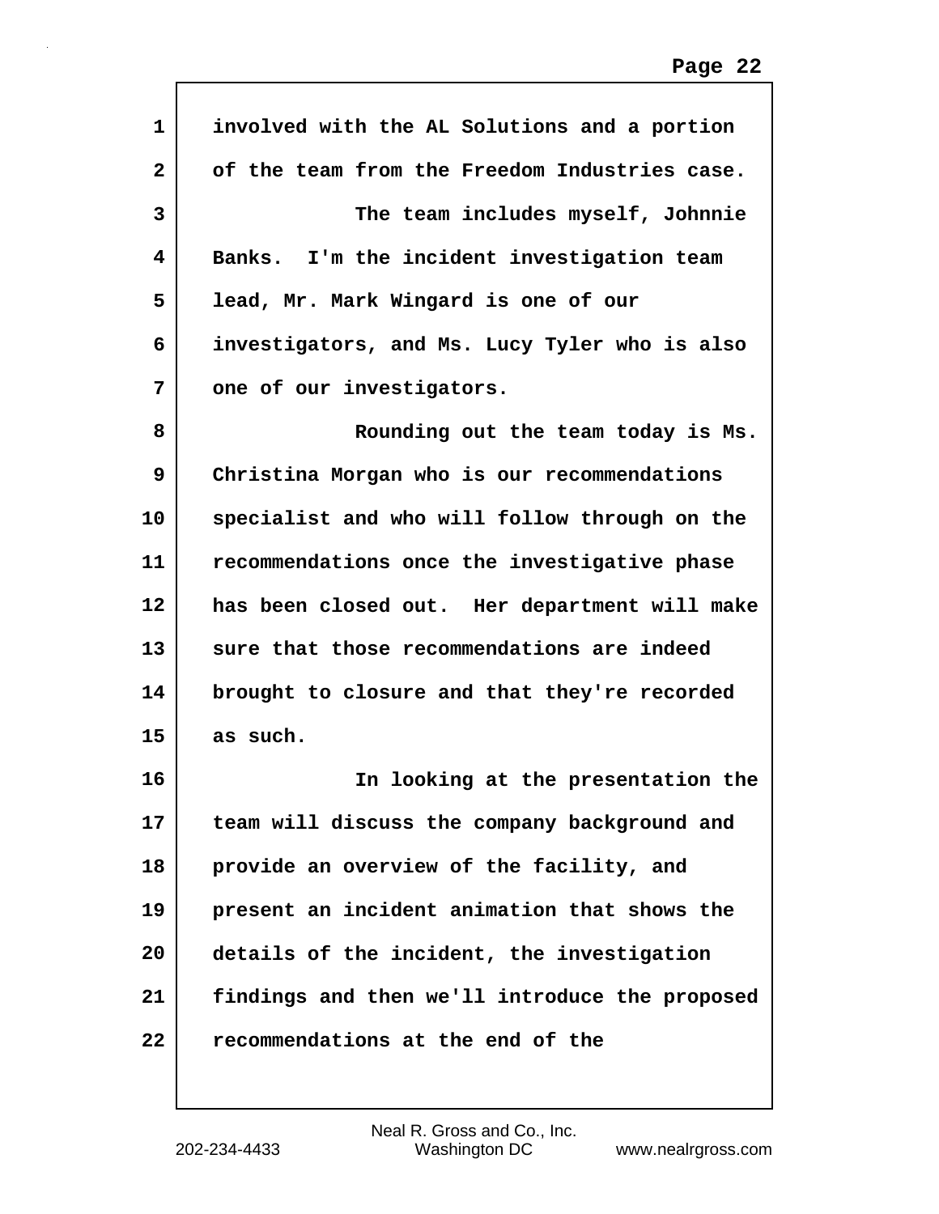involved with the AL Solutions and a portion of the team from the Freedom Industries case.

The team includes myself, Johnnie Banks. I'm the incident investigation team lead, Mr. Mark Wingard is one of our investigators, and Ms. Lucy Tyler who is also one of our investigators.

Rounding out the team today is Ms. Christina Morgan who is our recommendations specialist and who will follow through on the recommendations once the investigative phase has been closed out. Her department will make sure that those recommendations are indeed brought to closure and that they're recorded as such.

In looking at the presentation the team will discuss the company background and provide an overview of the facility, and present an incident animation that shows the details of the incident, the investigation findings and then we'll introduce the proposed recommendations at the end of the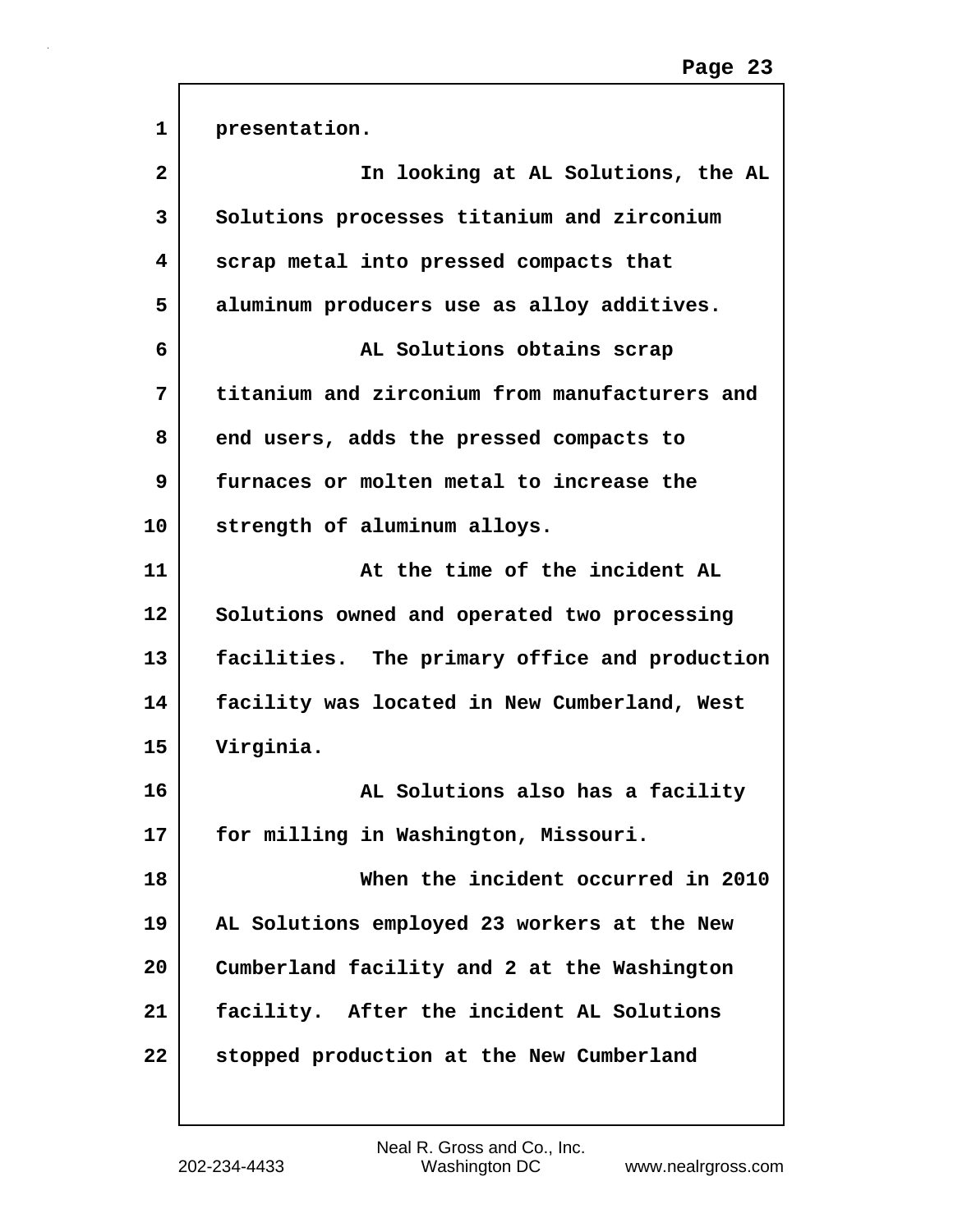presentation.

In looking at AL Solutions, the AL Solutions processes titanium and zirconium scrap metal into pressed compacts that aluminum producers use as alloy additives.

AL Solutions obtains scrap titanium and zirconium from manufacturers and end users, adds the pressed compacts to furnaces or molten metal to increase the strength of aluminum alloys.

At the time of the incident AL Solutions owned and operated two processing facilities. The primary office and production facility was located in New Cumberland, West Virginia.

AL Solutions also has a facility for milling in Washington, Missouri.

When the incident occurred in 2010 AL Solutions employed 23 workers at the New Cumberland facility and 2 at the Washington facility. After the incident AL Solutions stopped production at the New Cumberland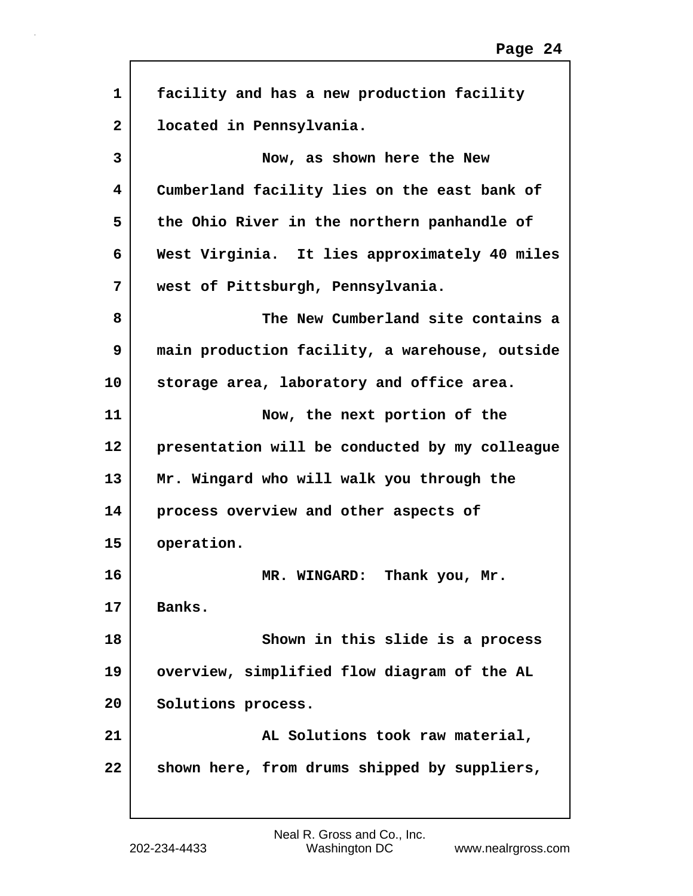facility and has a new production facility located in Pennsylvania.

Now, as shown here the New Cumberland facility lies on the east bank of the Ohio River in the northern panhandle of West Virginia. It lies approximately 40 miles west of Pittsburgh, Pennsylvania.

The New Cumberland site contains a main production facility, a warehouse, outside storage area, laboratory and office area.

Now, the next portion of the presentation will be conducted by my colleague Mr. Wingard who will walk you through the process overview and other aspects of operation.

MR. WINGARD: Thank you, Mr. Banks.

Shown in this slide is a process overview, simplified flow diagram of the AL Solutions process.

AL Solutions took raw material, shown here, from drums shipped by suppliers,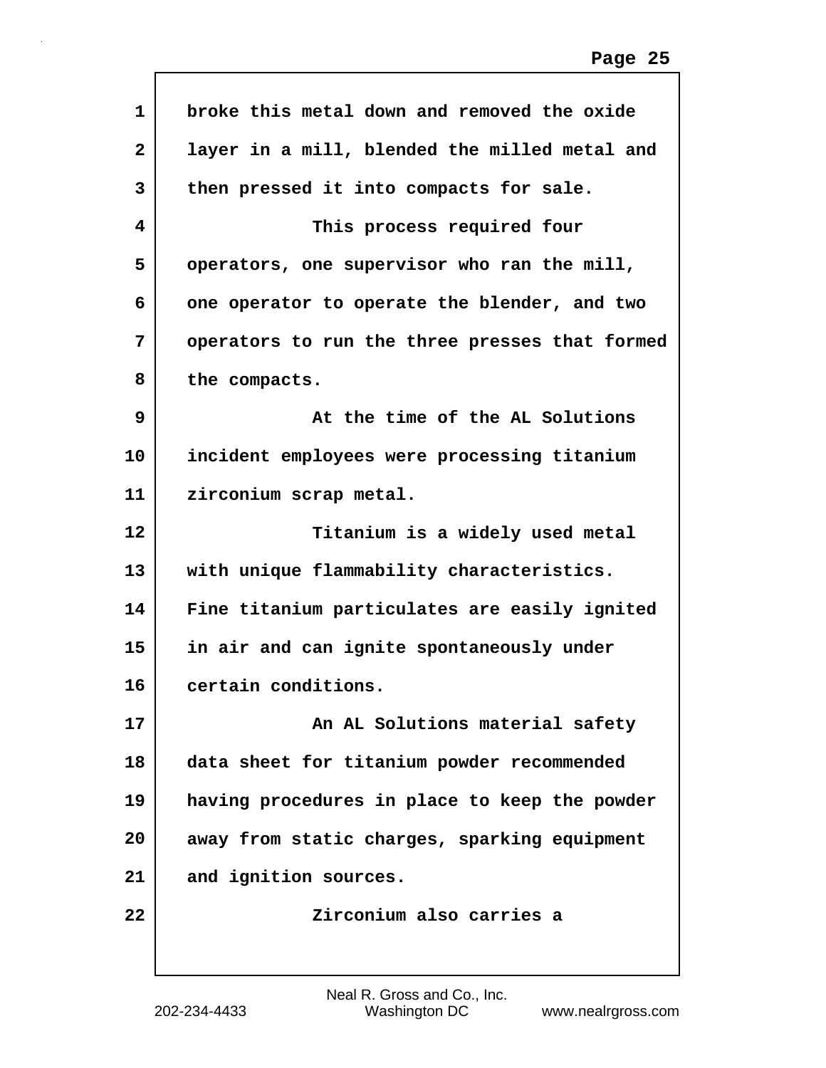broke this metal down and removed the oxide layer in a mill, blended the milled metal and then pressed it into compacts for sale.

This process required four operators, one supervisor who ran the mill, one operator to operate the blender, and two operators to run the three presses that formed the compacts.

At the time of the AL Solutions incident employees were processing titanium zirconium scrap metal.

Titanium is a widely used metal with unique flammability characteristics. Fine titanium particulates are easily ignited in air and can ignite spontaneously under certain conditions.

An AL Solutions material safety data sheet for titanium powder recommended having procedures in place to keep the powder away from static charges, sparking equipment and ignition sources.

Zirconium also carries a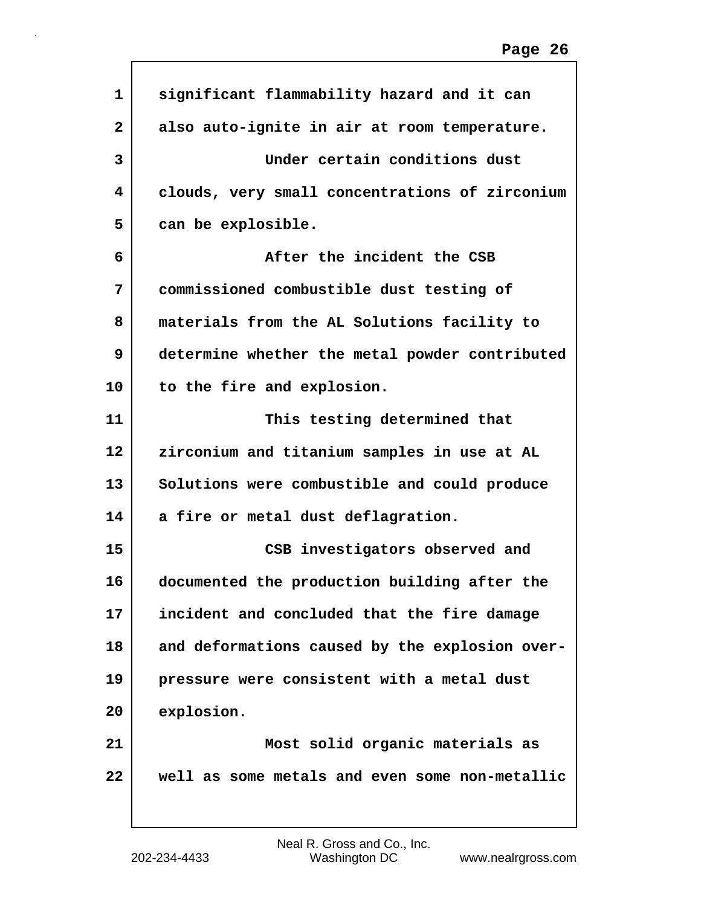significant flammability hazard and it can also auto-ignite in air at room temperature.

Under certain conditions dust clouds, very small concentrations of zirconium can be explosible.

After the incident the CSB commissioned combustible dust testing of materials from the AL Solutions facility to determine whether the metal powder contributed to the fire and explosion.

This testing determined that zirconium and titanium samples in use at AL Solutions were combustible and could produce a fire or metal dust deflagration.

CSB investigators observed and documented the production building after the incident and concluded that the fire damage and deformations caused by the explosion over-pressure were consistent with a metal dust explosion.

Most solid organic materials as well as some metals and even some non-metallic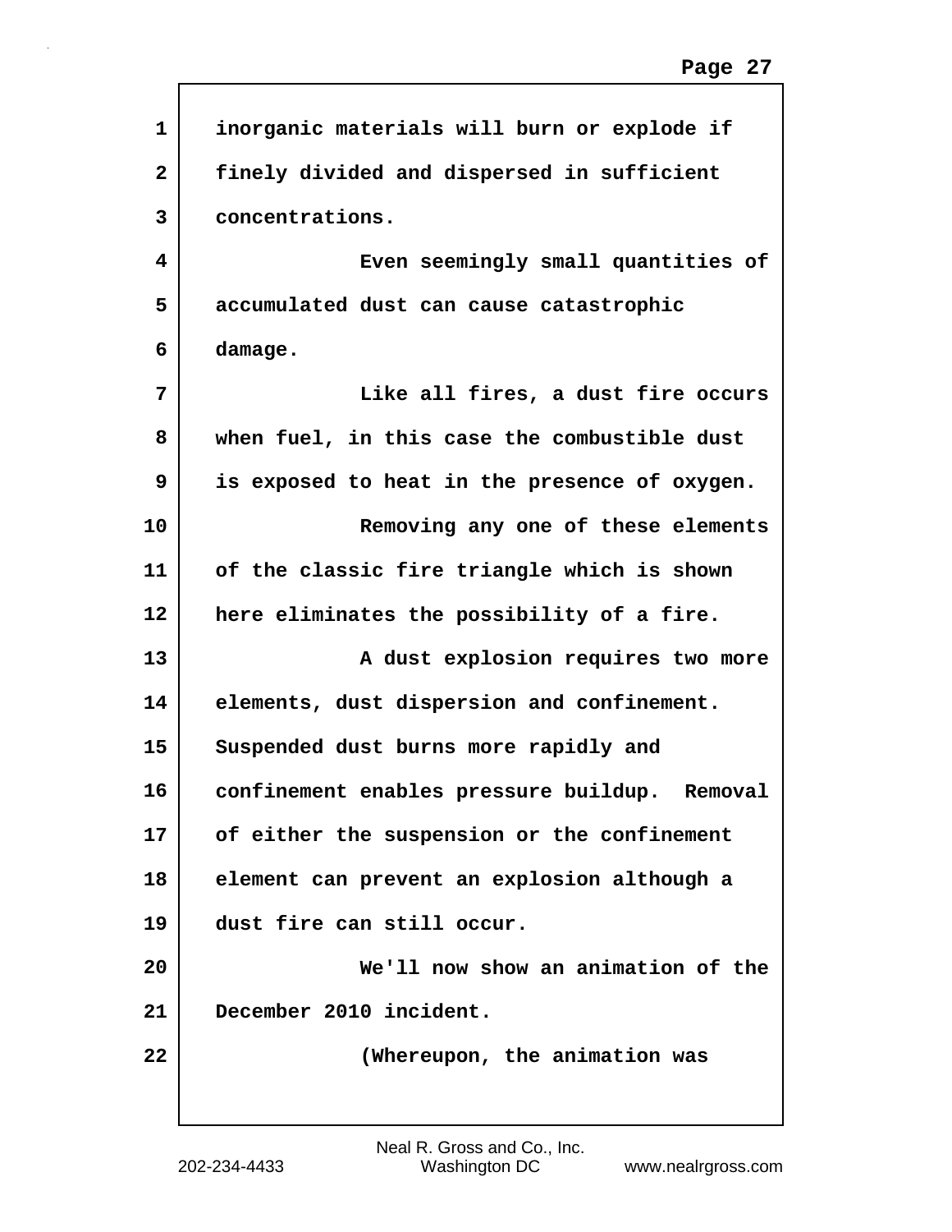inorganic materials will burn or explode if finely divided and dispersed in sufficient concentrations.

Even seemingly small quantities of accumulated dust can cause catastrophic damage.

Like all fires, a dust fire occurs when fuel, in this case the combustible dust is exposed to heat in the presence of oxygen.

Removing any one of these elements of the classic fire triangle which is shown here eliminates the possibility of a fire.

A dust explosion requires two more elements, dust dispersion and confinement. Suspended dust burns more rapidly and confinement enables pressure buildup. Removal of either the suspension or the confinement element can prevent an explosion although a dust fire can still occur.

We'll now show an animation of the December 2010 incident.

(Whereupon, the animation was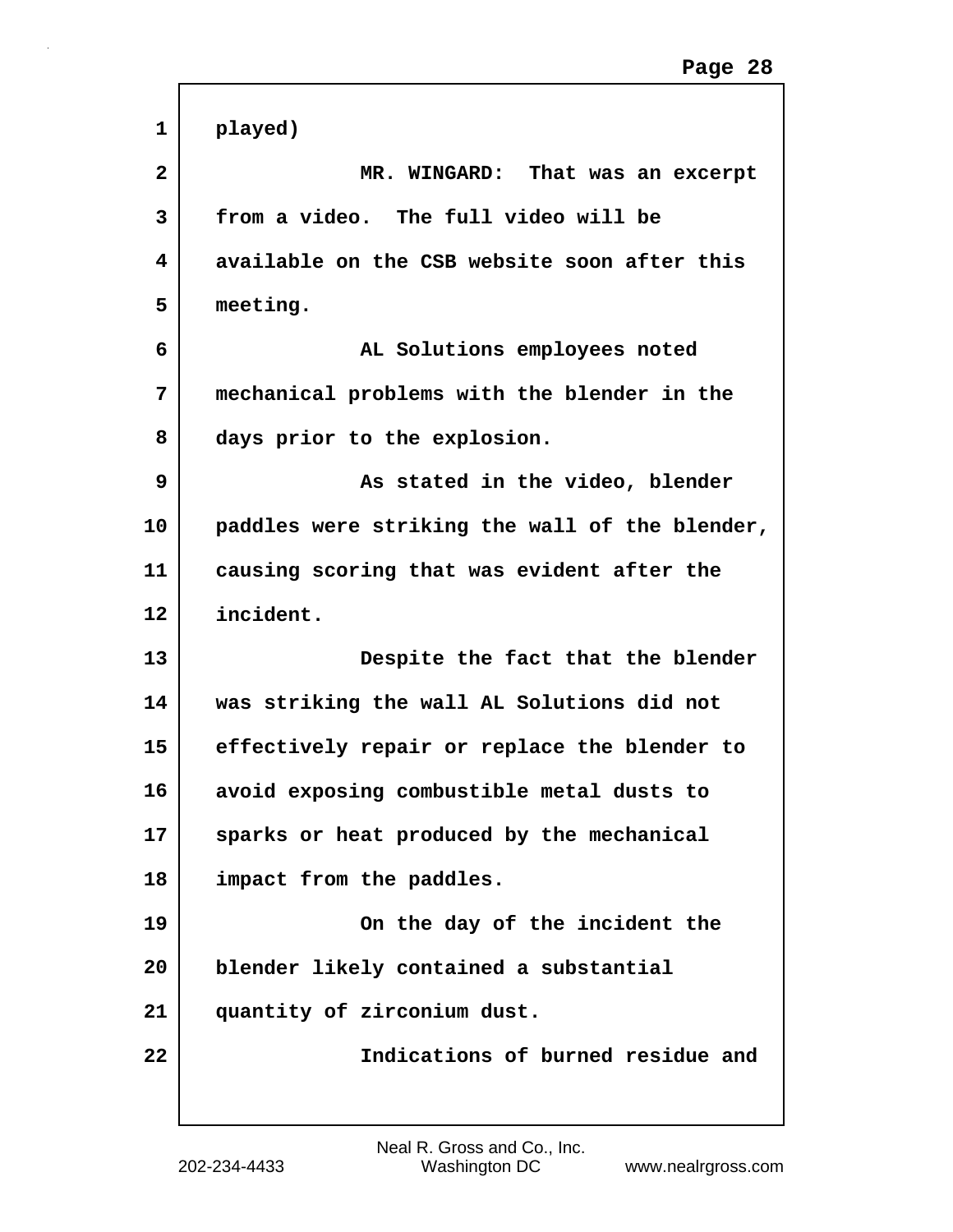played)

MR. WINGARD: That was an excerpt from a video. The full video will be available on the CSB website soon after this meeting.

AL Solutions employees noted mechanical problems with the blender in the days prior to the explosion.

As stated in the video, blender paddles were striking the wall of the blender, causing scoring that was evident after the incident.

Despite the fact that the blender was striking the wall AL Solutions did not effectively repair or replace the blender to avoid exposing combustible metal dusts to sparks or heat produced by the mechanical impact from the paddles.

On the day of the incident the blender likely contained a substantial quantity of zirconium dust.

Indications of burned residue and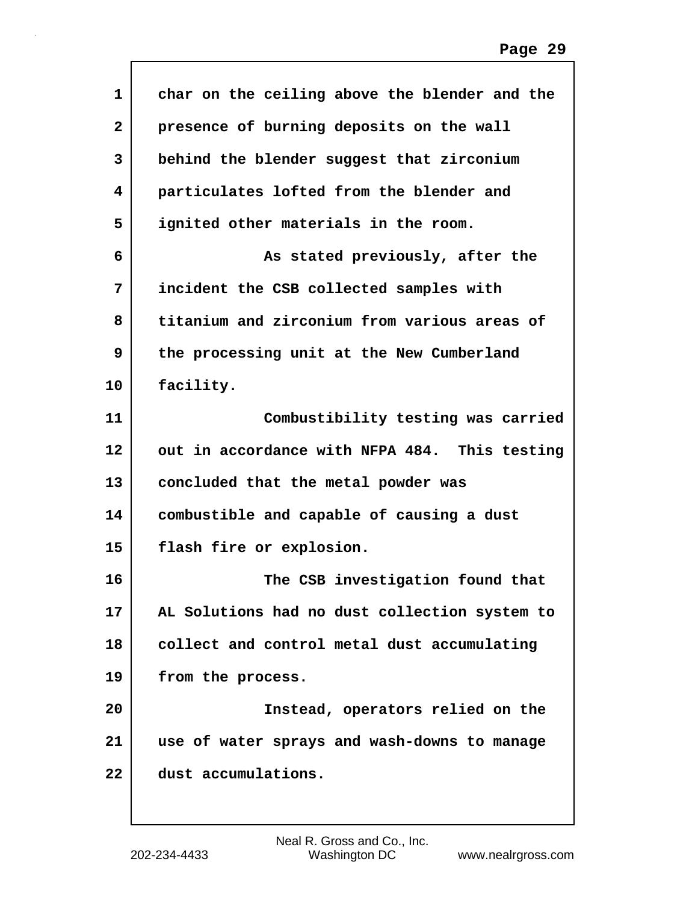char on the ceiling above the blender and the presence of burning deposits on the wall behind the blender suggest that zirconium particulates lofted from the blender and ignited other materials in the room.

As stated previously, after the incident the CSB collected samples with titanium and zirconium from various areas of the processing unit at the New Cumberland facility.

Combustibility testing was carried out in accordance with NFPA 484. This testing concluded that the metal powder was combustible and capable of causing a dust flash fire or explosion.

The CSB investigation found that AL Solutions had no dust collection system to collect and control metal dust accumulating from the process.

Instead, operators relied on the use of water sprays and wash-downs to manage dust accumulations.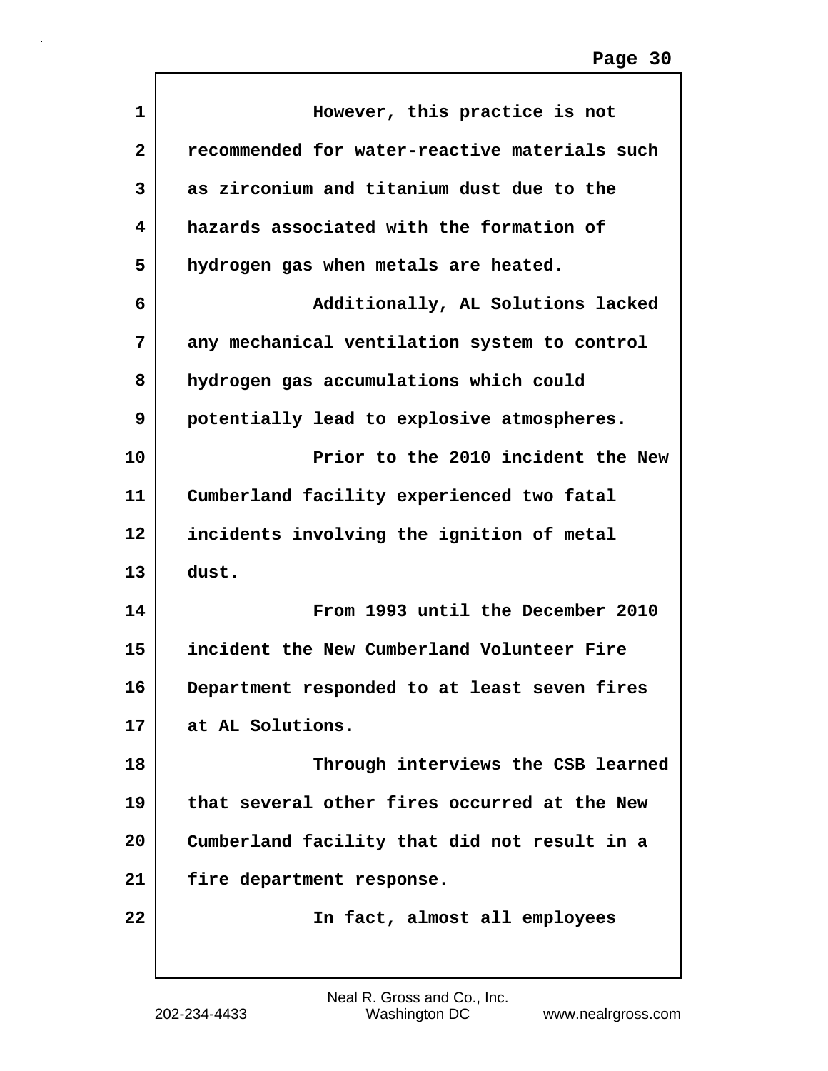However, this practice is not recommended for water-reactive materials such as zirconium and titanium dust due to the hazards associated with the formation of hydrogen gas when metals are heated.

Additionally, AL Solutions lacked any mechanical ventilation system to control hydrogen gas accumulations which could potentially lead to explosive atmospheres.

Prior to the 2010 incident the New Cumberland facility experienced two fatal incidents involving the ignition of metal dust.

From 1993 until the December 2010 incident the New Cumberland Volunteer Fire Department responded to at least seven fires at AL Solutions.

Through interviews the CSB learned that several other fires occurred at the New Cumberland facility that did not result in a fire department response.

In fact, almost all employees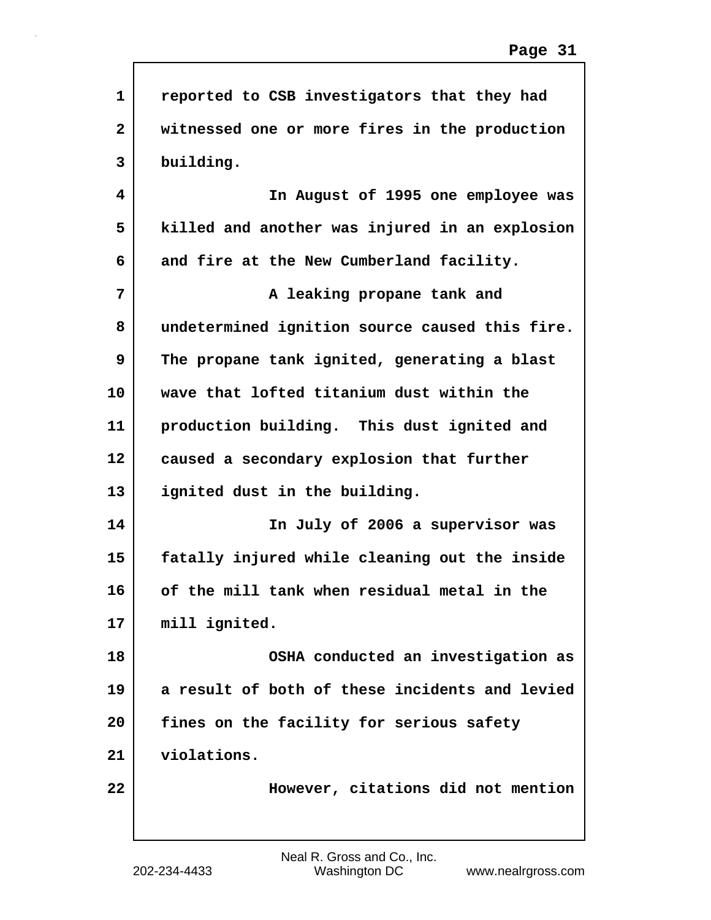reported to CSB investigators that they had witnessed one or more fires in the production building.

In August of 1995 one employee was killed and another was injured in an explosion and fire at the New Cumberland facility.

A leaking propane tank and undetermined ignition source caused this fire. The propane tank ignited, generating a blast wave that lofted titanium dust within the production building. This dust ignited and caused a secondary explosion that further ignited dust in the building.

In July of 2006 a supervisor was fatally injured while cleaning out the inside of the mill tank when residual metal in the mill ignited.

OSHA conducted an investigation as a result of both of these incidents and levied fines on the facility for serious safety violations.

However, citations did not mention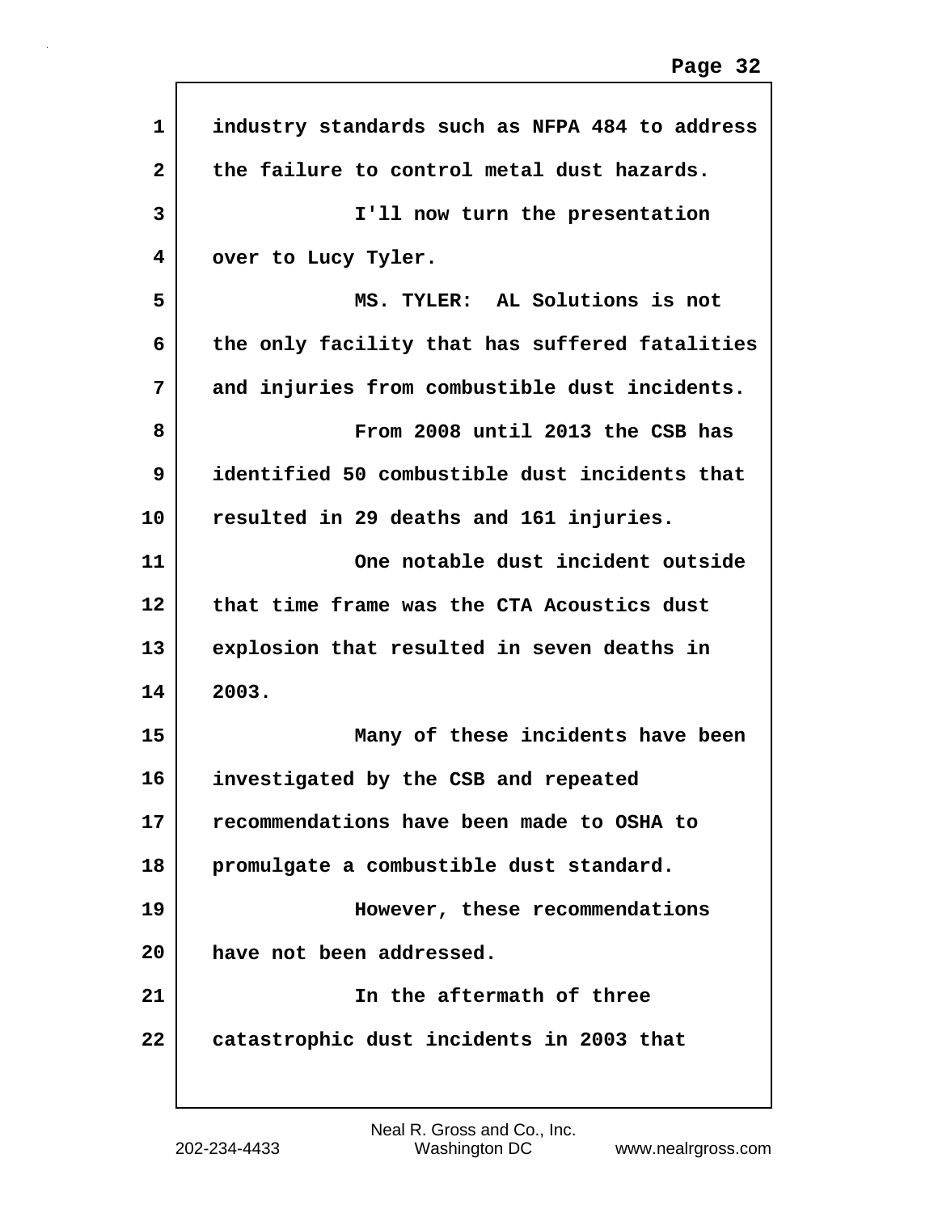industry standards such as NFPA 484 to address the failure to control metal dust hazards.

I'll now turn the presentation over to Lucy Tyler.

MS. TYLER: AL Solutions is not the only facility that has suffered fatalities and injuries from combustible dust incidents.

From 2008 until 2013 the CSB has identified 50 combustible dust incidents that resulted in 29 deaths and 161 injuries.

One notable dust incident outside that time frame was the CTA Acoustics dust explosion that resulted in seven deaths in 2003.

Many of these incidents have been investigated by the CSB and repeated recommendations have been made to OSHA to promulgate a combustible dust standard.

However, these recommendations have not been addressed.

In the aftermath of three catastrophic dust incidents in 2003 that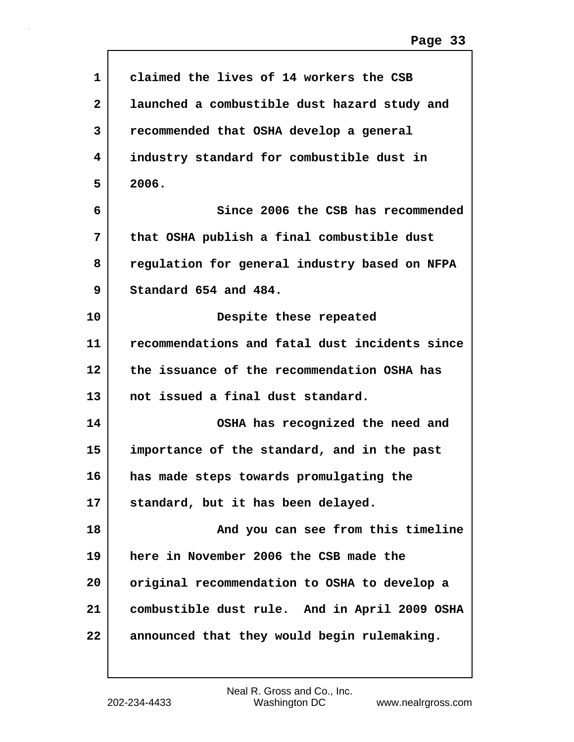claimed the lives of 14 workers the CSB launched a combustible dust hazard study and recommended that OSHA develop a general industry standard for combustible dust in 2006.

Since 2006 the CSB has recommended that OSHA publish a final combustible dust regulation for general industry based on NFPA Standard 654 and 484.

Despite these repeated recommendations and fatal dust incidents since the issuance of the recommendation OSHA has not issued a final dust standard.

OSHA has recognized the need and importance of the standard, and in the past has made steps towards promulgating the standard, but it has been delayed.

And you can see from this timeline here in November 2006 the CSB made the original recommendation to OSHA to develop a combustible dust rule. And in April 2009 OSHA announced that they would begin rulemaking.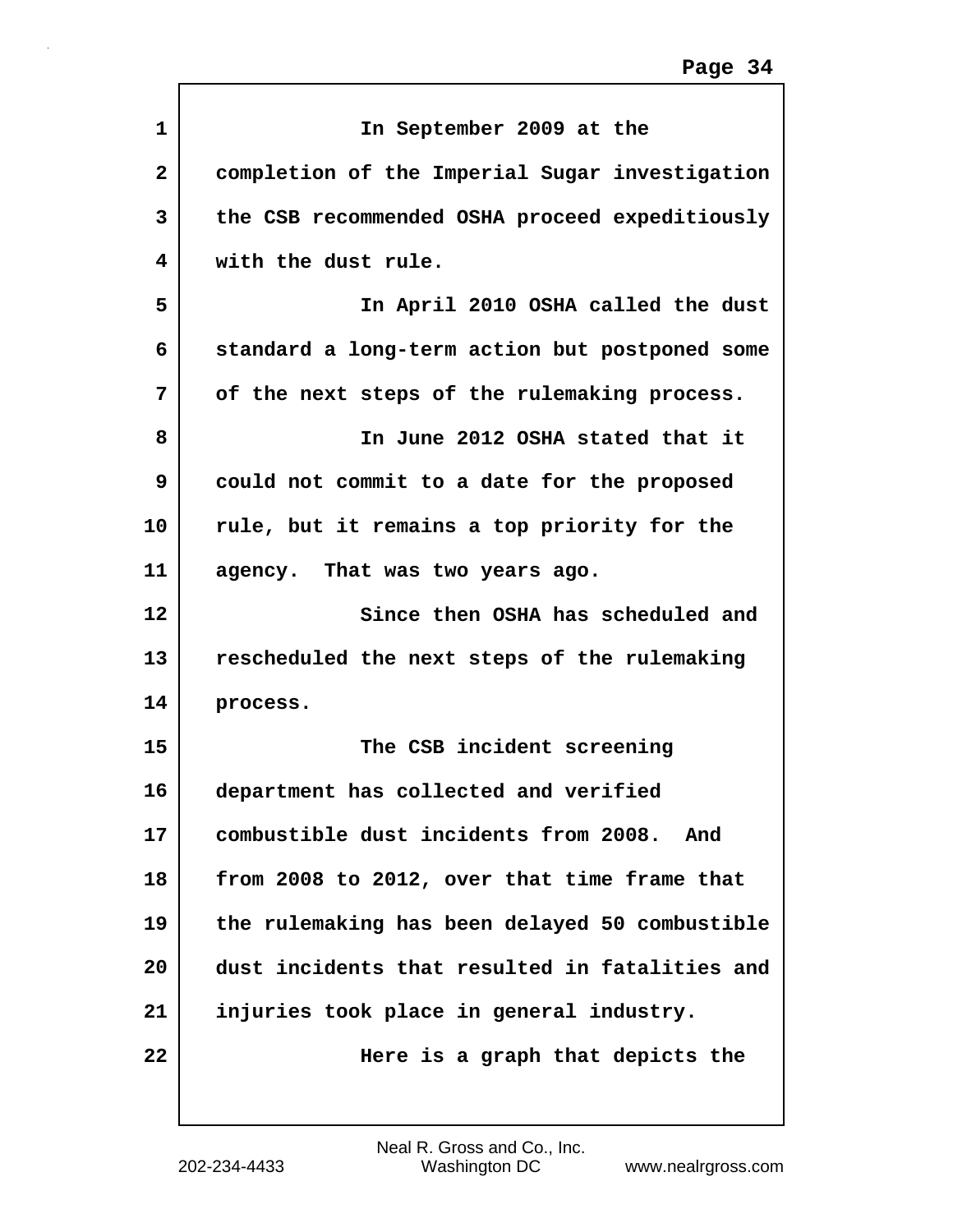In September 2009 at the completion of the Imperial Sugar investigation the CSB recommended OSHA proceed expeditiously with the dust rule.

In April 2010 OSHA called the dust standard a long-term action but postponed some of the next steps of the rulemaking process.

In June 2012 OSHA stated that it could not commit to a date for the proposed rule, but it remains a top priority for the agency. That was two years ago.

Since then OSHA has scheduled and rescheduled the next steps of the rulemaking process.

The CSB incident screening department has collected and verified combustible dust incidents from 2008. And from 2008 to 2012, over that time frame that the rulemaking has been delayed 50 combustible dust incidents that resulted in fatalities and injuries took place in general industry.

Here is a graph that depicts the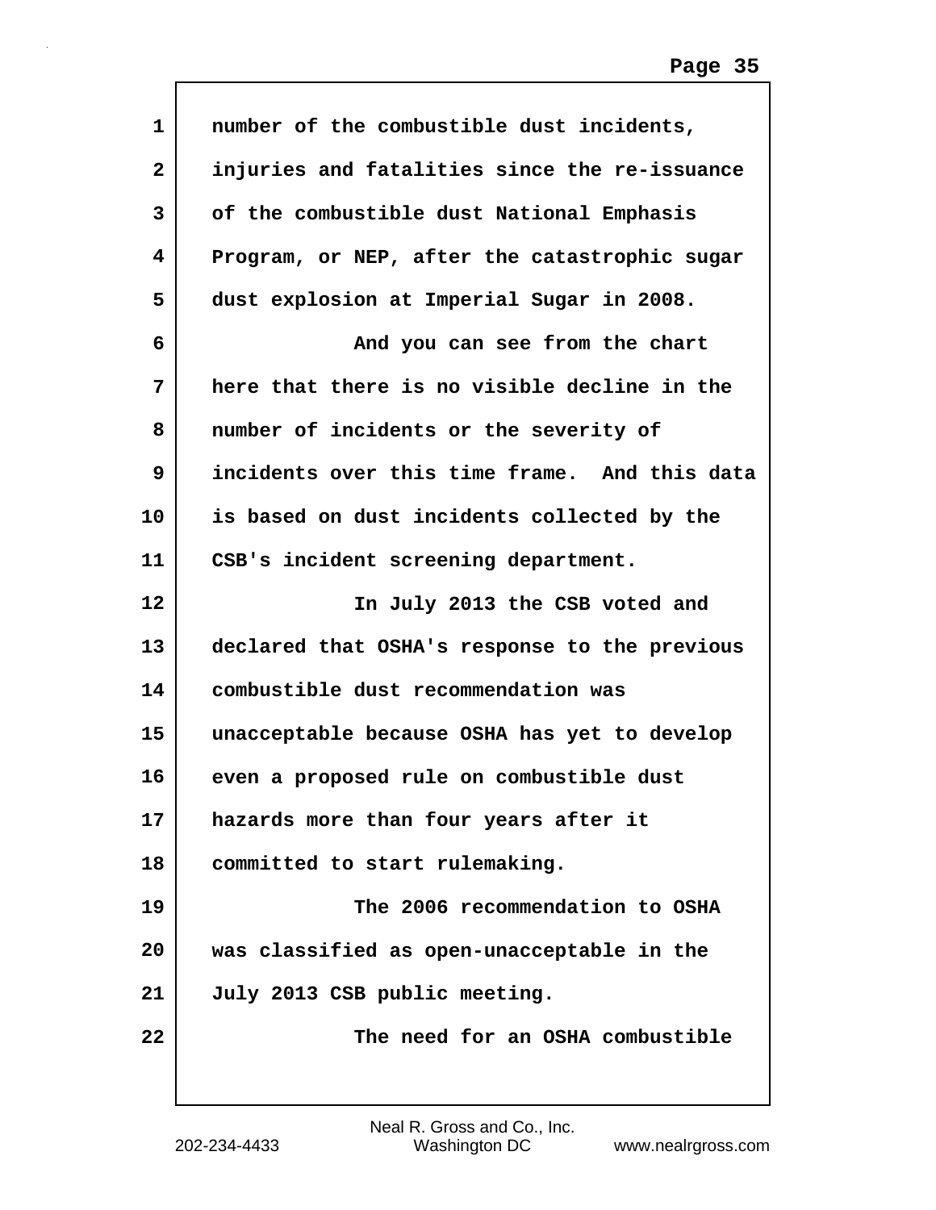number of the combustible dust incidents, injuries and fatalities since the re-issuance of the combustible dust National Emphasis Program, or NEP, after the catastrophic sugar dust explosion at Imperial Sugar in 2008.

And you can see from the chart here that there is no visible decline in the number of incidents or the severity of incidents over this time frame. And this data is based on dust incidents collected by the CSB's incident screening department.

In July 2013 the CSB voted and declared that OSHA's response to the previous combustible dust recommendation was unacceptable because OSHA has yet to develop even a proposed rule on combustible dust hazards more than four years after it committed to start rulemaking.

The 2006 recommendation to OSHA was classified as open-unacceptable in the July 2013 CSB public meeting.

The need for an OSHA combustible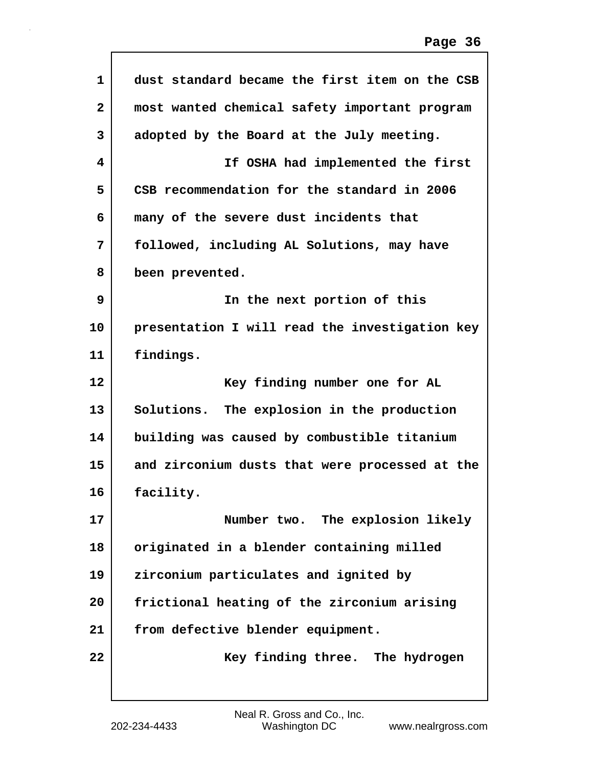dust standard became the first item on the CSB most wanted chemical safety important program adopted by the Board at the July meeting.

If OSHA had implemented the first CSB recommendation for the standard in 2006 many of the severe dust incidents that followed, including AL Solutions, may have been prevented.

In the next portion of this presentation I will read the investigation key findings.

Key finding number one for AL Solutions. The explosion in the production building was caused by combustible titanium and zirconium dusts that were processed at the facility.

Number two. The explosion likely originated in a blender containing milled zirconium particulates and ignited by frictional heating of the zirconium arising from defective blender equipment.

Key finding three. The hydrogen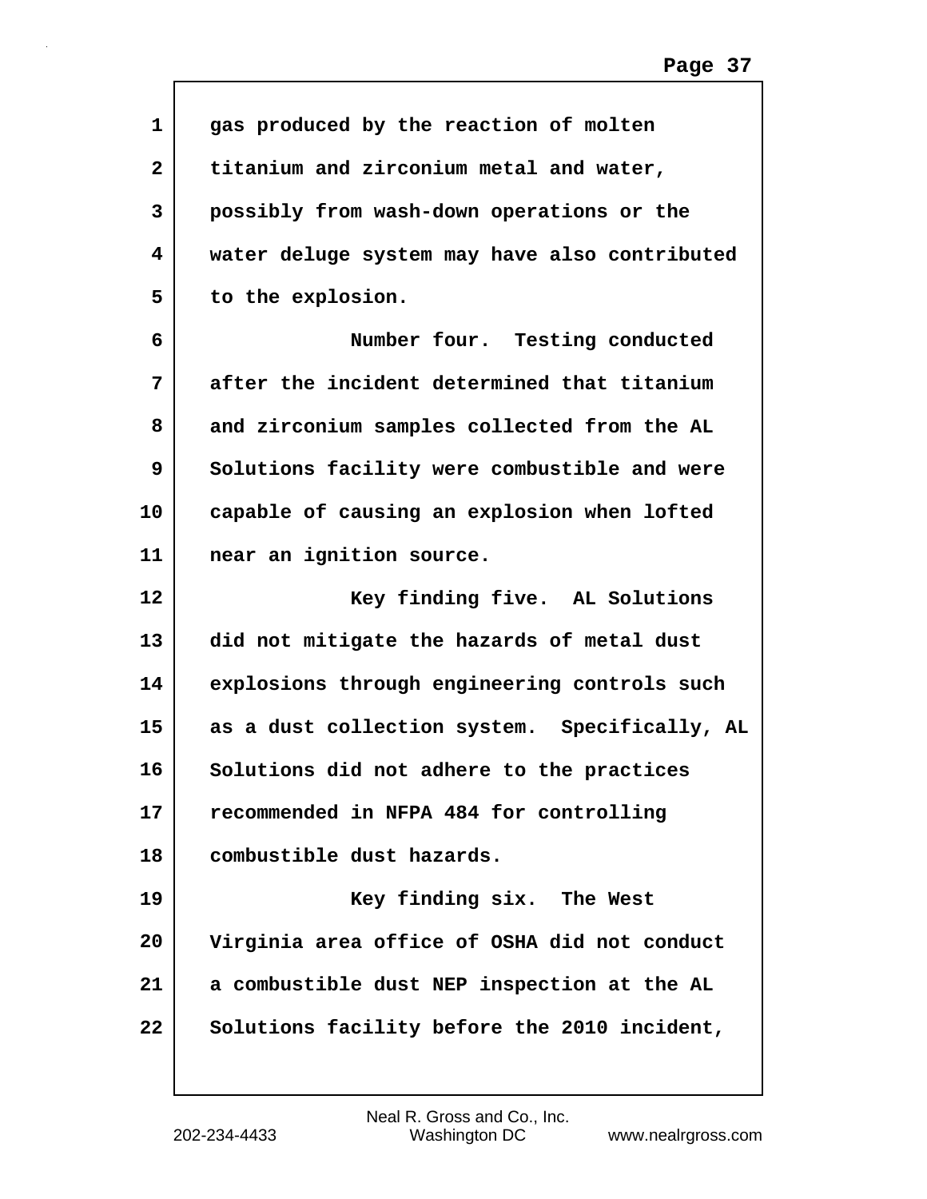gas produced by the reaction of molten titanium and zirconium metal and water, possibly from wash-down operations or the water deluge system may have also contributed to the explosion.

Number four. Testing conducted after the incident determined that titanium and zirconium samples collected from the AL Solutions facility were combustible and were capable of causing an explosion when lofted near an ignition source.

Key finding five. AL Solutions did not mitigate the hazards of metal dust explosions through engineering controls such as a dust collection system. Specifically, AL Solutions did not adhere to the practices recommended in NFPA 484 for controlling combustible dust hazards.

Key finding six. The West Virginia area office of OSHA did not conduct a combustible dust NEP inspection at the AL Solutions facility before the 2010 incident,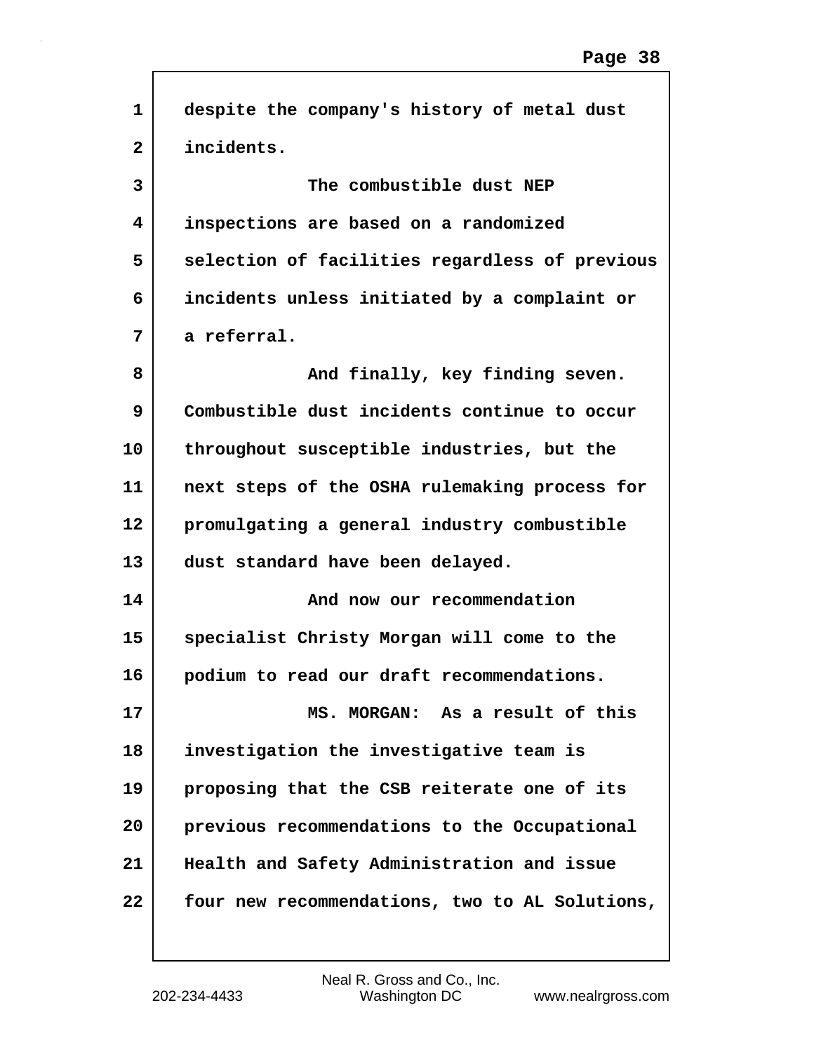despite the company's history of metal dust incidents.

The combustible dust NEP inspections are based on a randomized selection of facilities regardless of previous incidents unless initiated by a complaint or a referral.

And finally, key finding seven. Combustible dust incidents continue to occur throughout susceptible industries, but the next steps of the OSHA rulemaking process for promulgating a general industry combustible dust standard have been delayed.

And now our recommendation specialist Christy Morgan will come to the podium to read our draft recommendations.

MS. MORGAN: As a result of this investigation the investigative team is proposing that the CSB reiterate one of its previous recommendations to the Occupational Health and Safety Administration and issue four new recommendations, two to AL Solutions,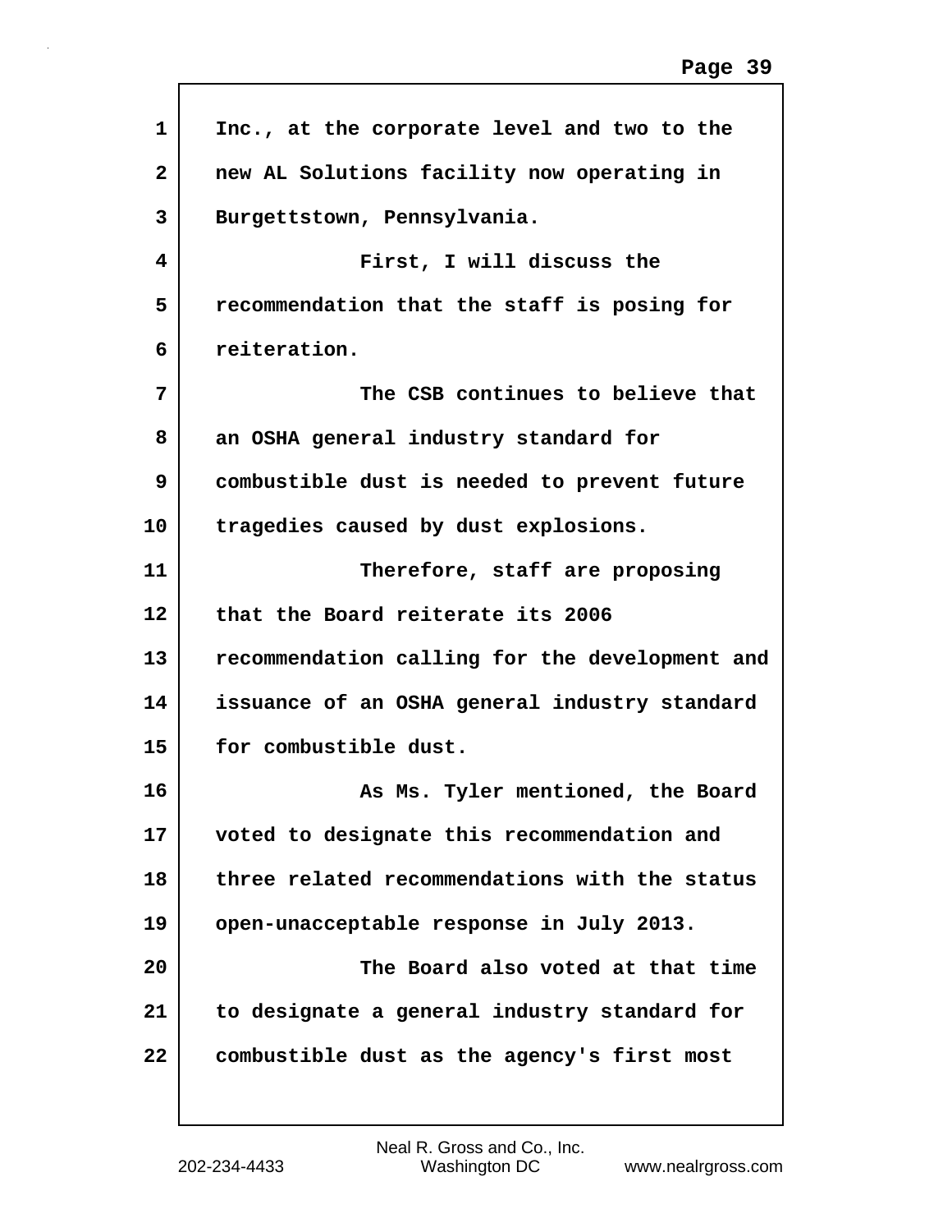Inc., at the corporate level and two to the new AL Solutions facility now operating in Burgettstown, Pennsylvania.

First, I will discuss the recommendation that the staff is posing for reiteration.

The CSB continues to believe that an OSHA general industry standard for combustible dust is needed to prevent future tragedies caused by dust explosions.

Therefore, staff are proposing that the Board reiterate its 2006 recommendation calling for the development and issuance of an OSHA general industry standard for combustible dust.

As Ms. Tyler mentioned, the Board voted to designate this recommendation and three related recommendations with the status open-unacceptable response in July 2013.

The Board also voted at that time to designate a general industry standard for combustible dust as the agency's first most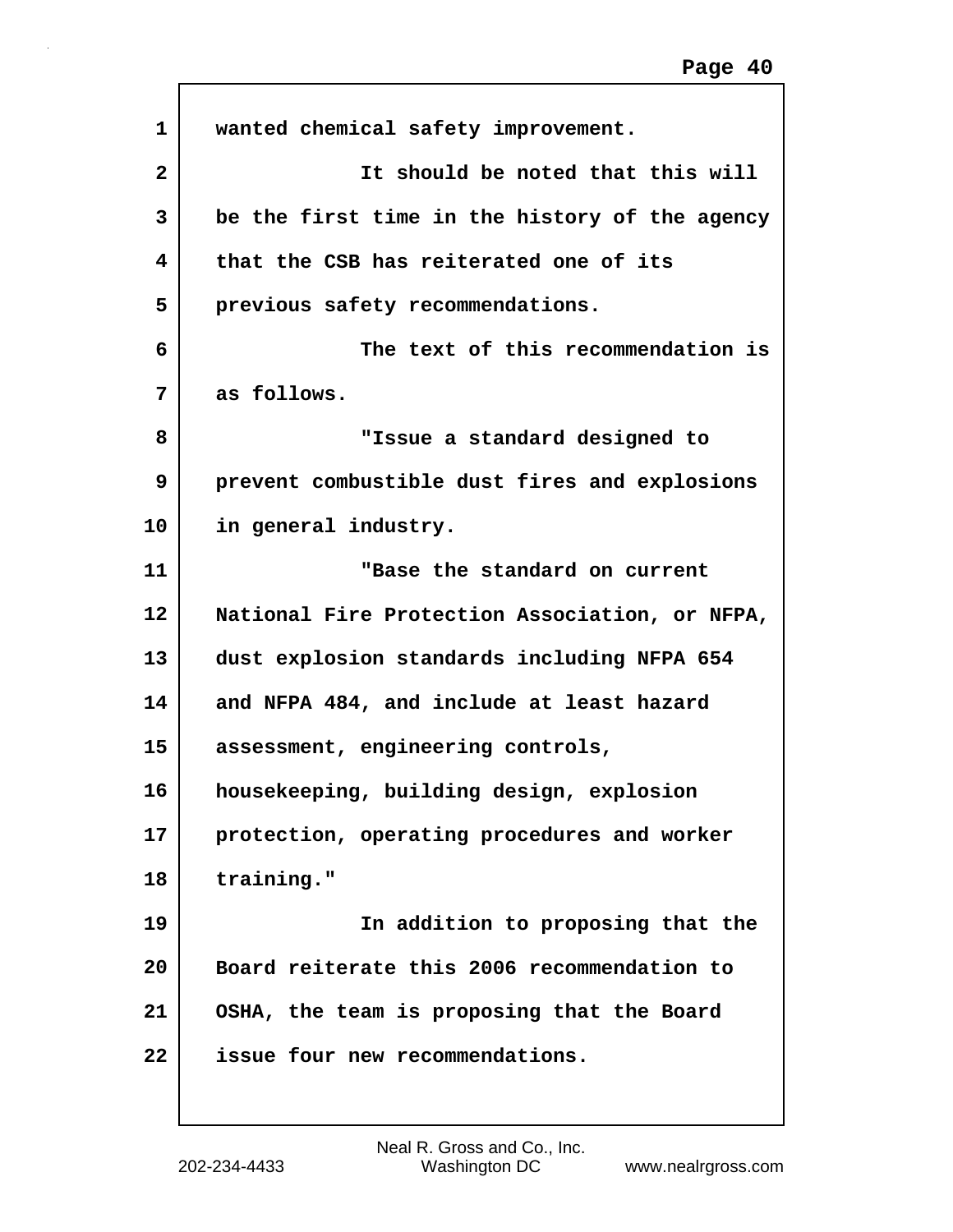wanted chemical safety improvement.

It should be noted that this will be the first time in the history of the agency that the CSB has reiterated one of its previous safety recommendations.

The text of this recommendation is as follows.

"Issue a standard designed to prevent combustible dust fires and explosions in general industry.

"Base the standard on current National Fire Protection Association, or NFPA, dust explosion standards including NFPA 654 and NFPA 484, and include at least hazard assessment, engineering controls, housekeeping, building design, explosion protection, operating procedures and worker training."

In addition to proposing that the Board reiterate this 2006 recommendation to OSHA, the team is proposing that the Board issue four new recommendations.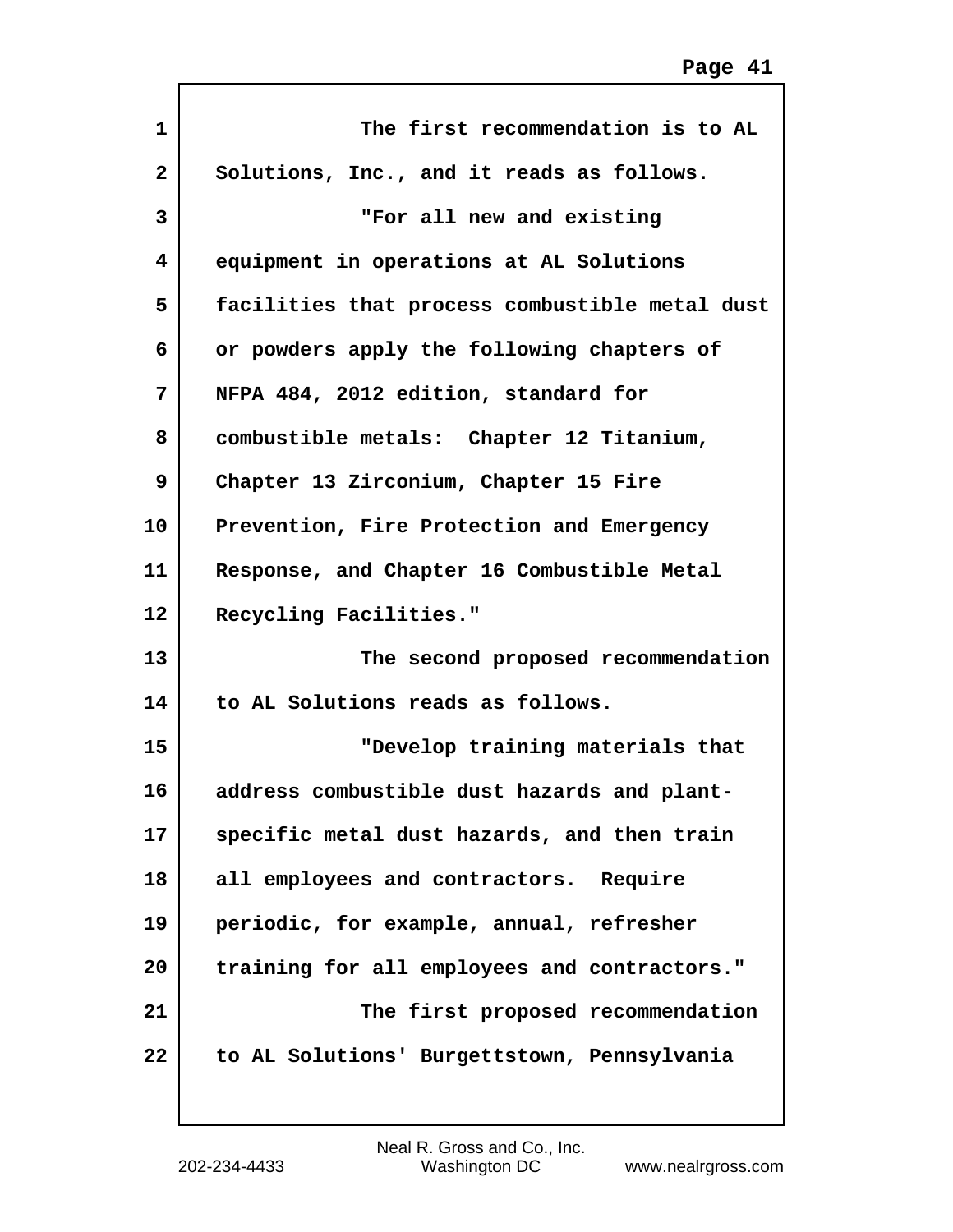The first recommendation is to AL Solutions, Inc., and it reads as follows.

"For all new and existing equipment in operations at AL Solutions facilities that process combustible metal dust or powders apply the following chapters of NFPA 484, 2012 edition, standard for combustible metals: Chapter 12 Titanium, Chapter 13 Zirconium, Chapter 15 Fire Prevention, Fire Protection and Emergency Response, and Chapter 16 Combustible Metal Recycling Facilities."

The second proposed recommendation to AL Solutions reads as follows.

"Develop training materials that address combustible dust hazards and plant-specific metal dust hazards, and then train all employees and contractors. Require periodic, for example, annual, refresher training for all employees and contractors."

The first proposed recommendation to AL Solutions' Burgettstown, Pennsylvania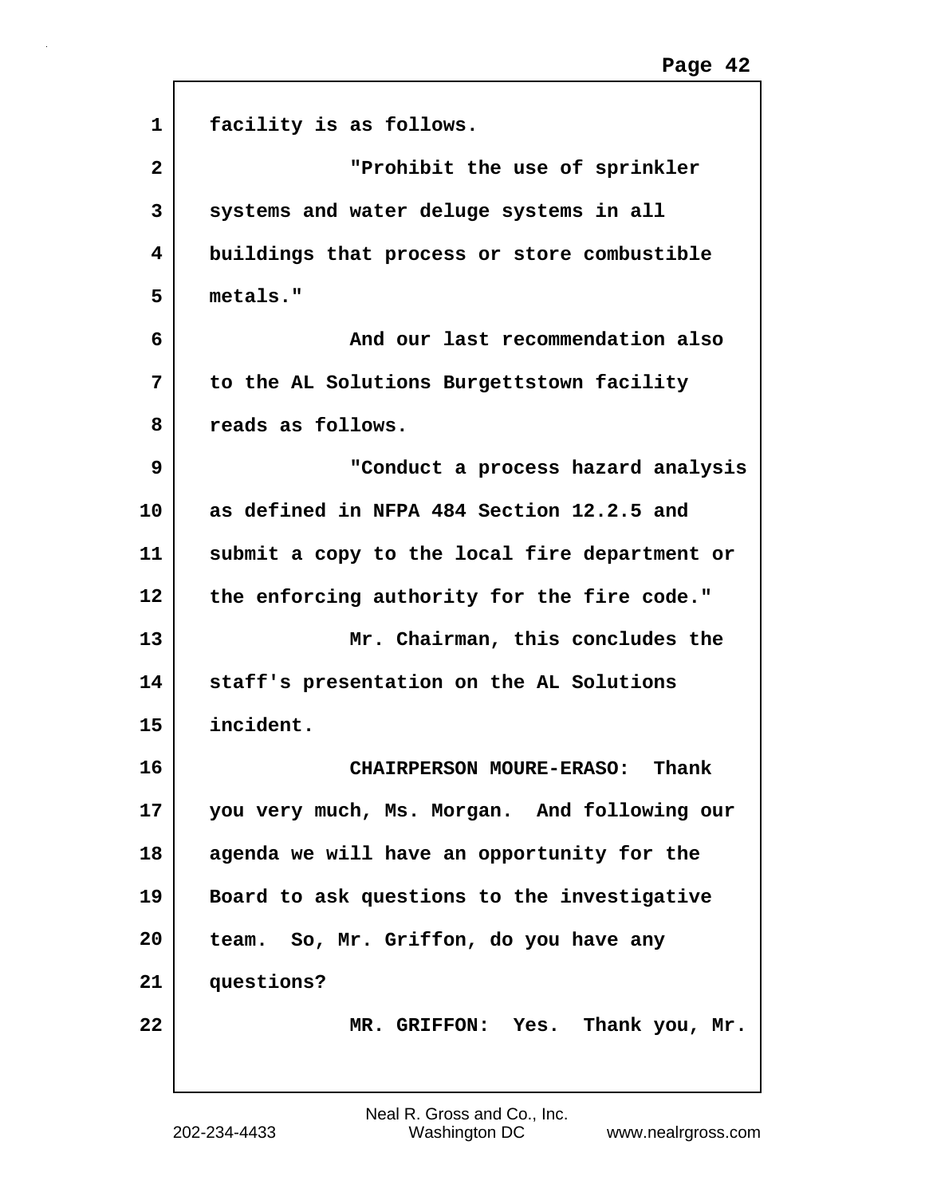facility is as follows.

"Prohibit the use of sprinkler systems and water deluge systems in all buildings that process or store combustible metals."

And our last recommendation also to the AL Solutions Burgettstown facility reads as follows.

"Conduct a process hazard analysis as defined in NFPA 484 Section 12.2.5 and submit a copy to the local fire department or the enforcing authority for the fire code."

Mr. Chairman, this concludes the staff's presentation on the AL Solutions incident.

CHAIRPERSON MOURE-ERASO: Thank you very much, Ms. Morgan. And following our agenda we will have an opportunity for the Board to ask questions to the investigative team. So, Mr. Griffon, do you have any questions?

MR. GRIFFON: Yes. Thank you, Mr.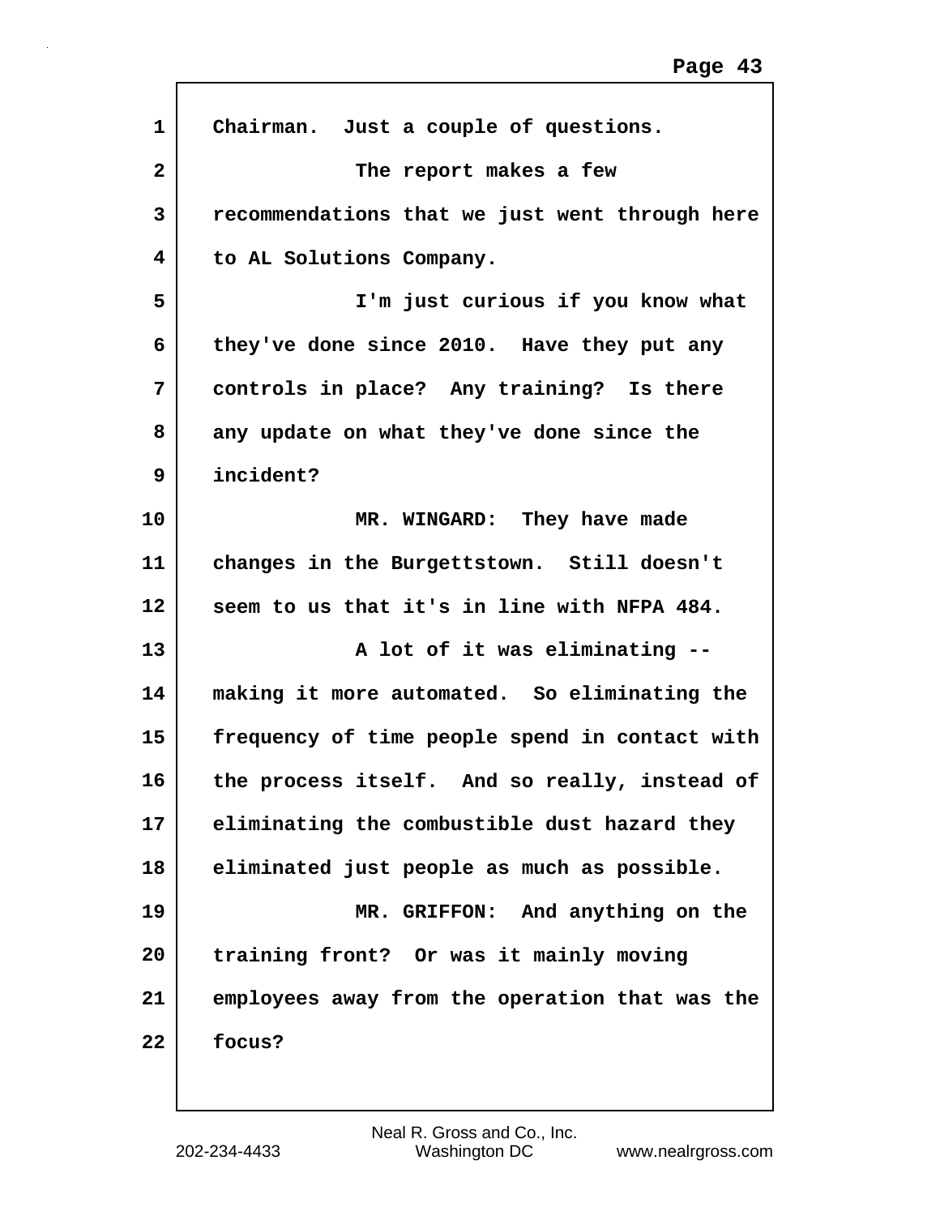Chairman. Just a couple of questions.

The report makes a few recommendations that we just went through here to AL Solutions Company.

I'm just curious if you know what they've done since 2010. Have they put any controls in place? Any training? Is there any update on what they've done since the incident?

MR. WINGARD: They have made changes in the Burgettstown. Still doesn't seem to us that it's in line with NFPA 484.

A lot of it was eliminating -- making it more automated. So eliminating the frequency of time people spend in contact with the process itself. And so really, instead of eliminating the combustible dust hazard they eliminated just people as much as possible.

MR. GRIFFON: And anything on the training front? Or was it mainly moving employees away from the operation that was the focus?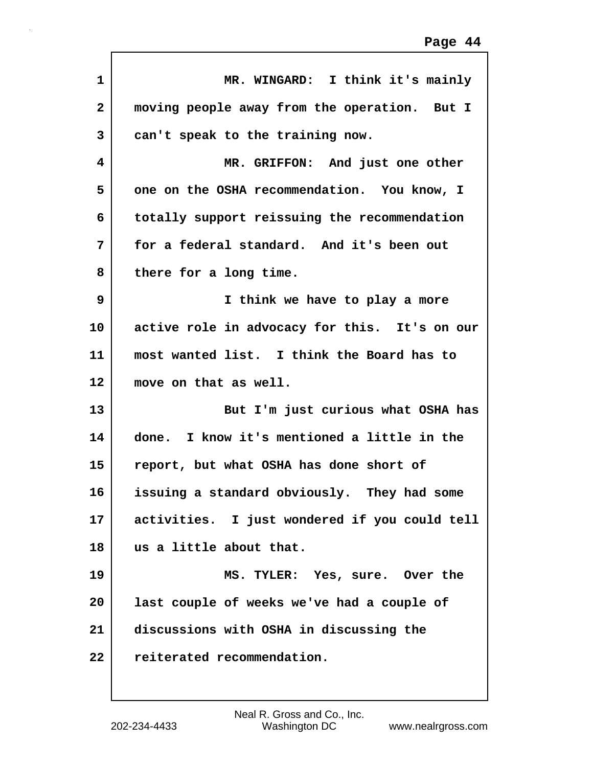MR. WINGARD: I think it's mainly moving people away from the operation. But I can't speak to the training now.

MR. GRIFFON: And just one other one on the OSHA recommendation. You know, I totally support reissuing the recommendation for a federal standard. And it's been out there for a long time.

I think we have to play a more active role in advocacy for this. It's on our most wanted list. I think the Board has to move on that as well.

But I'm just curious what OSHA has done. I know it's mentioned a little in the report, but what OSHA has done short of issuing a standard obviously. They had some activities. I just wondered if you could tell us a little about that.

MS. TYLER: Yes, sure. Over the last couple of weeks we've had a couple of discussions with OSHA in discussing the reiterated recommendation.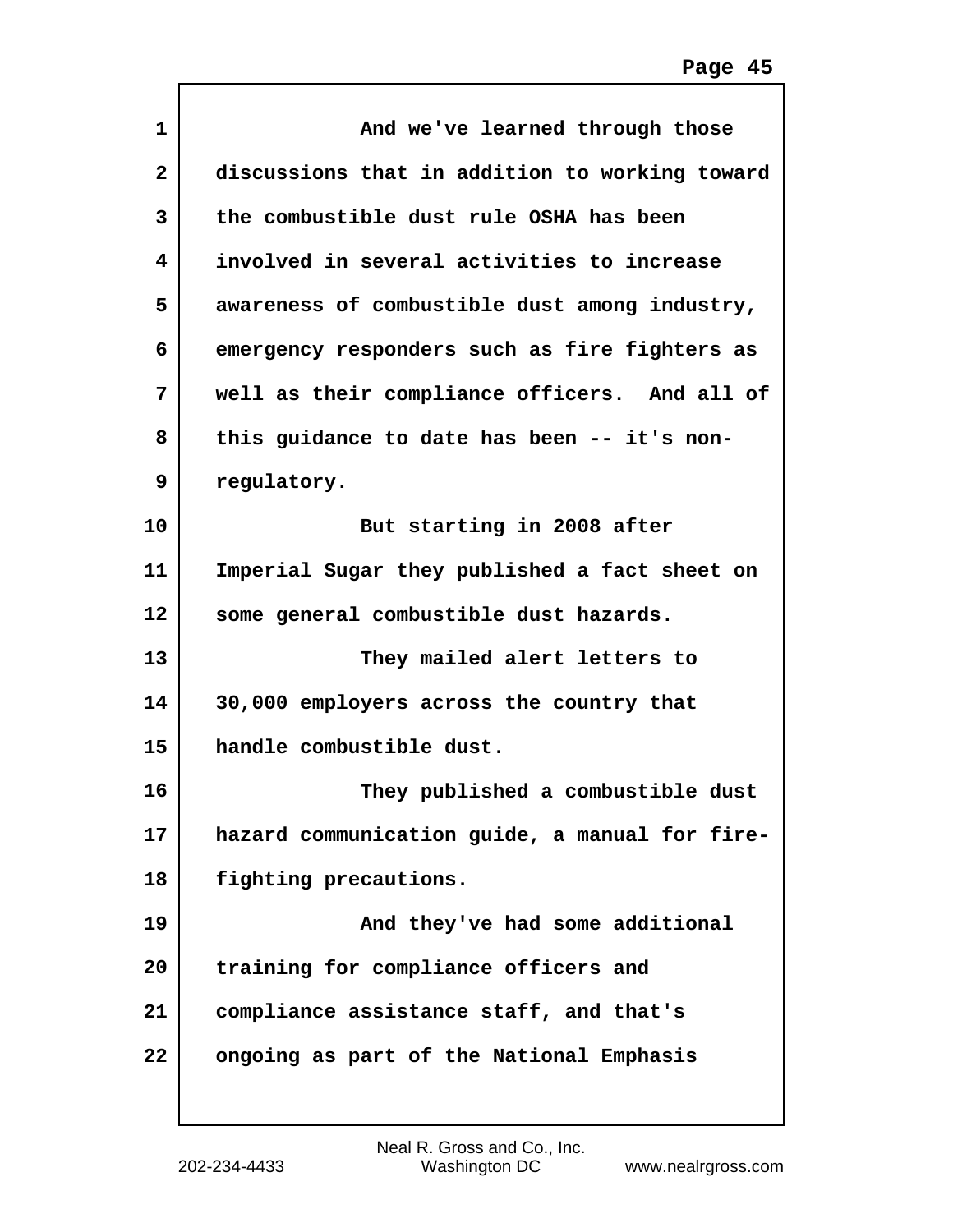And we've learned through those discussions that in addition to working toward the combustible dust rule OSHA has been involved in several activities to increase awareness of combustible dust among industry, emergency responders such as fire fighters as well as their compliance officers. And all of this guidance to date has been -- it's non-regulatory.

But starting in 2008 after Imperial Sugar they published a fact sheet on some general combustible dust hazards.

They mailed alert letters to 30,000 employers across the country that handle combustible dust.

They published a combustible dust hazard communication guide, a manual for fire-fighting precautions.

And they've had some additional training for compliance officers and compliance assistance staff, and that's ongoing as part of the National Emphasis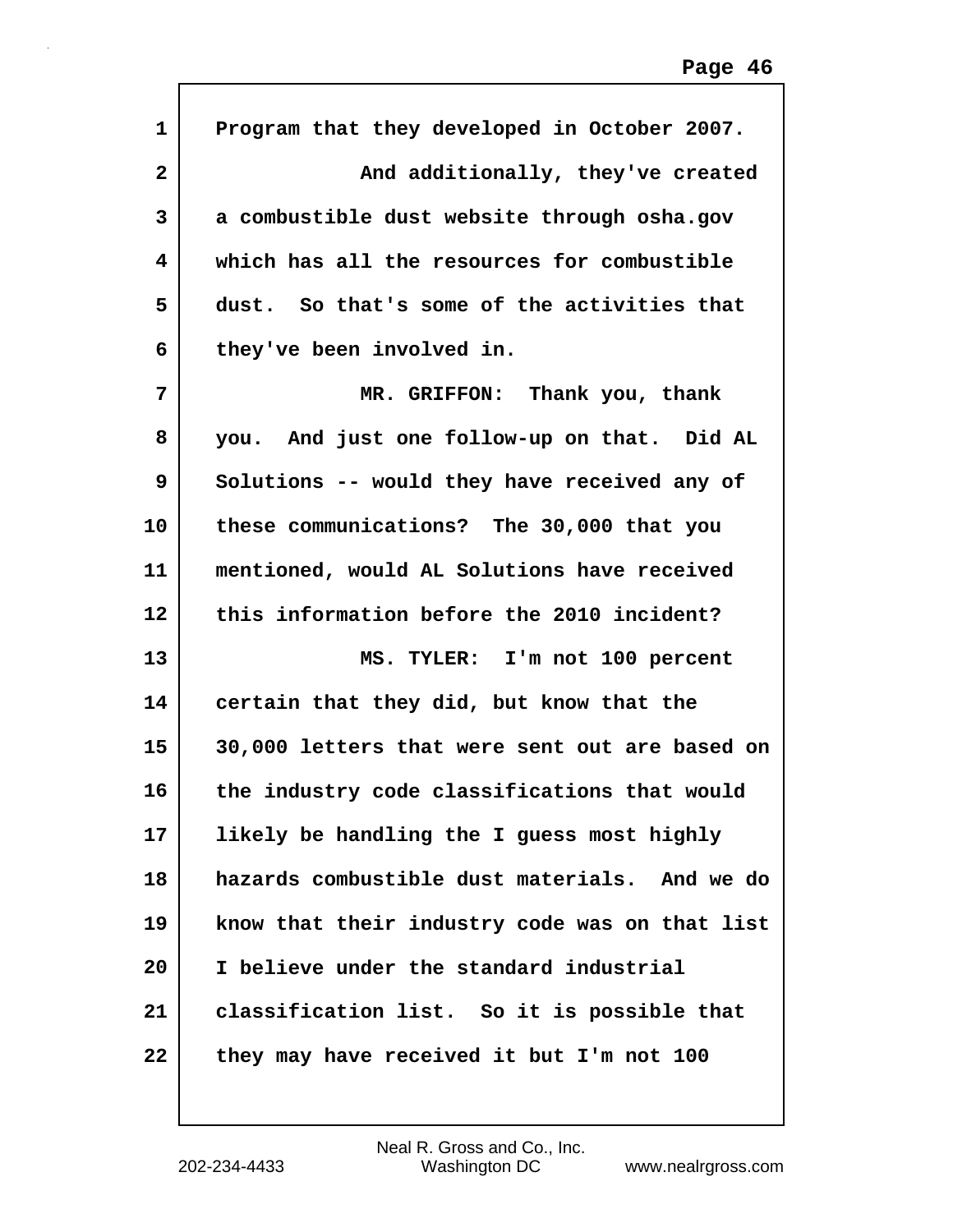Program that they developed in October 2007.

And additionally, they've created a combustible dust website through osha.gov which has all the resources for combustible dust. So that's some of the activities that they've been involved in.

MR. GRIFFON: Thank you, thank you. And just one follow-up on that. Did AL Solutions -- would they have received any of these communications? The 30,000 that you mentioned, would AL Solutions have received this information before the 2010 incident?

MS. TYLER: I'm not 100 percent certain that they did, but know that the 30,000 letters that were sent out are based on the industry code classifications that would likely be handling the I guess most highly hazards combustible dust materials. And we do know that their industry code was on that list I believe under the standard industrial classification list. So it is possible that they may have received it but I'm not 100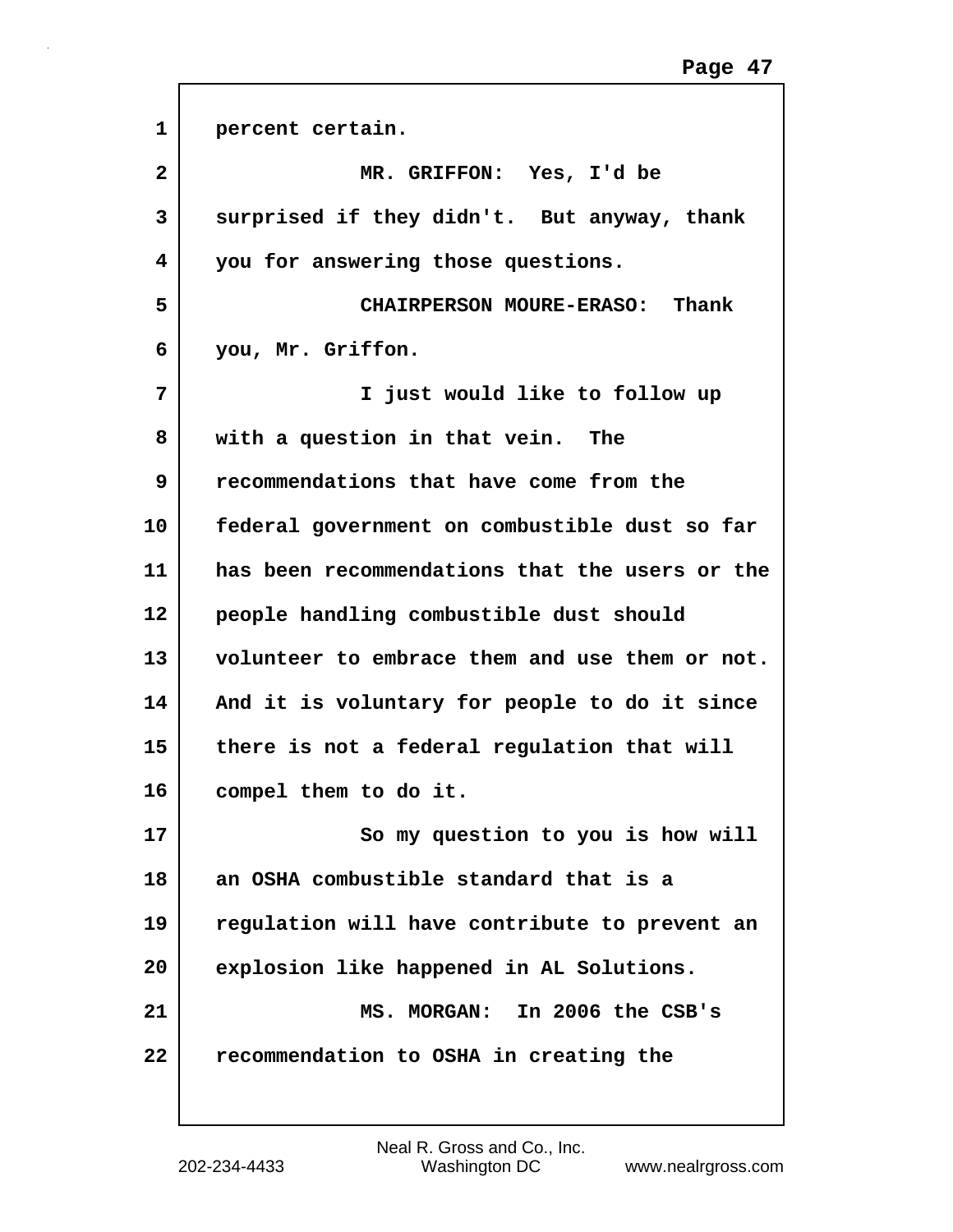percent certain.

MR. GRIFFON: Yes, I'd be surprised if they didn't. But anyway, thank you for answering those questions.

CHAIRPERSON MOURE-ERASO: Thank you, Mr. Griffon.

I just would like to follow up with a question in that vein. The recommendations that have come from the federal government on combustible dust so far has been recommendations that the users or the people handling combustible dust should volunteer to embrace them and use them or not. And it is voluntary for people to do it since there is not a federal regulation that will compel them to do it.

So my question to you is how will an OSHA combustible standard that is a regulation will have contribute to prevent an explosion like happened in AL Solutions.

MS. MORGAN: In 2006 the CSB's recommendation to OSHA in creating the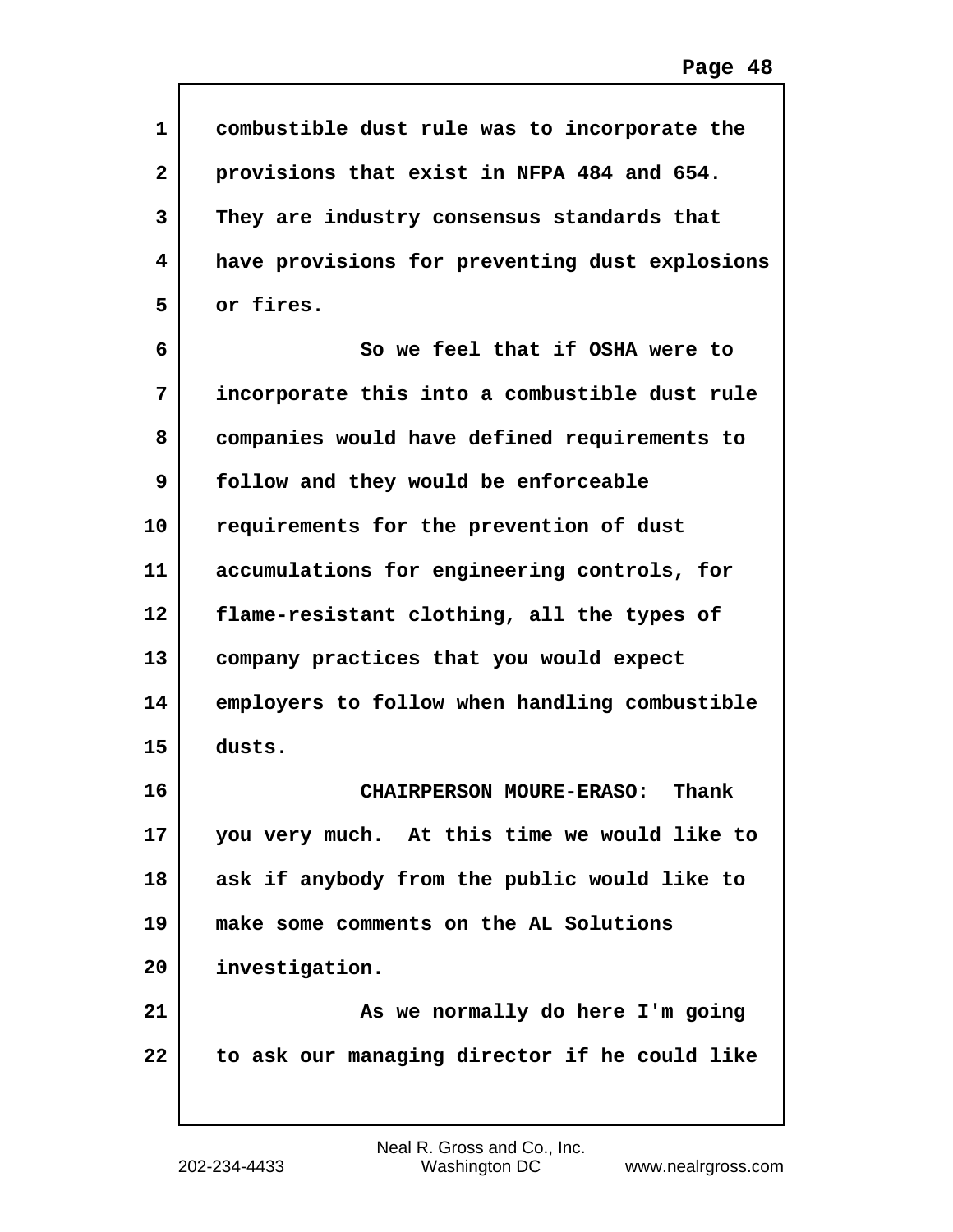combustible dust rule was to incorporate the provisions that exist in NFPA 484 and 654. They are industry consensus standards that have provisions for preventing dust explosions or fires.

So we feel that if OSHA were to incorporate this into a combustible dust rule companies would have defined requirements to follow and they would be enforceable requirements for the prevention of dust accumulations for engineering controls, for flame-resistant clothing, all the types of company practices that you would expect employers to follow when handling combustible dusts.

CHAIRPERSON MOURE-ERASO: Thank you very much. At this time we would like to ask if anybody from the public would like to make some comments on the AL Solutions investigation.

As we normally do here I'm going to ask our managing director if he could like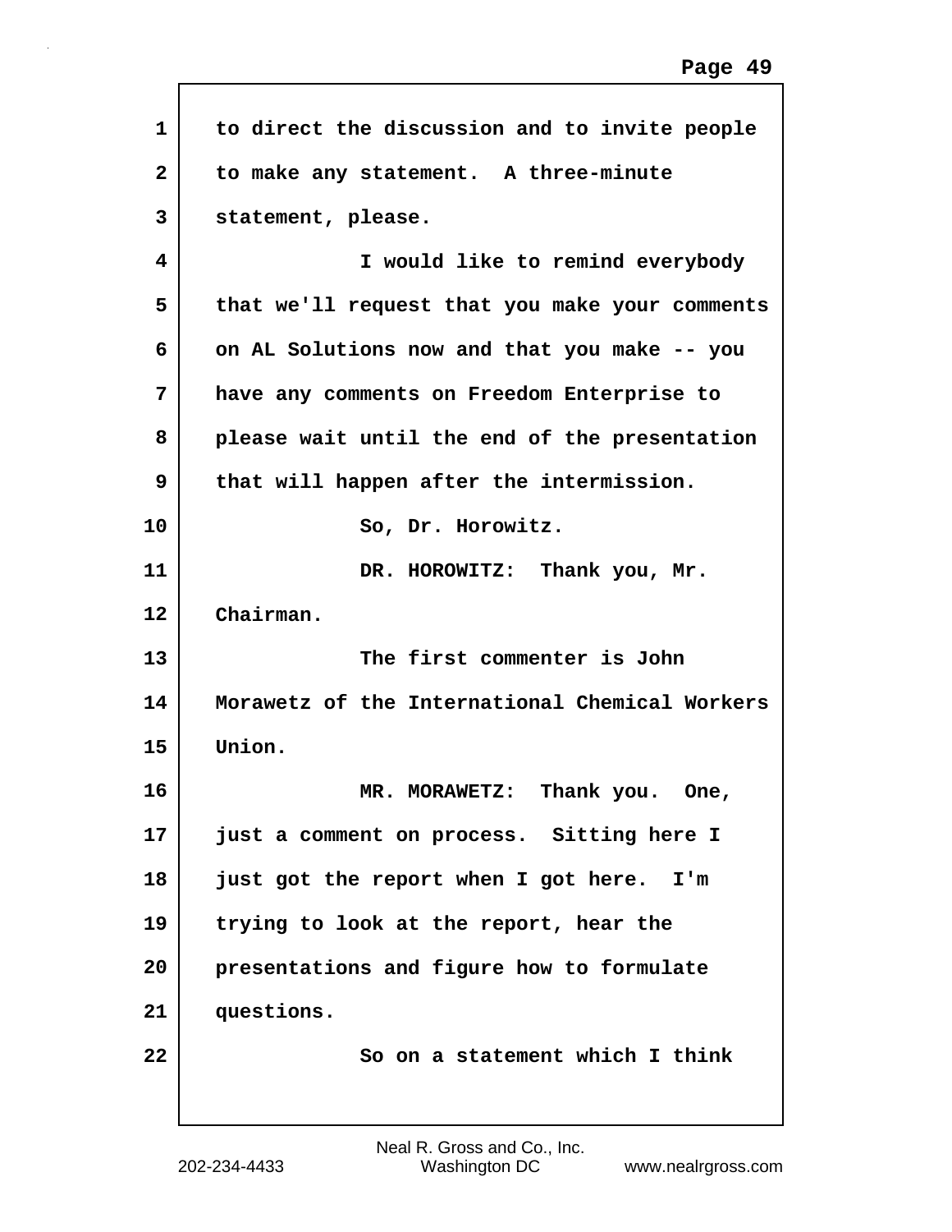to direct the discussion and to invite people to make any statement. A three-minute statement, please.

I would like to remind everybody that we'll request that you make your comments on AL Solutions now and that you make -- you have any comments on Freedom Enterprise to please wait until the end of the presentation that will happen after the intermission.

So, Dr. Horowitz.

DR. HOROWITZ: Thank you, Mr. Chairman.

The first commenter is John Morawetz of the International Chemical Workers Union.

MR. MORAWETZ: Thank you. One, just a comment on process. Sitting here I just got the report when I got here. I'm trying to look at the report, hear the presentations and figure how to formulate questions.

So on a statement which I think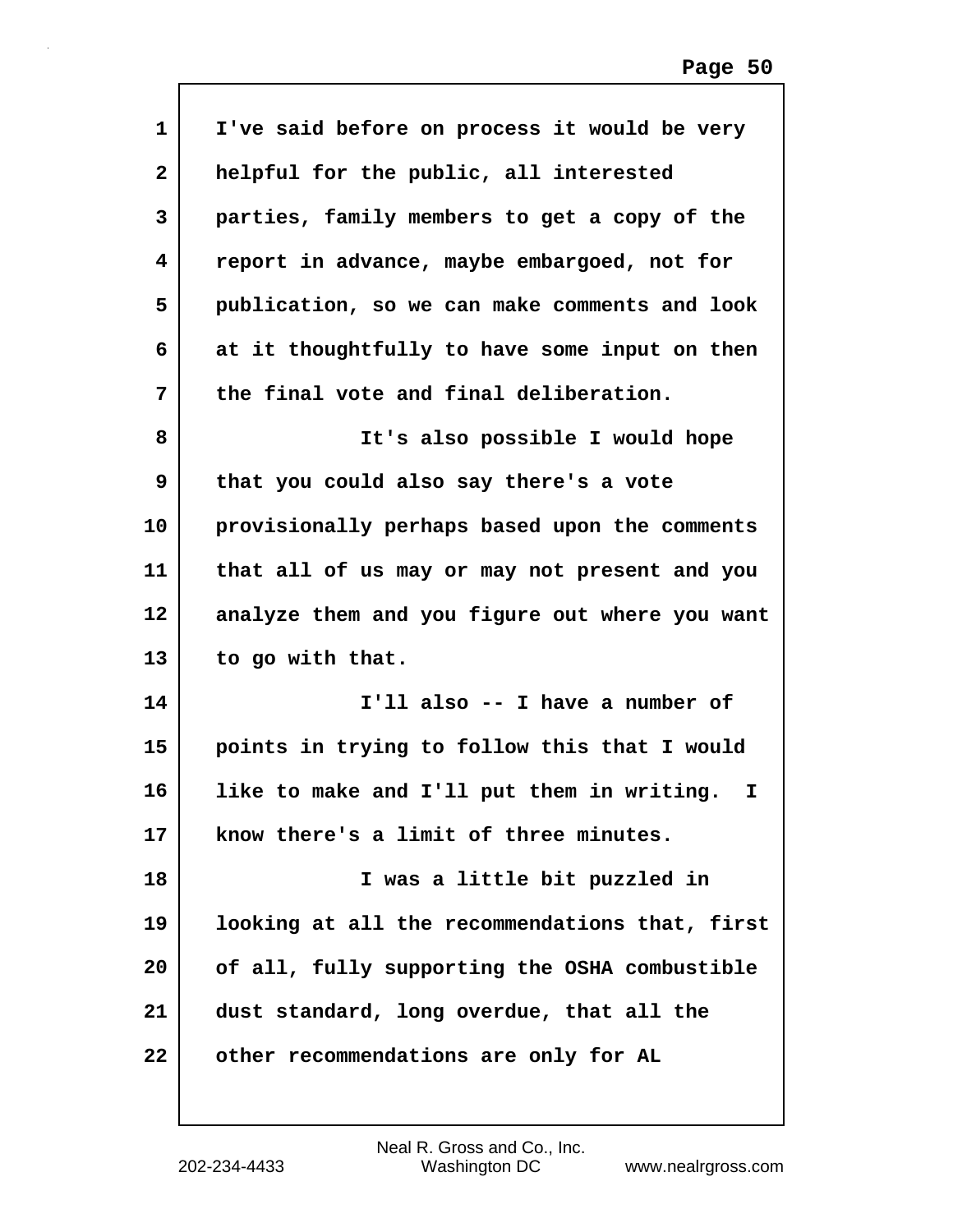I've said before on process it would be very helpful for the public, all interested parties, family members to get a copy of the report in advance, maybe embargoed, not for publication, so we can make comments and look at it thoughtfully to have some input on then the final vote and final deliberation.

It's also possible I would hope that you could also say there's a vote provisionally perhaps based upon the comments that all of us may or may not present and you analyze them and you figure out where you want to go with that.

I'll also -- I have a number of points in trying to follow this that I would like to make and I'll put them in writing. I know there's a limit of three minutes.

I was a little bit puzzled in looking at all the recommendations that, first of all, fully supporting the OSHA combustible dust standard, long overdue, that all the other recommendations are only for AL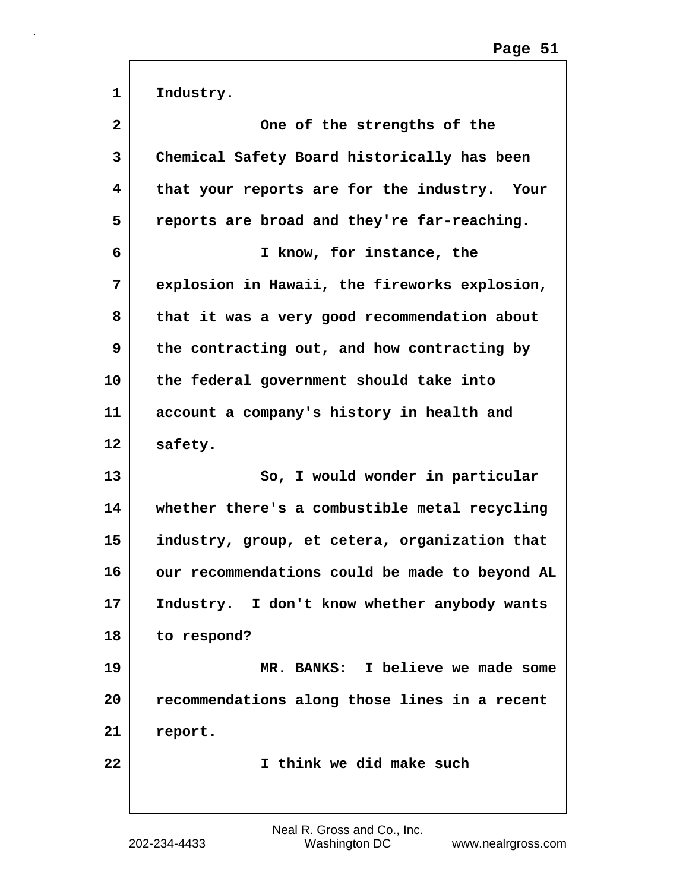Industry.

One of the strengths of the Chemical Safety Board historically has been that your reports are for the industry. Your reports are broad and they're far-reaching.

I know, for instance, the explosion in Hawaii, the fireworks explosion, that it was a very good recommendation about the contracting out, and how contracting by the federal government should take into account a company's history in health and safety.

So, I would wonder in particular whether there's a combustible metal recycling industry, group, et cetera, organization that our recommendations could be made to beyond AL Industry. I don't know whether anybody wants to respond?

MR. BANKS: I believe we made some recommendations along those lines in a recent report.

I think we did make such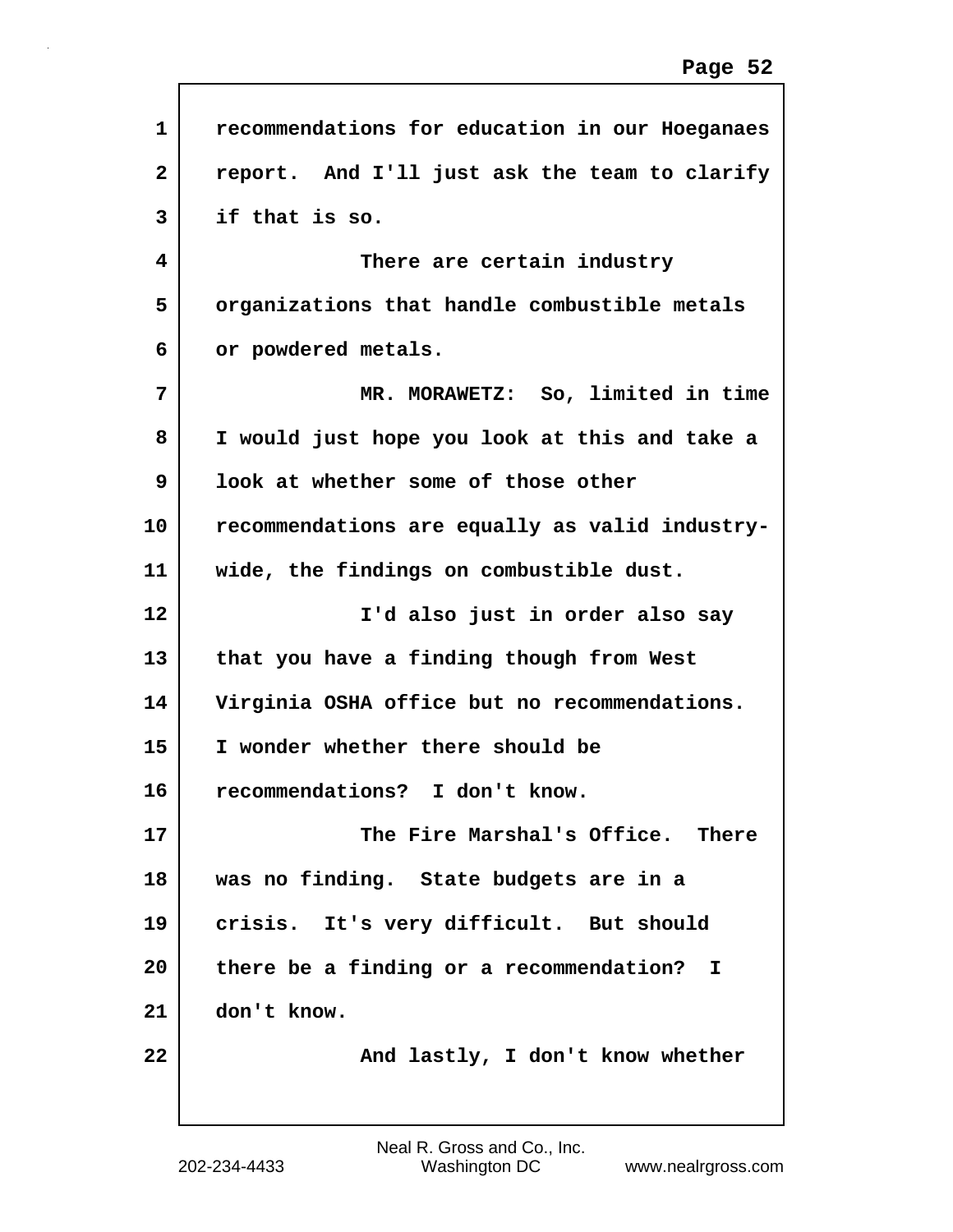recommendations for education in our Hoeganaes report. And I'll just ask the team to clarify if that is so.

There are certain industry organizations that handle combustible metals or powdered metals.

MR. MORAWETZ: So, limited in time I would just hope you look at this and take a look at whether some of those other recommendations are equally as valid industry-wide, the findings on combustible dust.

I'd also just in order also say that you have a finding though from West Virginia OSHA office but no recommendations. I wonder whether there should be recommendations? I don't know.

The Fire Marshal's Office. There was no finding. State budgets are in a crisis. It's very difficult. But should there be a finding or a recommendation? I don't know.

And lastly, I don't know whether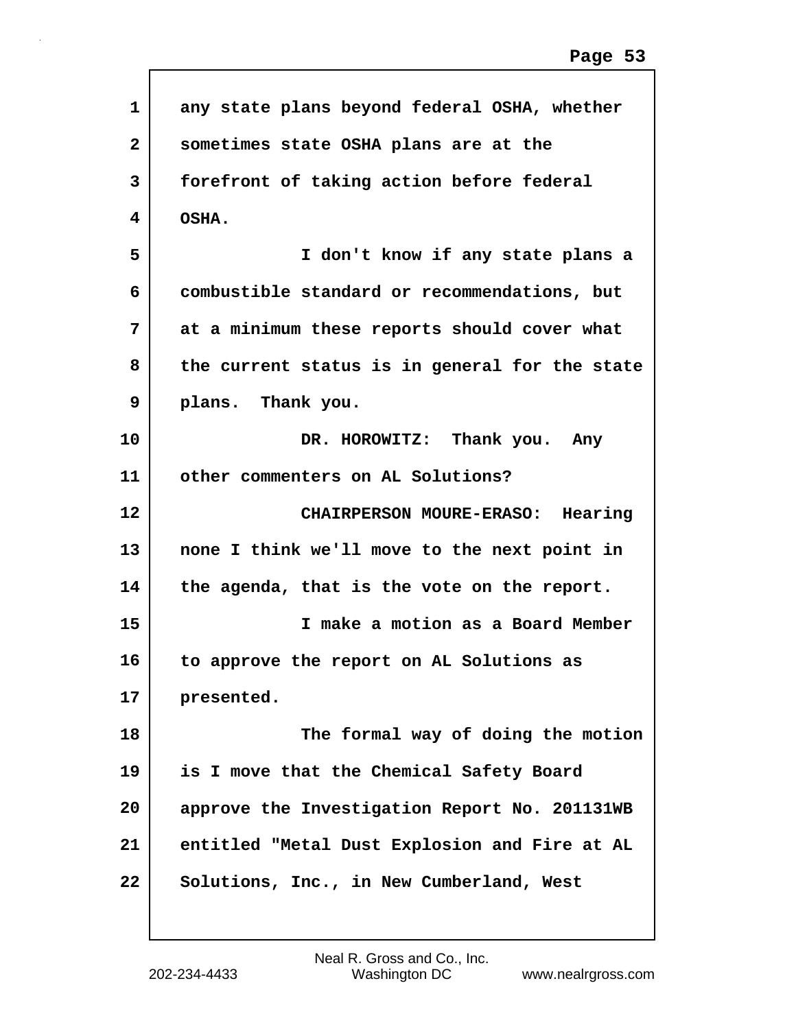any state plans beyond federal OSHA, whether sometimes state OSHA plans are at the forefront of taking action before federal OSHA.

I don't know if any state plans a combustible standard or recommendations, but at a minimum these reports should cover what the current status is in general for the state plans. Thank you.

DR. HOROWITZ: Thank you. Any other commenters on AL Solutions?

CHAIRPERSON MOURE-ERASO: Hearing none I think we'll move to the next point in the agenda, that is the vote on the report.

I make a motion as a Board Member to approve the report on AL Solutions as presented.

The formal way of doing the motion is I move that the Chemical Safety Board approve the Investigation Report No. 201131WB entitled "Metal Dust Explosion and Fire at AL Solutions, Inc., in New Cumberland, West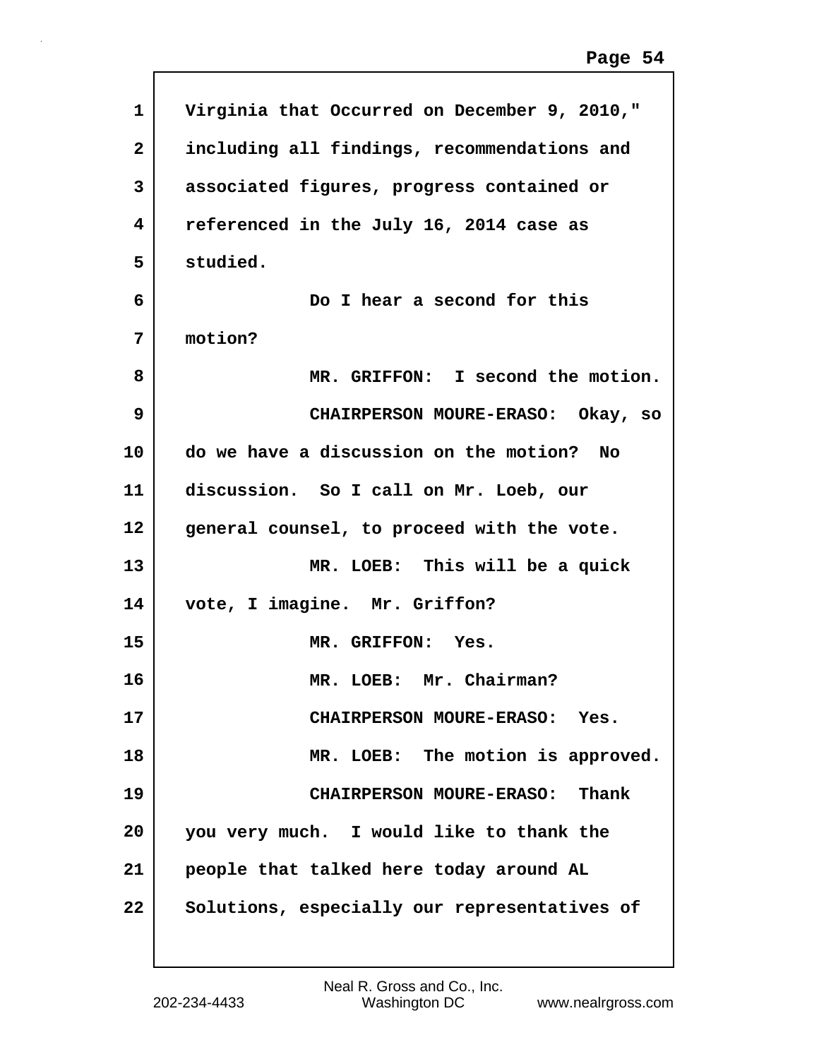Virginia that Occurred on December 9, 2010," including all findings, recommendations and associated figures, progress contained or referenced in the July 16, 2014 case as studied.

Do I hear a second for this motion?

MR. GRIFFON: I second the motion.

CHAIRPERSON MOURE-ERASO: Okay, so do we have a discussion on the motion? No discussion. So I call on Mr. Loeb, our general counsel, to proceed with the vote.

MR. LOEB: This will be a quick vote, I imagine. Mr. Griffon?

MR. GRIFFON: Yes.

MR. LOEB: Mr. Chairman?

CHAIRPERSON MOURE-ERASO: Yes.

MR. LOEB: The motion is approved.

CHAIRPERSON MOURE-ERASO: Thank you very much. I would like to thank the people that talked here today around AL Solutions, especially our representatives of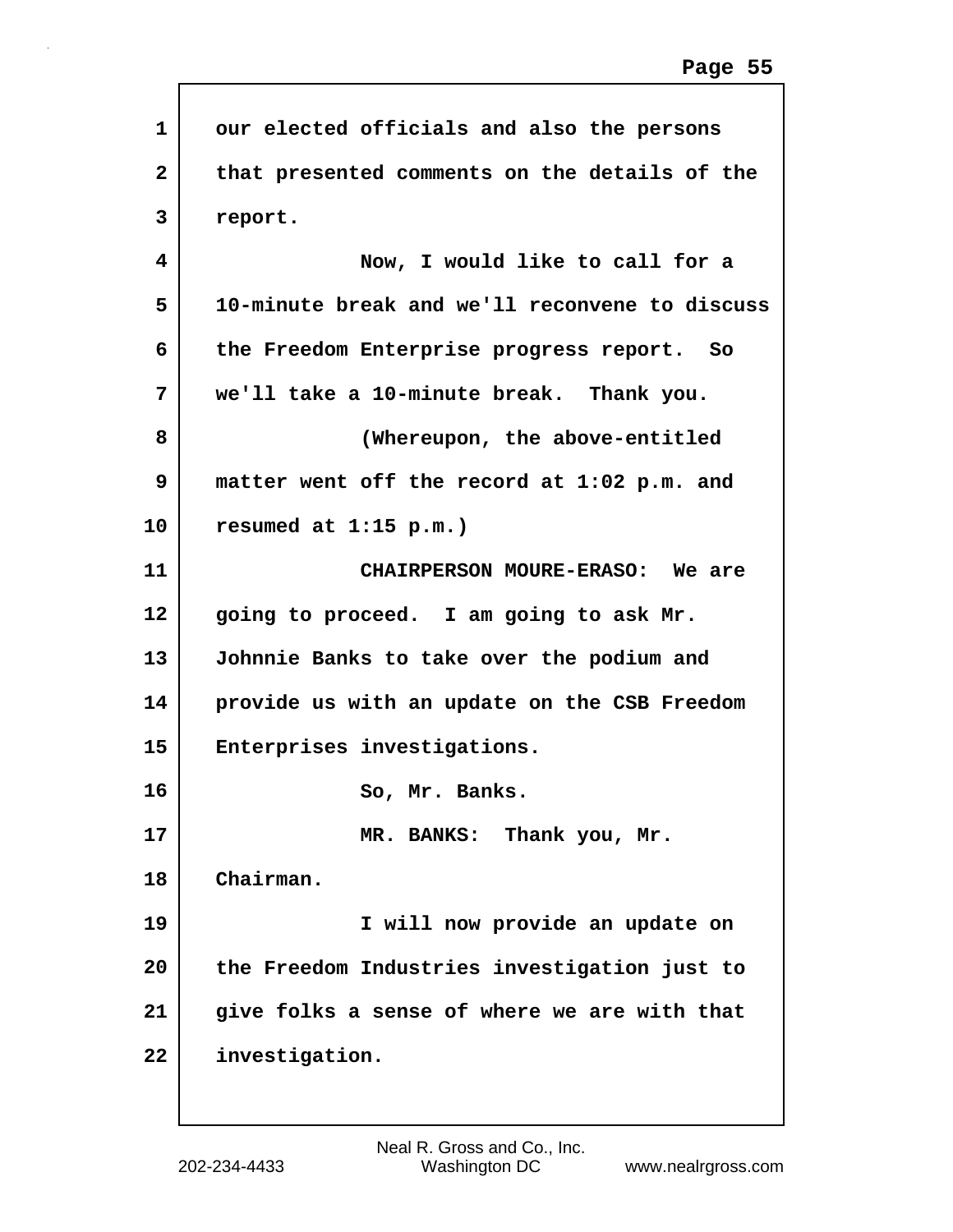our elected officials and also the persons that presented comments on the details of the report.

Now, I would like to call for a 10-minute break and we'll reconvene to discuss the Freedom Enterprise progress report. So we'll take a 10-minute break. Thank you.

(Whereupon, the above-entitled matter went off the record at 1:02 p.m. and resumed at 1:15 p.m.)

CHAIRPERSON MOURE-ERASO: We are going to proceed. I am going to ask Mr. Johnnie Banks to take over the podium and provide us with an update on the CSB Freedom Enterprises investigations.

So, Mr. Banks.

MR. BANKS: Thank you, Mr. Chairman.

I will now provide an update on the Freedom Industries investigation just to give folks a sense of where we are with that investigation.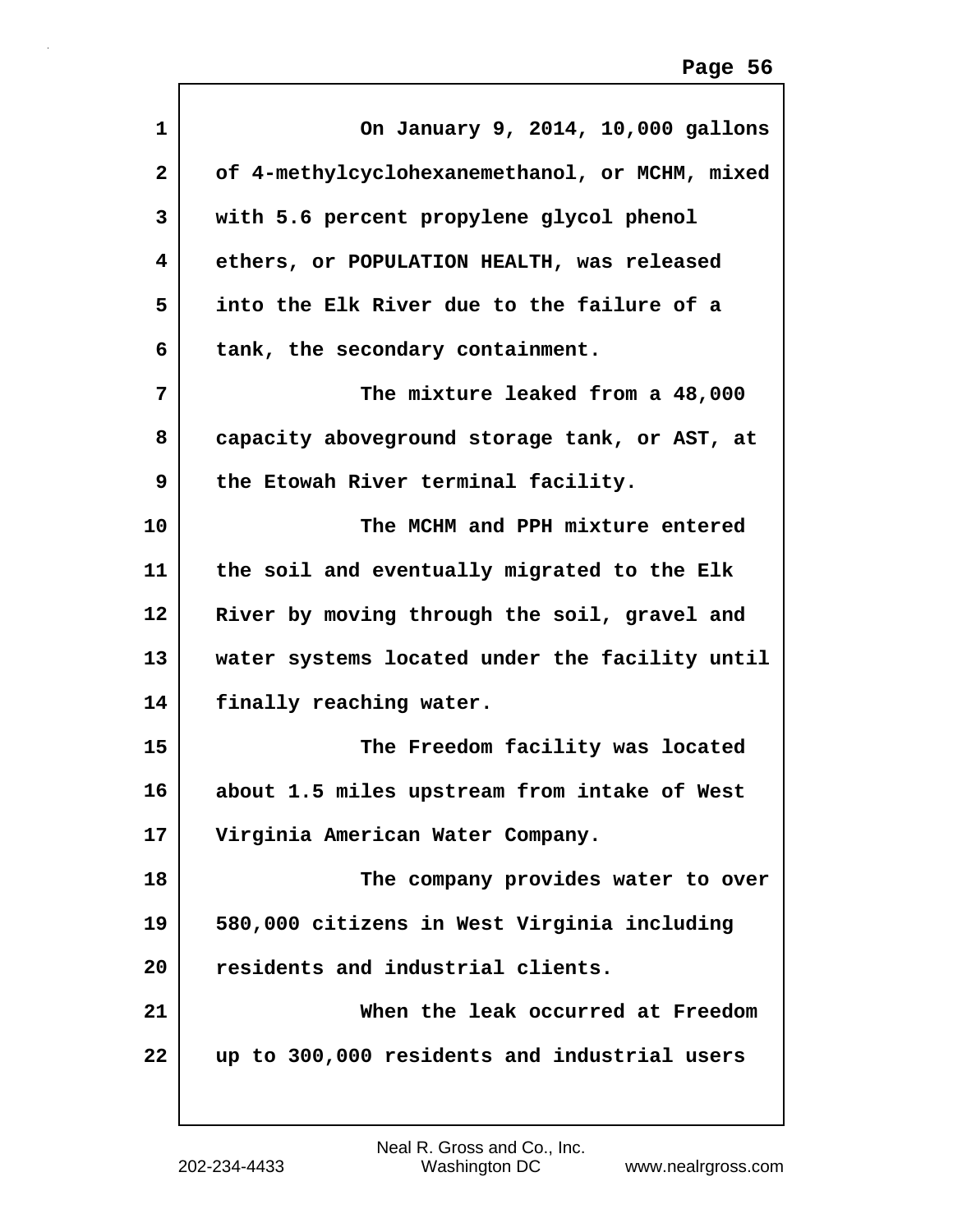On January 9, 2014, 10,000 gallons of 4-methylcyclohexanemethanol, or MCHM, mixed with 5.6 percent propylene glycol phenol ethers, or POPULATION HEALTH, was released into the Elk River due to the failure of a tank, the secondary containment.

The mixture leaked from a 48,000 capacity aboveground storage tank, or AST, at the Etowah River terminal facility.

The MCHM and PPH mixture entered the soil and eventually migrated to the Elk River by moving through the soil, gravel and water systems located under the facility until finally reaching water.

The Freedom facility was located about 1.5 miles upstream from intake of West Virginia American Water Company.

The company provides water to over 580,000 citizens in West Virginia including residents and industrial clients.

When the leak occurred at Freedom up to 300,000 residents and industrial users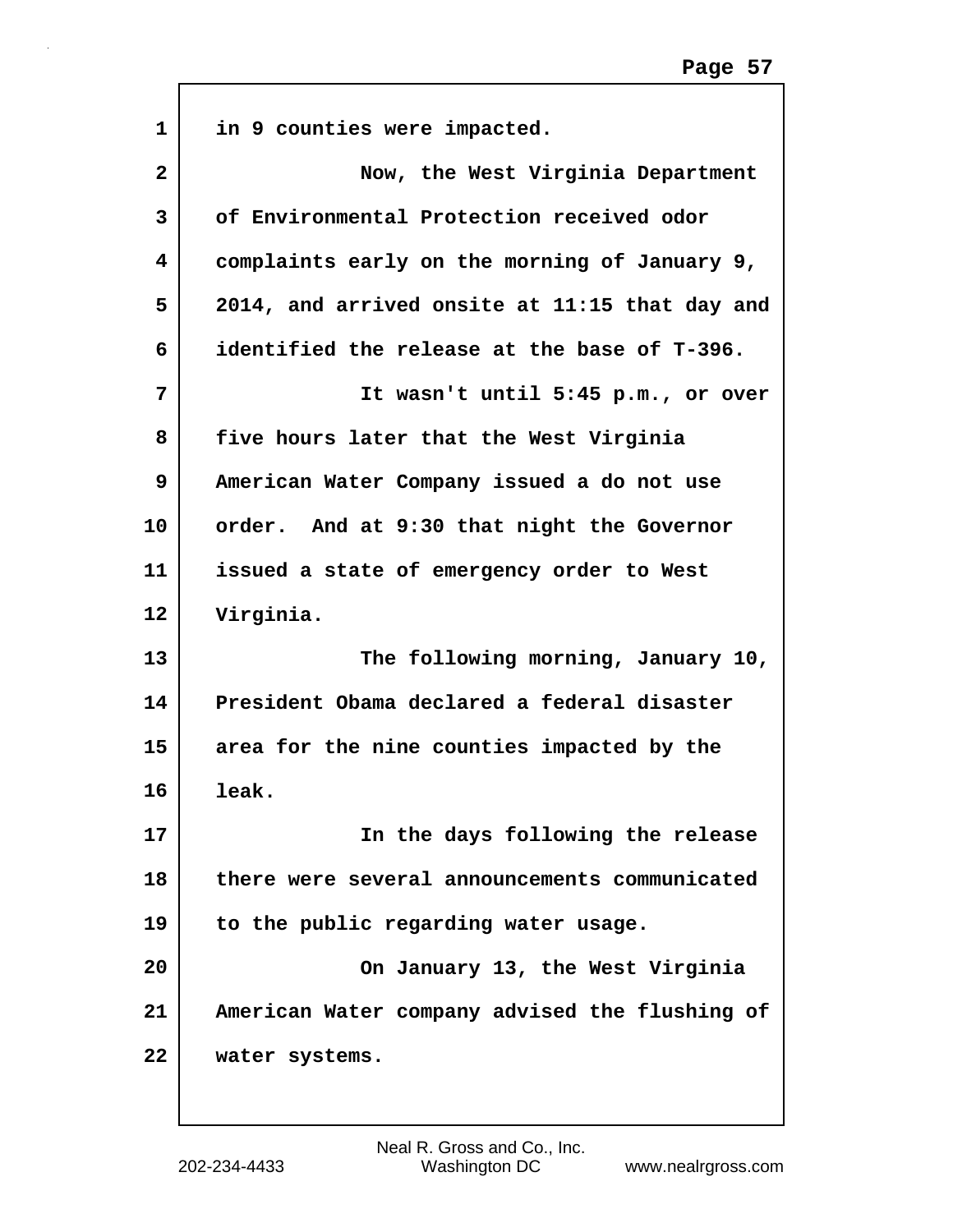in 9 counties were impacted.

Now, the West Virginia Department of Environmental Protection received odor complaints early on the morning of January 9, 2014, and arrived onsite at 11:15 that day and identified the release at the base of T-396.

It wasn't until 5:45 p.m., or over five hours later that the West Virginia American Water Company issued a do not use order. And at 9:30 that night the Governor issued a state of emergency order to West Virginia.

The following morning, January 10, President Obama declared a federal disaster area for the nine counties impacted by the leak.

In the days following the release there were several announcements communicated to the public regarding water usage.

On January 13, the West Virginia American Water company advised the flushing of water systems.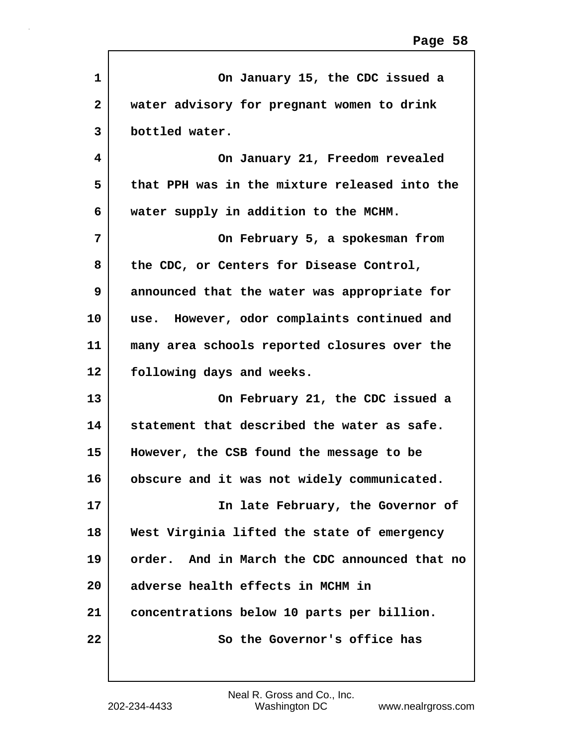On January 15, the CDC issued a water advisory for pregnant women to drink bottled water.

On January 21, Freedom revealed that PPH was in the mixture released into the water supply in addition to the MCHM.

On February 5, a spokesman from the CDC, or Centers for Disease Control, announced that the water was appropriate for use. However, odor complaints continued and many area schools reported closures over the following days and weeks.

On February 21, the CDC issued a statement that described the water as safe. However, the CSB found the message to be obscure and it was not widely communicated.

In late February, the Governor of West Virginia lifted the state of emergency order. And in March the CDC announced that no adverse health effects in MCHM in concentrations below 10 parts per billion.

So the Governor's office has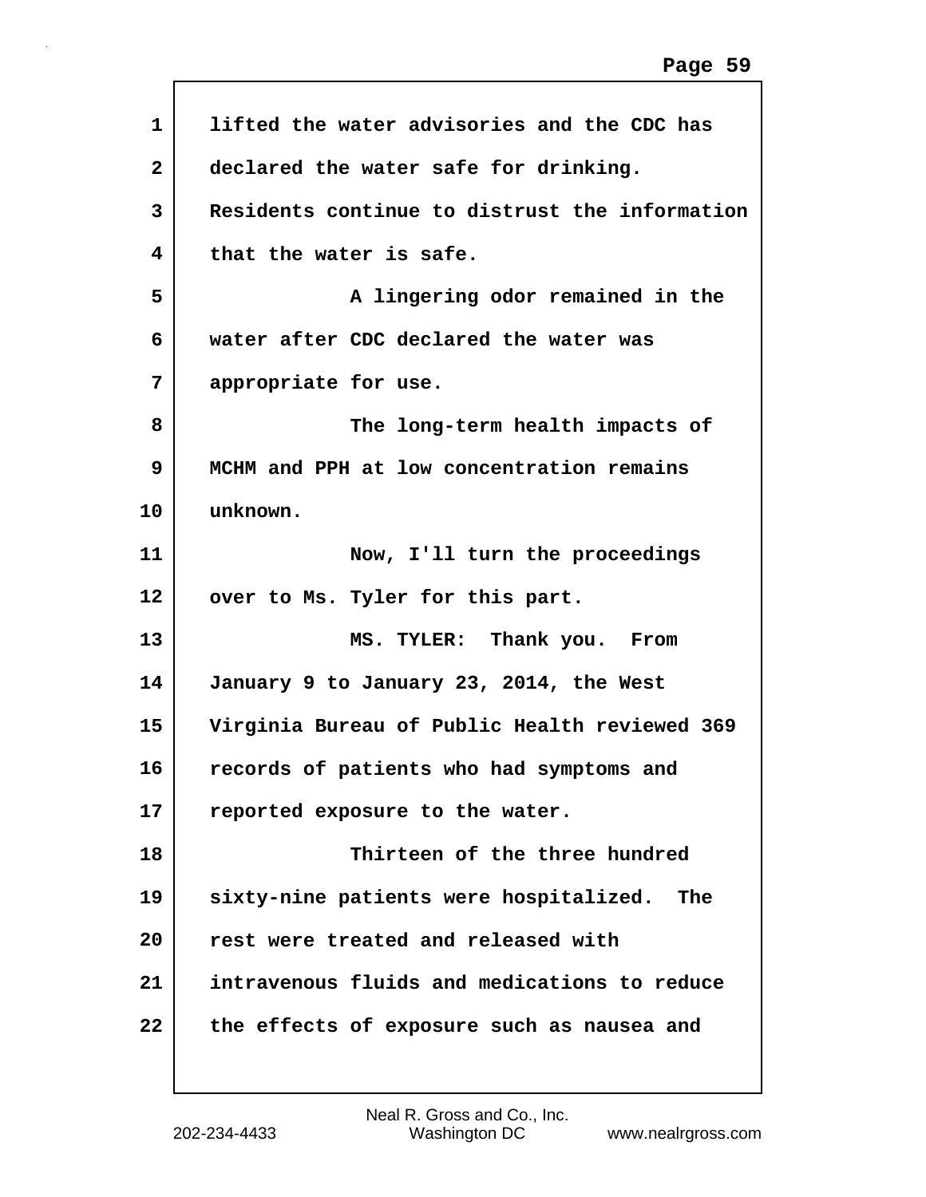lifted the water advisories and the CDC has declared the water safe for drinking. Residents continue to distrust the information that the water is safe.

A lingering odor remained in the water after CDC declared the water was appropriate for use.

The long-term health impacts of MCHM and PPH at low concentration remains unknown.

Now, I'll turn the proceedings over to Ms. Tyler for this part.

MS. TYLER: Thank you. From January 9 to January 23, 2014, the West Virginia Bureau of Public Health reviewed 369 records of patients who had symptoms and reported exposure to the water.

Thirteen of the three hundred sixty-nine patients were hospitalized. The rest were treated and released with intravenous fluids and medications to reduce the effects of exposure such as nausea and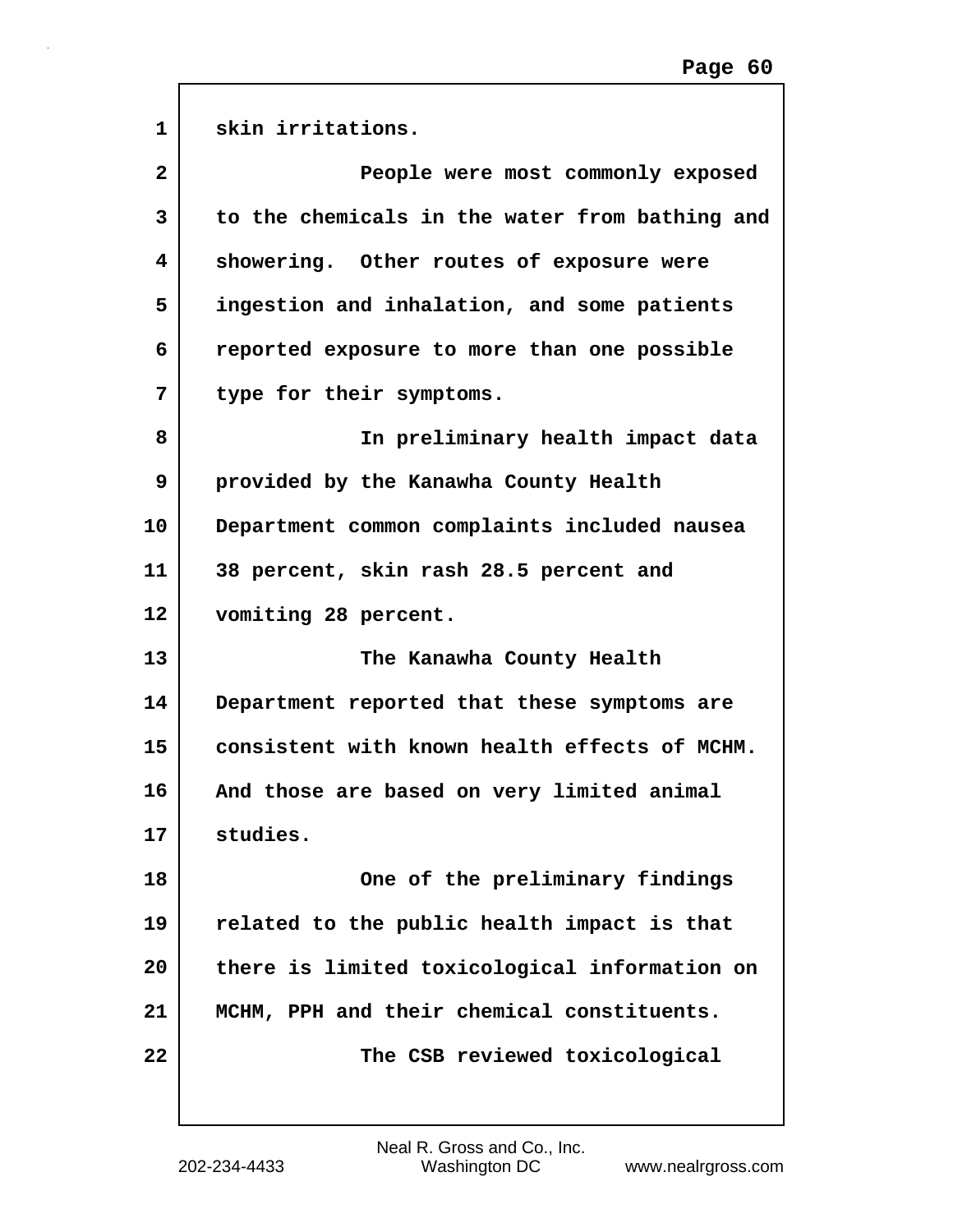skin irritations.

People were most commonly exposed to the chemicals in the water from bathing and showering. Other routes of exposure were ingestion and inhalation, and some patients reported exposure to more than one possible type for their symptoms.

In preliminary health impact data provided by the Kanawha County Health Department common complaints included nausea 38 percent, skin rash 28.5 percent and vomiting 28 percent.

The Kanawha County Health Department reported that these symptoms are consistent with known health effects of MCHM. And those are based on very limited animal studies.

One of the preliminary findings related to the public health impact is that there is limited toxicological information on MCHM, PPH and their chemical constituents.

The CSB reviewed toxicological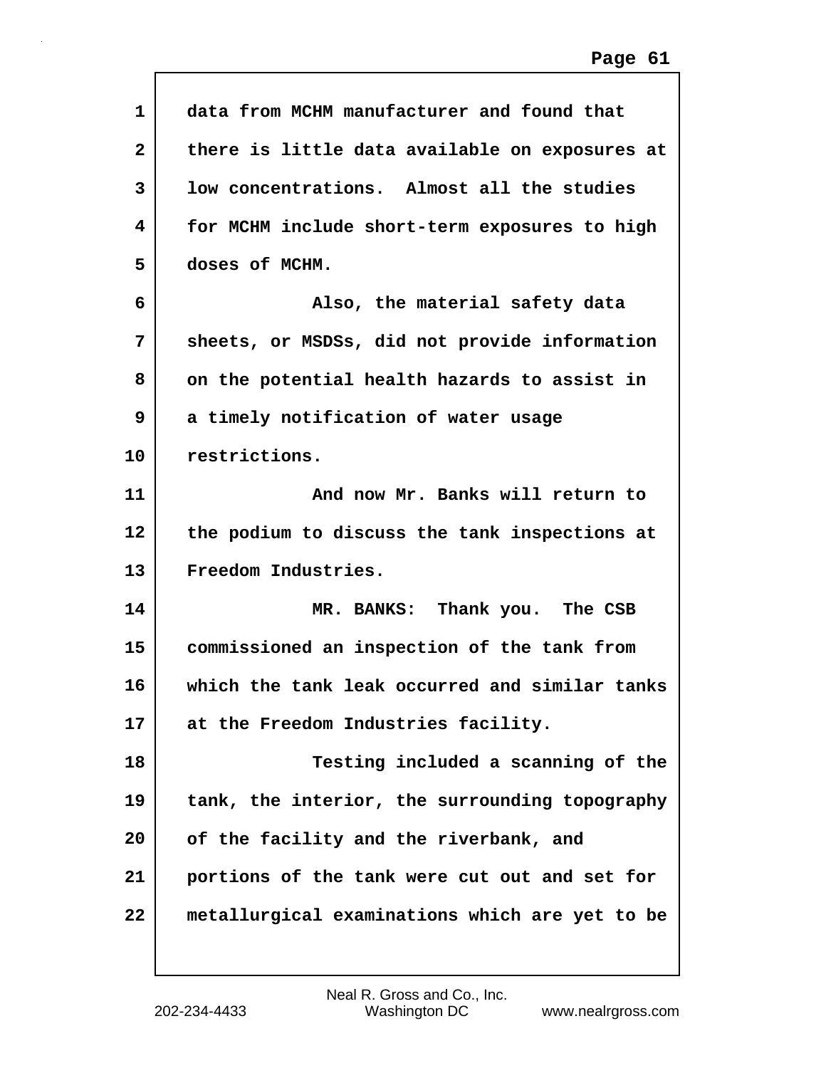data from MCHM manufacturer and found that there is little data available on exposures at low concentrations. Almost all the studies for MCHM include short-term exposures to high doses of MCHM.

Also, the material safety data sheets, or MSDSs, did not provide information on the potential health hazards to assist in a timely notification of water usage restrictions.

And now Mr. Banks will return to the podium to discuss the tank inspections at Freedom Industries.

MR. BANKS: Thank you. The CSB commissioned an inspection of the tank from which the tank leak occurred and similar tanks at the Freedom Industries facility.

Testing included a scanning of the tank, the interior, the surrounding topography of the facility and the riverbank, and portions of the tank were cut out and set for metallurgical examinations which are yet to be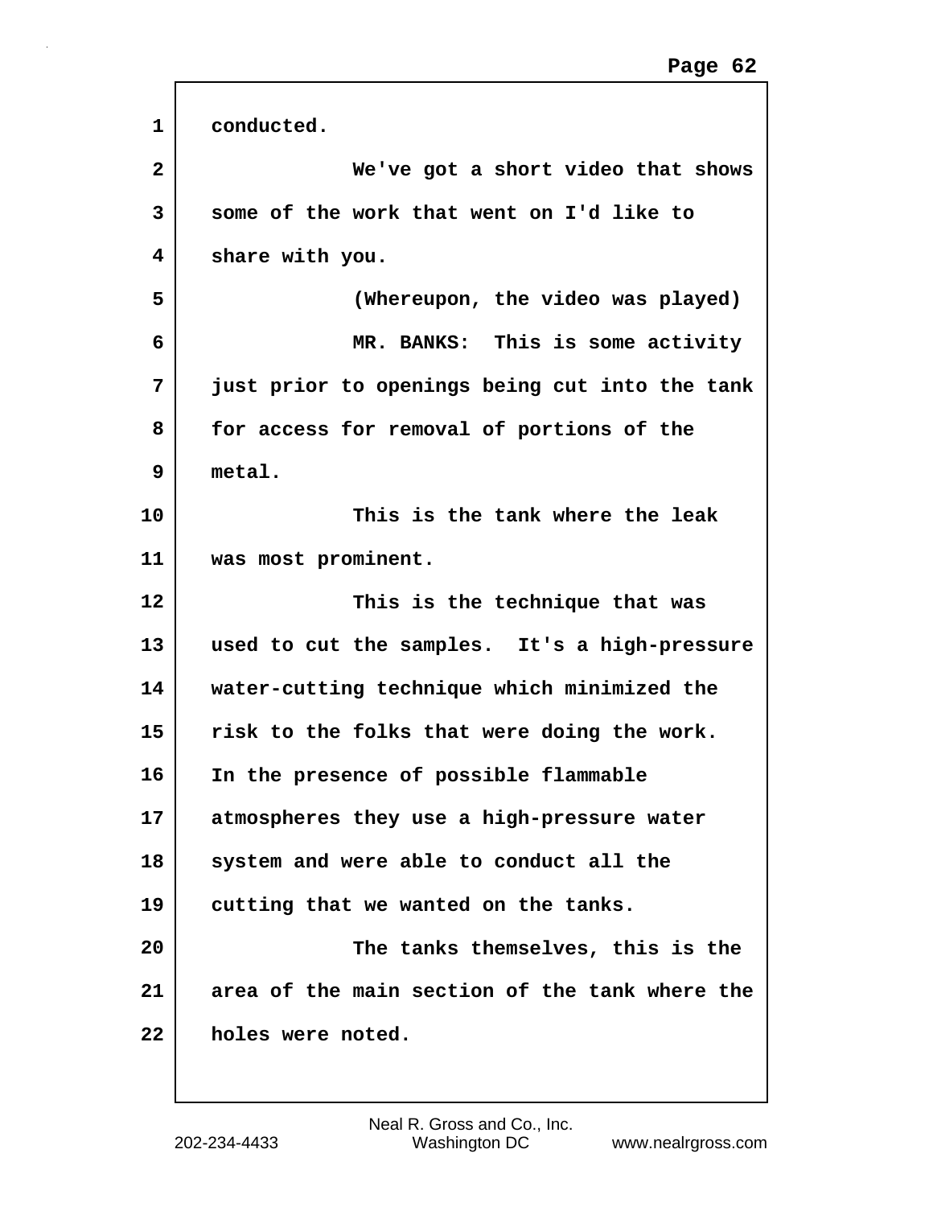conducted.

We've got a short video that shows some of the work that went on I'd like to share with you.

(Whereupon, the video was played)

MR. BANKS: This is some activity just prior to openings being cut into the tank for access for removal of portions of the metal.

This is the tank where the leak was most prominent.

This is the technique that was used to cut the samples. It's a high-pressure water-cutting technique which minimized the risk to the folks that were doing the work. In the presence of possible flammable atmospheres they use a high-pressure water system and were able to conduct all the cutting that we wanted on the tanks.

The tanks themselves, this is the area of the main section of the tank where the holes were noted.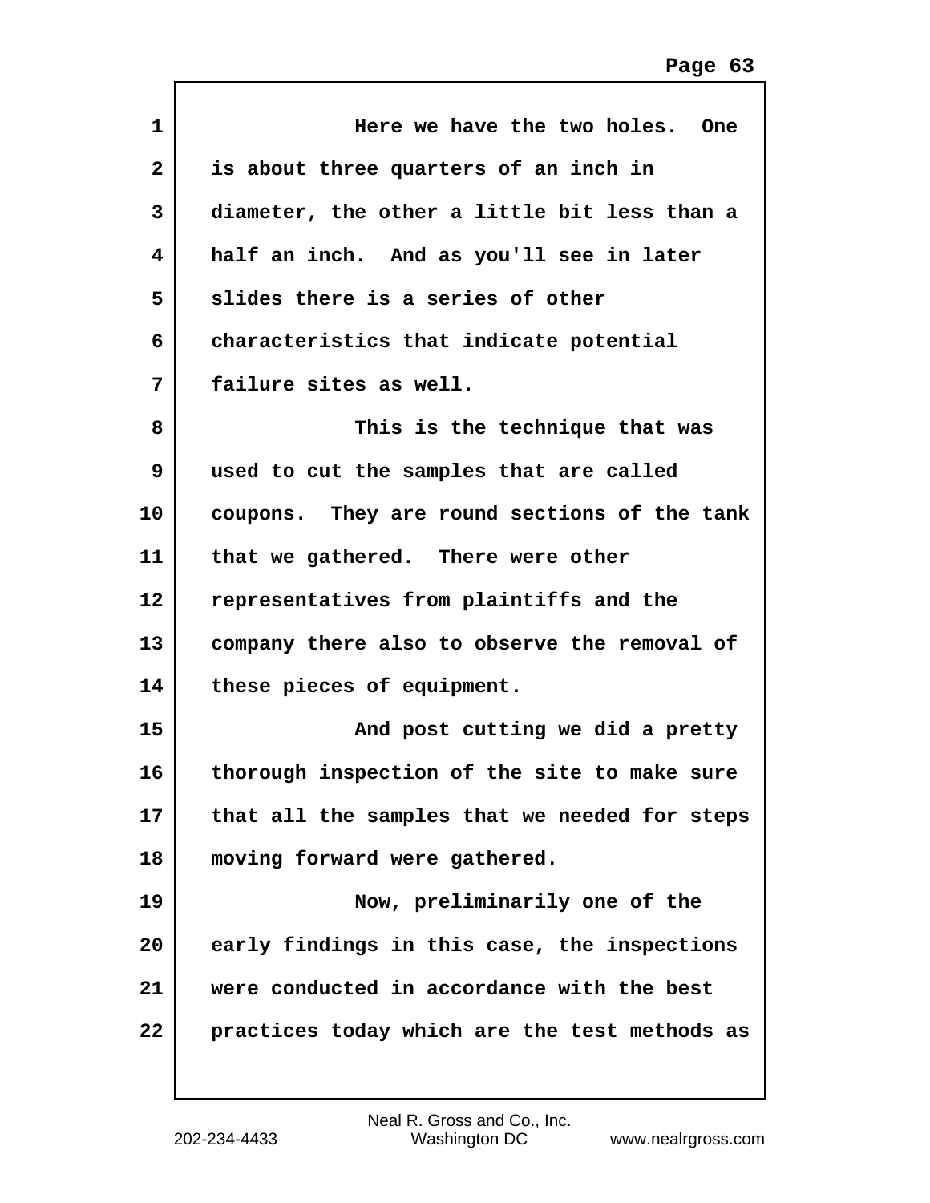Here we have the two holes. One is about three quarters of an inch in diameter, the other a little bit less than a half an inch. And as you'll see in later slides there is a series of other characteristics that indicate potential failure sites as well.

This is the technique that was used to cut the samples that are called coupons. They are round sections of the tank that we gathered. There were other representatives from plaintiffs and the company there also to observe the removal of these pieces of equipment.

And post cutting we did a pretty thorough inspection of the site to make sure that all the samples that we needed for steps moving forward were gathered.

Now, preliminarily one of the early findings in this case, the inspections were conducted in accordance with the best practices today which are the test methods as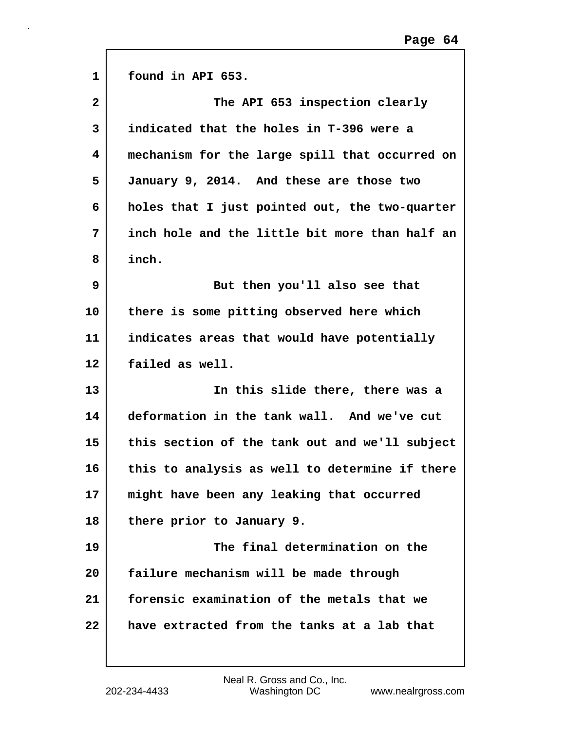found in API 653.

The API 653 inspection clearly indicated that the holes in T-396 were a mechanism for the large spill that occurred on January 9, 2014. And these are those two holes that I just pointed out, the two-quarter inch hole and the little bit more than half an inch.

But then you'll also see that there is some pitting observed here which indicates areas that would have potentially failed as well.

In this slide there, there was a deformation in the tank wall. And we've cut this section of the tank out and we'll subject this to analysis as well to determine if there might have been any leaking that occurred there prior to January 9.

The final determination on the failure mechanism will be made through forensic examination of the metals that we have extracted from the tanks at a lab that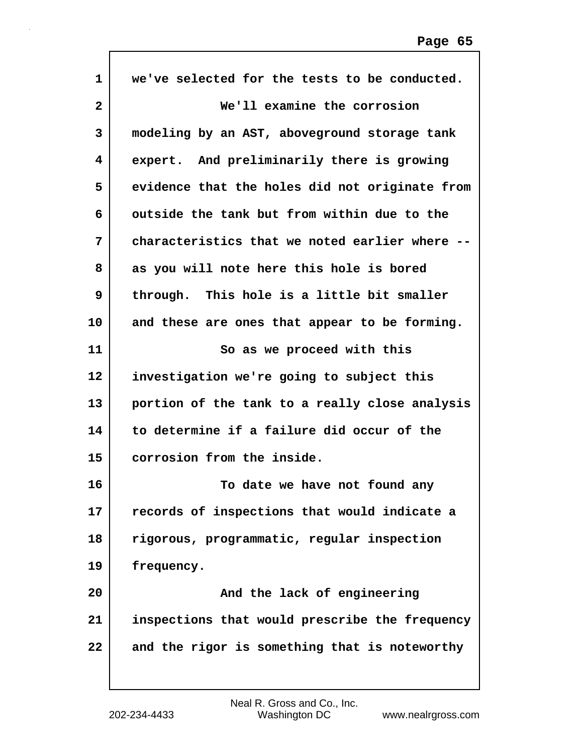we've selected for the tests to be conducted.

We'll examine the corrosion modeling by an AST, aboveground storage tank expert. And preliminarily there is growing evidence that the holes did not originate from outside the tank but from within due to the characteristics that we noted earlier where -- as you will note here this hole is bored through. This hole is a little bit smaller and these are ones that appear to be forming.

So as we proceed with this investigation we're going to subject this portion of the tank to a really close analysis to determine if a failure did occur of the corrosion from the inside.

To date we have not found any records of inspections that would indicate a rigorous, programmatic, regular inspection frequency.

And the lack of engineering inspections that would prescribe the frequency and the rigor is something that is noteworthy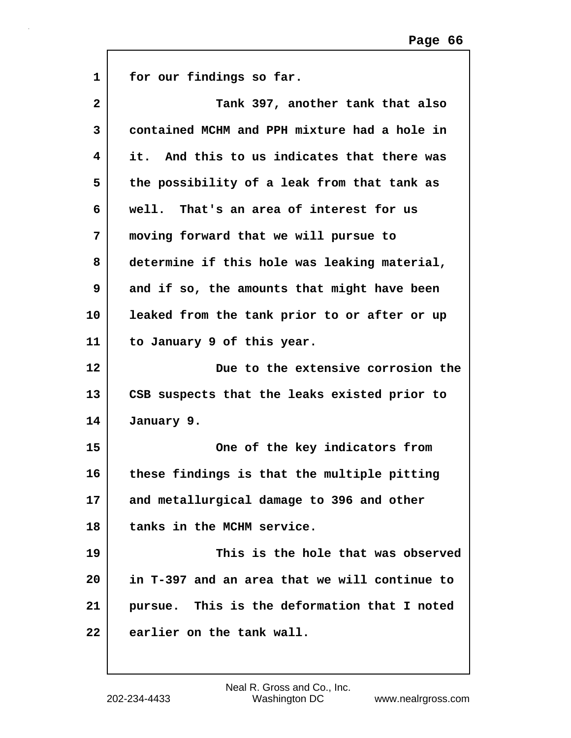for our findings so far.

Tank 397, another tank that also contained MCHM and PPH mixture had a hole in it. And this to us indicates that there was the possibility of a leak from that tank as well. That's an area of interest for us moving forward that we will pursue to determine if this hole was leaking material, and if so, the amounts that might have been leaked from the tank prior to or after or up to January 9 of this year.

Due to the extensive corrosion the CSB suspects that the leaks existed prior to January 9.

One of the key indicators from these findings is that the multiple pitting and metallurgical damage to 396 and other tanks in the MCHM service.

This is the hole that was observed in T-397 and an area that we will continue to pursue. This is the deformation that I noted earlier on the tank wall.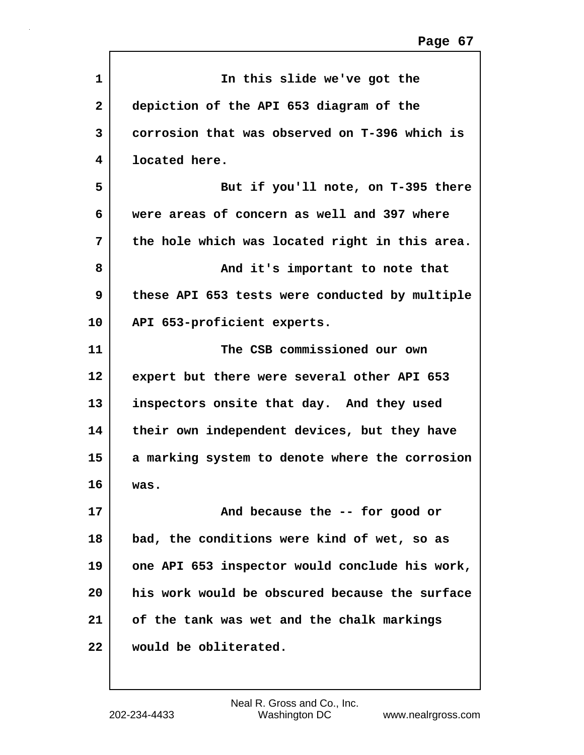In this slide we've got the depiction of the API 653 diagram of the corrosion that was observed on T-396 which is located here.

But if you'll note, on T-395 there were areas of concern as well and 397 where the hole which was located right in this area.

And it's important to note that these API 653 tests were conducted by multiple API 653-proficient experts.

The CSB commissioned our own expert but there were several other API 653 inspectors onsite that day. And they used their own independent devices, but they have a marking system to denote where the corrosion was.

And because the -- for good or bad, the conditions were kind of wet, so as one API 653 inspector would conclude his work, his work would be obscured because the surface of the tank was wet and the chalk markings would be obliterated.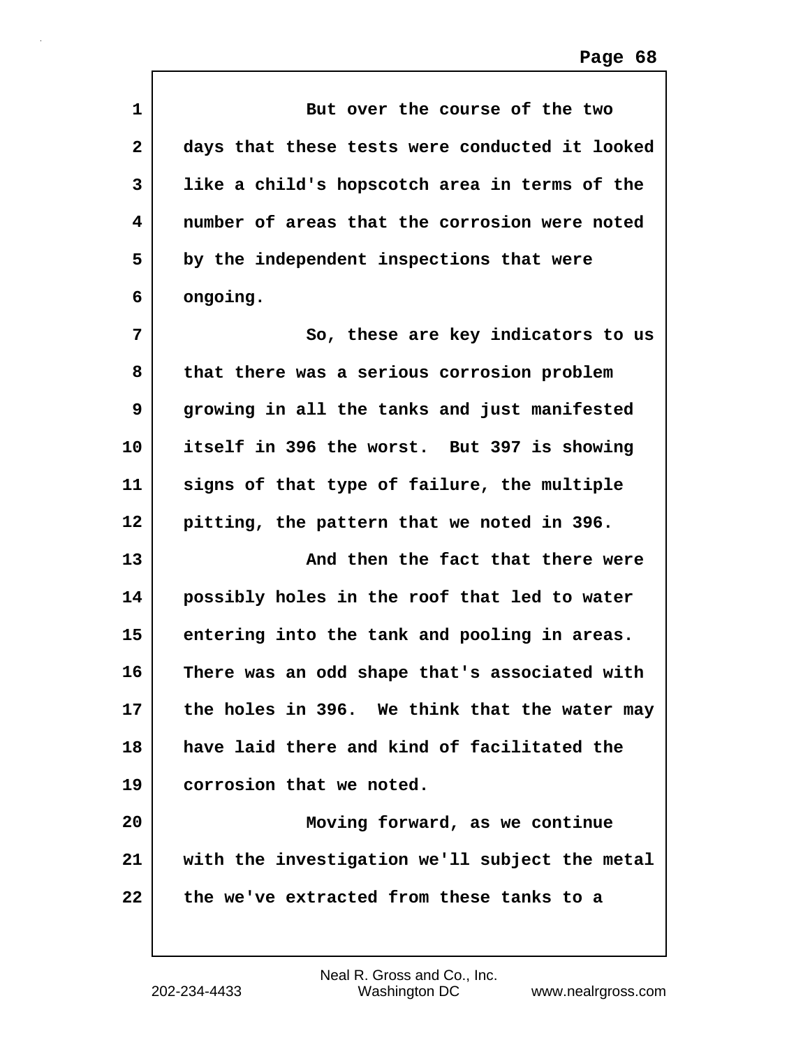But over the course of the two days that these tests were conducted it looked like a child's hopscotch area in terms of the number of areas that the corrosion were noted by the independent inspections that were ongoing.

So, these are key indicators to us that there was a serious corrosion problem growing in all the tanks and just manifested itself in 396 the worst. But 397 is showing signs of that type of failure, the multiple pitting, the pattern that we noted in 396.

And then the fact that there were possibly holes in the roof that led to water entering into the tank and pooling in areas. There was an odd shape that's associated with the holes in 396. We think that the water may have laid there and kind of facilitated the corrosion that we noted.

Moving forward, as we continue with the investigation we'll subject the metal the we've extracted from these tanks to a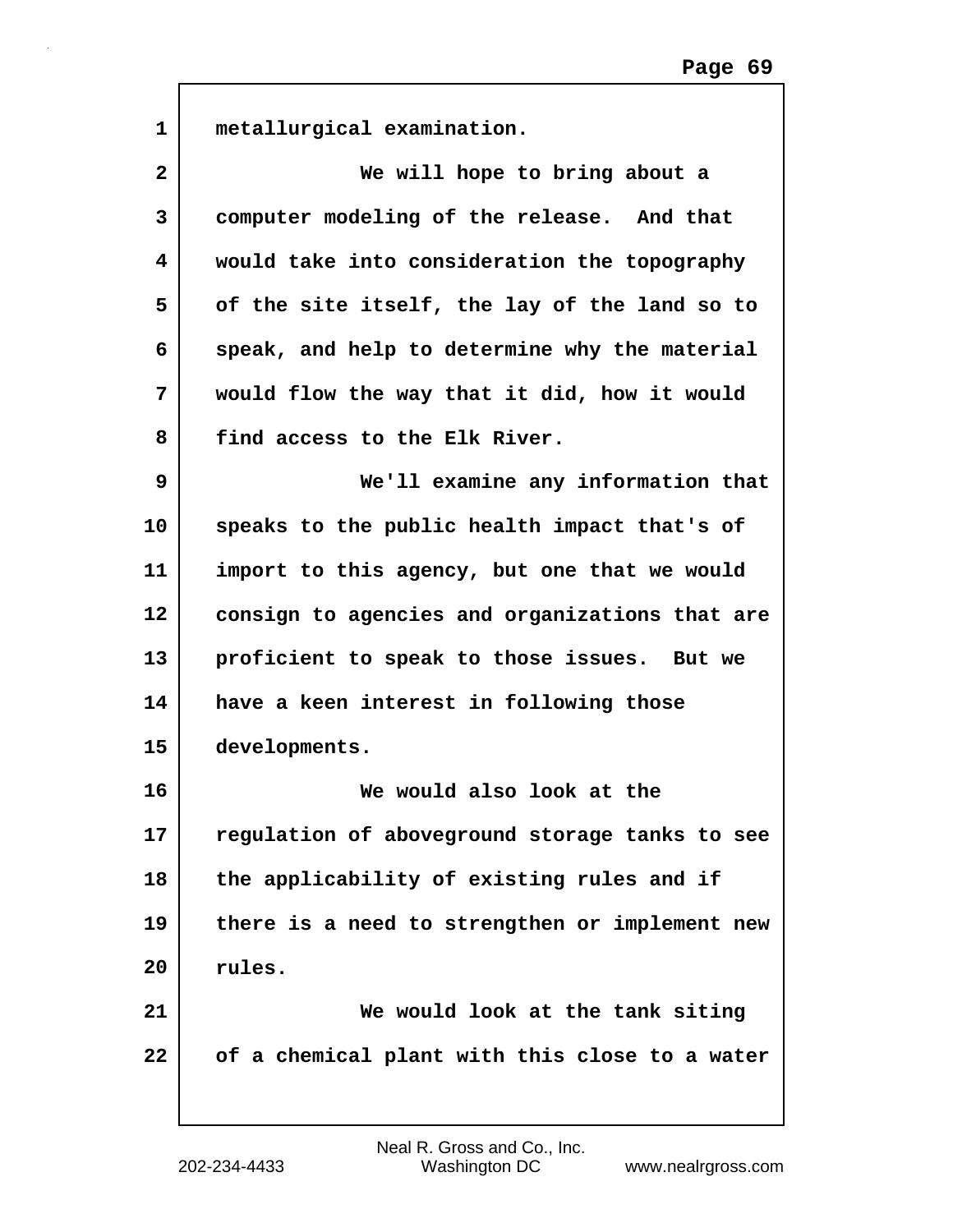metallurgical examination.

We will hope to bring about a computer modeling of the release. And that would take into consideration the topography of the site itself, the lay of the land so to speak, and help to determine why the material would flow the way that it did, how it would find access to the Elk River.

We'll examine any information that speaks to the public health impact that's of import to this agency, but one that we would consign to agencies and organizations that are proficient to speak to those issues. But we have a keen interest in following those developments.

We would also look at the regulation of aboveground storage tanks to see the applicability of existing rules and if there is a need to strengthen or implement new rules.

We would look at the tank siting of a chemical plant with this close to a water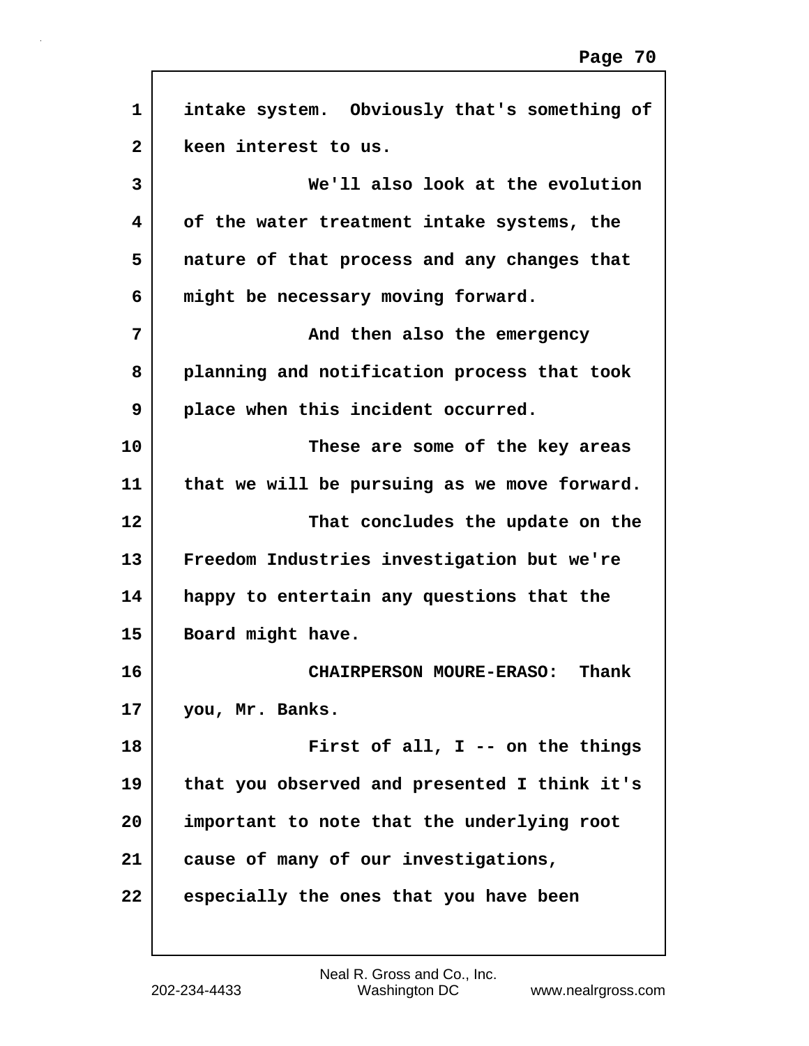intake system. Obviously that's something of keen interest to us.

We'll also look at the evolution of the water treatment intake systems, the nature of that process and any changes that might be necessary moving forward.

And then also the emergency planning and notification process that took place when this incident occurred.

These are some of the key areas that we will be pursuing as we move forward.

That concludes the update on the Freedom Industries investigation but we're happy to entertain any questions that the Board might have.

CHAIRPERSON MOURE-ERASO: Thank you, Mr. Banks.

First of all, I -- on the things that you observed and presented I think it's important to note that the underlying root cause of many of our investigations, especially the ones that you have been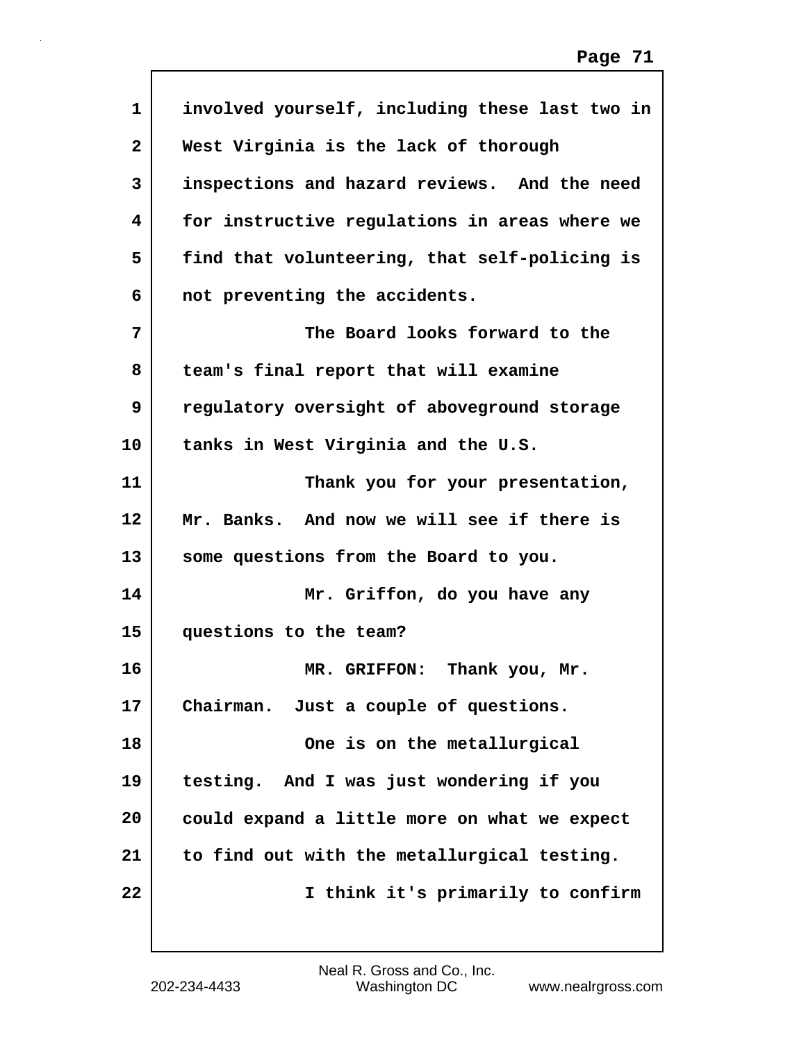involved yourself, including these last two in West Virginia is the lack of thorough inspections and hazard reviews. And the need for instructive regulations in areas where we find that volunteering, that self-policing is not preventing the accidents.

The Board looks forward to the team's final report that will examine regulatory oversight of aboveground storage tanks in West Virginia and the U.S.

Thank you for your presentation, Mr. Banks. And now we will see if there is some questions from the Board to you.

Mr. Griffon, do you have any questions to the team?

MR. GRIFFON: Thank you, Mr. Chairman. Just a couple of questions.

One is on the metallurgical testing. And I was just wondering if you could expand a little more on what we expect to find out with the metallurgical testing.

I think it's primarily to confirm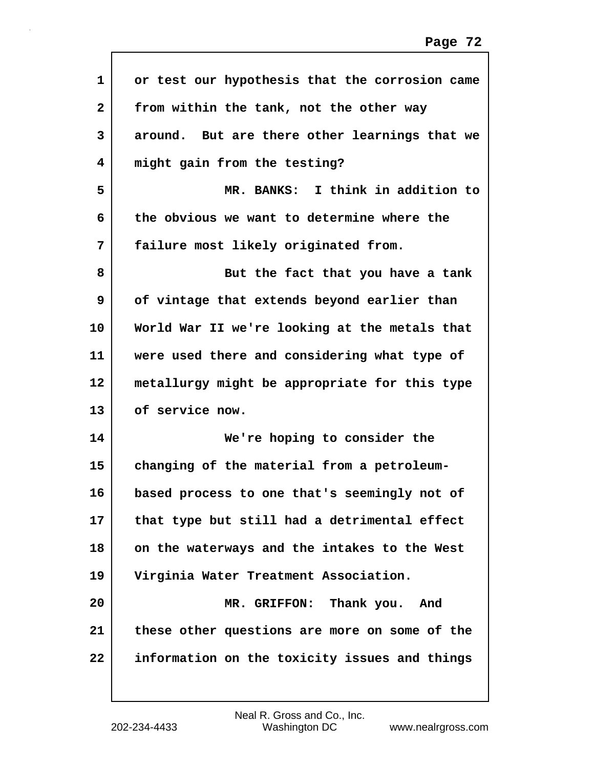or test our hypothesis that the corrosion came from within the tank, not the other way around. But are there other learnings that we might gain from the testing?

MR. BANKS: I think in addition to the obvious we want to determine where the failure most likely originated from.

But the fact that you have a tank of vintage that extends beyond earlier than World War II we're looking at the metals that were used there and considering what type of metallurgy might be appropriate for this type of service now.

We're hoping to consider the changing of the material from a petroleum-based process to one that's seemingly not of that type but still had a detrimental effect on the waterways and the intakes to the West Virginia Water Treatment Association.

MR. GRIFFON: Thank you. And these other questions are more on some of the information on the toxicity issues and things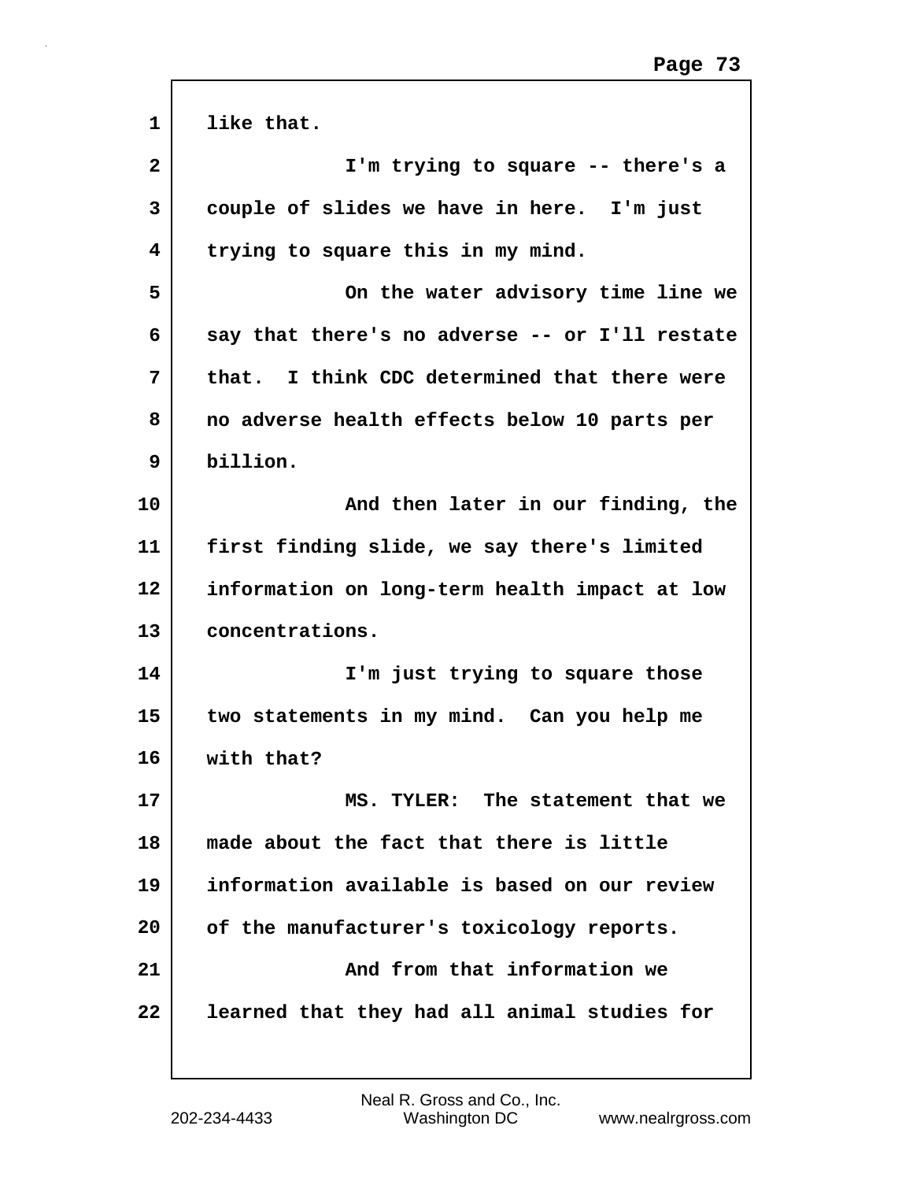like that.

I'm trying to square -- there's a couple of slides we have in here. I'm just trying to square this in my mind.

On the water advisory time line we say that there's no adverse -- or I'll restate that. I think CDC determined that there were no adverse health effects below 10 parts per billion.

And then later in our finding, the first finding slide, we say there's limited information on long-term health impact at low concentrations.

I'm just trying to square those two statements in my mind. Can you help me with that?

MS. TYLER: The statement that we made about the fact that there is little information available is based on our review of the manufacturer's toxicology reports.

And from that information we learned that they had all animal studies for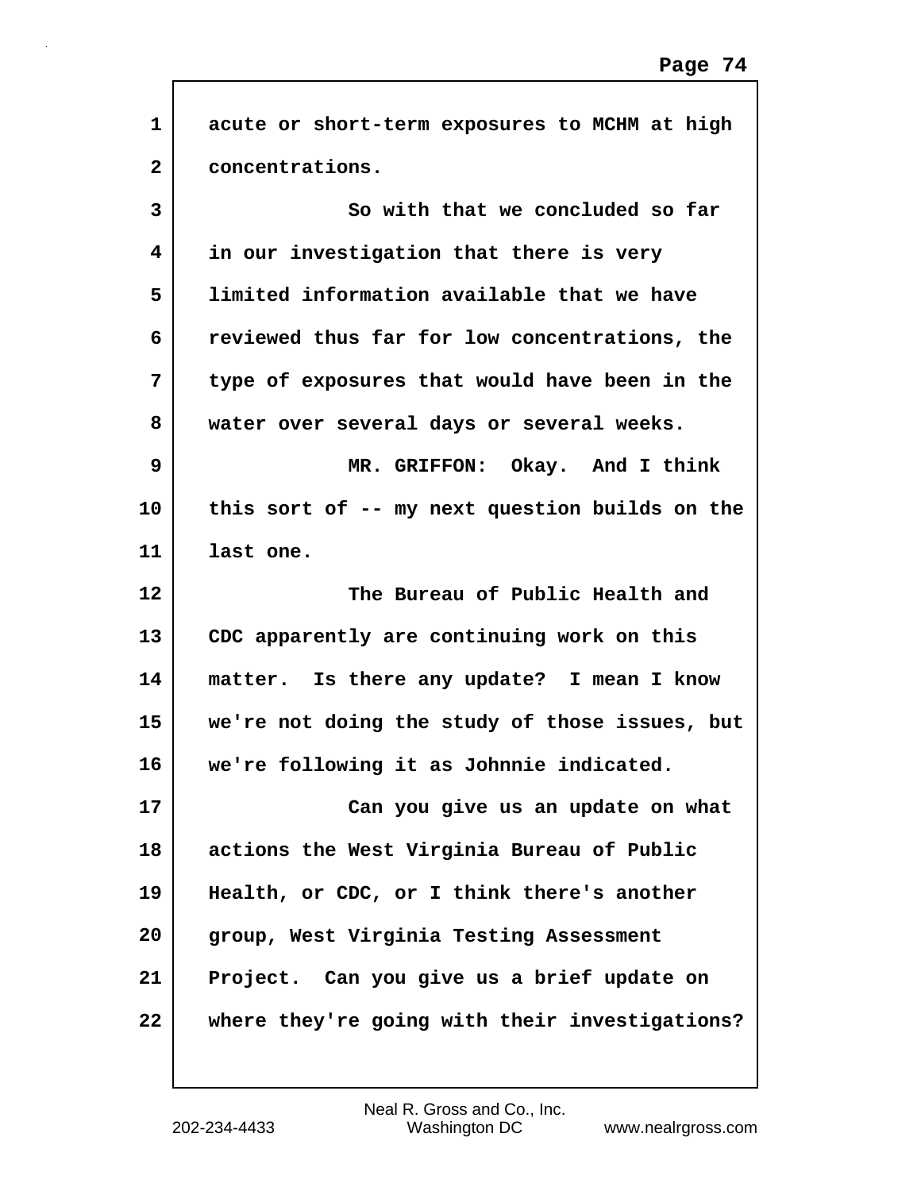acute or short-term exposures to MCHM at high concentrations.

So with that we concluded so far in our investigation that there is very limited information available that we have reviewed thus far for low concentrations, the type of exposures that would have been in the water over several days or several weeks.

MR. GRIFFON: Okay. And I think this sort of -- my next question builds on the last one.

The Bureau of Public Health and CDC apparently are continuing work on this matter. Is there any update? I mean I know we're not doing the study of those issues, but we're following it as Johnnie indicated.

Can you give us an update on what actions the West Virginia Bureau of Public Health, or CDC, or I think there's another group, West Virginia Testing Assessment Project. Can you give us a brief update on where they're going with their investigations?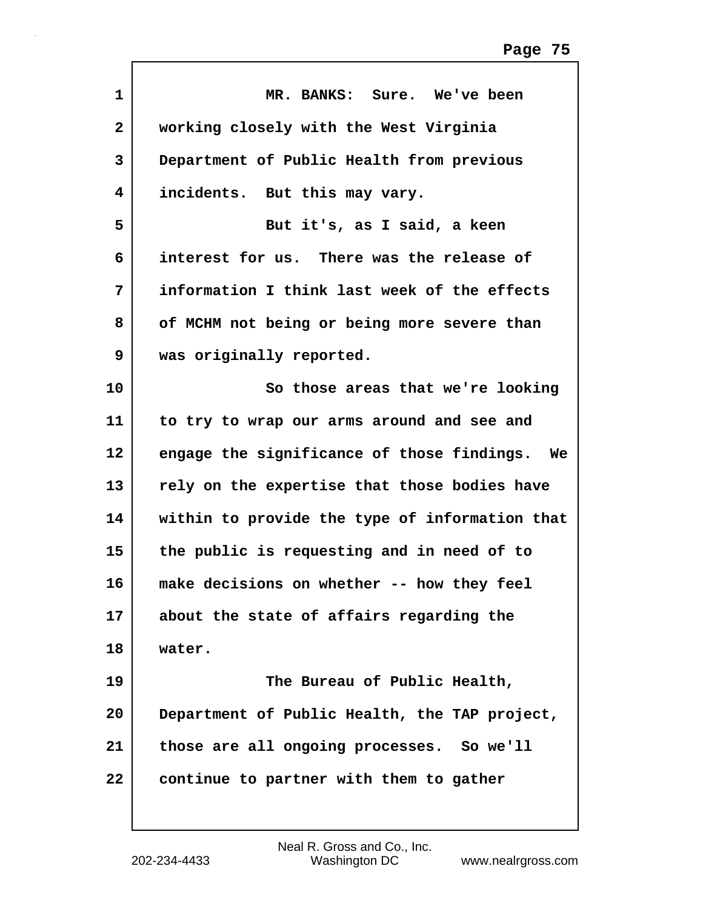MR. BANKS: Sure. We've been working closely with the West Virginia Department of Public Health from previous incidents. But this may vary.

But it's, as I said, a keen interest for us. There was the release of information I think last week of the effects of MCHM not being or being more severe than was originally reported.

So those areas that we're looking to try to wrap our arms around and see and engage the significance of those findings. We rely on the expertise that those bodies have within to provide the type of information that the public is requesting and in need of to make decisions on whether -- how they feel about the state of affairs regarding the water.

The Bureau of Public Health, Department of Public Health, the TAP project, those are all ongoing processes. So we'll continue to partner with them to gather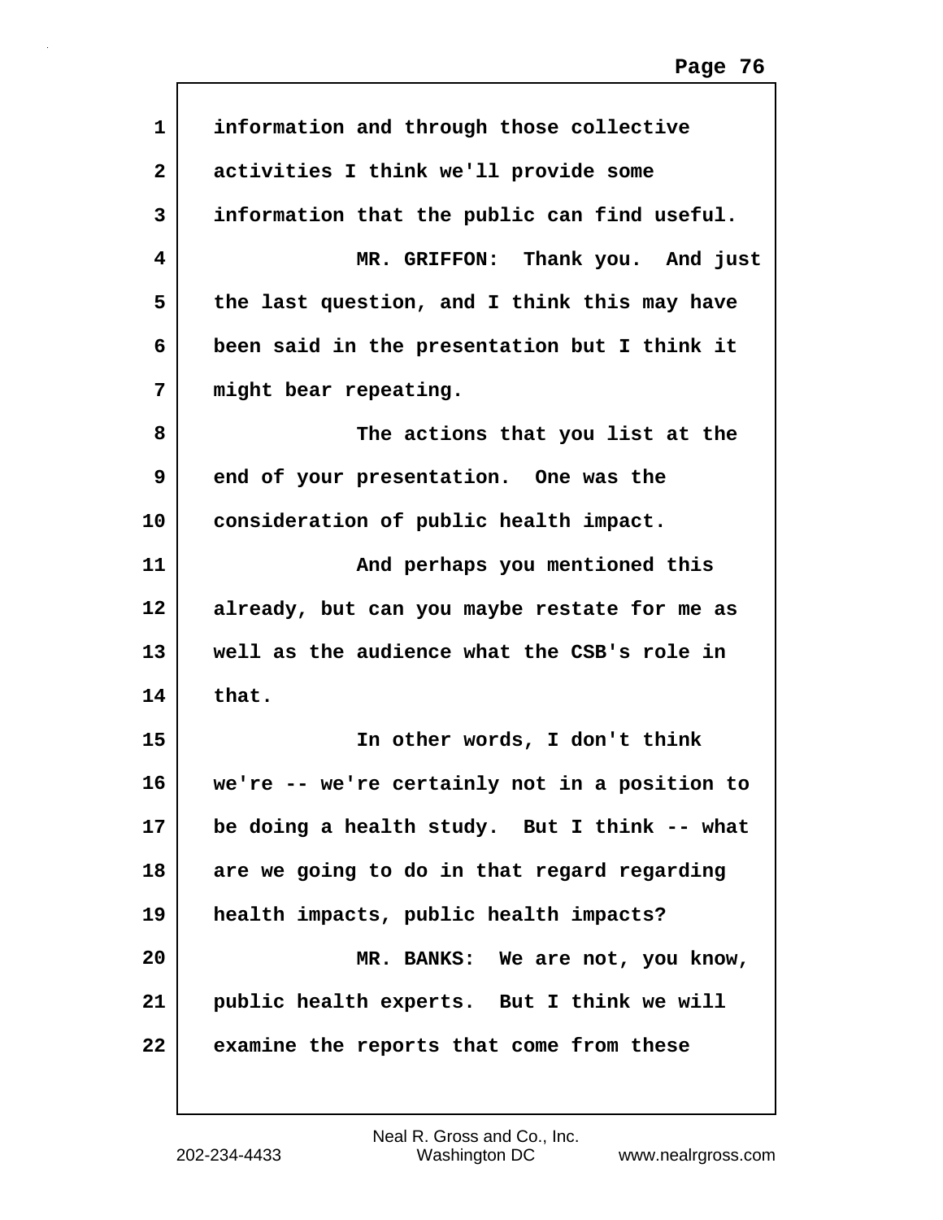information and through those collective activities I think we'll provide some information that the public can find useful.

MR. GRIFFON: Thank you. And just the last question, and I think this may have been said in the presentation but I think it might bear repeating.

The actions that you list at the end of your presentation. One was the consideration of public health impact.

And perhaps you mentioned this already, but can you maybe restate for me as well as the audience what the CSB's role in that.

In other words, I don't think we're -- we're certainly not in a position to be doing a health study. But I think -- what are we going to do in that regard regarding health impacts, public health impacts?

MR. BANKS: We are not, you know, public health experts. But I think we will examine the reports that come from these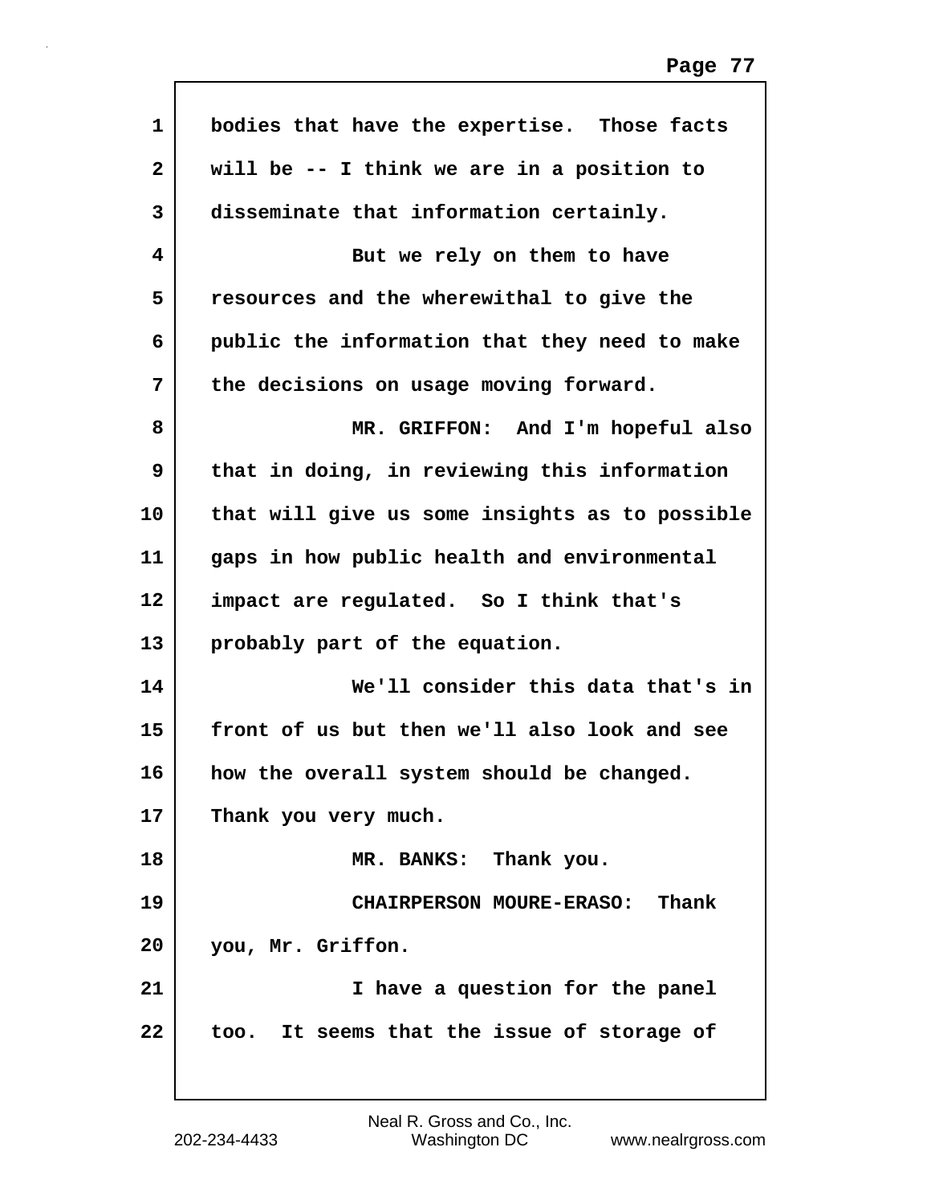bodies that have the expertise. Those facts will be -- I think we are in a position to disseminate that information certainly.

But we rely on them to have resources and the wherewithal to give the public the information that they need to make the decisions on usage moving forward.

MR. GRIFFON: And I'm hopeful also that in doing, in reviewing this information that will give us some insights as to possible gaps in how public health and environmental impact are regulated. So I think that's probably part of the equation.

We'll consider this data that's in front of us but then we'll also look and see how the overall system should be changed. Thank you very much.

MR. BANKS: Thank you.

CHAIRPERSON MOURE-ERASO: Thank you, Mr. Griffon.

I have a question for the panel too. It seems that the issue of storage of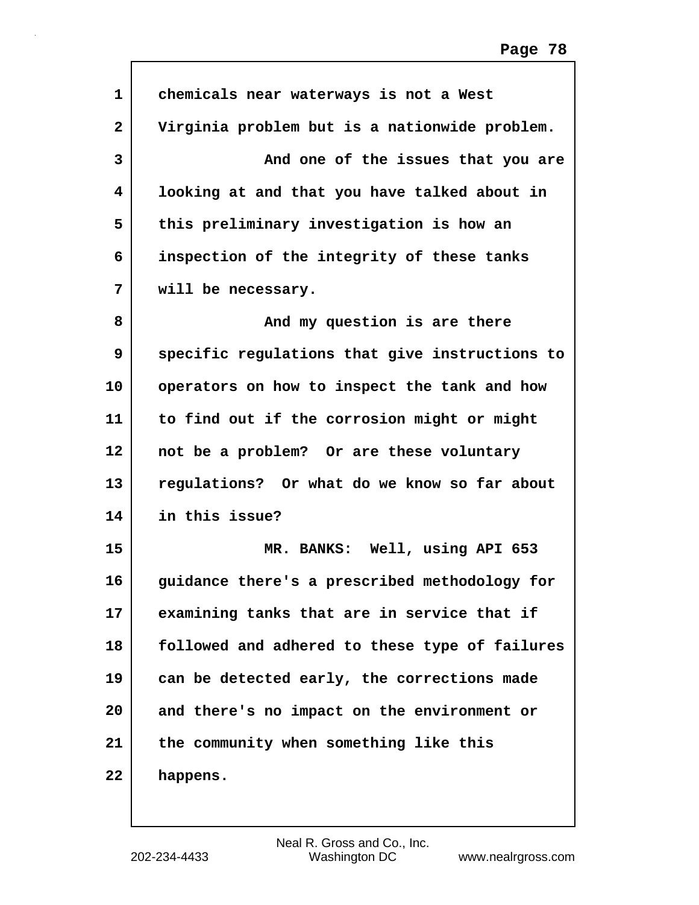chemicals near waterways is not a West Virginia problem but is a nationwide problem.

And one of the issues that you are looking at and that you have talked about in this preliminary investigation is how an inspection of the integrity of these tanks will be necessary.

And my question is are there specific regulations that give instructions to operators on how to inspect the tank and how to find out if the corrosion might or might not be a problem? Or are these voluntary regulations? Or what do we know so far about in this issue?

MR. BANKS: Well, using API 653 guidance there's a prescribed methodology for examining tanks that are in service that if followed and adhered to these type of failures can be detected early, the corrections made and there's no impact on the environment or the community when something like this happens.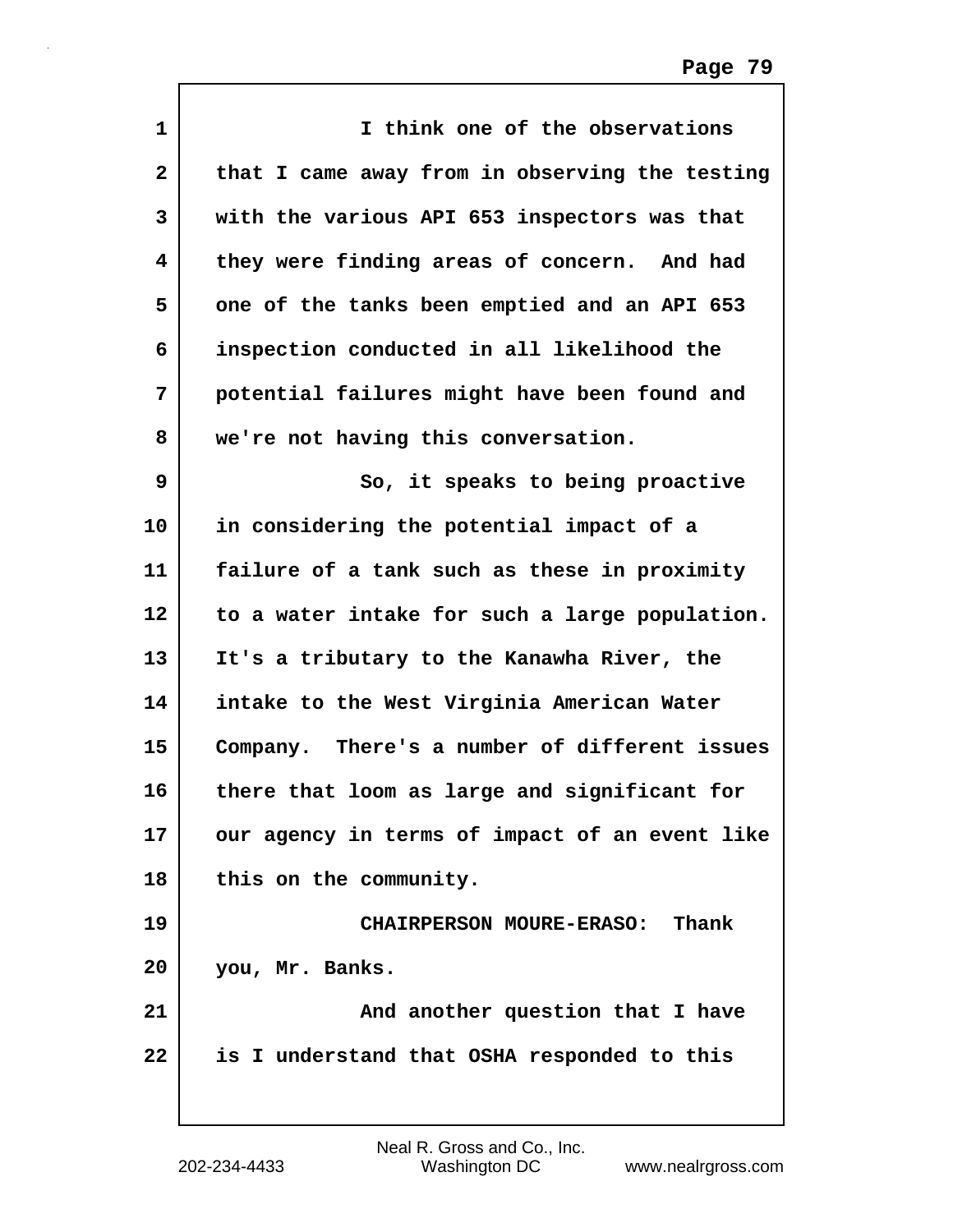I think one of the observations that I came away from in observing the testing with the various API 653 inspectors was that they were finding areas of concern. And had one of the tanks been emptied and an API 653 inspection conducted in all likelihood the potential failures might have been found and we're not having this conversation.

So, it speaks to being proactive in considering the potential impact of a failure of a tank such as these in proximity to a water intake for such a large population. It's a tributary to the Kanawha River, the intake to the West Virginia American Water Company. There's a number of different issues there that loom as large and significant for our agency in terms of impact of an event like this on the community.

CHAIRPERSON MOURE-ERASO: Thank you, Mr. Banks.

And another question that I have is I understand that OSHA responded to this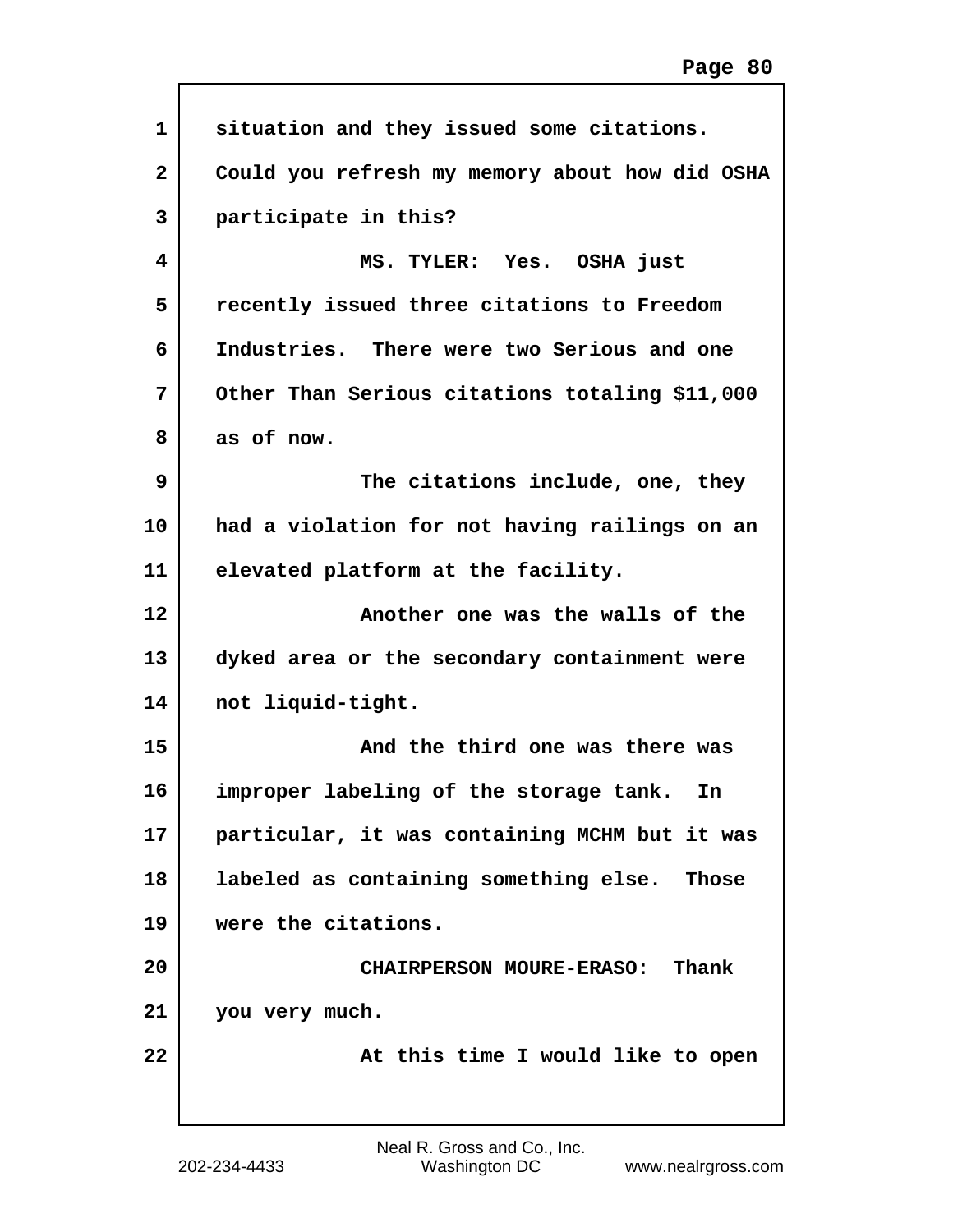situation and they issued some citations. Could you refresh my memory about how did OSHA participate in this?

MS. TYLER: Yes. OSHA just recently issued three citations to Freedom Industries. There were two Serious and one Other Than Serious citations totaling $11,000 as of now.

The citations include, one, they had a violation for not having railings on an elevated platform at the facility.

Another one was the walls of the dyked area or the secondary containment were not liquid-tight.

And the third one was there was improper labeling of the storage tank. In particular, it was containing MCHM but it was labeled as containing something else. Those were the citations.

CHAIRPERSON MOURE-ERASO: Thank you very much.

At this time I would like to open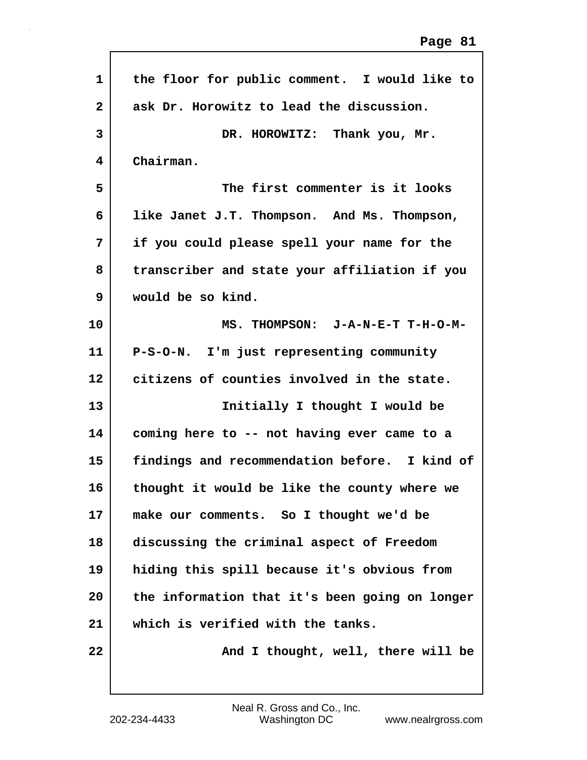the floor for public comment. I would like to ask Dr. Horowitz to lead the discussion.

DR. HOROWITZ: Thank you, Mr. Chairman.

The first commenter is it looks like Janet J.T. Thompson. And Ms. Thompson, if you could please spell your name for the transcriber and state your affiliation if you would be so kind.

MS. THOMPSON: J-A-N-E-T T-H-O-M-P-S-O-N. I'm just representing community citizens of counties involved in the state.

Initially I thought I would be coming here to -- not having ever came to a findings and recommendation before. I kind of thought it would be like the county where we make our comments. So I thought we'd be discussing the criminal aspect of Freedom hiding this spill because it's obvious from the information that it's been going on longer which is verified with the tanks.

And I thought, well, there will be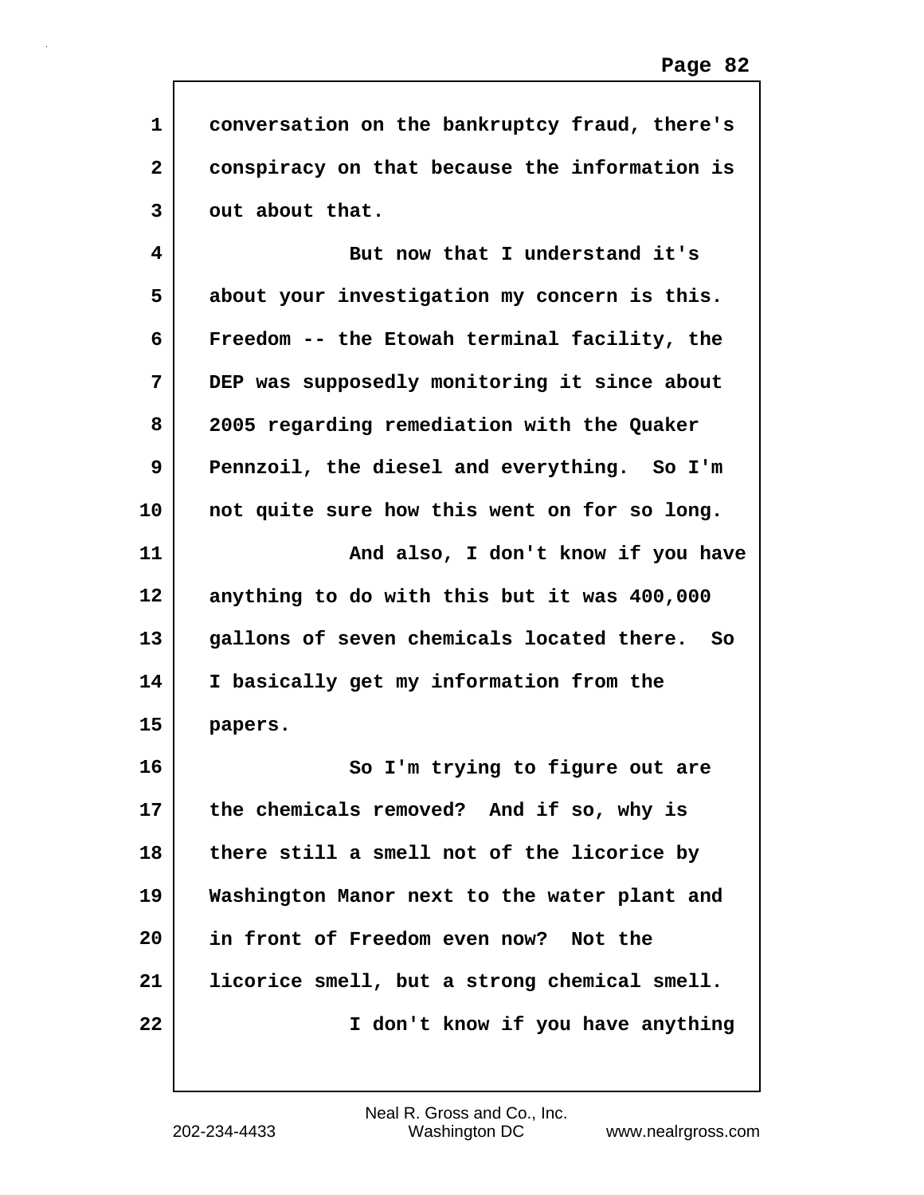conversation on the bankruptcy fraud, there's conspiracy on that because the information is out about that.

But now that I understand it's about your investigation my concern is this. Freedom -- the Etowah terminal facility, the DEP was supposedly monitoring it since about 2005 regarding remediation with the Quaker Pennzoil, the diesel and everything. So I'm not quite sure how this went on for so long.

And also, I don't know if you have anything to do with this but it was 400,000 gallons of seven chemicals located there. So I basically get my information from the papers.

So I'm trying to figure out are the chemicals removed? And if so, why is there still a smell not of the licorice by Washington Manor next to the water plant and in front of Freedom even now? Not the licorice smell, but a strong chemical smell.

I don't know if you have anything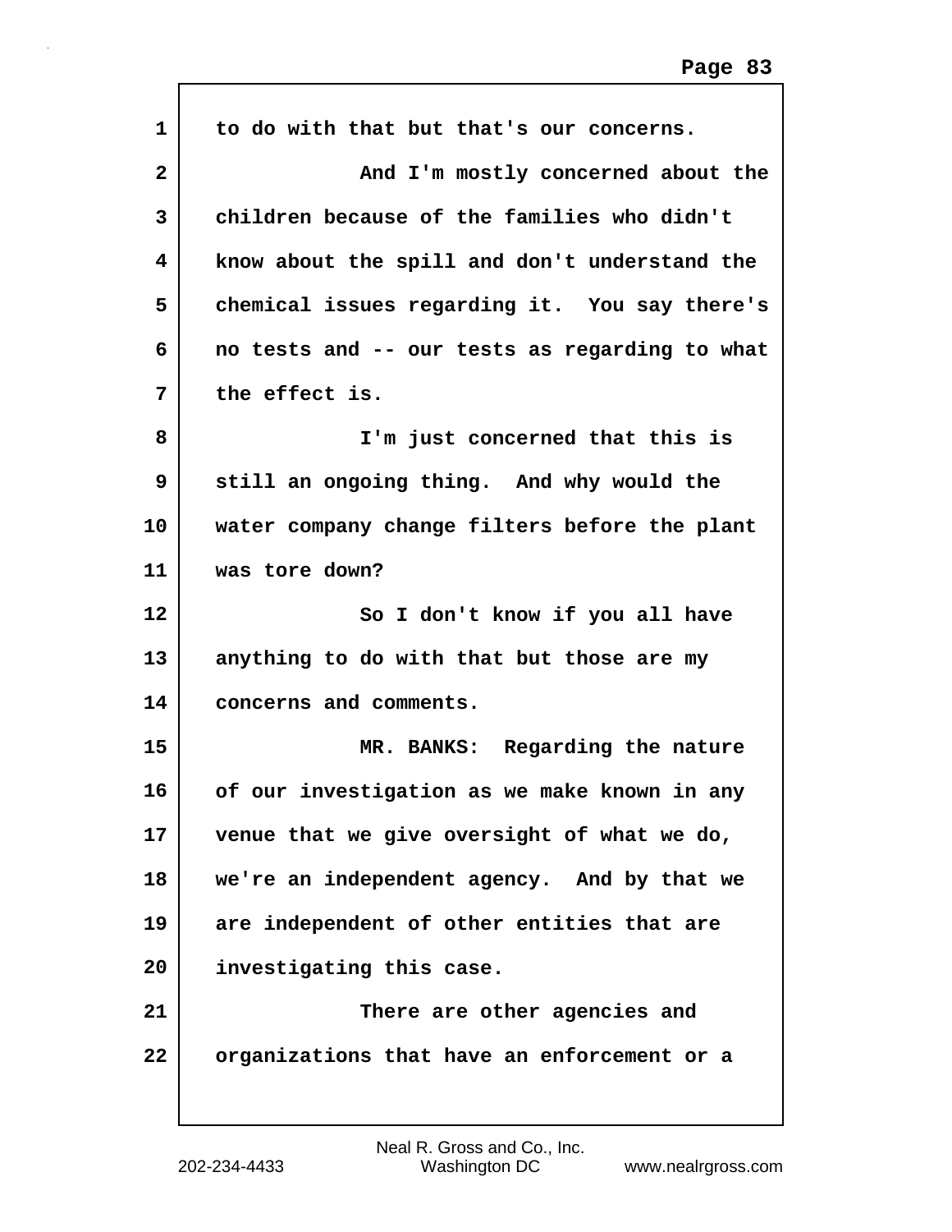to do with that but that's our concerns.

And I'm mostly concerned about the children because of the families who didn't know about the spill and don't understand the chemical issues regarding it. You say there's no tests and -- our tests as regarding to what the effect is.

I'm just concerned that this is still an ongoing thing. And why would the water company change filters before the plant was tore down?

So I don't know if you all have anything to do with that but those are my concerns and comments.

MR. BANKS: Regarding the nature of our investigation as we make known in any venue that we give oversight of what we do, we're an independent agency. And by that we are independent of other entities that are investigating this case.

There are other agencies and organizations that have an enforcement or a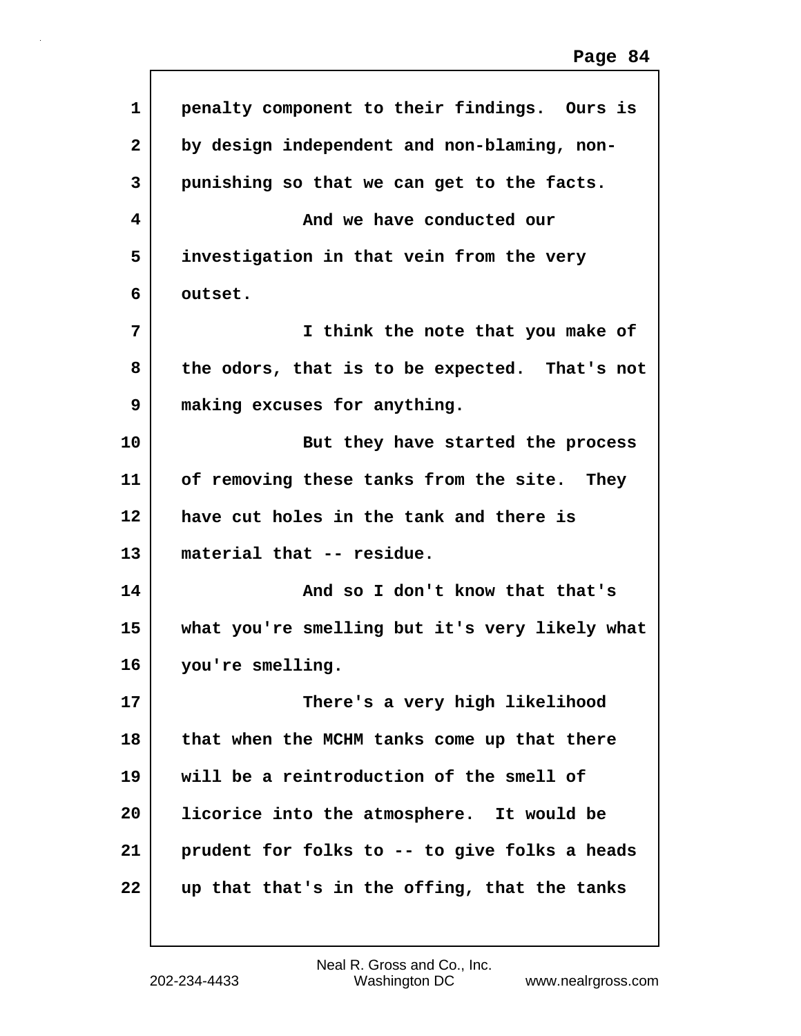penalty component to their findings. Ours is by design independent and non-blaming, non-punishing so that we can get to the facts.

And we have conducted our investigation in that vein from the very outset.

I think the note that you make of the odors, that is to be expected. That's not making excuses for anything.

But they have started the process of removing these tanks from the site. They have cut holes in the tank and there is material that -- residue.

And so I don't know that that's what you're smelling but it's very likely what you're smelling.

There's a very high likelihood that when the MCHM tanks come up that there will be a reintroduction of the smell of licorice into the atmosphere. It would be prudent for folks to -- to give folks a heads up that that's in the offing, that the tanks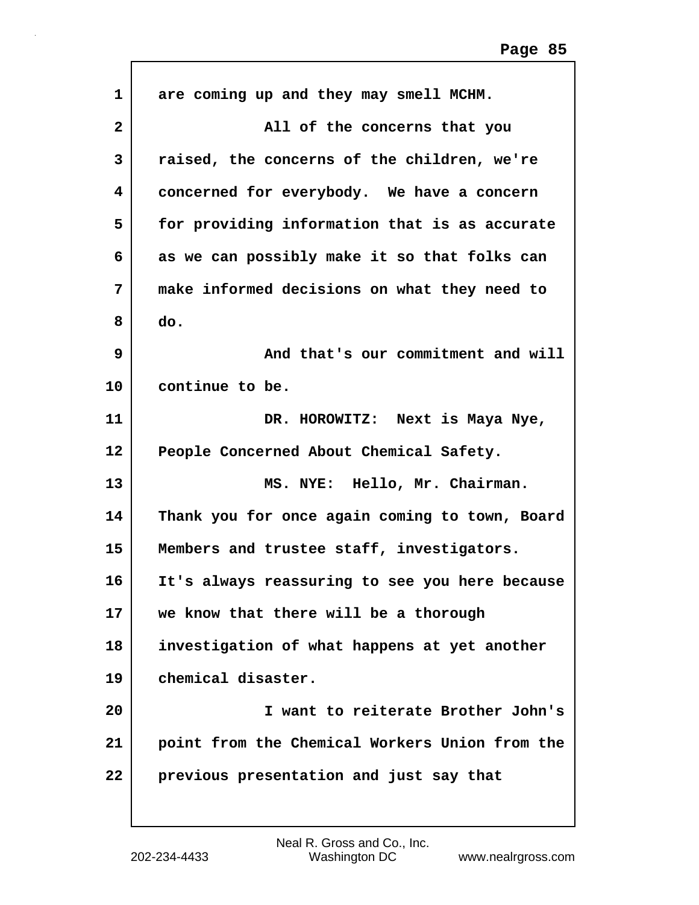are coming up and they may smell MCHM.

All of the concerns that you raised, the concerns of the children, we're concerned for everybody. We have a concern for providing information that is as accurate as we can possibly make it so that folks can make informed decisions on what they need to do.

And that's our commitment and will continue to be.

DR. HOROWITZ: Next is Maya Nye, People Concerned About Chemical Safety.

MS. NYE: Hello, Mr. Chairman. Thank you for once again coming to town, Board Members and trustee staff, investigators. It's always reassuring to see you here because we know that there will be a thorough investigation of what happens at yet another chemical disaster.

I want to reiterate Brother John's point from the Chemical Workers Union from the previous presentation and just say that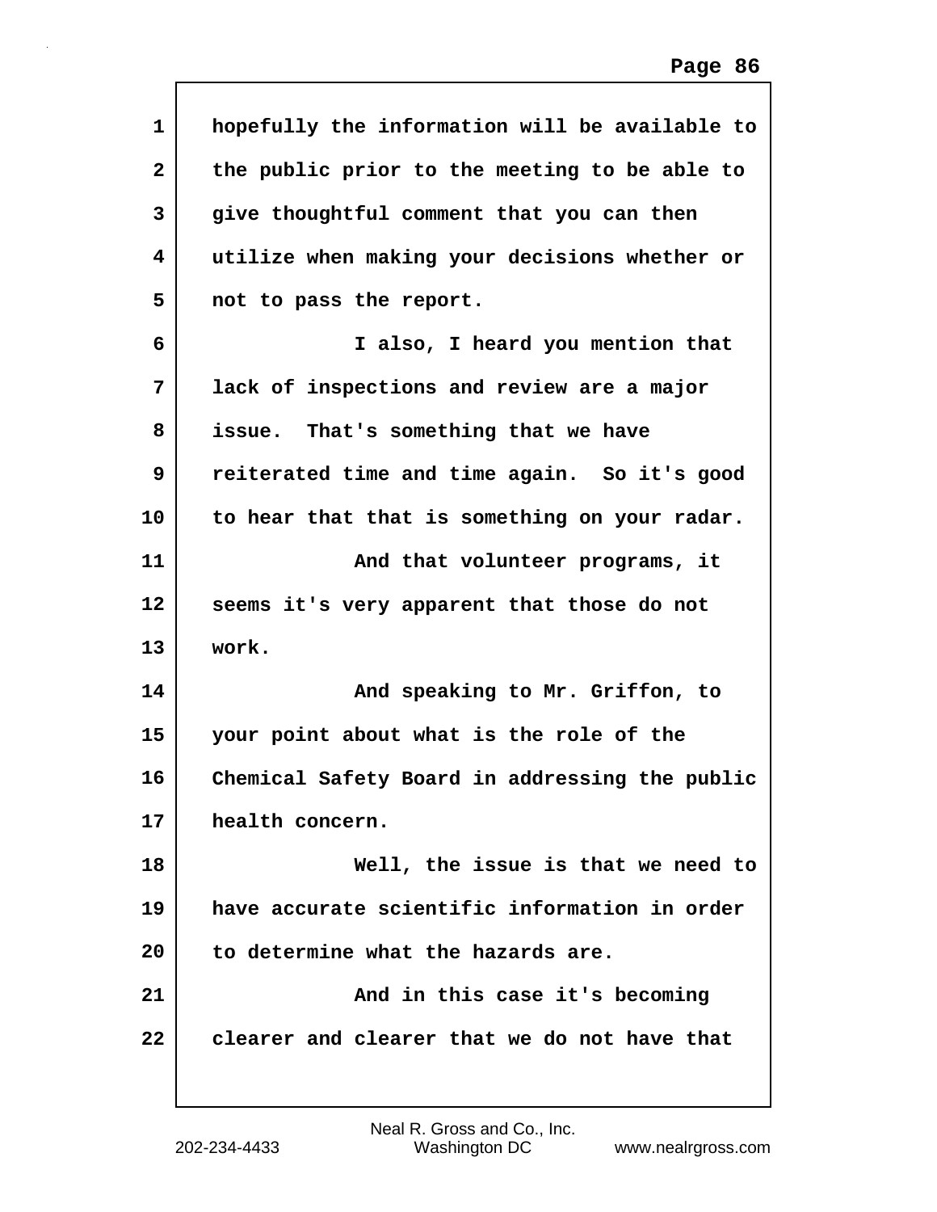hopefully the information will be available to the public prior to the meeting to be able to give thoughtful comment that you can then utilize when making your decisions whether or not to pass the report.

I also, I heard you mention that lack of inspections and review are a major issue. That's something that we have reiterated time and time again. So it's good to hear that that is something on your radar.

And that volunteer programs, it seems it's very apparent that those do not work.

And speaking to Mr. Griffon, to your point about what is the role of the Chemical Safety Board in addressing the public health concern.

Well, the issue is that we need to have accurate scientific information in order to determine what the hazards are.

And in this case it's becoming clearer and clearer that we do not have that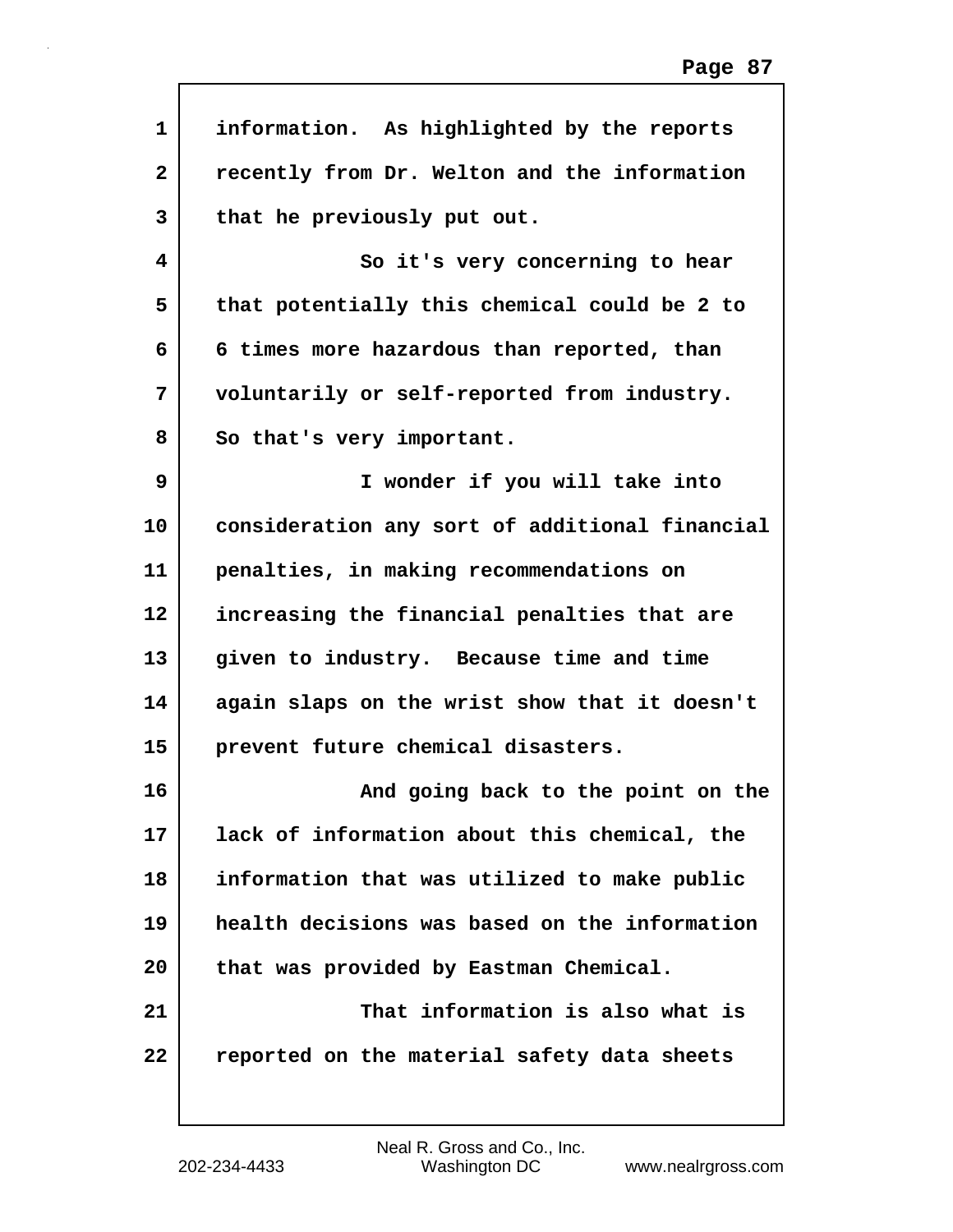information. As highlighted by the reports recently from Dr. Welton and the information that he previously put out.

So it's very concerning to hear that potentially this chemical could be 2 to 6 times more hazardous than reported, than voluntarily or self-reported from industry. So that's very important.

I wonder if you will take into consideration any sort of additional financial penalties, in making recommendations on increasing the financial penalties that are given to industry. Because time and time again slaps on the wrist show that it doesn't prevent future chemical disasters.

And going back to the point on the lack of information about this chemical, the information that was utilized to make public health decisions was based on the information that was provided by Eastman Chemical.

That information is also what is reported on the material safety data sheets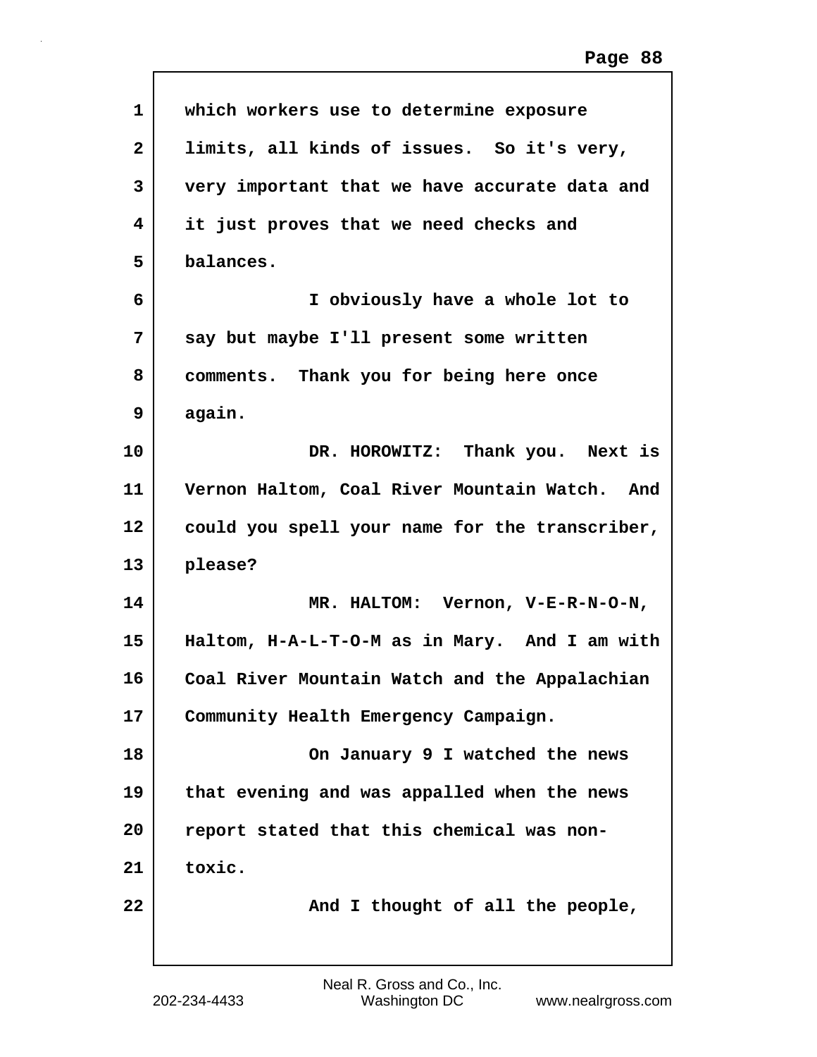which workers use to determine exposure limits, all kinds of issues. So it's very, very important that we have accurate data and it just proves that we need checks and balances.

I obviously have a whole lot to say but maybe I'll present some written comments. Thank you for being here once again.

DR. HOROWITZ: Thank you. Next is Vernon Haltom, Coal River Mountain Watch. And could you spell your name for the transcriber, please?

MR. HALTOM: Vernon, V-E-R-N-O-N, Haltom, H-A-L-T-O-M as in Mary. And I am with Coal River Mountain Watch and the Appalachian Community Health Emergency Campaign.

On January 9 I watched the news that evening and was appalled when the news report stated that this chemical was non-toxic.

And I thought of all the people,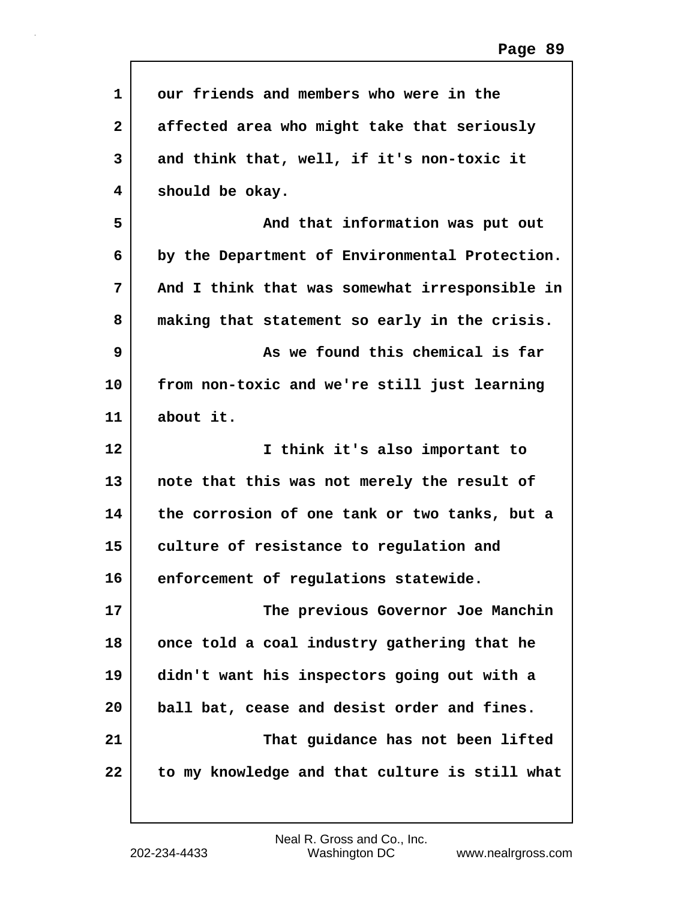our friends and members who were in the affected area who might take that seriously and think that, well, if it's non-toxic it should be okay.

And that information was put out by the Department of Environmental Protection. And I think that was somewhat irresponsible in making that statement so early in the crisis.

As we found this chemical is far from non-toxic and we're still just learning about it.

I think it's also important to note that this was not merely the result of the corrosion of one tank or two tanks, but a culture of resistance to regulation and enforcement of regulations statewide.

The previous Governor Joe Manchin once told a coal industry gathering that he didn't want his inspectors going out with a ball bat, cease and desist order and fines.

That guidance has not been lifted to my knowledge and that culture is still what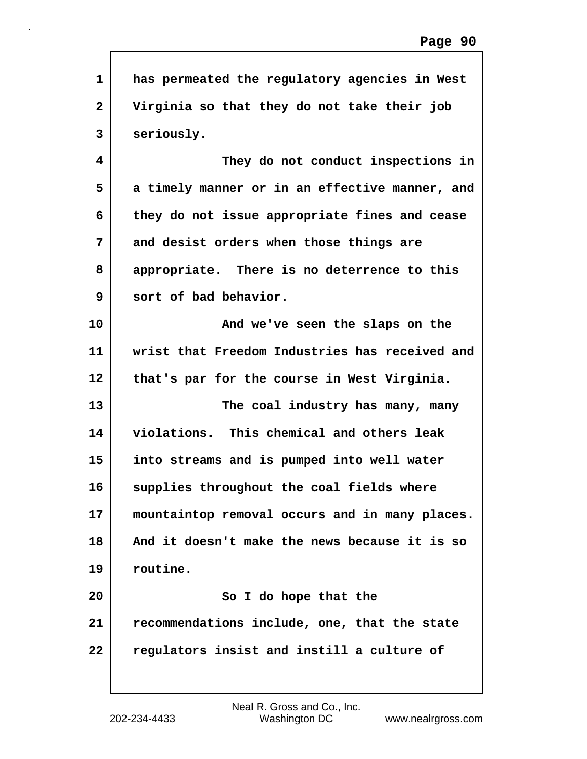has permeated the regulatory agencies in West Virginia so that they do not take their job seriously.

They do not conduct inspections in a timely manner or in an effective manner, and they do not issue appropriate fines and cease and desist orders when those things are appropriate. There is no deterrence to this sort of bad behavior.

And we've seen the slaps on the wrist that Freedom Industries has received and that's par for the course in West Virginia.

The coal industry has many, many violations. This chemical and others leak into streams and is pumped into well water supplies throughout the coal fields where mountaintop removal occurs and in many places. And it doesn't make the news because it is so routine.

So I do hope that the recommendations include, one, that the state regulators insist and instill a culture of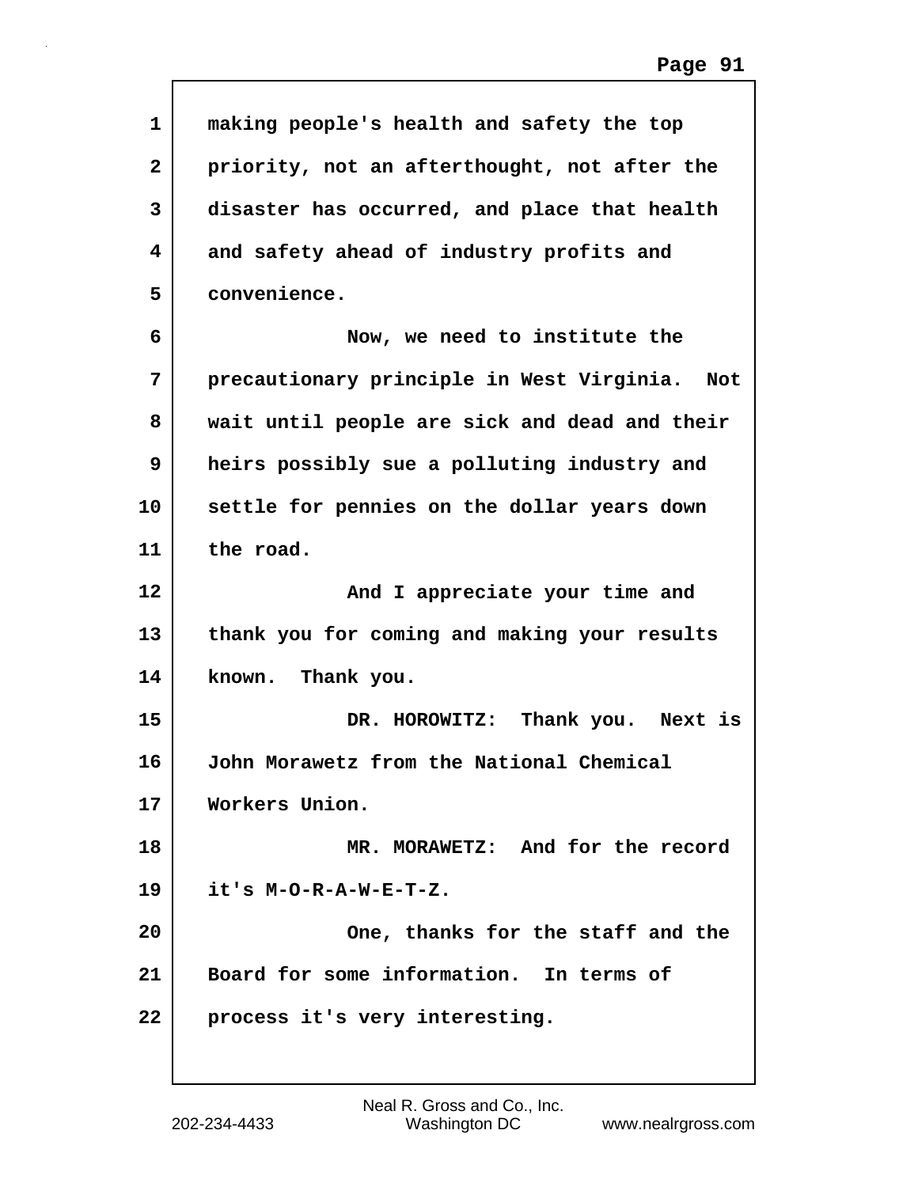making people's health and safety the top priority, not an afterthought, not after the disaster has occurred, and place that health and safety ahead of industry profits and convenience.

Now, we need to institute the precautionary principle in West Virginia. Not wait until people are sick and dead and their heirs possibly sue a polluting industry and settle for pennies on the dollar years down the road.

And I appreciate your time and thank you for coming and making your results known. Thank you.

DR. HOROWITZ: Thank you. Next is John Morawetz from the National Chemical Workers Union.

MR. MORAWETZ: And for the record it's M-O-R-A-W-E-T-Z.

One, thanks for the staff and the Board for some information. In terms of process it's very interesting.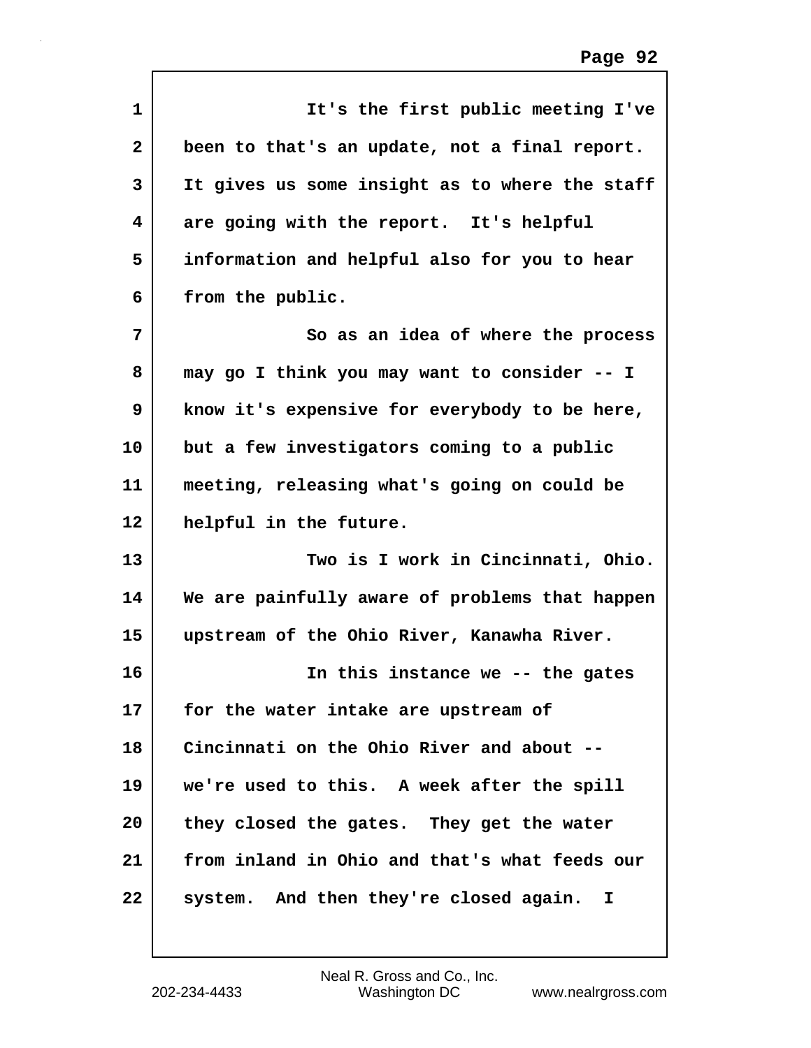It's the first public meeting I've been to that's an update, not a final report. It gives us some insight as to where the staff are going with the report. It's helpful information and helpful also for you to hear from the public.

So as an idea of where the process may go I think you may want to consider -- I know it's expensive for everybody to be here, but a few investigators coming to a public meeting, releasing what's going on could be helpful in the future.

Two is I work in Cincinnati, Ohio. We are painfully aware of problems that happen upstream of the Ohio River, Kanawha River.

In this instance we -- the gates for the water intake are upstream of Cincinnati on the Ohio River and about -- we're used to this. A week after the spill they closed the gates. They get the water from inland in Ohio and that's what feeds our system. And then they're closed again. I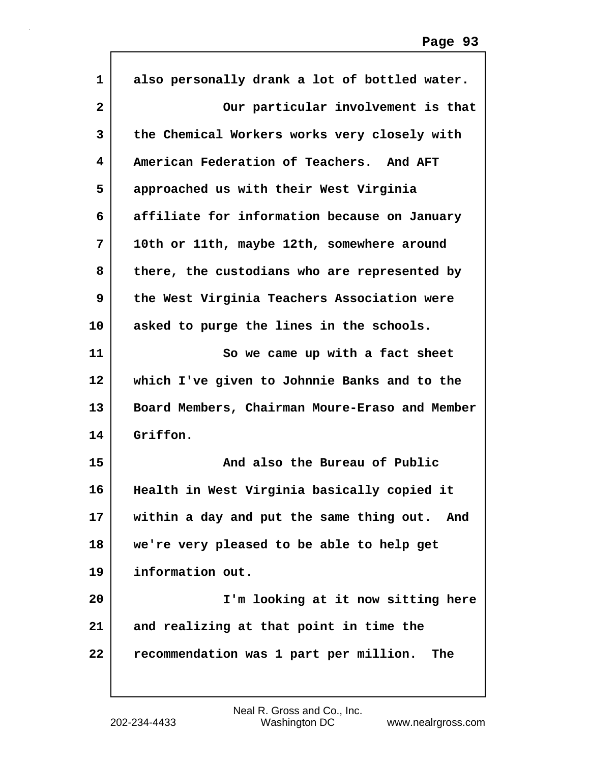also personally drank a lot of bottled water.

Our particular involvement is that the Chemical Workers works very closely with American Federation of Teachers. And AFT approached us with their West Virginia affiliate for information because on January 10th or 11th, maybe 12th, somewhere around there, the custodians who are represented by the West Virginia Teachers Association were asked to purge the lines in the schools.

So we came up with a fact sheet which I've given to Johnnie Banks and to the Board Members, Chairman Moure-Eraso and Member Griffon.

And also the Bureau of Public Health in West Virginia basically copied it within a day and put the same thing out. And we're very pleased to be able to help get information out.

I'm looking at it now sitting here and realizing at that point in time the recommendation was 1 part per million. The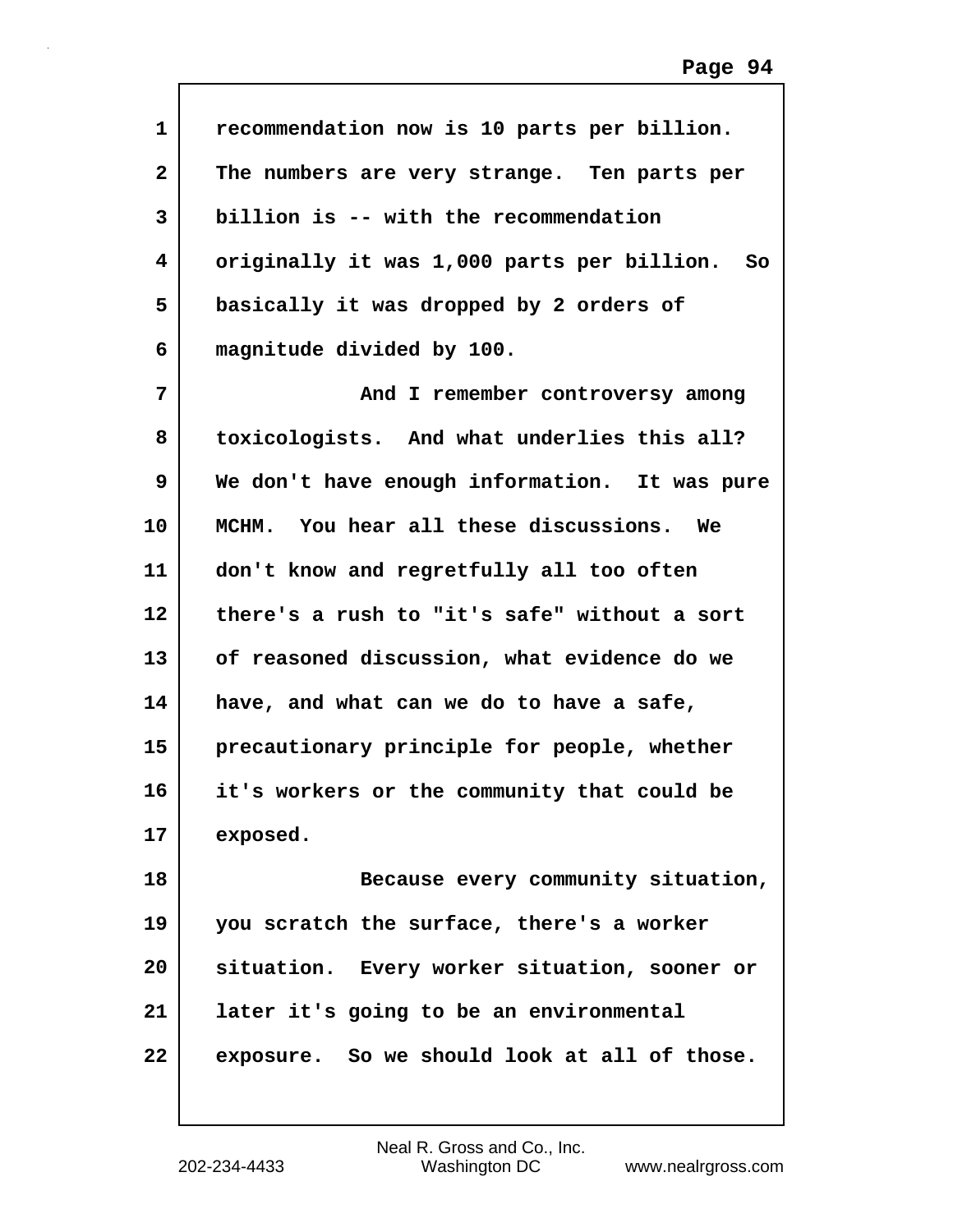recommendation now is 10 parts per billion. The numbers are very strange. Ten parts per billion is -- with the recommendation originally it was 1,000 parts per billion. So basically it was dropped by 2 orders of magnitude divided by 100.

And I remember controversy among toxicologists. And what underlies this all? We don't have enough information. It was pure MCHM. You hear all these discussions. We don't know and regretfully all too often there's a rush to "it's safe" without a sort of reasoned discussion, what evidence do we have, and what can we do to have a safe, precautionary principle for people, whether it's workers or the community that could be exposed.

Because every community situation, you scratch the surface, there's a worker situation. Every worker situation, sooner or later it's going to be an environmental exposure. So we should look at all of those.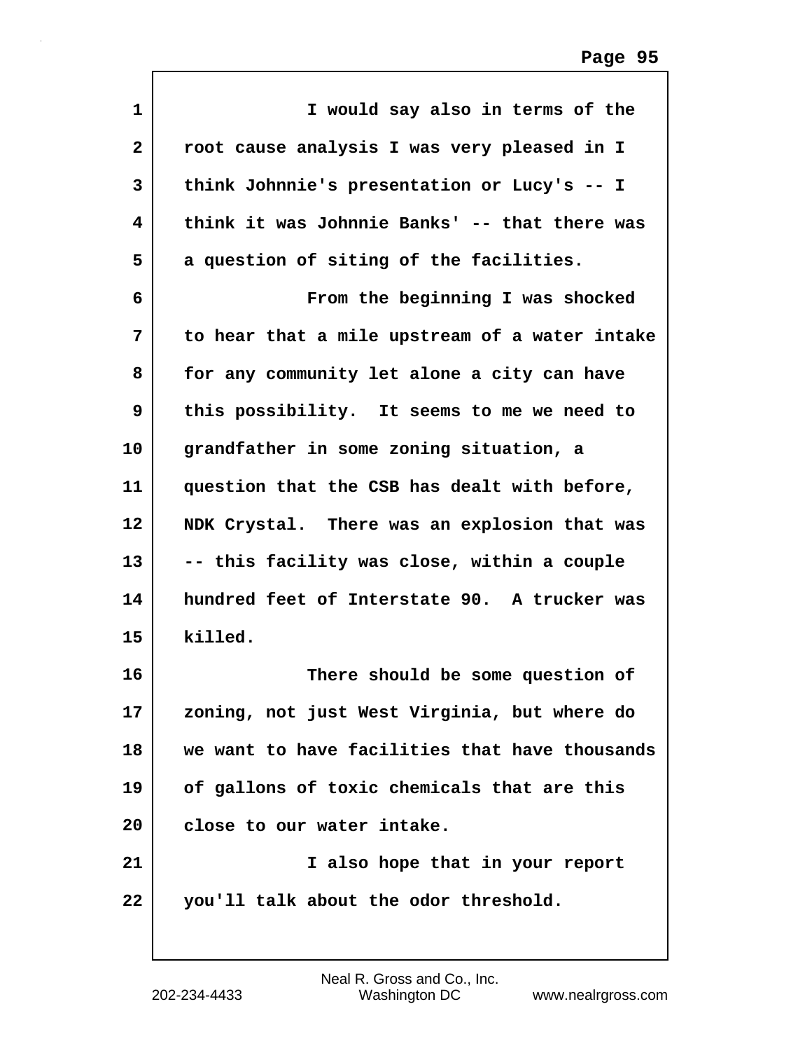I would say also in terms of the root cause analysis I was very pleased in I think Johnnie's presentation or Lucy's -- I think it was Johnnie Banks' -- that there was a question of siting of the facilities.

From the beginning I was shocked to hear that a mile upstream of a water intake for any community let alone a city can have this possibility. It seems to me we need to grandfather in some zoning situation, a question that the CSB has dealt with before, NDK Crystal. There was an explosion that was -- this facility was close, within a couple hundred feet of Interstate 90. A trucker was killed.

There should be some question of zoning, not just West Virginia, but where do we want to have facilities that have thousands of gallons of toxic chemicals that are this close to our water intake.

I also hope that in your report you'll talk about the odor threshold.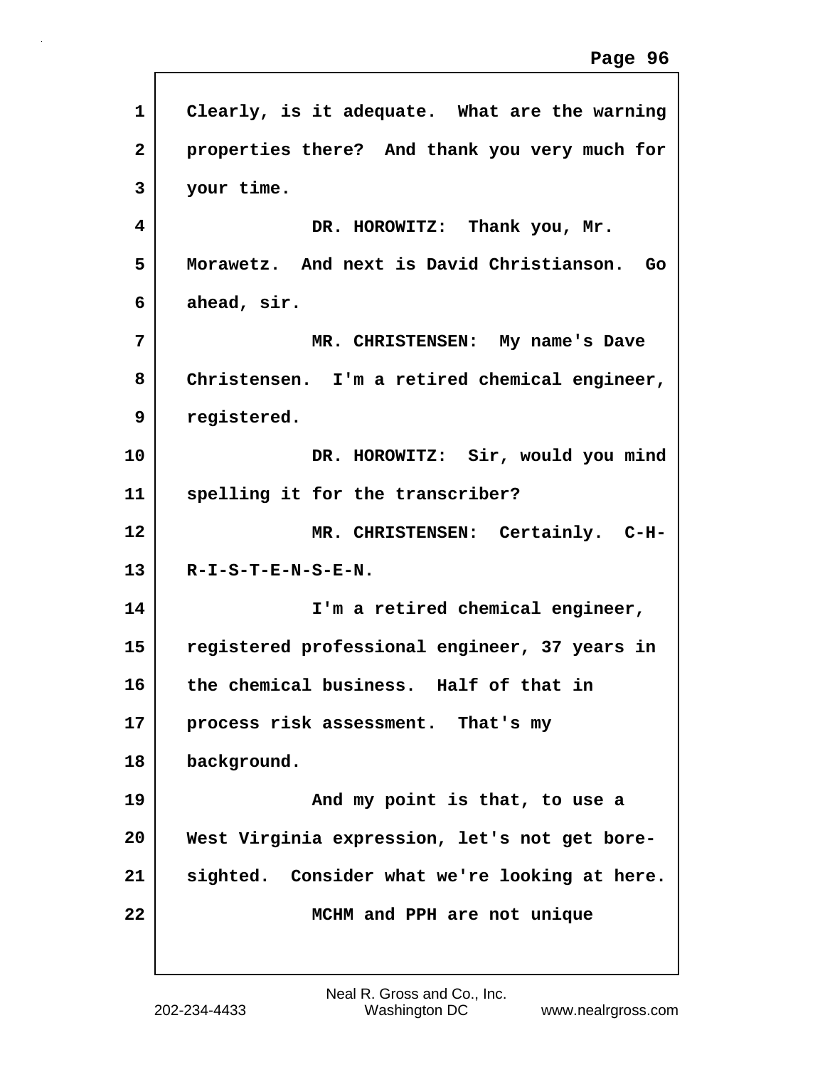Clearly, is it adequate. What are the warning properties there? And thank you very much for your time.

DR. HOROWITZ: Thank you, Mr. Morawetz. And next is David Christianson. Go ahead, sir.

MR. CHRISTENSEN: My name's Dave Christensen. I'm a retired chemical engineer, registered.

DR. HOROWITZ: Sir, would you mind spelling it for the transcriber?

MR. CHRISTENSEN: Certainly. C-H-R-I-S-T-E-N-S-E-N.

I'm a retired chemical engineer, registered professional engineer, 37 years in the chemical business. Half of that in process risk assessment. That's my background.

And my point is that, to use a West Virginia expression, let's not get bore-sighted. Consider what we're looking at here.

MCHM and PPH are not unique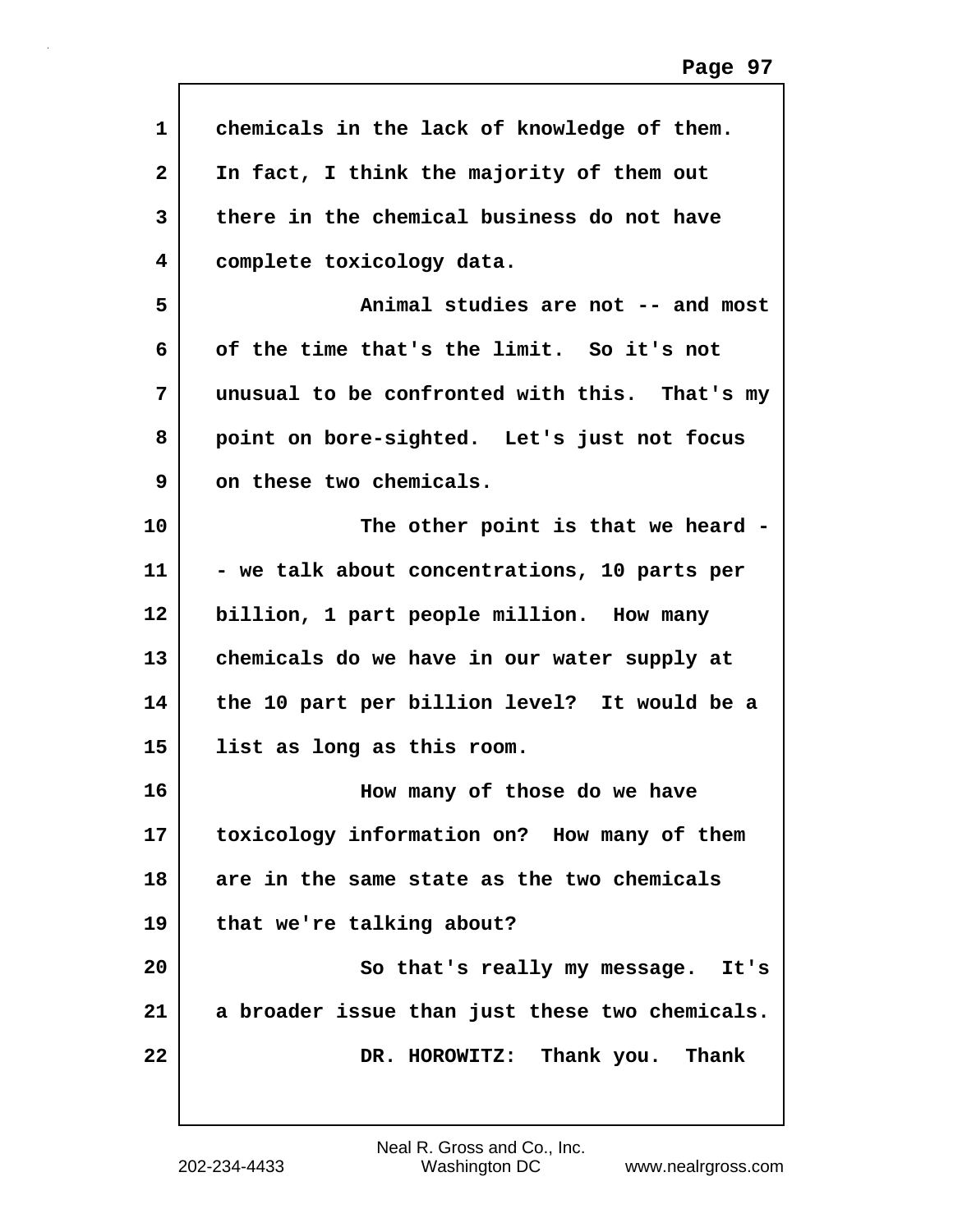chemicals in the lack of knowledge of them. In fact, I think the majority of them out there in the chemical business do not have complete toxicology data.

Animal studies are not -- and most of the time that's the limit. So it's not unusual to be confronted with this. That's my point on bore-sighted. Let's just not focus on these two chemicals.

The other point is that we heard -- we talk about concentrations, 10 parts per billion, 1 part people million. How many chemicals do we have in our water supply at the 10 part per billion level? It would be a list as long as this room.

How many of those do we have toxicology information on? How many of them are in the same state as the two chemicals that we're talking about?

So that's really my message. It's a broader issue than just these two chemicals.

DR. HOROWITZ: Thank you. Thank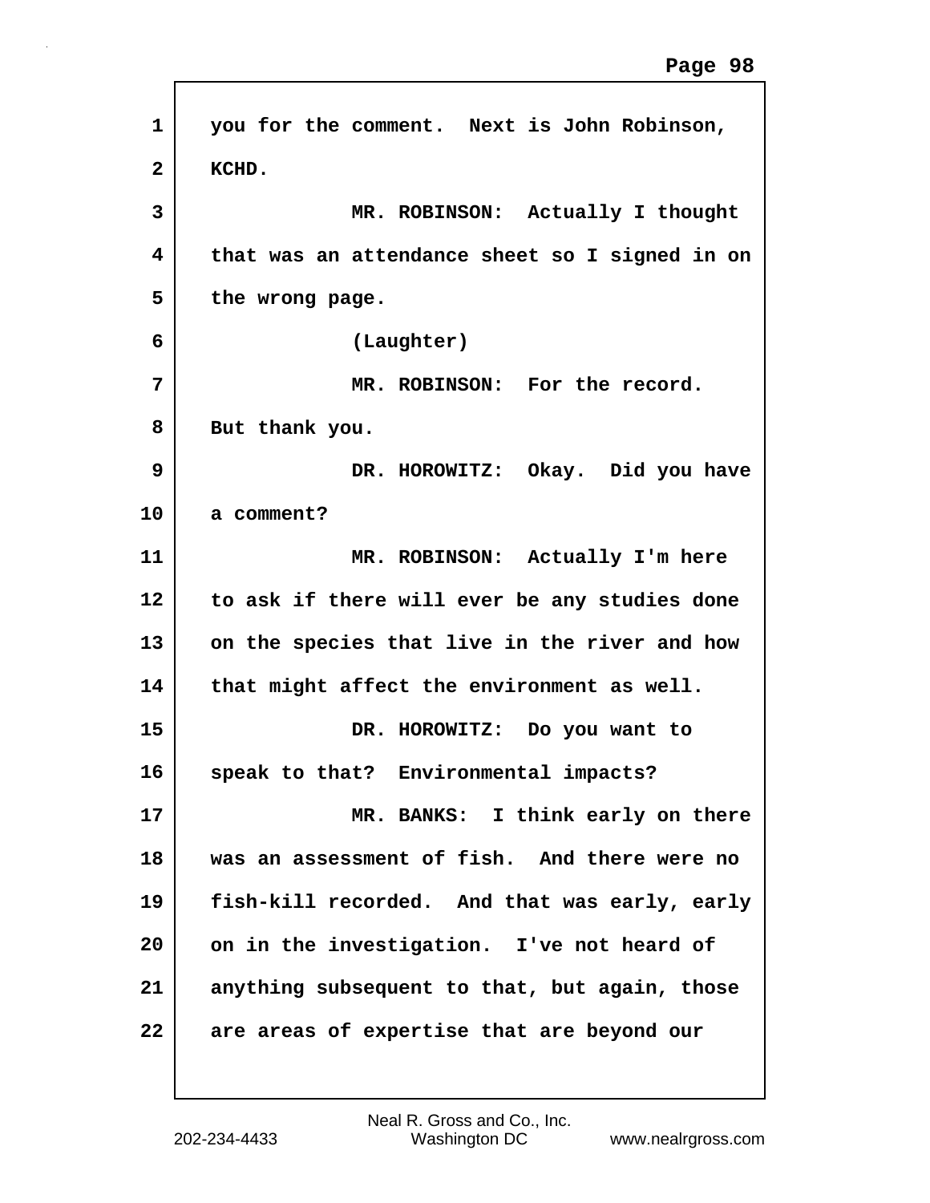you for the comment. Next is John Robinson, KCHD.

MR. ROBINSON: Actually I thought that was an attendance sheet so I signed in on the wrong page.

(Laughter)

MR. ROBINSON: For the record. But thank you.

DR. HOROWITZ: Okay. Did you have a comment?

MR. ROBINSON: Actually I'm here to ask if there will ever be any studies done on the species that live in the river and how that might affect the environment as well.

DR. HOROWITZ: Do you want to speak to that? Environmental impacts?

MR. BANKS: I think early on there was an assessment of fish. And there were no fish-kill recorded. And that was early, early on in the investigation. I've not heard of anything subsequent to that, but again, those are areas of expertise that are beyond our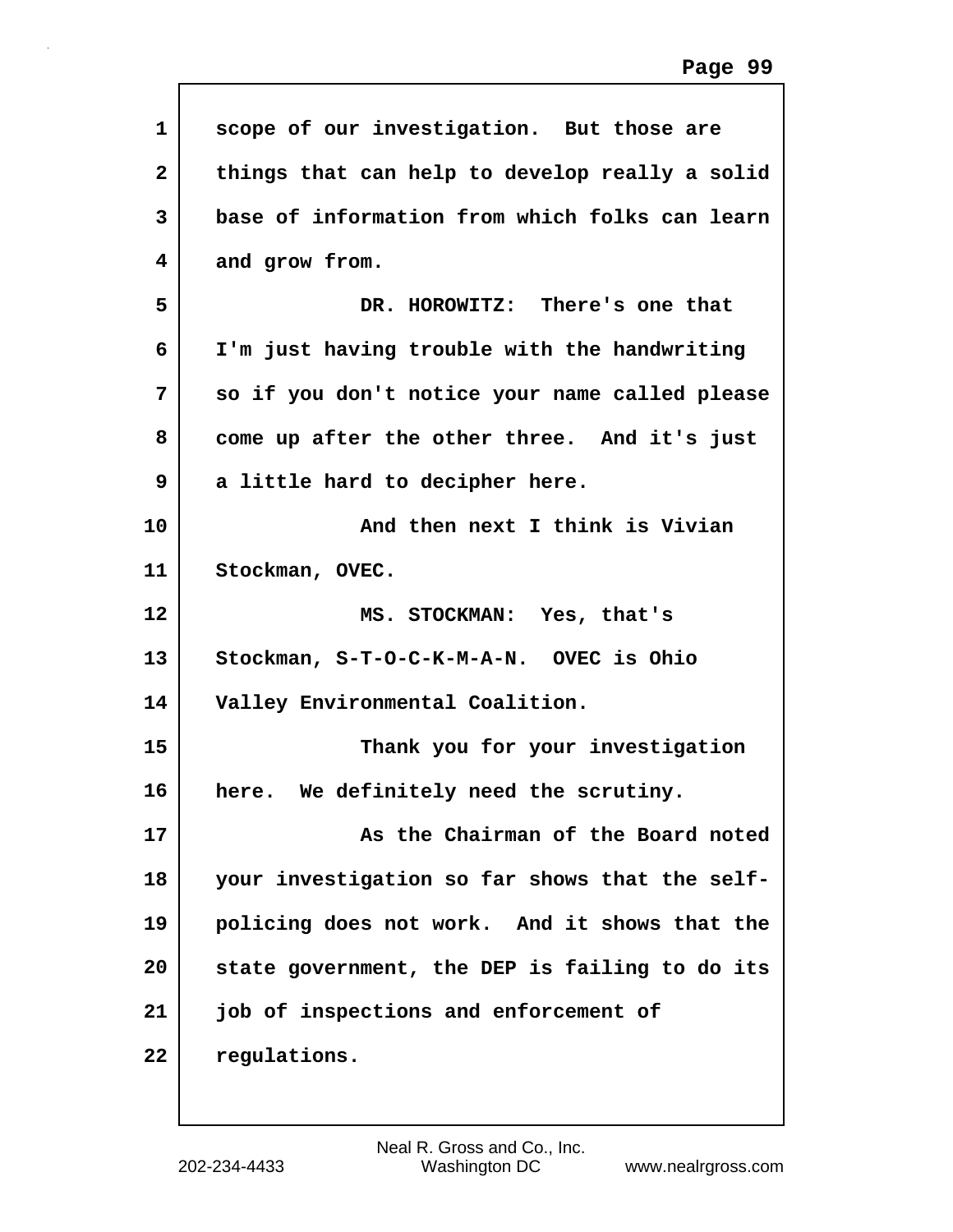scope of our investigation. But those are things that can help to develop really a solid base of information from which folks can learn and grow from.

DR. HOROWITZ: There's one that I'm just having trouble with the handwriting so if you don't notice your name called please come up after the other three. And it's just a little hard to decipher here.

And then next I think is Vivian Stockman, OVEC.

MS. STOCKMAN: Yes, that's Stockman, S-T-O-C-K-M-A-N. OVEC is Ohio Valley Environmental Coalition.

Thank you for your investigation here. We definitely need the scrutiny.

As the Chairman of the Board noted your investigation so far shows that the self-policing does not work. And it shows that the state government, the DEP is failing to do its job of inspections and enforcement of regulations.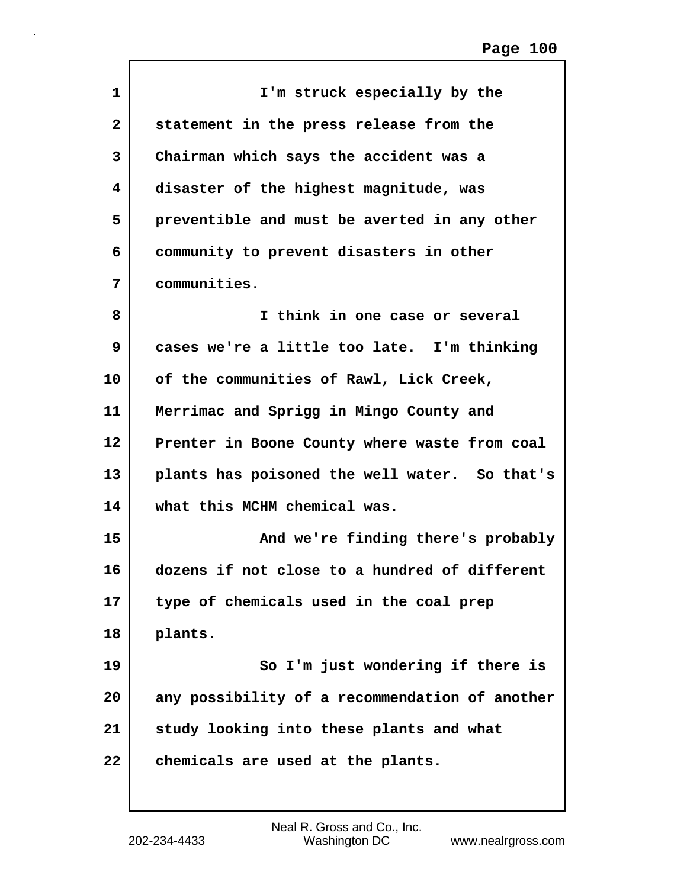I'm struck especially by the statement in the press release from the Chairman which says the accident was a disaster of the highest magnitude, was preventible and must be averted in any other community to prevent disasters in other communities.

I think in one case or several cases we're a little too late. I'm thinking of the communities of Rawl, Lick Creek, Merrimac and Sprigg in Mingo County and Prenter in Boone County where waste from coal plants has poisoned the well water. So that's what this MCHM chemical was.

And we're finding there's probably dozens if not close to a hundred of different type of chemicals used in the coal prep plants.

So I'm just wondering if there is any possibility of a recommendation of another study looking into these plants and what chemicals are used at the plants.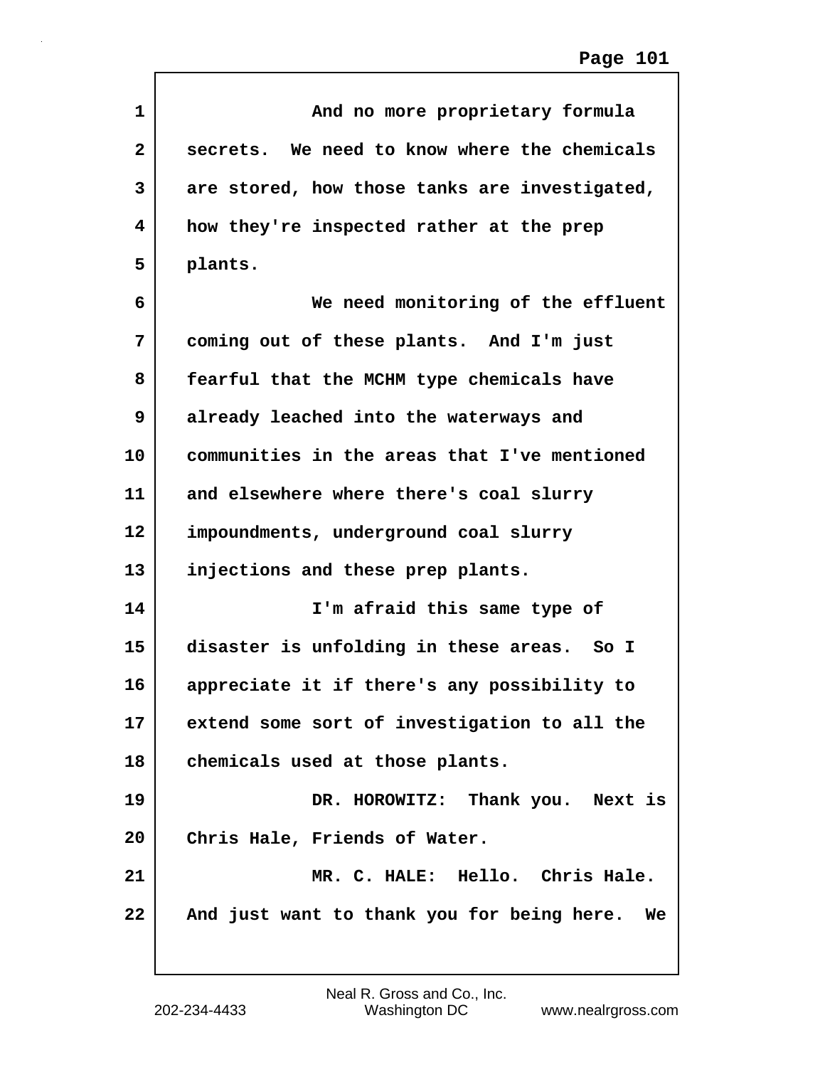And no more proprietary formula secrets. We need to know where the chemicals are stored, how those tanks are investigated, how they're inspected rather at the prep plants.

We need monitoring of the effluent coming out of these plants. And I'm just fearful that the MCHM type chemicals have already leached into the waterways and communities in the areas that I've mentioned and elsewhere where there's coal slurry impoundments, underground coal slurry injections and these prep plants.

I'm afraid this same type of disaster is unfolding in these areas. So I appreciate it if there's any possibility to extend some sort of investigation to all the chemicals used at those plants.

DR. HOROWITZ: Thank you. Next is Chris Hale, Friends of Water.

MR. C. HALE: Hello. Chris Hale. And just want to thank you for being here. We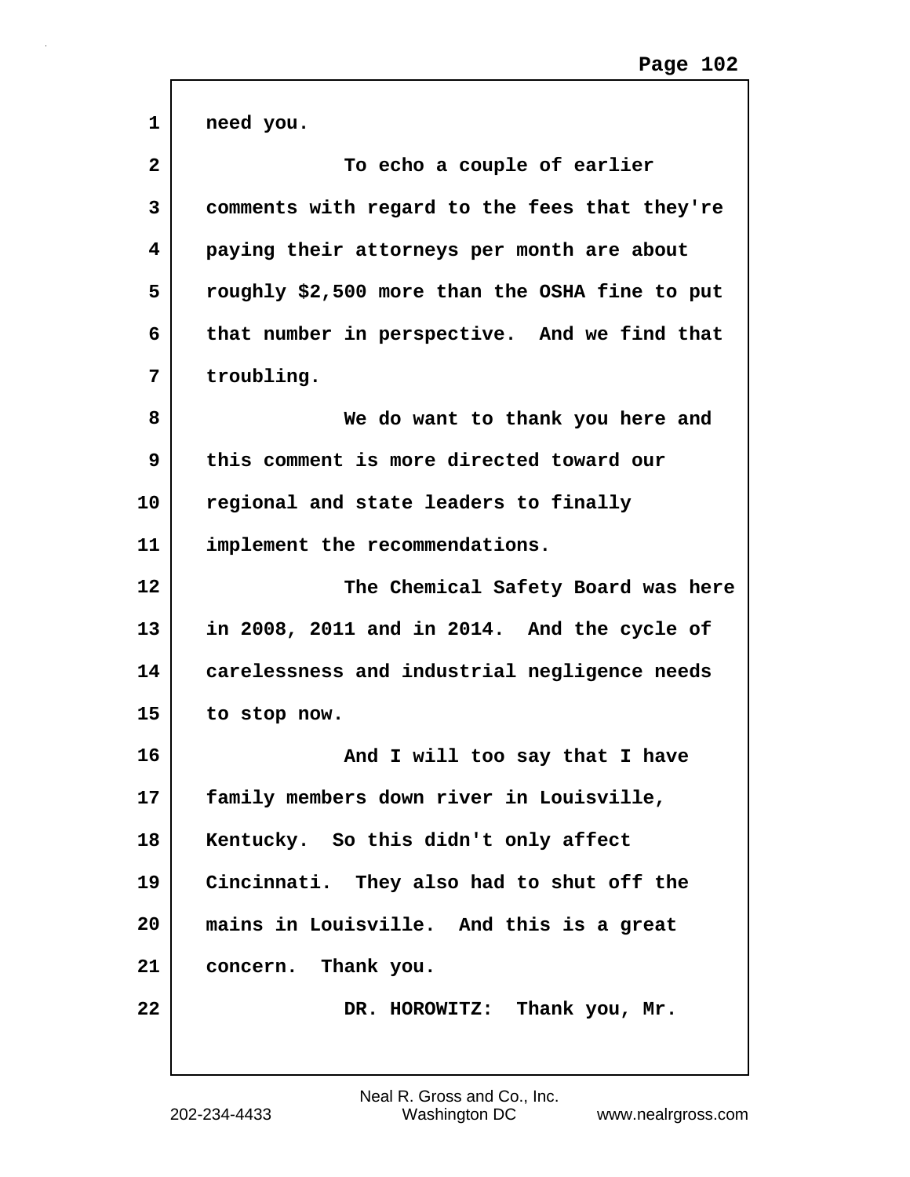need you.

To echo a couple of earlier comments with regard to the fees that they're paying their attorneys per month are about roughly $2,500 more than the OSHA fine to put that number in perspective. And we find that troubling.

We do want to thank you here and this comment is more directed toward our regional and state leaders to finally implement the recommendations.

The Chemical Safety Board was here in 2008, 2011 and in 2014. And the cycle of carelessness and industrial negligence needs to stop now.

And I will too say that I have family members down river in Louisville, Kentucky. So this didn't only affect Cincinnati. They also had to shut off the mains in Louisville. And this is a great concern. Thank you.

DR. HOROWITZ: Thank you, Mr.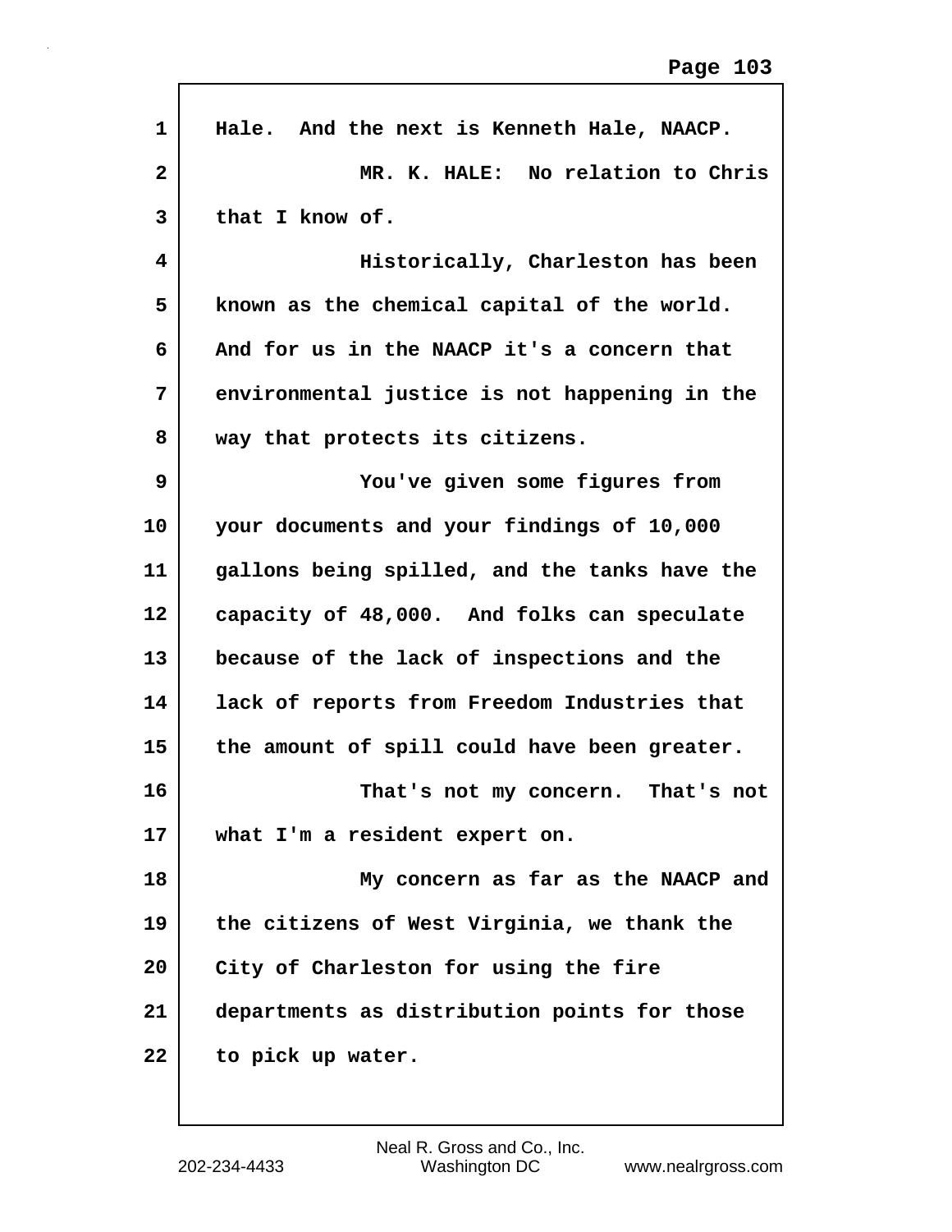Hale. And the next is Kenneth Hale, NAACP.

MR. K. HALE: No relation to Chris that I know of.

Historically, Charleston has been known as the chemical capital of the world. And for us in the NAACP it's a concern that environmental justice is not happening in the way that protects its citizens.

You've given some figures from your documents and your findings of 10,000 gallons being spilled, and the tanks have the capacity of 48,000. And folks can speculate because of the lack of inspections and the lack of reports from Freedom Industries that the amount of spill could have been greater.

That's not my concern. That's not what I'm a resident expert on.

My concern as far as the NAACP and the citizens of West Virginia, we thank the City of Charleston for using the fire departments as distribution points for those to pick up water.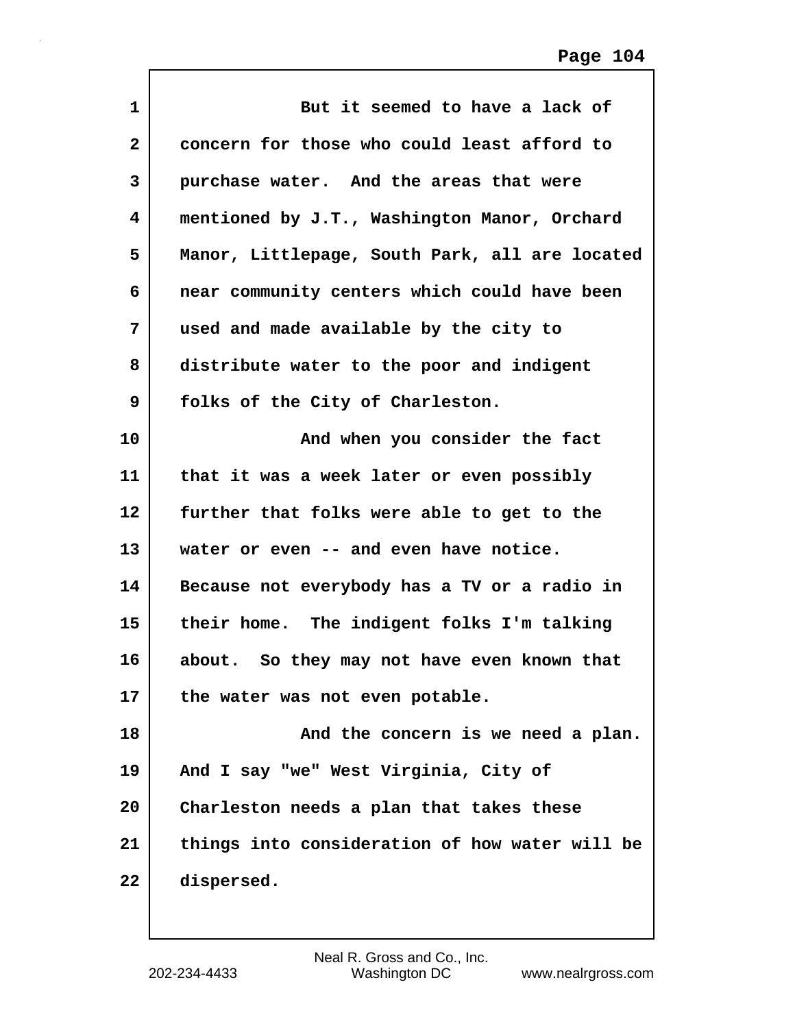But it seemed to have a lack of concern for those who could least afford to purchase water. And the areas that were mentioned by J.T., Washington Manor, Orchard Manor, Littlepage, South Park, all are located near community centers which could have been used and made available by the city to distribute water to the poor and indigent folks of the City of Charleston.

And when you consider the fact that it was a week later or even possibly further that folks were able to get to the water or even -- and even have notice. Because not everybody has a TV or a radio in their home. The indigent folks I'm talking about. So they may not have even known that the water was not even potable.

And the concern is we need a plan. And I say "we" West Virginia, City of Charleston needs a plan that takes these things into consideration of how water will be dispersed.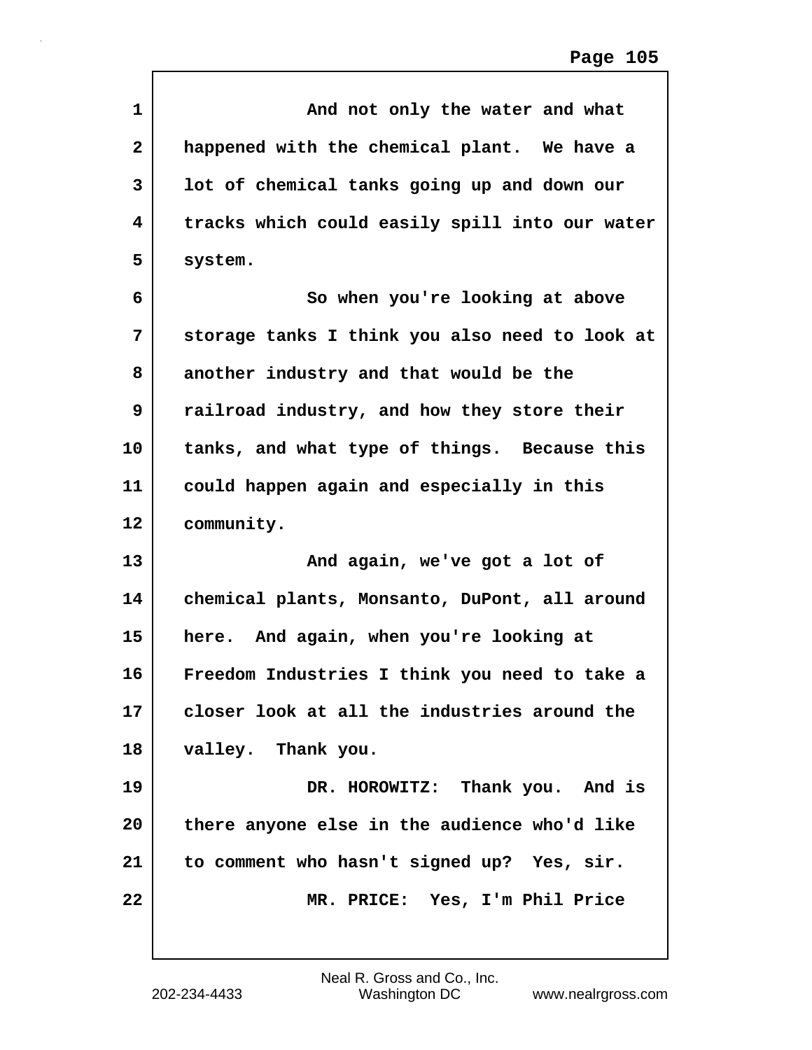1 And not only the water and what
2 happened with the chemical plant. We have a
3 lot of chemical tanks going up and down our
4 tracks which could easily spill into our water
5 system.
6 So when you're looking at above
7 storage tanks I think you also need to look at
8 another industry and that would be the
9 railroad industry, and how they store their
10 tanks, and what type of things. Because this
11 could happen again and especially in this
12 community.
13 And again, we've got a lot of
14 chemical plants, Monsanto, DuPont, all around
15 here. And again, when you're looking at
16 Freedom Industries I think you need to take a
17 closer look at all the industries around the
18 valley. Thank you.
19 DR. HOROWITZ: Thank you. And is
20 there anyone else in the audience who'd like
21 to comment who hasn't signed up? Yes, sir.
22 MR. PRICE: Yes, I'm Phil Price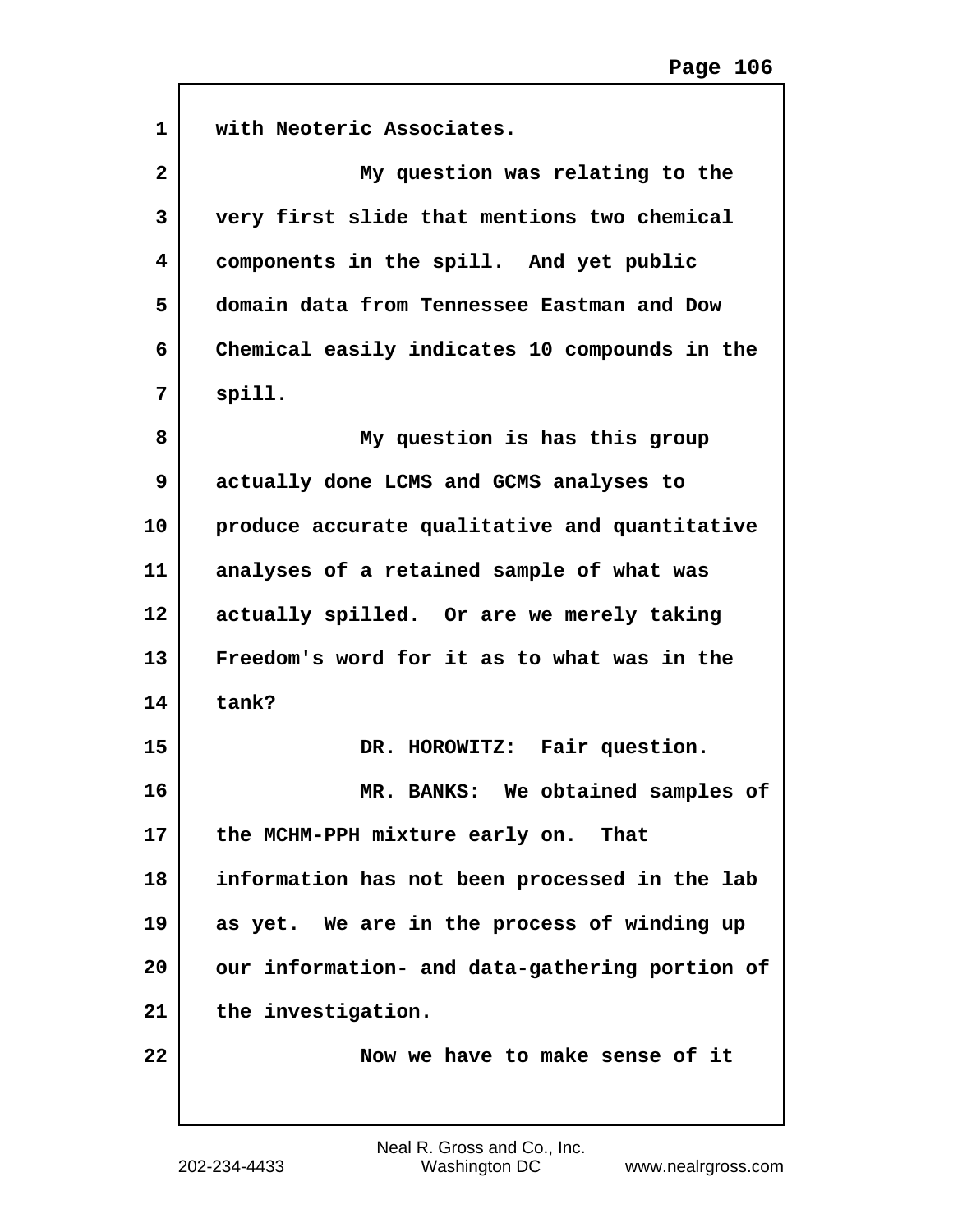with Neoteric Associates.

My question was relating to the very first slide that mentions two chemical components in the spill. And yet public domain data from Tennessee Eastman and Dow Chemical easily indicates 10 compounds in the spill.

My question is has this group actually done LCMS and GCMS analyses to produce accurate qualitative and quantitative analyses of a retained sample of what was actually spilled. Or are we merely taking Freedom's word for it as to what was in the tank?

DR. HOROWITZ: Fair question.

MR. BANKS: We obtained samples of the MCHM-PPH mixture early on. That information has not been processed in the lab as yet. We are in the process of winding up our information- and data-gathering portion of the investigation.

Now we have to make sense of it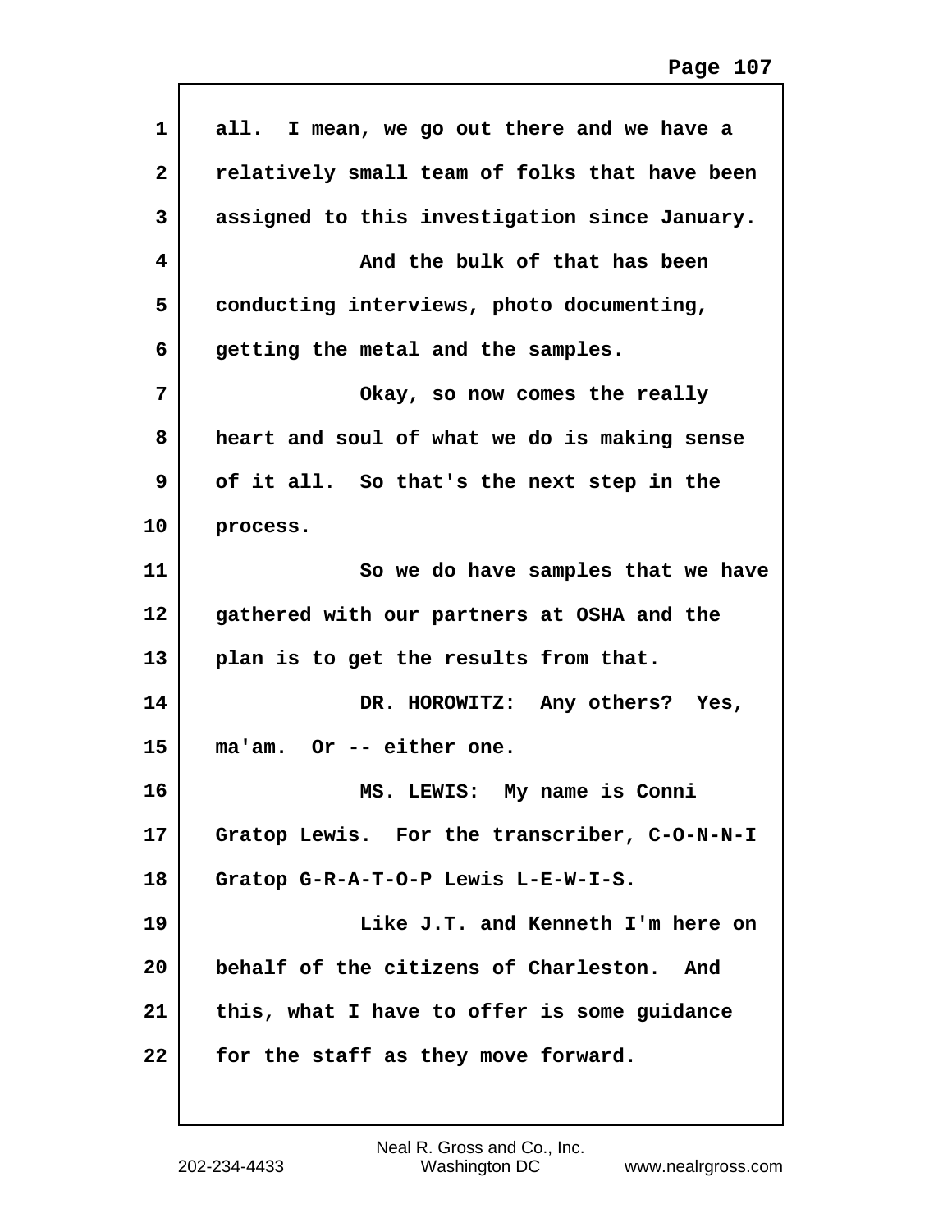all. I mean, we go out there and we have a relatively small team of folks that have been assigned to this investigation since January.

And the bulk of that has been conducting interviews, photo documenting, getting the metal and the samples.

Okay, so now comes the really heart and soul of what we do is making sense of it all. So that's the next step in the process.

So we do have samples that we have gathered with our partners at OSHA and the plan is to get the results from that.

DR. HOROWITZ: Any others? Yes, ma'am. Or -- either one.

MS. LEWIS: My name is Conni Gratop Lewis. For the transcriber, C-O-N-N-I Gratop G-R-A-T-O-P Lewis L-E-W-I-S.

Like J.T. and Kenneth I'm here on behalf of the citizens of Charleston. And this, what I have to offer is some guidance for the staff as they move forward.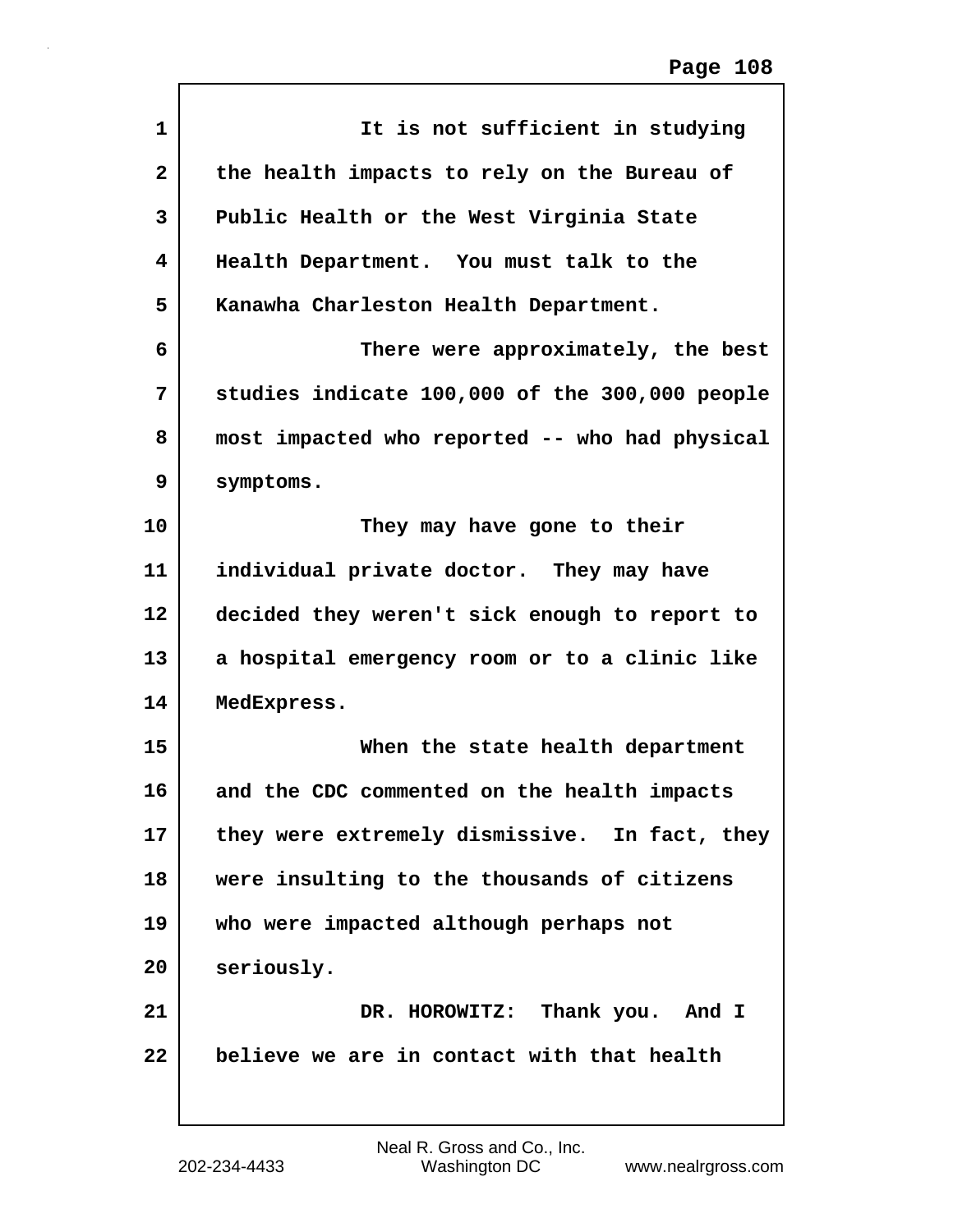It is not sufficient in studying the health impacts to rely on the Bureau of Public Health or the West Virginia State Health Department. You must talk to the Kanawha Charleston Health Department.

There were approximately, the best studies indicate 100,000 of the 300,000 people most impacted who reported -- who had physical symptoms.

They may have gone to their individual private doctor. They may have decided they weren't sick enough to report to a hospital emergency room or to a clinic like MedExpress.

When the state health department and the CDC commented on the health impacts they were extremely dismissive. In fact, they were insulting to the thousands of citizens who were impacted although perhaps not seriously.

DR. HOROWITZ: Thank you. And I believe we are in contact with that health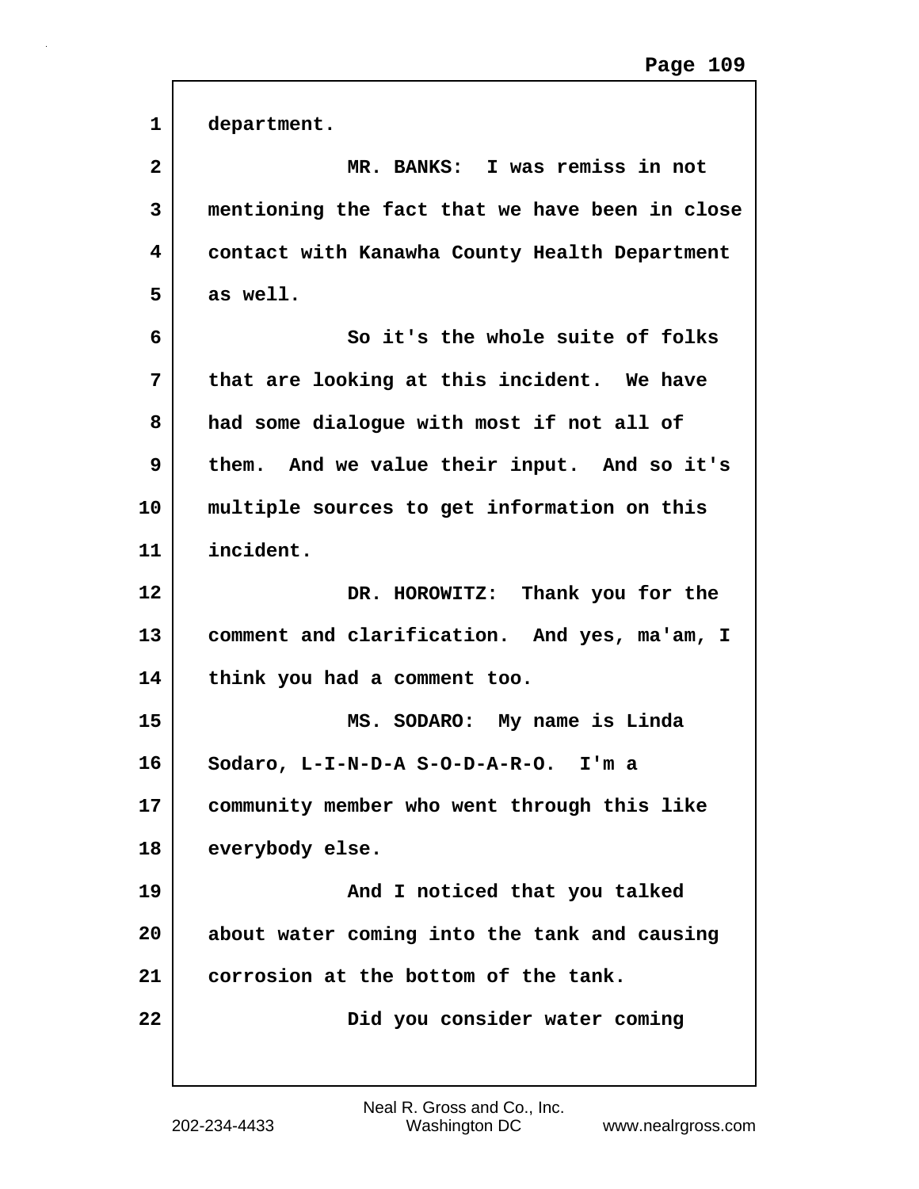department.

MR. BANKS: I was remiss in not mentioning the fact that we have been in close contact with Kanawha County Health Department as well.

So it's the whole suite of folks that are looking at this incident. We have had some dialogue with most if not all of them. And we value their input. And so it's multiple sources to get information on this incident.

DR. HOROWITZ: Thank you for the comment and clarification. And yes, ma'am, I think you had a comment too.

MS. SODARO: My name is Linda Sodaro, L-I-N-D-A S-O-D-A-R-O. I'm a community member who went through this like everybody else.

And I noticed that you talked about water coming into the tank and causing corrosion at the bottom of the tank.

Did you consider water coming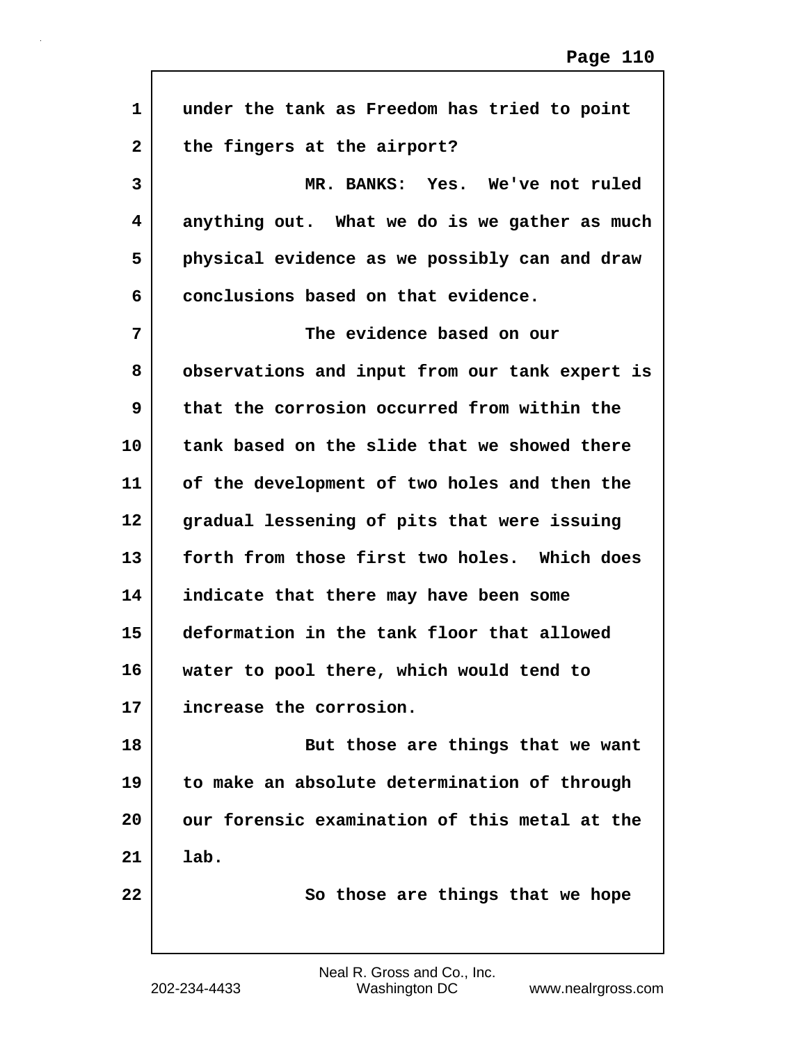under the tank as Freedom has tried to point the fingers at the airport?

MR. BANKS: Yes. We've not ruled anything out. What we do is we gather as much physical evidence as we possibly can and draw conclusions based on that evidence.

The evidence based on our observations and input from our tank expert is that the corrosion occurred from within the tank based on the slide that we showed there of the development of two holes and then the gradual lessening of pits that were issuing forth from those first two holes. Which does indicate that there may have been some deformation in the tank floor that allowed water to pool there, which would tend to increase the corrosion.

But those are things that we want to make an absolute determination of through our forensic examination of this metal at the lab.

So those are things that we hope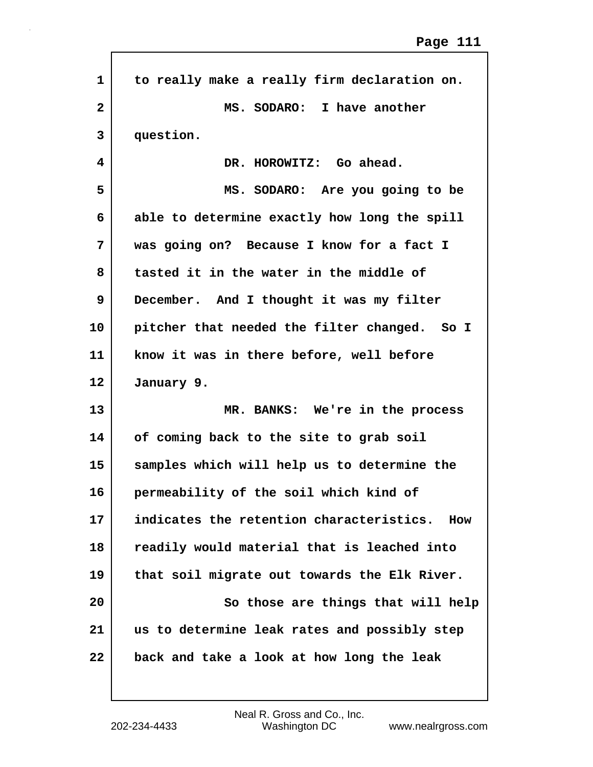to really make a really firm declaration on.

MS. SODARO: I have another question.

DR. HOROWITZ: Go ahead.

MS. SODARO: Are you going to be able to determine exactly how long the spill was going on? Because I know for a fact I tasted it in the water in the middle of December. And I thought it was my filter pitcher that needed the filter changed. So I know it was in there before, well before January 9.

MR. BANKS: We're in the process of coming back to the site to grab soil samples which will help us to determine the permeability of the soil which kind of indicates the retention characteristics. How readily would material that is leached into that soil migrate out towards the Elk River.

So those are things that will help us to determine leak rates and possibly step back and take a look at how long the leak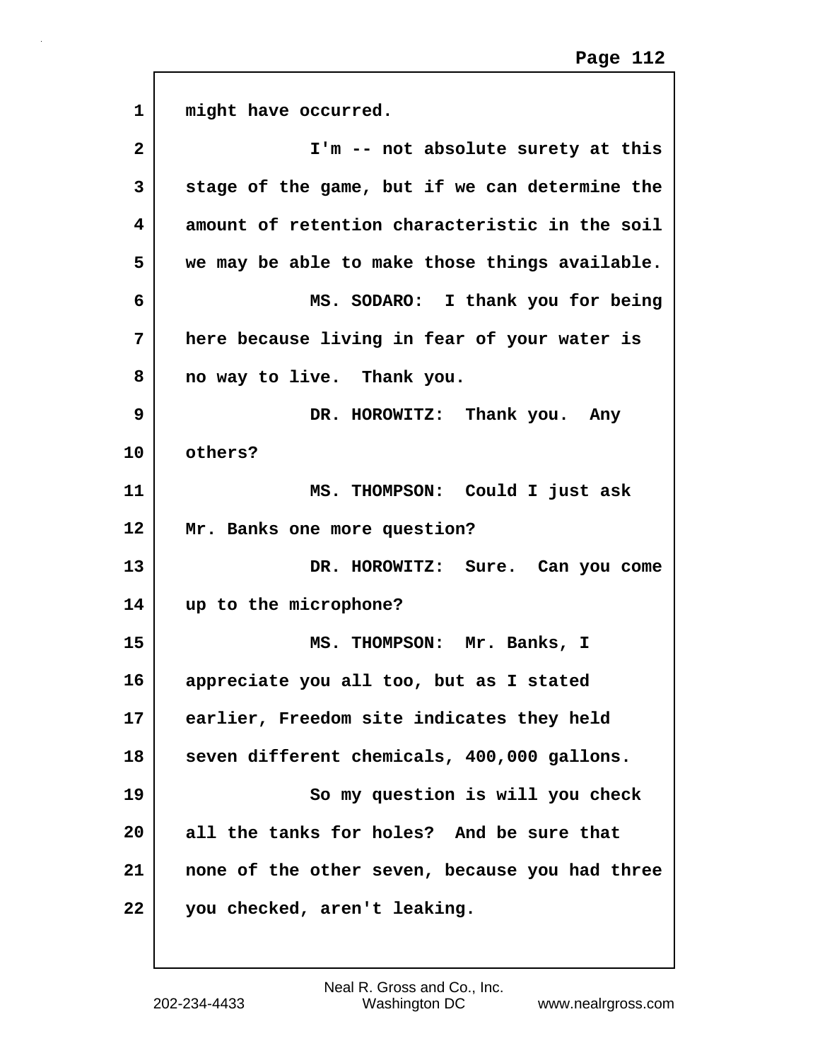might have occurred.

I'm -- not absolute surety at this stage of the game, but if we can determine the amount of retention characteristic in the soil we may be able to make those things available.

MS. SODARO: I thank you for being here because living in fear of your water is no way to live. Thank you.

DR. HOROWITZ: Thank you. Any others?

MS. THOMPSON: Could I just ask Mr. Banks one more question?

DR. HOROWITZ: Sure. Can you come up to the microphone?

MS. THOMPSON: Mr. Banks, I appreciate you all too, but as I stated earlier, Freedom site indicates they held seven different chemicals, 400,000 gallons.

So my question is will you check all the tanks for holes? And be sure that none of the other seven, because you had three you checked, aren't leaking.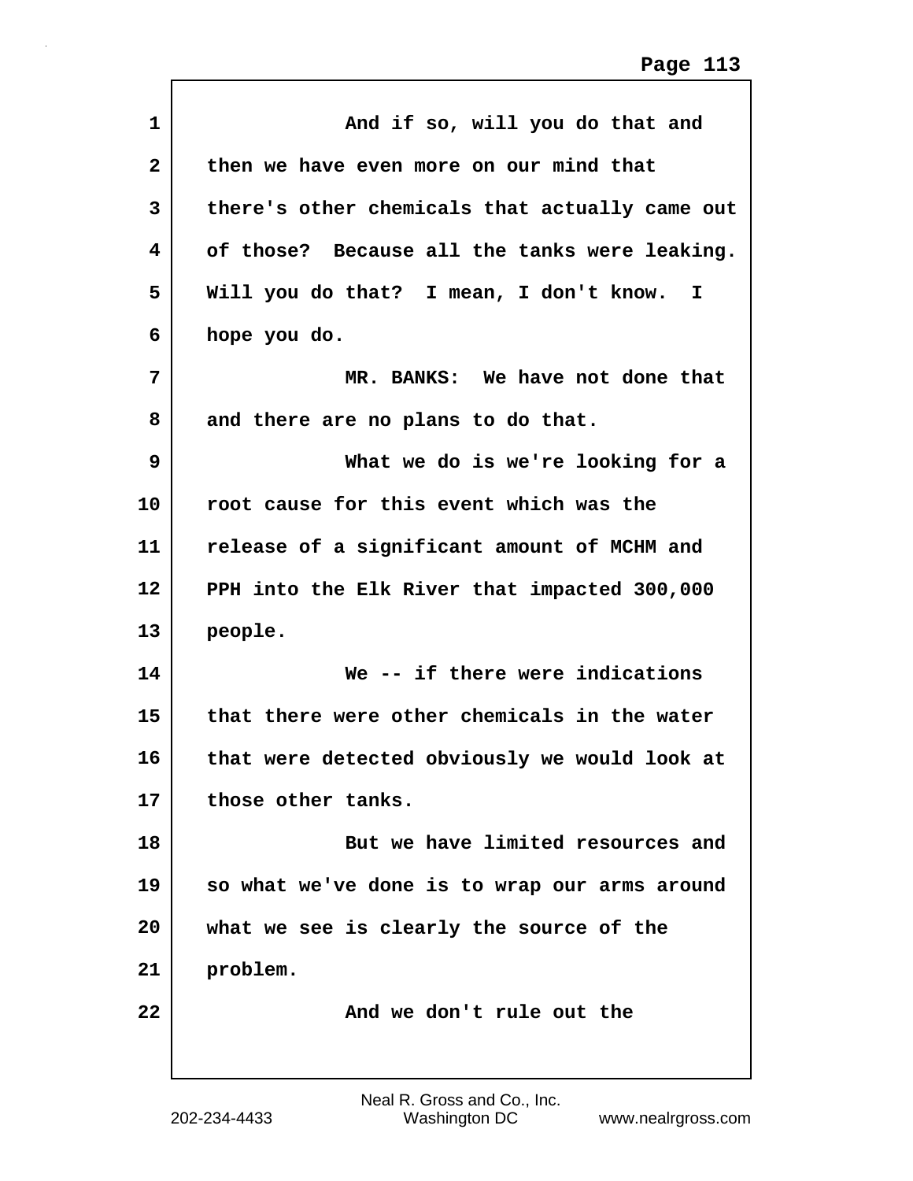And if so, will you do that and then we have even more on our mind that there's other chemicals that actually came out of those? Because all the tanks were leaking. Will you do that? I mean, I don't know. I hope you do.

MR. BANKS: We have not done that and there are no plans to do that.

What we do is we're looking for a root cause for this event which was the release of a significant amount of MCHM and PPH into the Elk River that impacted 300,000 people.

We -- if there were indications that there were other chemicals in the water that were detected obviously we would look at those other tanks.

But we have limited resources and so what we've done is to wrap our arms around what we see is clearly the source of the problem.

And we don't rule out the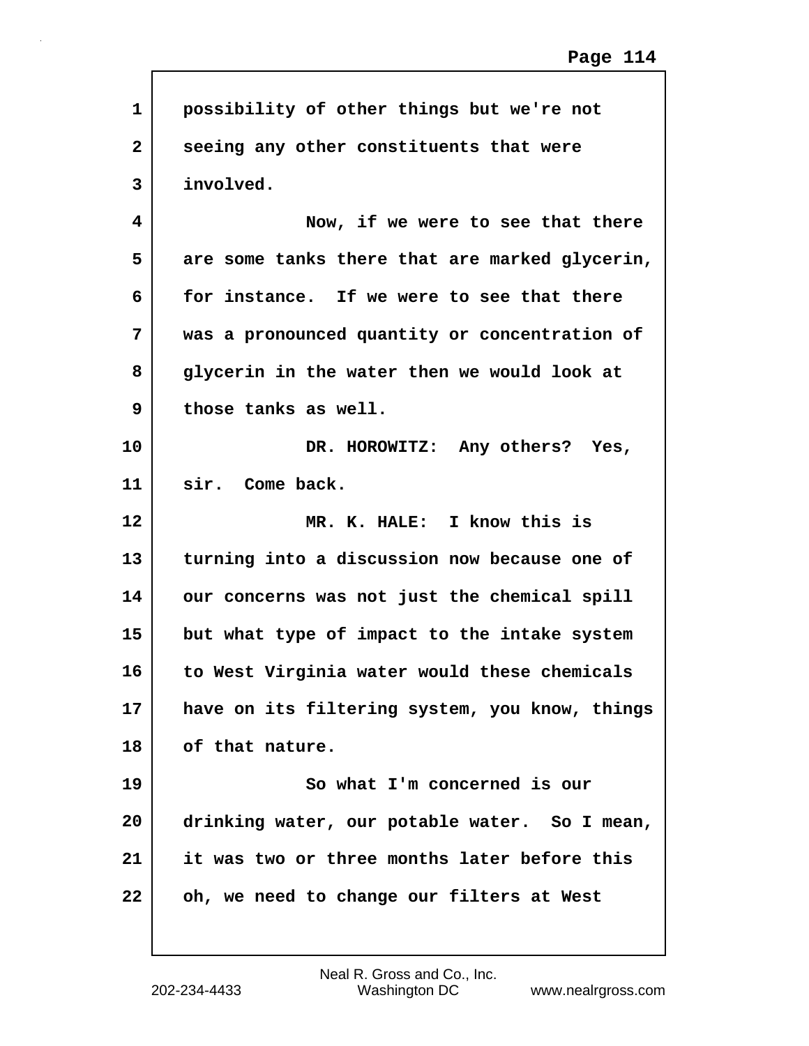possibility of other things but we're not seeing any other constituents that were involved.

Now, if we were to see that there are some tanks there that are marked glycerin, for instance. If we were to see that there was a pronounced quantity or concentration of glycerin in the water then we would look at those tanks as well.

DR. HOROWITZ: Any others? Yes, sir. Come back.

MR. K. HALE: I know this is turning into a discussion now because one of our concerns was not just the chemical spill but what type of impact to the intake system to West Virginia water would these chemicals have on its filtering system, you know, things of that nature.

So what I'm concerned is our drinking water, our potable water. So I mean, it was two or three months later before this oh, we need to change our filters at West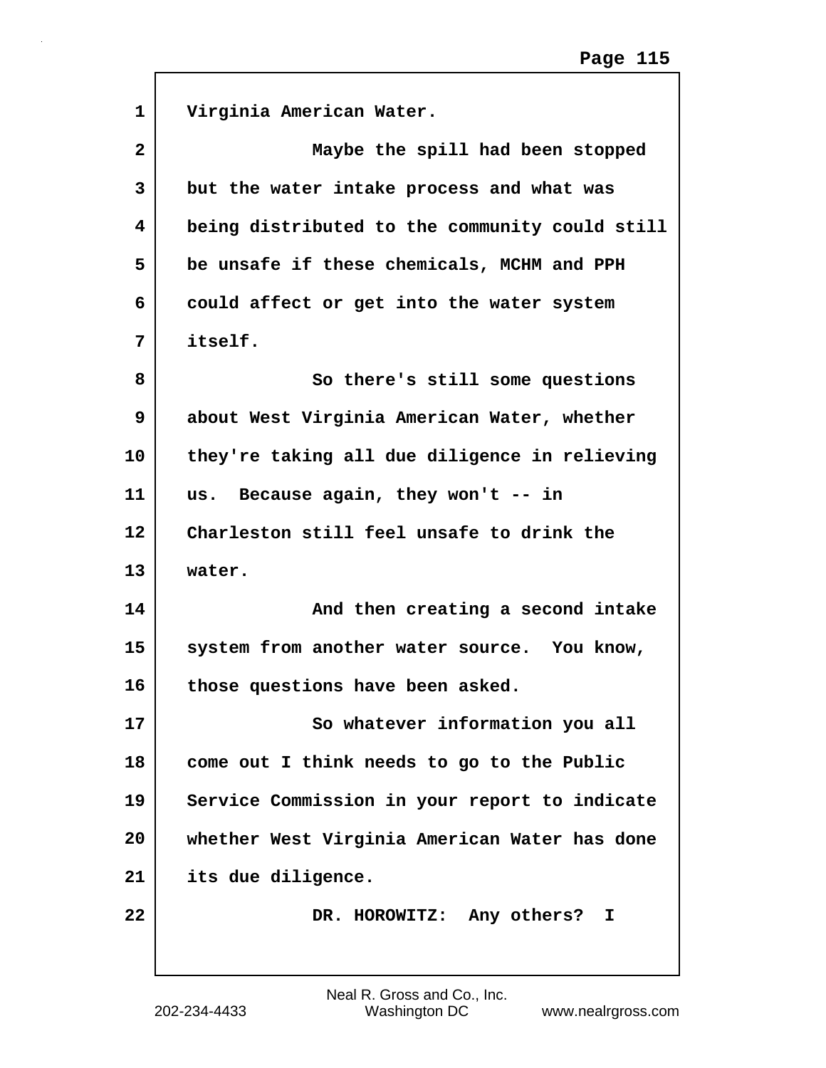Virginia American Water.

Maybe the spill had been stopped but the water intake process and what was being distributed to the community could still be unsafe if these chemicals, MCHM and PPH could affect or get into the water system itself.

So there's still some questions about West Virginia American Water, whether they're taking all due diligence in relieving us. Because again, they won't -- in Charleston still feel unsafe to drink the water.

And then creating a second intake system from another water source. You know, those questions have been asked.

So whatever information you all come out I think needs to go to the Public Service Commission in your report to indicate whether West Virginia American Water has done its due diligence.

DR. HOROWITZ: Any others? I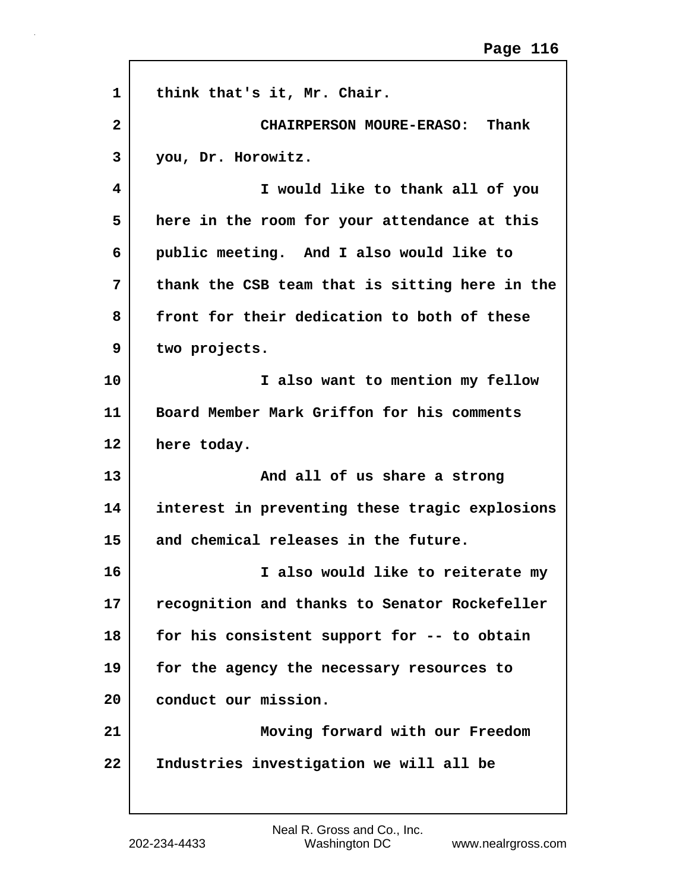think that's it, Mr. Chair.

CHAIRPERSON MOURE-ERASO: Thank you, Dr. Horowitz.

I would like to thank all of you here in the room for your attendance at this public meeting. And I also would like to thank the CSB team that is sitting here in the front for their dedication to both of these two projects.

I also want to mention my fellow Board Member Mark Griffon for his comments here today.

And all of us share a strong interest in preventing these tragic explosions and chemical releases in the future.

I also would like to reiterate my recognition and thanks to Senator Rockefeller for his consistent support for -- to obtain for the agency the necessary resources to conduct our mission.

Moving forward with our Freedom Industries investigation we will all be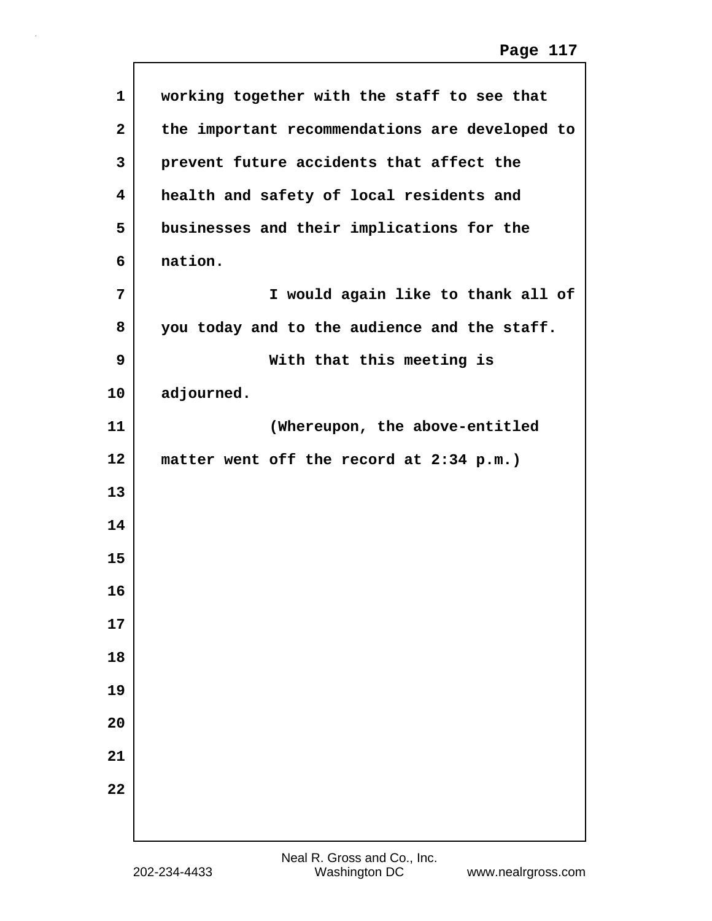working together with the staff to see that the important recommendations are developed to prevent future accidents that affect the health and safety of local residents and businesses and their implications for the nation.

I would again like to thank all of you today and to the audience and the staff.

With that this meeting is adjourned.

(Whereupon, the above-entitled matter went off the record at 2:34 p.m.)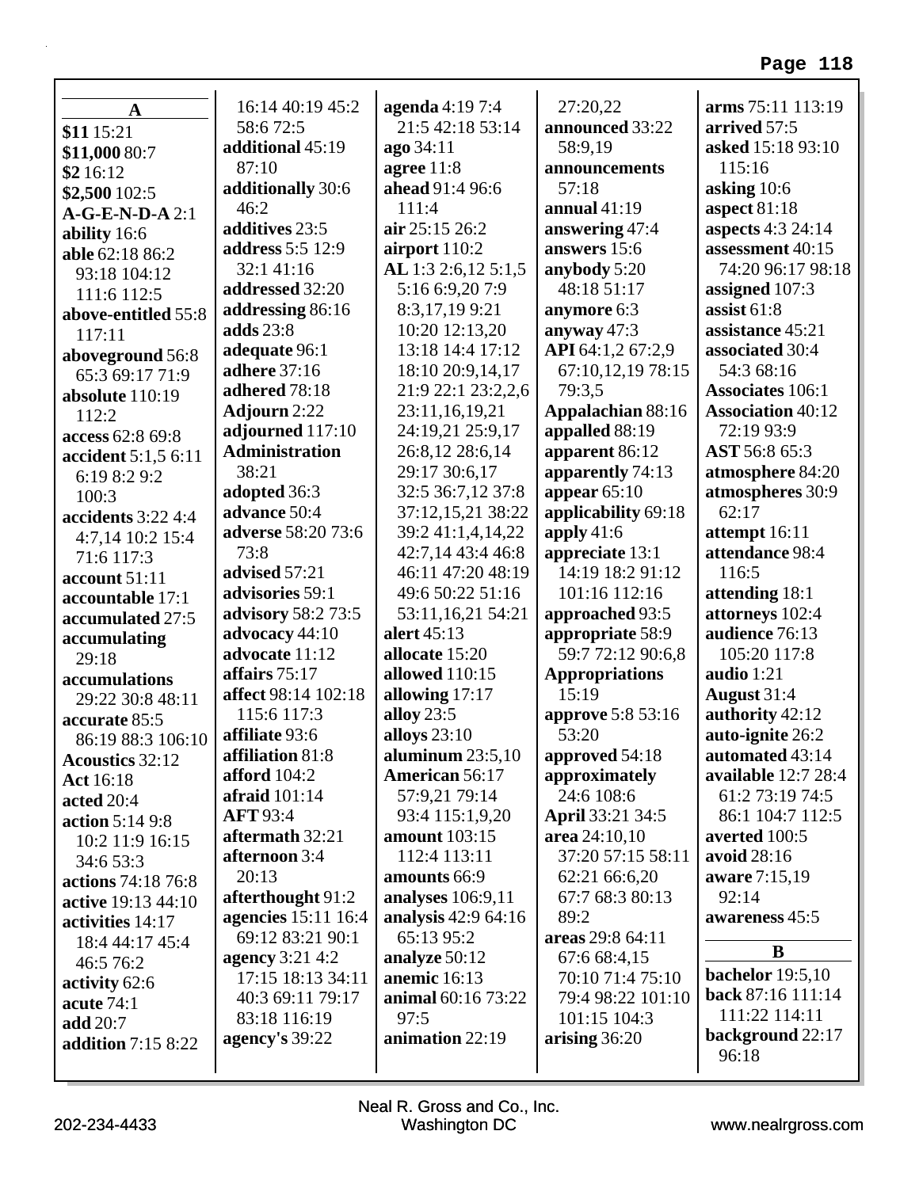## A

**$11** 15:21
**$11,000** 80:7
**$2** 16:12
**$2,500** 102:5
**A-G-E-N-D-A** 2:1
**ability** 16:6
**able** 62:18 86:2 93:18 104:12 111:6 112:5
**above-entitled** 55:8 117:11
**aboveground** 56:8 65:3 69:17 71:9
**absolute** 110:19 112:2
**access** 62:8 69:8
**accident** 5:1,5 6:11 6:19 8:2 9:2 100:3
**accidents** 3:22 4:4 4:7,14 10:2 15:4 71:6 117:3
**account** 51:11
**accountable** 17:1
**accumulated** 27:5
**accumulating** 29:18
**accumulations** 29:22 30:8 48:11
**accurate** 85:5 86:19 88:3 106:10
**Acoustics** 32:12
**Act** 16:18
**acted** 20:4
**action** 5:14 9:8 10:2 11:9 16:15 34:6 53:3
**actions** 74:18 76:8
**active** 19:13 44:10
**activities** 14:17 18:4 44:17 45:4 46:5 76:2
**activity** 62:6
**acute** 74:1
**add** 20:7
**addition** 7:15 8:22 16:14 40:19 45:2 58:6 72:5
**additional** 45:19 87:10
**additionally** 30:6 46:2
**additives** 23:5
**address** 5:5 12:9 32:1 41:16
**addressed** 32:20
**addressing** 86:16
**adds** 23:8
**adequate** 96:1
**adhere** 37:16
**adhered** 78:18
**Adjourn** 2:22
**adjourned** 117:10
**Administration** 38:21
**adopted** 36:3
**advance** 50:4
**adverse** 58:20 73:6 73:8
**advised** 57:21
**advisories** 59:1
**advisory** 58:2 73:5
**advocacy** 44:10
**advocate** 11:12
**affairs** 75:17
**affect** 98:14 102:18 115:6 117:3
**affiliate** 93:6
**affiliation** 81:8
**afford** 104:2
**afraid** 101:14
**AFT** 93:4
**aftermath** 32:21
**afternoon** 3:4 20:13
**afterthought** 91:2
**agencies** 15:11 16:4 69:12 83:21 90:1
**agency** 3:21 4:2 17:15 18:13 34:11 40:3 69:11 79:17 83:18 116:19
**agency's** 39:22
**agenda** 4:19 7:4 21:5 42:18 53:14
**ago** 34:11
**agree** 11:8
**ahead** 91:4 96:6 111:4
**air** 25:15 26:2
**airport** 110:2
**AL** 1:3 2:6,12 5:1,5 5:16 6:9,20 7:9 8:3,17,19 9:21 10:20 12:13,20 13:18 14:4 17:12 18:10 20:9,14,17 21:9 22:1 23:2,2,6 23:11,16,19,21 24:19,21 25:9,17 26:8,12 28:6,14 29:17 30:6,17 32:5 36:7,12 37:8 37:12,15,21 38:22 39:2 41:1,4,14,22 42:7,14 43:4 46:8 46:11 47:20 48:19 49:6 50:22 51:16 53:11,16,21 54:21
**alert** 45:13
**allocate** 15:20
**allowed** 110:15
**allowing** 17:17
**alloy** 23:5
**alloys** 23:10
**aluminum** 23:5,10
**American** 56:17 57:9,21 79:14 93:4 115:1,9,20
**amount** 103:15 112:4 113:11
**amounts** 66:9
**analyses** 106:9,11
**analysis** 42:9 64:16 65:13 95:2
**analyze** 50:12
**anemic** 16:13
**animal** 60:16 73:22 97:5
**animation** 22:19
27:20,22
**announced** 33:22 58:9,19
**announcements** 57:18
**annual** 41:19
**answering** 47:4
**answers** 15:6
**anybody** 5:20 48:18 51:17
**anymore** 6:3
**anyway** 47:3
**API** 64:1,2 67:2,9 67:10,12,19 78:15 79:3,5
**Appalachian** 88:16
**appalled** 88:19
**apparent** 86:12
**apparently** 74:13
**appear** 65:10
**applicability** 69:18
**apply** 41:6
**appreciate** 13:1 14:19 18:2 91:12 101:16 112:16
**approached** 93:5
**appropriate** 58:9 59:7 72:12 90:6,8
**Appropriations** 15:19
**approve** 5:8 53:16 53:20
**approved** 54:18
**approximately** 24:6 108:6
**April** 33:21 34:5
**area** 24:10,10 37:20 57:15 58:11 62:21 66:6,20 67:7 68:3 80:13 89:2
**areas** 29:8 64:11 67:6 68:4,15 70:10 71:4 75:10 79:4 98:22 101:10 101:15 104:3
**arising** 36:20
**arms** 75:11 113:19
**arrived** 57:5
**asked** 15:18 93:10 115:16
**asking** 10:6
**aspect** 81:18
**aspects** 4:3 24:14
**assessment** 40:15 74:20 96:17 98:18
**assigned** 107:3
**assist** 61:8
**assistance** 45:21
**associated** 30:4 54:3 68:16
**Associates** 106:1
**Association** 40:12 72:19 93:9
**AST** 56:8 65:3
**atmosphere** 84:20
**atmospheres** 30:9 62:17
**attempt** 16:11
**attendance** 98:4 116:5
**attending** 18:1
**attorneys** 102:4
**audience** 76:13 105:20 117:8
**audio** 1:21
**August** 31:4
**authority** 42:12
**auto-ignite** 26:2
**automated** 43:14
**available** 12:7 28:4 61:2 73:19 74:5 86:1 104:7 112:5
**averted** 100:5
**avoid** 28:16
**aware** 7:15,19 92:14
**awareness** 45:5

## B

**bachelor** 19:5,10
**back** 87:16 111:14 111:22 114:11
**background** 22:17 96:18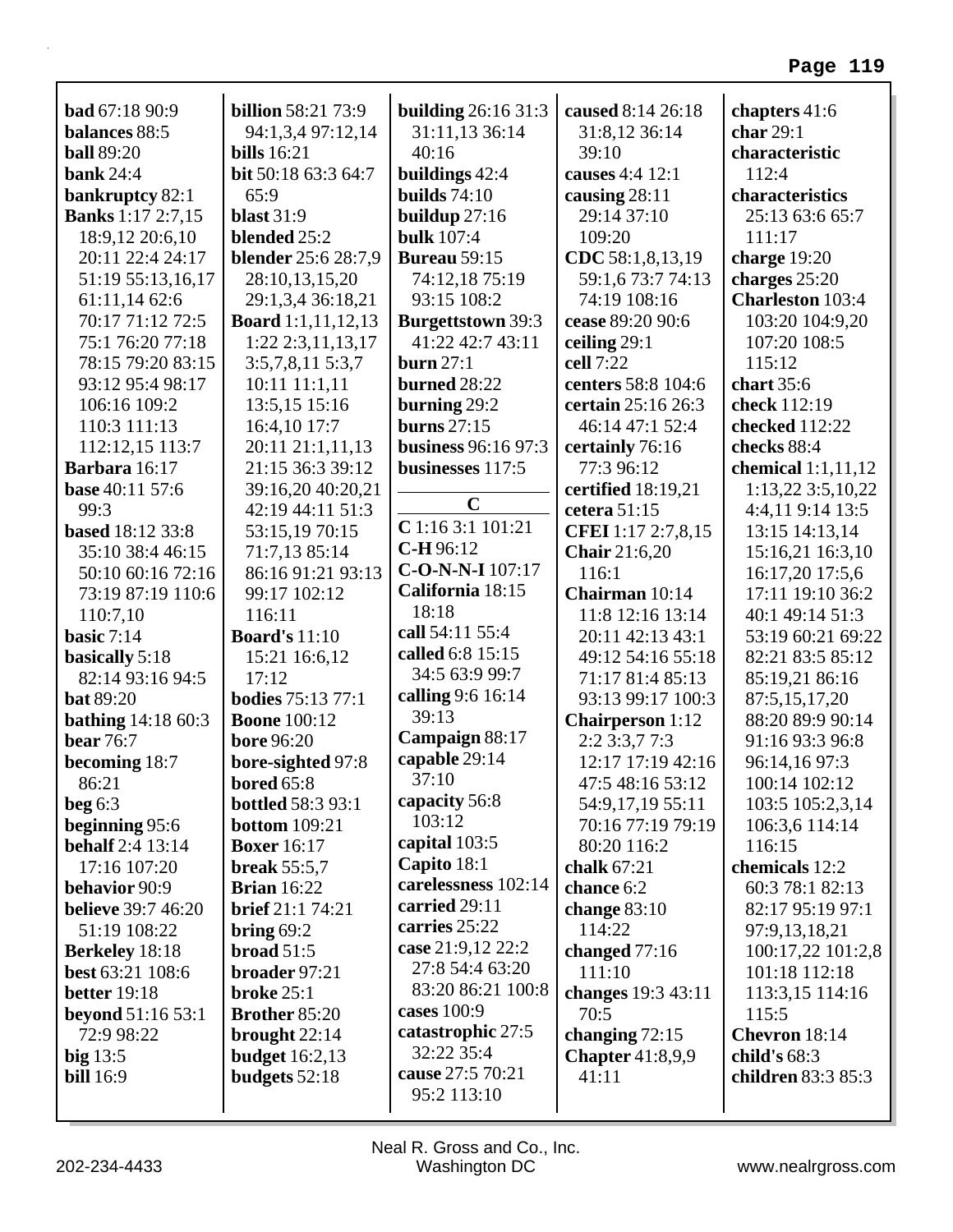**bad** 67:18 90:9
**balances** 88:5
**ball** 89:20
**bank** 24:4
**bankruptcy** 82:1
**Banks** 1:17 2:7,15 18:9,12 20:6,10 20:11 22:4 24:17 51:19 55:13,16,17 61:11,14 62:6 70:17 71:12 72:5 75:1 76:20 77:18 78:15 79:20 83:15 93:12 95:4 98:17 106:16 109:2 110:3 111:13 112:12,15 113:7
**Barbara** 16:17
**base** 40:11 57:6 99:3
**based** 18:12 33:8 35:10 38:4 46:15 50:10 60:16 72:16 73:19 87:19 110:6 110:7,10
**basic** 7:14
**basically** 5:18 82:14 93:16 94:5
**bat** 89:20
**bathing** 14:18 60:3
**bear** 76:7
**becoming** 18:7 86:21
**beg** 6:3
**beginning** 95:6
**behalf** 2:4 13:14 17:16 107:20
**behavior** 90:9
**believe** 39:7 46:20 51:19 108:22
**Berkeley** 18:18
**best** 63:21 108:6
**better** 19:18
**beyond** 51:16 53:1 72:9 98:22
**big** 13:5
**bill** 16:9
**billion** 58:21 73:9 94:1,3,4 97:12,14
**bills** 16:21
**bit** 50:18 63:3 64:7 65:9
**blast** 31:9
**blended** 25:2
**blender** 25:6 28:7,9 28:10,13,15,20 29:1,3,4 36:18,21
**Board** 1:1,11,12,13 1:22 2:3,11,13,17 3:5,7,8,11 5:3,7 10:11 11:1,11 13:5,15 15:16 16:4,10 17:7 20:11 21:1,11,13 21:15 36:3 39:12 39:16,20 40:20,21 42:19 44:11 51:3 53:15,19 70:15 71:7,13 85:14 86:16 91:21 93:13 99:17 102:12 116:11
**Board's** 11:10 15:21 16:6,12 17:12
**bodies** 75:13 77:1
**Boone** 100:12
**bore** 96:20
**bore-sighted** 97:8
**bored** 65:8
**bottled** 58:3 93:1
**bottom** 109:21
**Boxer** 16:17
**break** 55:5,7
**Brian** 16:22
**brief** 21:1 74:21
**bring** 69:2
**broad** 51:5
**broader** 97:21
**broke** 25:1
**Brother** 85:20
**brought** 22:14
**budget** 16:2,13
**budgets** 52:18
**building** 26:16 31:3 31:11,13 36:14 40:16
**buildings** 42:4
**builds** 74:10
**buildup** 27:16
**bulk** 107:4
**Bureau** 59:15 74:12,18 75:19 93:15 108:2
**Burgettstown** 39:3 41:22 42:7 43:11
**burn** 27:1
**burned** 28:22
**burning** 29:2
**burns** 27:15
**business** 96:16 97:3
**businesses** 117:5

## C

**C** 1:16 3:1 101:21
**C-H** 96:12
**C-O-N-N-I** 107:17
**California** 18:15 18:18
**call** 54:11 55:4
**called** 6:8 15:15 34:5 63:9 99:7
**calling** 9:6 16:14 39:13
**Campaign** 88:17
**capable** 29:14 37:10
**capacity** 56:8 103:12
**capital** 103:5
**Capito** 18:1
**carelessness** 102:14
**carried** 29:11
**carries** 25:22
**case** 21:9,12 22:2 27:8 54:4 63:20 83:20 86:21 100:8
**cases** 100:9
**catastrophic** 27:5 32:22 35:4
**cause** 27:5 70:21 95:2 113:10
**caused** 8:14 26:18 31:8,12 36:14 39:10
**causes** 4:4 12:1
**causing** 28:11 29:14 37:10 109:20
**CDC** 58:1,8,13,19 59:1,6 73:7 74:13 74:19 108:16
**cease** 89:20 90:6
**ceiling** 29:1
**cell** 7:22
**centers** 58:8 104:6
**certain** 25:16 26:3 46:14 47:1 52:4
**certainly** 76:16 77:3 96:12
**certified** 18:19,21
**cetera** 51:15
**CFEI** 1:17 2:7,8,15
**Chair** 21:6,20 116:1
**Chairman** 10:14 11:8 12:16 13:14 20:11 42:13 43:1 49:12 54:16 55:18 71:17 81:4 85:13 93:13 99:17 100:3
**Chairperson** 1:12 2:2 3:3,7 7:3 12:17 17:19 42:16 47:5 48:16 53:12 54:9,17,19 55:11 70:16 77:19 79:19 80:20 116:2
**chalk** 67:21
**chance** 6:2
**change** 83:10 114:22
**changed** 77:16 111:10
**changes** 19:3 43:11 70:5
**changing** 72:15
**Chapter** 41:8,9,9 41:11
**chapters** 41:6
**char** 29:1
**characteristic** 112:4
**characteristics** 25:13 63:6 65:7 111:17
**charge** 19:20
**charges** 25:20
**Charleston** 103:4 103:20 104:9,20 107:20 108:5 115:12
**chart** 35:6
**check** 112:19
**checked** 112:22
**checks** 88:4
**chemical** 1:1,11,12 1:13,22 3:5,10,22 4:4,11 9:14 13:5 13:15 14:13,14 15:16,21 16:3,10 16:17,20 17:5,6 17:11 19:10 36:2 40:1 49:14 51:3 53:19 60:21 69:22 82:21 83:5 85:12 85:19,21 86:16 87:5,15,17,20 88:20 89:9 90:14 91:16 93:3 96:8 96:14,16 97:3 100:14 102:12 103:5 105:2,3,14 106:3,6 114:14 116:15
**chemicals** 12:2 60:3 78:1 82:13 82:17 95:19 97:1 97:9,13,18,21 100:17,22 101:2,8 101:18 112:18 113:3,15 114:16 115:5
**Chevron** 18:14
**child's** 68:3
**children** 83:3 85:3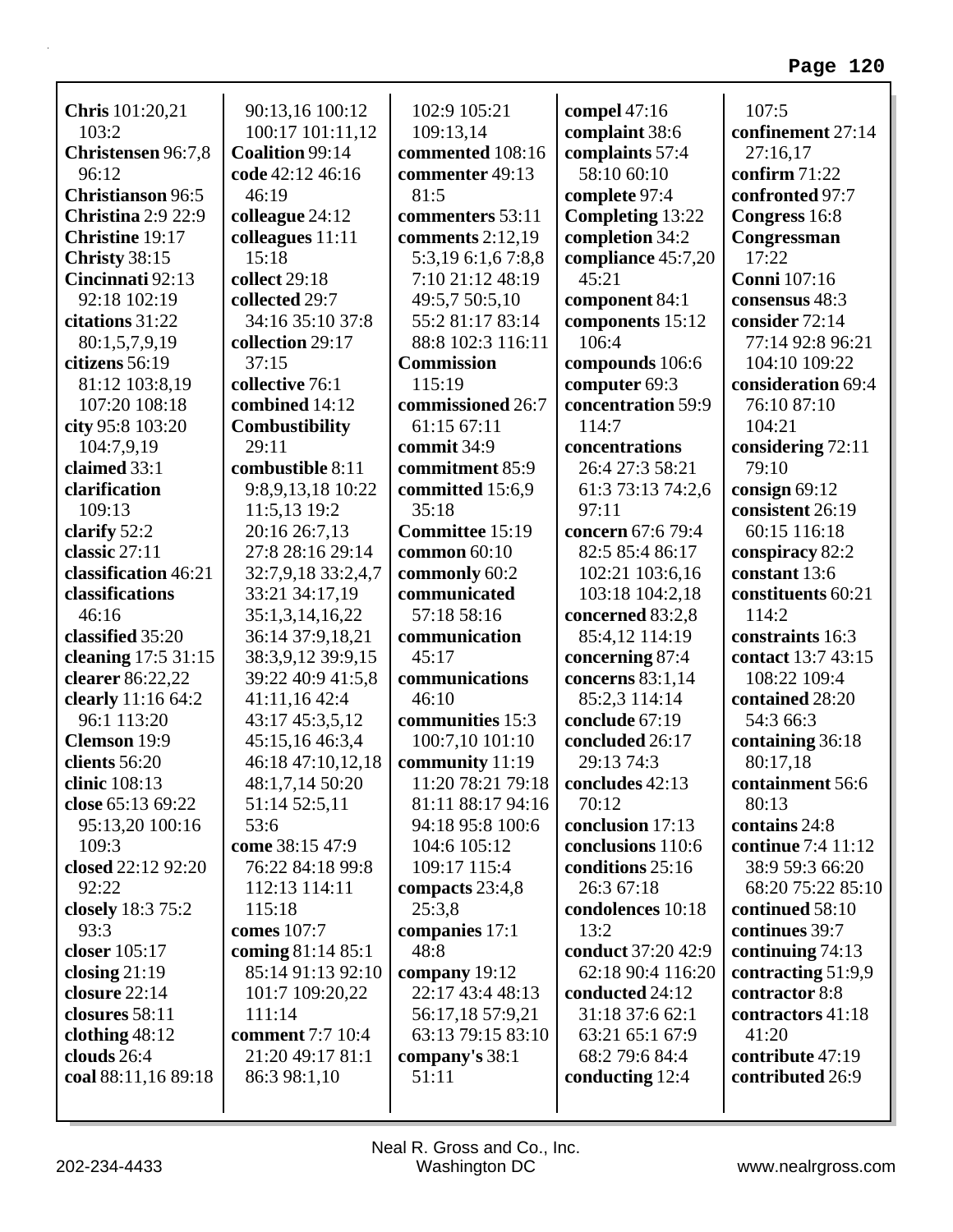**Chris** 101:20,21 103:2
**Christensen** 96:7,8 96:12
**Christianson** 96:5
**Christina** 2:9 22:9
**Christine** 19:17
**Christy** 38:15
**Cincinnati** 92:13 92:18 102:19
**citations** 31:22 80:1,5,7,9,19
**citizens** 56:19 81:12 103:8,19 107:20 108:18
**city** 95:8 103:20 104:7,9,19
**claimed** 33:1
**clarification** 109:13
**clarify** 52:2
**classic** 27:11
**classification** 46:21
**classifications** 46:16
**classified** 35:20
**cleaning** 17:5 31:15
**clearer** 86:22,22
**clearly** 11:16 64:2 96:1 113:20
**Clemson** 19:9
**clients** 56:20
**clinic** 108:13
**close** 65:13 69:22 95:13,20 100:16 109:3
**closed** 22:12 92:20 92:22
**closely** 18:3 75:2 93:3
**closer** 105:17
**closing** 21:19
**closure** 22:14
**closures** 58:11
**clothing** 48:12
**clouds** 26:4
**coal** 88:11,16 89:18 90:13,16 100:12 100:17 101:11,12
**Coalition** 99:14
**code** 42:12 46:16 46:19
**colleague** 24:12
**colleagues** 11:11 15:18
**collect** 29:18
**collected** 29:7 34:16 35:10 37:8
**collection** 29:17 37:15
**collective** 76:1
**combined** 14:12
**Combustibility** 29:11
**combustible** 8:11 9:8,9,13,18 10:22 11:5,13 19:2 20:16 26:7,13 27:8 28:16 29:14 32:7,9,18 33:2,4,7 33:21 34:17,19 35:1,3,14,16,22 36:14 37:9,18,21 38:3,9,12 39:9,15 39:22 40:9 41:5,8 41:11,16 42:4 43:17 45:3,5,12 45:15,16 46:3,4 46:18 47:10,12,18 48:1,7,14 50:20 51:14 52:5,11 53:6
**come** 38:15 47:9 76:22 84:18 99:8 112:13 114:11 115:18
**comes** 107:7
**coming** 81:14 85:1 85:14 91:13 92:10 101:7 109:20,22 111:14
**comment** 7:7 10:4 21:20 49:17 81:1 86:3 98:1,10 102:9 105:21 109:13,14
**commented** 108:16
**commenter** 49:13 81:5
**commenters** 53:11
**comments** 2:12,19 5:3,19 6:1,6 7:8,8 7:10 21:12 48:19 49:5,7 50:5,10 55:2 81:17 83:14 88:8 102:3 116:11
**Commission** 115:19
**commissioned** 26:7 61:15 67:11
**commit** 34:9
**commitment** 85:9
**committed** 15:6,9 35:18
**Committee** 15:19
**common** 60:10
**commonly** 60:2
**communicated** 57:18 58:16
**communication** 45:17
**communications** 46:10
**communities** 15:3 100:7,10 101:10
**community** 11:19 11:20 78:21 79:18 81:11 88:17 94:16 94:18 95:8 100:6 104:6 105:12 109:17 115:4
**compacts** 23:4,8 25:3,8
**companies** 17:1 48:8
**company** 19:12 22:17 43:4 48:13 56:17,18 57:9,21 63:13 79:15 83:10
**company's** 38:1 51:11
**compel** 47:16
**complaint** 38:6
**complaints** 57:4 58:10 60:10
**complete** 97:4
**Completing** 13:22
**completion** 34:2
**compliance** 45:7,20 45:21
**component** 84:1
**components** 15:12 106:4
**compounds** 106:6
**computer** 69:3
**concentration** 59:9 114:7
**concentrations** 26:4 27:3 58:21 61:3 73:13 74:2,6 97:11
**concern** 67:6 79:4 82:5 85:4 86:17 102:21 103:6,16 103:18 104:2,18
**concerned** 83:2,8 85:4,12 114:19
**concerning** 87:4
**concerns** 83:1,14 85:2,3 114:14
**conclude** 67:19
**concluded** 26:17 29:13 74:3
**concludes** 42:13 70:12
**conclusion** 17:13
**conclusions** 110:6
**conditions** 25:16 26:3 67:18
**condolences** 10:18 13:2
**conduct** 37:20 42:9 62:18 90:4 116:20
**conducted** 24:12 31:18 37:6 62:1 63:21 65:1 67:9 68:2 79:6 84:4
**conducting** 12:4 107:5
**confinement** 27:14 27:16,17
**confirm** 71:22
**confronted** 97:7
**Congress** 16:8
**Congressman** 17:22
**Conni** 107:16
**consensus** 48:3
**consider** 72:14 77:14 92:8 96:21 104:10 109:22
**consideration** 69:4 76:10 87:10 104:21
**considering** 72:11 79:10
**consign** 69:12
**consistent** 26:19 60:15 116:18
**conspiracy** 82:2
**constant** 13:6
**constituents** 60:21 114:2
**constraints** 16:3
**contact** 13:7 43:15 108:22 109:4
**contained** 28:20 54:3 66:3
**containing** 36:18 80:17,18
**containment** 56:6 80:13
**contains** 24:8
**continue** 7:4 11:12 38:9 59:3 66:20 68:20 75:22 85:10
**continued** 58:10
**continues** 39:7
**continuing** 74:13
**contracting** 51:9,9
**contractor** 8:8
**contractors** 41:18 41:20
**contribute** 47:19
**contributed** 26:9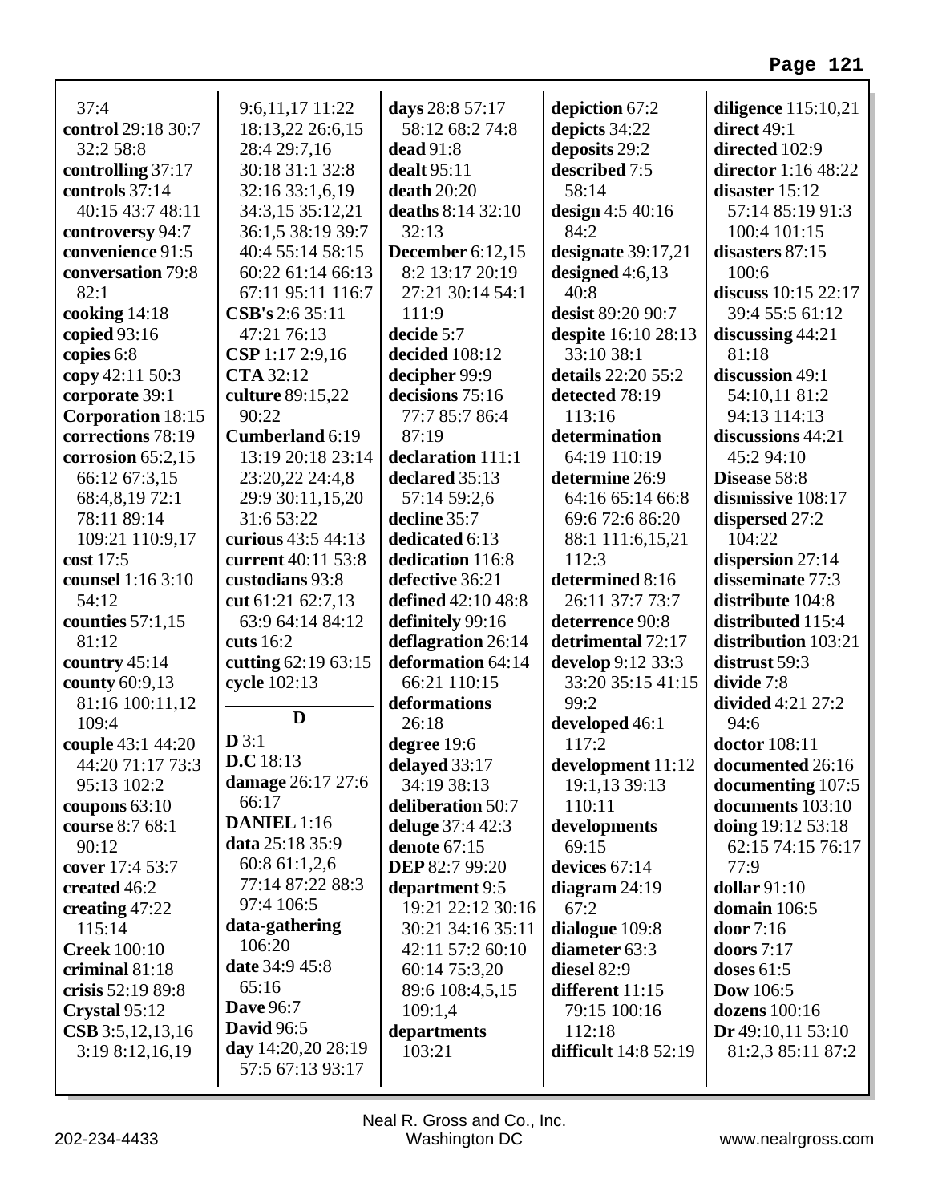37:4
**control** 29:18 30:7 32:2 58:8
**controlling** 37:17
**controls** 37:14 40:15 43:7 48:11
**controversy** 94:7
**convenience** 91:5
**conversation** 79:8 82:1
**cooking** 14:18
**copied** 93:16
**copies** 6:8
**copy** 42:11 50:3
**corporate** 39:1
**Corporation** 18:15
**corrections** 78:19
**corrosion** 65:2,15 66:12 67:3,15 68:4,8,19 72:1 78:11 89:14 109:21 110:9,17
**cost** 17:5
**counsel** 1:16 3:10 54:12
**counties** 57:1,15 81:12
**country** 45:14
**county** 60:9,13 81:16 100:11,12 109:4
**couple** 43:1 44:20 44:20 71:17 73:3 95:13 102:2
**coupons** 63:10
**course** 8:7 68:1 90:12
**cover** 17:4 53:7
**created** 46:2
**creating** 47:22 115:14
**Creek** 100:10
**criminal** 81:18
**crisis** 52:19 89:8
**Crystal** 95:12
**CSB** 3:5,12,13,16 3:19 8:12,16,19 9:6,11,17 11:22 18:13,22 26:6,15 28:4 29:7,16 30:18 31:1 32:8 32:16 33:1,6,19 34:3,15 35:12,21 36:1,5 38:19 39:7 40:4 55:14 58:15 60:22 61:14 66:13 67:11 95:11 116:7
**CSB's** 2:6 35:11 47:21 76:13
**CSP** 1:17 2:9,16
**CTA** 32:12
**culture** 89:15,22 90:22
**Cumberland** 6:19 13:19 20:18 23:14 23:20,22 24:4,8 29:9 30:11,15,20 31:6 53:22
**curious** 43:5 44:13
**current** 40:11 53:8
**custodians** 93:8
**cut** 61:21 62:7,13 63:9 64:14 84:12
**cuts** 16:2
**cutting** 62:19 63:15
**cycle** 102:13

## D

**D** 3:1
**D.C** 18:13
**damage** 26:17 27:6 66:17
**DANIEL** 1:16
**data** 25:18 35:9 60:8 61:1,2,6 77:14 87:22 88:3 97:4 106:5
**data-gathering** 106:20
**date** 34:9 45:8 65:16
**Dave** 96:7
**David** 96:5
**day** 14:20,20 28:19 57:5 67:13 93:17
**days** 28:8 57:17 58:12 68:2 74:8
**dead** 91:8
**dealt** 95:11
**death** 20:20
**deaths** 8:14 32:10 32:13
**December** 6:12,15 8:2 13:17 20:19 27:21 30:14 54:1 111:9
**decide** 5:7
**decided** 108:12
**decipher** 99:9
**decisions** 75:16 77:7 85:7 86:4 87:19
**declaration** 111:1
**declared** 35:13 57:14 59:2,6
**decline** 35:7
**dedicated** 6:13
**dedication** 116:8
**defective** 36:21
**defined** 42:10 48:8
**definitely** 99:16
**deflagration** 26:14
**deformation** 64:14 66:21 110:15
**deformations** 26:18
**degree** 19:6
**delayed** 33:17 34:19 38:13
**deliberation** 50:7
**deluge** 37:4 42:3
**denote** 67:15
**DEP** 82:7 99:20
**department** 9:5 19:21 22:12 30:16 30:21 34:16 35:11 42:11 57:2 60:10 60:14 75:3,20 89:6 108:4,5,15 109:1,4
**departments** 103:21
**depiction** 67:2
**depicts** 34:22
**deposits** 29:2
**described** 7:5 58:14
**design** 4:5 40:16 84:2
**designate** 39:17,21
**designed** 4:6,13 40:8
**desist** 89:20 90:7
**despite** 16:10 28:13 33:10 38:1
**details** 22:20 55:2
**detected** 78:19 113:16
**determination** 64:19 110:19
**determine** 26:9 64:16 65:14 66:8 69:6 72:6 86:20 88:1 111:6,15,21 112:3
**determined** 8:16 26:11 37:7 73:7
**deterrence** 90:8
**detrimental** 72:17
**develop** 9:12 33:3 33:20 35:15 41:15 99:2
**developed** 46:1 117:2
**development** 11:12 19:1,13 39:13 110:11
**developments** 69:15
**devices** 67:14
**diagram** 24:19 67:2
**dialogue** 109:8
**diameter** 63:3
**diesel** 82:9
**different** 11:15 79:15 100:16 112:18
**difficult** 14:8 52:19
**diligence** 115:10,21
**direct** 49:1
**directed** 102:9
**director** 1:16 48:22
**disaster** 15:12 57:14 85:19 91:3 100:4 101:15
**disasters** 87:15 100:6
**discuss** 10:15 22:17 39:4 55:5 61:12
**discussing** 44:21 81:18
**discussion** 49:1 54:10,11 81:2 94:13 114:13
**discussions** 44:21 45:2 94:10
**Disease** 58:8
**dismissive** 108:17
**dispersed** 27:2 104:22
**dispersion** 27:14
**disseminate** 77:3
**distribute** 104:8
**distributed** 115:4
**distribution** 103:21
**distrust** 59:3
**divide** 7:8
**divided** 4:21 27:2 94:6
**doctor** 108:11
**documented** 26:16
**documenting** 107:5
**documents** 103:10
**doing** 19:12 53:18 62:15 74:15 76:17 77:9
**dollar** 91:10
**domain** 106:5
**door** 7:16
**doors** 7:17
**doses** 61:5
**Dow** 106:5
**dozens** 100:16
**Dr** 49:10,11 53:10 81:2,3 85:11 87:2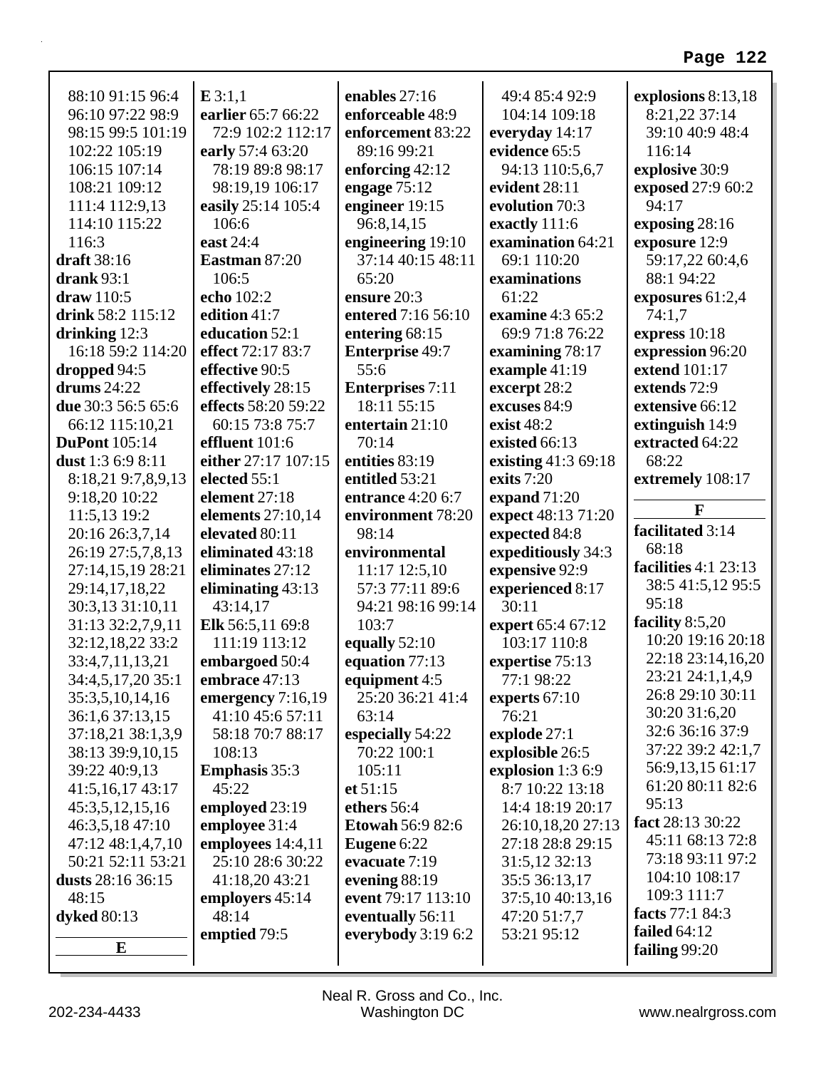88:10 91:15 96:4 96:10 97:22 98:9 98:15 99:5 101:19 102:22 105:19 106:15 107:14 108:21 109:12 111:4 112:9,13 114:10 115:22 116:3
**draft** 38:16
**drank** 93:1
**draw** 110:5
**drink** 58:2 115:12
**drinking** 12:3 16:18 59:2 114:20
**dropped** 94:5
**drums** 24:22
**due** 30:3 56:5 65:6 66:12 115:10,21
**DuPont** 105:14
**dust** 1:3 6:9 8:11 8:18,21 9:7,8,9,13 9:18,20 10:22 11:5,13 19:2 20:16 26:3,7,14 26:19 27:5,7,8,13 27:14,15,19 28:21 29:14,17,18,22 30:3,13 31:10,11 31:13 32:2,7,9,11 32:12,18,22 33:2 33:4,7,11,13,21 34:4,5,17,20 35:1 35:3,5,10,14,16 36:1,6 37:13,15 37:18,21 38:1,3,9 38:13 39:9,10,15 39:22 40:9,13 41:5,16,17 43:17 45:3,5,12,15,16 46:3,5,18 47:10 47:12 48:1,4,7,10 50:21 52:11 53:21
**dusts** 28:16 36:15 48:15
**dyked** 80:13

**E**

**E** 3:1,1
**earlier** 65:7 66:22 72:9 102:2 112:17
**early** 57:4 63:20 78:19 89:8 98:17 98:19,19 106:17
**easily** 25:14 105:4 106:6
**east** 24:4
**Eastman** 87:20 106:5
**echo** 102:2
**edition** 41:7
**education** 52:1
**effect** 72:17 83:7
**effective** 90:5
**effectively** 28:15
**effects** 58:20 59:22 60:15 73:8 75:7
**effluent** 101:6
**either** 27:17 107:15
**elected** 55:1
**element** 27:18
**elements** 27:10,14
**elevated** 80:11
**eliminated** 43:18
**eliminates** 27:12
**eliminating** 43:13 43:14,17
**Elk** 56:5,11 69:8 111:19 113:12
**embargoed** 50:4
**embrace** 47:13
**emergency** 7:16,19 41:10 45:6 57:11 58:18 70:7 88:17 108:13
**Emphasis** 35:3 45:22
**employed** 23:19
**employee** 31:4
**employees** 14:4,11 25:10 28:6 30:22 41:18,20 43:21
**employers** 45:14 48:14
**emptied** 79:5
**enables** 27:16
**enforceable** 48:9
**enforcement** 83:22 89:16 99:21
**enforcing** 42:12
**engage** 75:12
**engineer** 19:15 96:8,14,15
**engineering** 19:10 37:14 40:15 48:11 65:20
**ensure** 20:3
**entered** 7:16 56:10
**entering** 68:15
**Enterprise** 49:7 55:6
**Enterprises** 7:11 18:11 55:15
**entertain** 21:10 70:14
**entities** 83:19
**entitled** 53:21
**entrance** 4:20 6:7
**environment** 78:20 98:14
**environmental** 11:17 12:5,10 57:3 77:11 89:6 94:21 98:16 99:14 103:7
**equally** 52:10
**equation** 77:13
**equipment** 4:5 25:20 36:21 41:4 63:14
**especially** 54:22 70:22 100:1 105:11
**et** 51:15
**ethers** 56:4
**Etowah** 56:9 82:6
**Eugene** 6:22
**evacuate** 7:19
**evening** 88:19
**event** 79:17 113:10
**eventually** 56:11
**everybody** 3:19 6:2 49:4 85:4 92:9 104:14 109:18
**everyday** 14:17
**evidence** 65:5 94:13 110:5,6,7
**evident** 28:11
**evolution** 70:3
**exactly** 111:6
**examination** 64:21 69:1 110:20
**examinations** 61:22
**examine** 4:3 65:2 69:9 71:8 76:22
**examining** 78:17
**example** 41:19
**excerpt** 28:2
**excuses** 84:9
**exist** 48:2
**existed** 66:13
**existing** 41:3 69:18
**exits** 7:20
**expand** 71:20
**expect** 48:13 71:20
**expected** 84:8
**expeditiously** 34:3
**expensive** 92:9
**experienced** 8:17 30:11
**expert** 65:4 67:12 103:17 110:8
**expertise** 75:13 77:1 98:22
**experts** 67:10 76:21
**explode** 27:1
**explosible** 26:5
**explosion** 1:3 6:9 8:7 10:22 13:18 14:4 18:19 20:17 26:10,18,20 27:13 27:18 28:8 29:15 31:5,12 32:13 35:5 36:13,17 37:5,10 40:13,16 47:20 51:7,7 53:21 95:12
**explosions** 8:13,18 8:21,22 37:14 39:10 40:9 48:4 116:14
**explosive** 30:9
**exposed** 27:9 60:2 94:17
**exposing** 28:16
**exposure** 12:9 59:17,22 60:4,6 88:1 94:22
**exposures** 61:2,4 74:1,7
**express** 10:18
**expression** 96:20
**extend** 101:17
**extends** 72:9
**extensive** 66:12
**extinguish** 14:9
**extracted** 64:22 68:22
**extremely** 108:17

**F**

**facilitated** 3:14 68:18
**facilities** 4:1 23:13 38:5 41:5,12 95:5 95:18
**facility** 8:5,20 10:20 19:16 20:18 22:18 23:14,16,20 23:21 24:1,1,4,9 26:8 29:10 30:11 30:20 31:6,20 32:6 36:16 37:9 37:22 39:2 42:1,7 56:9,13,15 61:17 61:20 80:11 82:6 95:13
**fact** 28:13 30:22 45:11 68:13 72:8 73:18 93:11 97:2 104:10 108:17 109:3 111:7
**facts** 77:1 84:3
**failed** 64:12
**failing** 99:20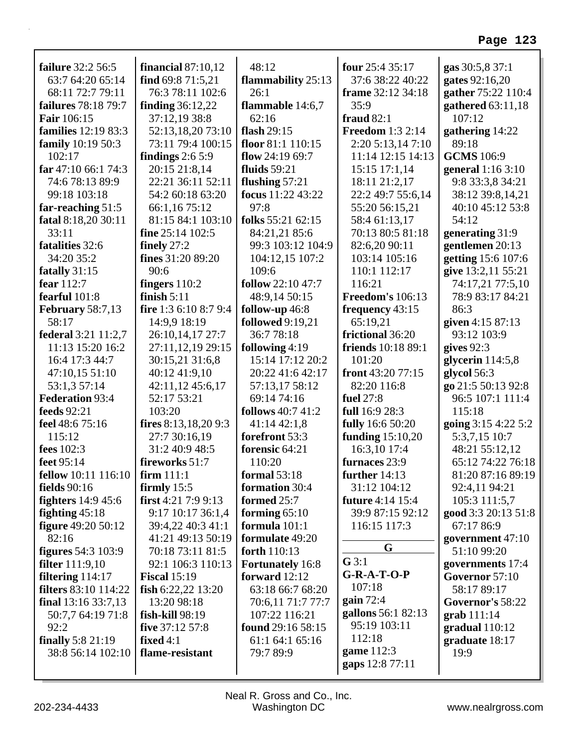**failure** 32:2 56:5 63:7 64:20 65:14 68:11 72:7 79:11
**failures** 78:18 79:7
**Fair** 106:15
**families** 12:19 83:3
**family** 10:19 50:3 102:17
**far** 47:10 66:1 74:3 74:6 78:13 89:9 99:18 103:18
**far-reaching** 51:5
**fatal** 8:18,20 30:11 33:11
**fatalities** 32:6 34:20 35:2
**fatally** 31:15
**fear** 112:7
**fearful** 101:8
**February** 58:7,13 58:17
**federal** 3:21 11:2,7 11:13 15:20 16:2 16:4 17:3 44:7 47:10,15 51:10 53:1,3 57:14
**Federation** 93:4
**feeds** 92:21
**feel** 48:6 75:16 115:12
**fees** 102:3
**feet** 95:14
**fellow** 10:11 116:10
**fields** 90:16
**fighters** 14:9 45:6
**fighting** 45:18
**figure** 49:20 50:12 82:16
**figures** 54:3 103:9
**filter** 111:9,10
**filtering** 114:17
**filters** 83:10 114:22
**final** 13:16 33:7,13 50:7,7 64:19 71:8 92:2
**finally** 5:8 21:19 38:8 56:14 102:10
**financial** 87:10,12
**find** 69:8 71:5,21 76:3 78:11 102:6
**finding** 36:12,22 37:12,19 38:8 52:13,18,20 73:10 73:11 79:4 100:15
**findings** 2:6 5:9 20:15 21:8,14 22:21 36:11 52:11 54:2 60:18 63:20 66:1,16 75:12 81:15 84:1 103:10
**fine** 25:14 102:5
**finely** 27:2
**fines** 31:20 89:20 90:6
**fingers** 110:2
**finish** 5:11
**fire** 1:3 6:10 8:7 9:4 14:9,9 18:19 26:10,14,17 27:7 27:11,12,19 29:15 30:15,21 31:6,8 40:12 41:9,10 42:11,12 45:6,17 52:17 53:21 103:20
**fires** 8:13,18,20 9:3 27:7 30:16,19 31:2 40:9 48:5
**fireworks** 51:7
**firm** 111:1
**firmly** 15:5
**first** 4:21 7:9 9:13 9:17 10:17 36:1,4 39:4,22 40:3 41:1 41:21 49:13 50:19 70:18 73:11 81:5 92:1 106:3 110:13
**Fiscal** 15:19
**fish** 6:22,22 13:20 13:20 98:18
**fish-kill** 98:19
**five** 37:12 57:8
**fixed** 4:1
**flame-resistant** 48:12
**flammability** 25:13 26:1
**flammable** 14:6,7 62:16
**flash** 29:15
**floor** 81:1 110:15
**flow** 24:19 69:7
**fluids** 59:21
**flushing** 57:21
**focus** 11:22 43:22 97:8
**folks** 55:21 62:15 84:21,21 85:6 99:3 103:12 104:9 104:12,15 107:2 109:6
**follow** 22:10 47:7 48:9,14 50:15
**follow-up** 46:8
**followed** 9:19,21 36:7 78:18
**following** 4:19 15:14 17:12 20:2 20:22 41:6 42:17 57:13,17 58:12 69:14 74:16
**follows** 40:7 41:2 41:14 42:1,8
**forefront** 53:3
**forensic** 64:21 110:20
**formal** 53:18
**formation** 30:4
**formed** 25:7
**forming** 65:10
**formula** 101:1
**formulate** 49:20
**forth** 110:13
**Fortunately** 16:8
**forward** 12:12 63:18 66:7 68:20 70:6,11 71:7 77:7 107:22 116:21
**found** 29:16 58:15 61:1 64:1 65:16 79:7 89:9
**four** 25:4 35:17 37:6 38:22 40:22
**frame** 32:12 34:18 35:9
**fraud** 82:1
**Freedom** 1:3 2:14 2:20 5:13,14 7:10 11:14 12:15 14:13 15:15 17:1,14 18:11 21:2,17 22:2 49:7 55:6,14 55:20 56:15,21 58:4 61:13,17 70:13 80:5 81:18 82:6,20 90:11 103:14 105:16 110:1 112:17 116:21
**Freedom's** 106:13
**frequency** 43:15 65:19,21
**frictional** 36:20
**friends** 10:18 89:1 101:20
**front** 43:20 77:15 82:20 116:8
**fuel** 27:8
**full** 16:9 28:3
**fully** 16:6 50:20
**funding** 15:10,20 16:3,10 17:4
**furnaces** 23:9
**further** 14:13 31:12 104:12
**future** 4:14 15:4 39:9 87:15 92:12 116:15 117:3

## G

**G** 3:1
**G-R-A-T-O-P** 107:18
**gain** 72:4
**gallons** 56:1 82:13 95:19 103:11 112:18
**game** 112:3
**gaps** 12:8 77:11
**gas** 30:5,8 37:1
**gates** 92:16,20
**gather** 75:22 110:4
**gathered** 63:11,18 107:12
**gathering** 14:22 89:18
**GCMS** 106:9
**general** 1:16 3:10 9:8 33:3,8 34:21 38:12 39:8,14,21 40:10 45:12 53:8 54:12
**generating** 31:9
**gentlemen** 20:13
**getting** 15:6 107:6
**give** 13:2,11 55:21 74:17,21 77:5,10 78:9 83:17 84:21 86:3
**given** 4:15 87:13 93:12 103:9
**gives** 92:3
**glycerin** 114:5,8
**glycol** 56:3
**go** 21:5 50:13 92:8 96:5 107:1 111:4 115:18
**going** 3:15 4:22 5:2 5:3,7,15 10:7 48:21 55:12,12 65:12 74:22 76:18 81:20 87:16 89:19 92:4,11 94:21 105:3 111:5,7
**good** 3:3 20:13 51:8 67:17 86:9
**government** 47:10 51:10 99:20
**governments** 17:4
**Governor** 57:10 58:17 89:17
**Governor's** 58:22
**grab** 111:14
**gradual** 110:12
**graduate** 18:17 19:9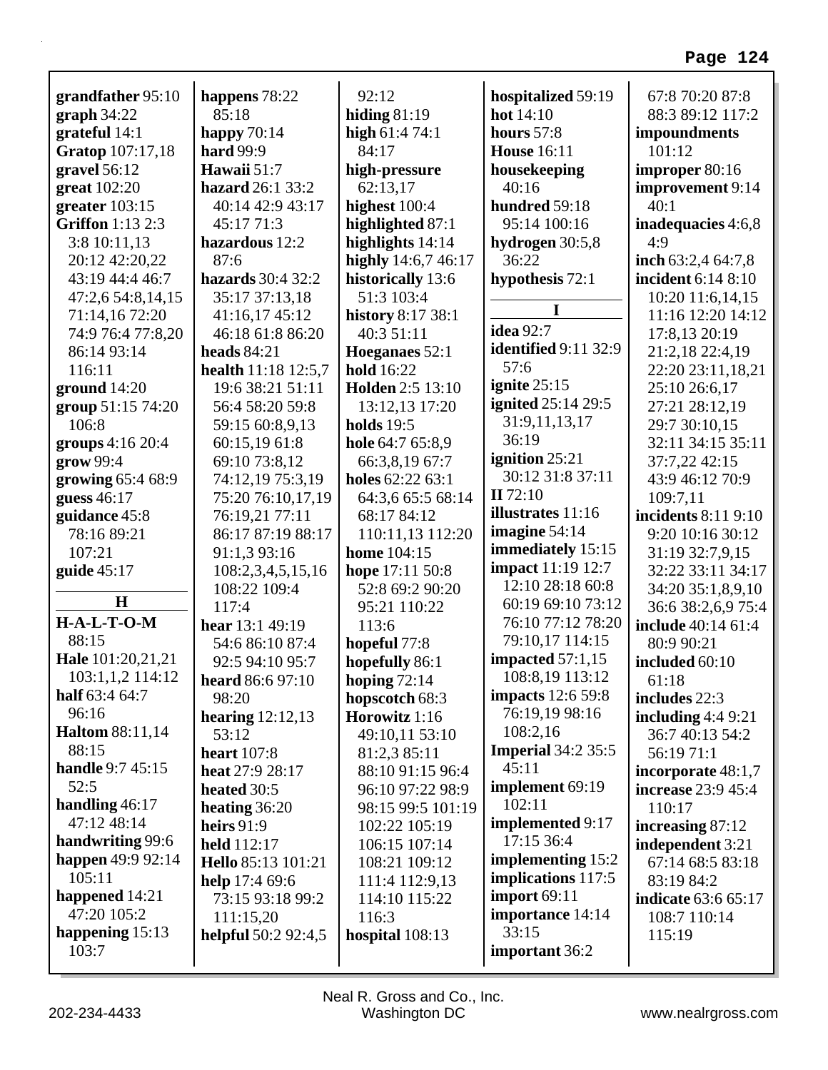**grandfather** 95:10
**graph** 34:22
**grateful** 14:1
**Gratop** 107:17,18
**gravel** 56:12
**great** 102:20
**greater** 103:15
**Griffon** 1:13 2:3 3:8 10:11,13 20:12 42:20,22 43:19 44:4 46:7 47:2,6 54:8,14,15 71:14,16 72:20 74:9 76:4 77:8,20 86:14 93:14 116:11
**ground** 14:20
**group** 51:15 74:20 106:8
**groups** 4:16 20:4
**grow** 99:4
**growing** 65:4 68:9
**guess** 46:17
**guidance** 45:8 78:16 89:21 107:21
**guide** 45:17

## H

**H-A-L-T-O-M** 88:15
**Hale** 101:20,21,21 103:1,1,2 114:12
**half** 63:4 64:7 96:16
**Haltom** 88:11,14 88:15
**handle** 9:7 45:15 52:5
**handling** 46:17 47:12 48:14
**handwriting** 99:6
**happen** 49:9 92:14 105:11
**happened** 14:21 47:20 105:2
**happening** 15:13 103:7
**happens** 78:22 85:18
**happy** 70:14
**hard** 99:9
**Hawaii** 51:7
**hazard** 26:1 33:2 40:14 42:9 43:17 45:17 71:3
**hazardous** 12:2 87:6
**hazards** 30:4 32:2 35:17 37:13,18 41:16,17 45:12 46:18 61:8 86:20
**heads** 84:21
**health** 11:18 12:5,7 19:6 38:21 51:11 56:4 58:20 59:8 59:15 60:8,9,13 60:15,19 61:8 69:10 73:8,12 74:12,19 75:3,19 75:20 76:10,17,19 76:19,21 77:11 86:17 87:19 88:17 91:1,3 93:16 108:2,3,4,5,15,16 108:22 109:4 117:4
**hear** 13:1 49:19 54:6 86:10 87:4 92:5 94:10 95:7
**heard** 86:6 97:10 98:20
**hearing** 12:12,13 53:12
**heart** 107:8
**heat** 27:9 28:17
**heated** 30:5
**heating** 36:20
**heirs** 91:9
**held** 112:17
**Hello** 85:13 101:21
**help** 17:4 69:6 73:15 93:18 99:2 111:15,20
**helpful** 50:2 92:4,5 92:12
**hiding** 81:19
**high** 61:4 74:1 84:17
**high-pressure** 62:13,17
**highest** 100:4
**highlighted** 87:1
**highlights** 14:14
**highly** 14:6,7 46:17
**historically** 13:6 51:3 103:4
**history** 8:17 38:1 40:3 51:11
**Hoeganaes** 52:1
**hold** 16:22
**Holden** 2:5 13:10 13:12,13 17:20
**holds** 19:5
**hole** 64:7 65:8,9 66:3,8,19 67:7
**holes** 62:22 63:1 64:3,6 65:5 68:14 68:17 84:12 110:11,13 112:20
**home** 104:15
**hope** 17:11 50:8 52:8 69:2 90:20 95:21 110:22 113:6
**hopeful** 77:8
**hopefully** 86:1
**hoping** 72:14
**hopscotch** 68:3
**Horowitz** 1:16 49:10,11 53:10 81:2,3 85:11 88:10 91:15 96:4 96:10 97:22 98:9 98:15 99:5 101:19 102:22 105:19 106:15 107:14 108:21 109:12 111:4 112:9,13 114:10 115:22 116:3
**hospital** 108:13
**hospitalized** 59:19
**hot** 14:10
**hours** 57:8
**House** 16:11
**housekeeping** 40:16
**hundred** 59:18 95:14 100:16
**hydrogen** 30:5,8 36:22
**hypothesis** 72:1

## I

**idea** 92:7
**identified** 9:11 32:9 57:6
**ignite** 25:15
**ignited** 25:14 29:5 31:9,11,13,17 36:19
**ignition** 25:21 30:12 31:8 37:11
**II** 72:10
**illustrates** 11:16
**imagine** 54:14
**immediately** 15:15
**impact** 11:19 12:7 12:10 28:18 60:8 60:19 69:10 73:12 76:10 77:12 78:20 79:10,17 114:15
**impacted** 57:1,15 108:8,19 113:12
**impacts** 12:6 59:8 76:19,19 98:16 108:2,16
**Imperial** 34:2 35:5 45:11
**implement** 69:19 102:11
**implemented** 9:17 17:15 36:4
**implementing** 15:2
**implications** 117:5
**import** 69:11
**importance** 14:14 33:15
**important** 36:2 67:8 70:20 87:8 88:3 89:12 117:2
**impoundments** 101:12
**improper** 80:16
**improvement** 9:14 40:1
**inadequacies** 4:6,8 4:9
**inch** 63:2,4 64:7,8
**incident** 6:14 8:10 10:20 11:6,14,15 11:16 12:20 14:12 17:8,13 20:19 21:2,18 22:4,19 22:20 23:11,18,21 25:10 26:6,17 27:21 28:12,19 29:7 30:10,15 32:11 34:15 35:11 37:7,22 42:15 43:9 46:12 70:9 109:7,11
**incidents** 8:11 9:10 9:20 10:16 30:12 31:19 32:7,9,15 32:22 33:11 34:17 34:20 35:1,8,9,10 36:6 38:2,6,9 75:4
**include** 40:14 61:4 80:9 90:21
**included** 60:10 61:18
**includes** 22:3
**including** 4:4 9:21 36:7 40:13 54:2 56:19 71:1
**incorporate** 48:1,7
**increase** 23:9 45:4 110:17
**increasing** 87:12
**independent** 3:21 67:14 68:5 83:18 83:19 84:2
**indicate** 63:6 65:17 108:7 110:14 115:19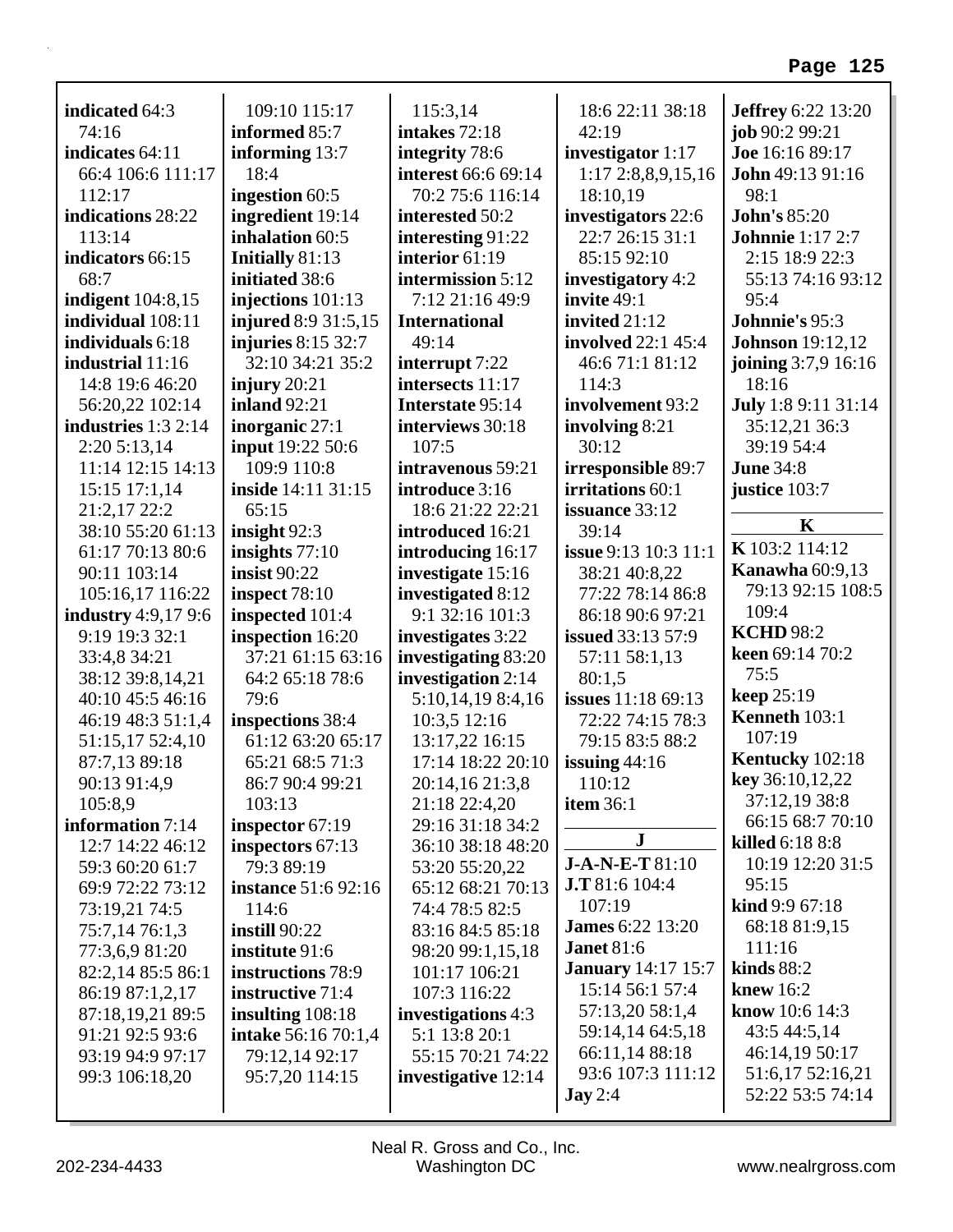**indicated** 64:3 74:16
**indicates** 64:11 66:4 106:6 111:17 112:17
**indications** 28:22 113:14
**indicators** 66:15 68:7
**indigent** 104:8,15
**individual** 108:11
**individuals** 6:18
**industrial** 11:16 14:8 19:6 46:20 56:20,22 102:14
**industries** 1:3 2:14 2:20 5:13,14 11:14 12:15 14:13 15:15 17:1,14 21:2,17 22:2 38:10 55:20 61:13 61:17 70:13 80:6 90:11 103:14 105:16,17 116:22
**industry** 4:9,17 9:6 9:19 19:3 32:1 33:4,8 34:21 38:12 39:8,14,21 40:10 45:5 46:16 46:19 48:3 51:1,4 51:15,17 52:4,10 87:7,13 89:18 90:13 91:4,9 105:8,9
**information** 7:14 12:7 14:22 46:12 59:3 60:20 61:7 69:9 72:22 73:12 73:19,21 74:5 75:7,14 76:1,3 77:3,6,9 81:20 82:2,14 85:5 86:1 86:19 87:1,2,17 87:18,19,21 89:5 91:21 92:5 93:6 93:19 94:9 97:17 99:3 106:18,20 109:10 115:17
**informed** 85:7
**informing** 13:7 18:4
**ingestion** 60:5
**ingredient** 19:14
**inhalation** 60:5
**Initially** 81:13
**initiated** 38:6
**injections** 101:13
**injured** 8:9 31:5,15
**injuries** 8:15 32:7 32:10 34:21 35:2
**injury** 20:21
**inland** 92:21
**inorganic** 27:1
**input** 19:22 50:6 109:9 110:8
**inside** 14:11 31:15 65:15
**insight** 92:3
**insights** 77:10
**insist** 90:22
**inspect** 78:10
**inspected** 101:4
**inspection** 16:20 37:21 61:15 63:16 64:2 65:18 78:6 79:6
**inspections** 38:4 61:12 63:20 65:17 65:21 68:5 71:3 86:7 90:4 99:21 103:13
**inspector** 67:19
**inspectors** 67:13 79:3 89:19
**instance** 51:6 92:16 114:6
**instill** 90:22
**institute** 91:6
**instructions** 78:9
**instructive** 71:4
**insulting** 108:18
**intake** 56:16 70:1,4 79:12,14 92:17 95:7,20 114:15 115:3,14
**intakes** 72:18
**integrity** 78:6
**interest** 66:6 69:14 70:2 75:6 116:14
**interested** 50:2
**interesting** 91:22
**interior** 61:19
**intermission** 5:12 7:12 21:16 49:9
**International** 49:14
**interrupt** 7:22
**intersects** 11:17
**Interstate** 95:14
**interviews** 30:18 107:5
**intravenous** 59:21
**introduce** 3:16 18:6 21:22 22:21
**introduced** 16:21
**introducing** 16:17
**investigate** 15:16
**investigated** 8:12 9:1 32:16 101:3
**investigates** 3:22
**investigating** 83:20
**investigation** 2:14 5:10,14,19 8:4,16 10:3,5 12:16 13:17,22 16:15 17:14 18:22 20:10 20:14,16 21:3,8 21:18 22:4,20 29:16 31:18 34:2 36:10 38:18 48:20 53:20 55:20,22 65:12 68:21 70:13 74:4 78:5 82:5 83:16 84:5 85:18 98:20 99:1,15,18 101:17 106:21 107:3 116:22
**investigations** 4:3 5:1 13:8 20:1 55:15 70:21 74:22
**investigative** 12:14 18:6 22:11 38:18 42:19
**investigator** 1:17 1:17 2:8,8,9,15,16 18:10,19
**investigators** 22:6 22:7 26:15 31:1 85:15 92:10
**investigatory** 4:2
**invite** 49:1
**invited** 21:12
**involved** 22:1 45:4 46:6 71:1 81:12 114:3
**involvement** 93:2
**involving** 8:21 30:12
**irresponsible** 89:7
**irritations** 60:1
**issuance** 33:12 39:14
**issue** 9:13 10:3 11:1 38:21 40:8,22 77:22 78:14 86:8 86:18 90:6 97:21
**issued** 33:13 57:9 57:11 58:1,13 80:1,5
**issues** 11:18 69:13 72:22 74:15 78:3 79:15 83:5 88:2
**issuing** 44:16 110:12
**item** 36:1

**J**

**J-A-N-E-T** 81:10
**J.T** 81:6 104:4 107:19
**James** 6:22 13:20
**Janet** 81:6
**January** 14:17 15:7 15:14 56:1 57:4 57:13,20 58:1,4 59:14,14 64:5,18 66:11,14 88:18 93:6 107:3 111:12
**Jay** 2:4
**Jeffrey** 6:22 13:20
**job** 90:2 99:21
**Joe** 16:16 89:17
**John** 49:13 91:16 98:1
**John's** 85:20
**Johnnie** 1:17 2:7 2:15 18:9 22:3 55:13 74:16 93:12 95:4
**Johnnie's** 95:3
**Johnson** 19:12,12
**joining** 3:7,9 16:16 18:16
**July** 1:8 9:11 31:14 35:12,21 36:3 39:19 54:4
**June** 34:8
**justice** 103:7

**K**

**K** 103:2 114:12
**Kanawha** 60:9,13 79:13 92:15 108:5 109:4
**KCHD** 98:2
**keen** 69:14 70:2 75:5
**keep** 25:19
**Kenneth** 103:1 107:19
**Kentucky** 102:18
**key** 36:10,12,22 37:12,19 38:8 66:15 68:7 70:10
**killed** 6:18 8:8 10:19 12:20 31:5 95:15
**kind** 9:9 67:18 68:18 81:9,15 111:16
**kinds** 88:2
**knew** 16:2
**know** 10:6 14:3 43:5 44:5,14 46:14,19 50:17 51:6,17 52:16,21 52:22 53:5 74:14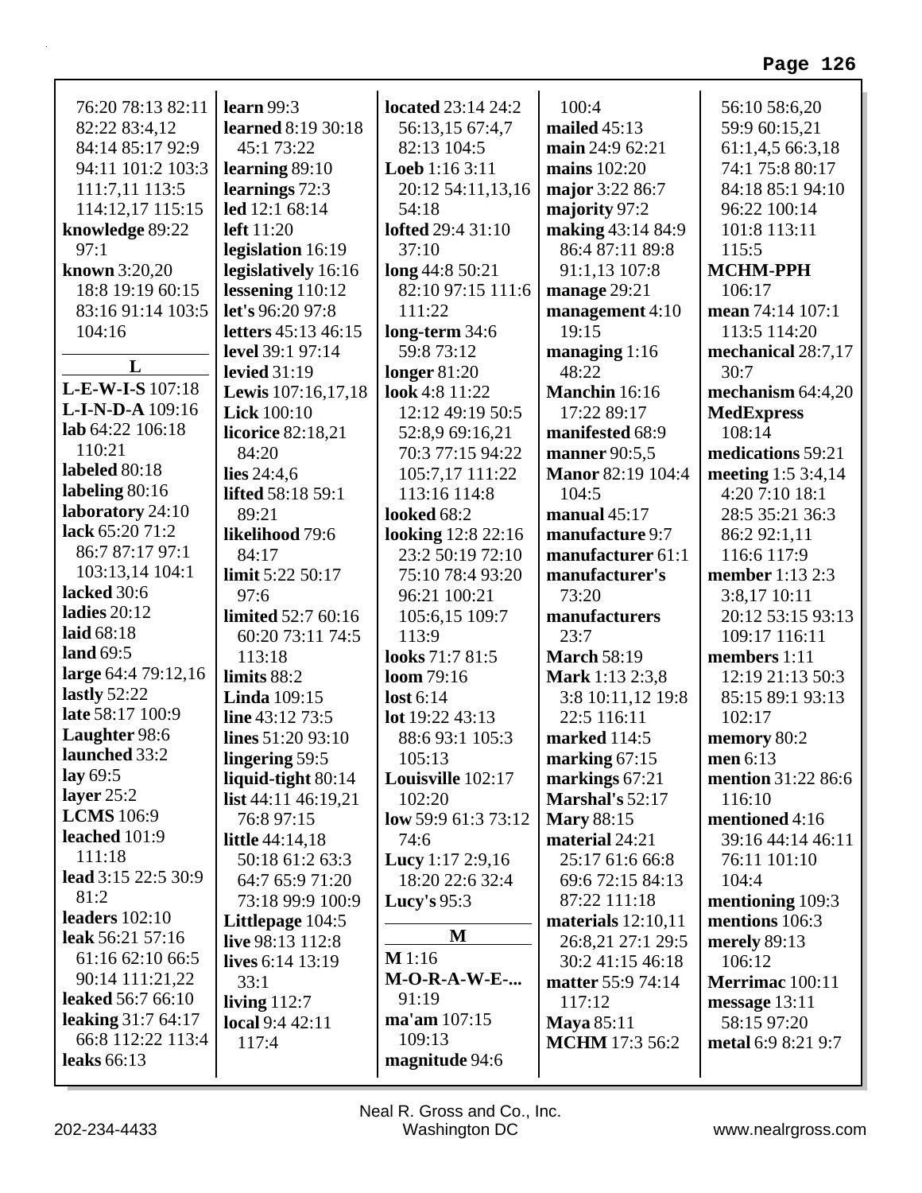76:20 78:13 82:11 82:22 83:4,12 84:14 85:17 92:9 94:11 101:2 103:3 111:7,11 113:5 114:12,17 115:15
**knowledge** 89:22 97:1
**known** 3:20,20 18:8 19:19 60:15 83:16 91:14 103:5 104:16

## L

**L-E-W-I-S** 107:18
**L-I-N-D-A** 109:16
**lab** 64:22 106:18 110:21
**labeled** 80:18
**labeling** 80:16
**laboratory** 24:10
**lack** 65:20 71:2 86:7 87:17 97:1 103:13,14 104:1
**lacked** 30:6
**ladies** 20:12
**laid** 68:18
**land** 69:5
**large** 64:4 79:12,16
**lastly** 52:22
**late** 58:17 100:9
**Laughter** 98:6
**launched** 33:2
**lay** 69:5
**layer** 25:2
**LCMS** 106:9
**leached** 101:9 111:18
**lead** 3:15 22:5 30:9 81:2
**leaders** 102:10
**leak** 56:21 57:16 61:16 62:10 66:5 90:14 111:21,22
**leaked** 56:7 66:10
**leaking** 31:7 64:17 66:8 112:22 113:4
**leaks** 66:13
**learn** 99:3
**learned** 8:19 30:18 45:1 73:22
**learning** 89:10
**learnings** 72:3
**led** 12:1 68:14
**left** 11:20
**legislation** 16:19
**legislatively** 16:16
**lessening** 110:12
**let's** 96:20 97:8
**letters** 45:13 46:15
**level** 39:1 97:14
**levied** 31:19
**Lewis** 107:16,17,18
**Lick** 100:10
**licorice** 82:18,21 84:20
**lies** 24:4,6
**lifted** 58:18 59:1 89:21
**likelihood** 79:6 84:17
**limit** 5:22 50:17 97:6
**limited** 52:7 60:16 60:20 73:11 74:5 113:18
**limits** 88:2
**Linda** 109:15
**line** 43:12 73:5
**lines** 51:20 93:10
**lingering** 59:5
**liquid-tight** 80:14
**list** 44:11 46:19,21 76:8 97:15
**little** 44:14,18 50:18 61:2 63:3 64:7 65:9 71:20 73:18 99:9 100:9
**Littlepage** 104:5
**live** 98:13 112:8
**lives** 6:14 13:19 33:1
**living** 112:7
**local** 9:4 42:11 117:4
**located** 23:14 24:2 56:13,15 67:4,7 82:13 104:5
**Loeb** 1:16 3:11 20:12 54:11,13,16 54:18
**lofted** 29:4 31:10 37:10
**long** 44:8 50:21 82:10 97:15 111:6 111:22
**long-term** 34:6 59:8 73:12
**longer** 81:20
**look** 4:8 11:22 12:12 49:19 50:5 52:8,9 69:16,21 70:3 77:15 94:22 105:7,17 111:22 113:16 114:8
**looked** 68:2
**looking** 12:8 22:16 23:2 50:19 72:10 75:10 78:4 93:20 96:21 100:21 105:6,15 109:7 113:9
**looks** 71:7 81:5
**loom** 79:16
**lost** 6:14
**lot** 19:22 43:13 88:6 93:1 105:3 105:13
**Louisville** 102:17 102:20
**low** 59:9 61:3 73:12 74:6
**Lucy** 1:17 2:9,16 18:20 22:6 32:4
**Lucy's** 95:3

## M

**M** 1:16
**M-O-R-A-W-E-...** 91:19
**ma'am** 107:15 109:13
**magnitude** 94:6
100:4
**mailed** 45:13
**main** 24:9 62:21
**mains** 102:20
**major** 3:22 86:7
**majority** 97:2
**making** 43:14 84:9 86:4 87:11 89:8 91:1,13 107:8
**manage** 29:21
**management** 4:10 19:15
**managing** 1:16 48:22
**Manchin** 16:16 17:22 89:17
**manifested** 68:9
**manner** 90:5,5
**Manor** 82:19 104:4 104:5
**manual** 45:17
**manufacture** 9:7
**manufacturer** 61:1
**manufacturer's** 73:20
**manufacturers** 23:7
**March** 58:19
**Mark** 1:13 2:3,8 3:8 10:11,12 19:8 22:5 116:11
**marked** 114:5
**marking** 67:15
**markings** 67:21
**Marshal's** 52:17
**Mary** 88:15
**material** 24:21 25:17 61:6 66:8 69:6 72:15 84:13 87:22 111:18
**materials** 12:10,11 26:8,21 27:1 29:5 30:2 41:15 46:18
**matter** 55:9 74:14 117:12
**Maya** 85:11
**MCHM** 17:3 56:2
56:10 58:6,20 59:9 60:15,21 61:1,4,5 66:3,18 74:1 75:8 80:17 84:18 85:1 94:10 96:22 100:14 101:8 113:11 115:5
**MCHM-PPH** 106:17
**mean** 74:14 107:1 113:5 114:20
**mechanical** 28:7,17 30:7
**mechanism** 64:4,20
**MedExpress** 108:14
**medications** 59:21
**meeting** 1:5 3:4,14 4:20 7:10 18:1 28:5 35:21 36:3 86:2 92:1,11 116:6 117:9
**member** 1:13 2:3 3:8,17 10:11 20:12 53:15 93:13 109:17 116:11
**members** 1:11 12:19 21:13 50:3 85:15 89:1 93:13 102:17
**memory** 80:2
**men** 6:13
**mention** 31:22 86:6 116:10
**mentioned** 4:16 39:16 44:14 46:11 76:11 101:10 104:4
**mentioning** 109:3
**mentions** 106:3
**merely** 89:13 106:12
**Merrimac** 100:11
**message** 13:11 58:15 97:20
**metal** 6:9 8:21 9:7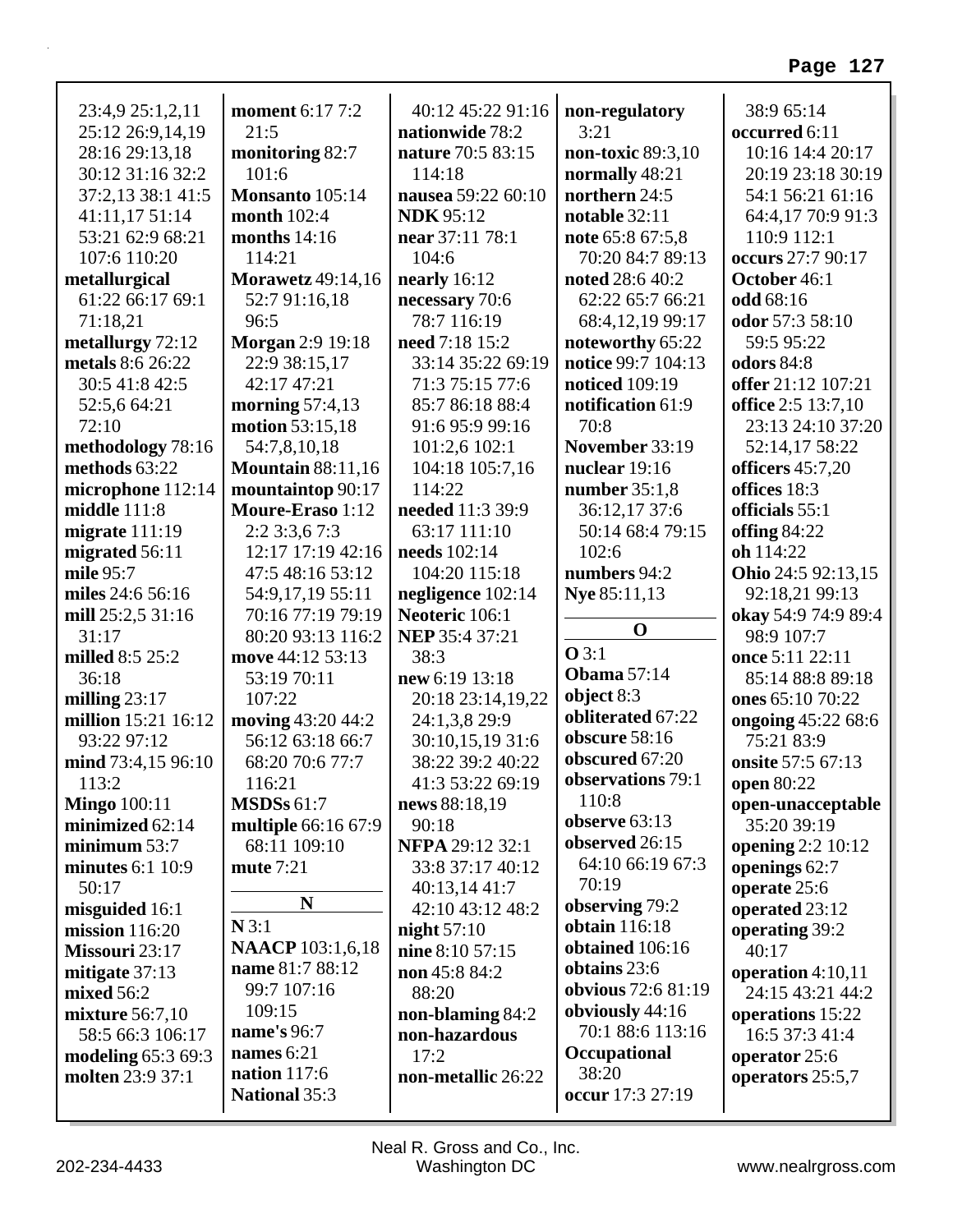23:4,9 25:1,2,11 25:12 26:9,14,19 28:16 29:13,18 30:12 31:16 32:2 37:2,13 38:1 41:5 41:11,17 51:14 53:21 62:9 68:21 107:6 110:20
**metallurgical** 61:22 66:17 69:1 71:18,21
**metallurgy** 72:12
**metals** 8:6 26:22 30:5 41:8 42:5 52:5,6 64:21 72:10
**methodology** 78:16
**methods** 63:22
**microphone** 112:14
**middle** 111:8
**migrate** 111:19
**migrated** 56:11
**mile** 95:7
**miles** 24:6 56:16
**mill** 25:2,5 31:16 31:17
**milled** 8:5 25:2 36:18
**milling** 23:17
**million** 15:21 16:12 93:22 97:12
**mind** 73:4,15 96:10 113:2
**Mingo** 100:11
**minimized** 62:14
**minimum** 53:7
**minutes** 6:1 10:9 50:17
**misguided** 16:1
**mission** 116:20
**Missouri** 23:17
**mitigate** 37:13
**mixed** 56:2
**mixture** 56:7,10 58:5 66:3 106:17
**modeling** 65:3 69:3
**molten** 23:9 37:1
**moment** 6:17 7:2 21:5
**monitoring** 82:7 101:6
**Monsanto** 105:14
**month** 102:4
**months** 14:16 114:21
**Morawetz** 49:14,16 52:7 91:16,18 96:5
**Morgan** 2:9 19:18 22:9 38:15,17 42:17 47:21
**morning** 57:4,13
**motion** 53:15,18 54:7,8,10,18
**Mountain** 88:11,16
**mountaintop** 90:17
**Moure-Eraso** 1:12 2:2 3:3,6 7:3 12:17 17:19 42:16 47:5 48:16 53:12 54:9,17,19 55:11 70:16 77:19 79:19 80:20 93:13 116:2
**move** 44:12 53:13 53:19 70:11 107:22
**moving** 43:20 44:2 56:12 63:18 66:7 68:20 70:6 77:7 116:21
**MSDSs** 61:7
**multiple** 66:16 67:9 68:11 109:10
**mute** 7:21

## N

**N** 3:1
**NAACP** 103:1,6,18
**name** 81:7 88:12 99:7 107:16 109:15
**name's** 96:7
**names** 6:21
**nation** 117:6
**National** 35:3 40:12 45:22 91:16
**nationwide** 78:2
**nature** 70:5 83:15 114:18
**nausea** 59:22 60:10
**NDK** 95:12
**near** 37:11 78:1 104:6
**nearly** 16:12
**necessary** 70:6 78:7 116:19
**need** 7:18 15:2 33:14 35:22 69:19 71:3 75:15 77:6 85:7 86:18 88:4 91:6 95:9 99:16 101:2,6 102:1 104:18 105:7,16 114:22
**needed** 11:3 39:9 63:17 111:10
**needs** 102:14 104:20 115:18
**negligence** 102:14
**Neoteric** 106:1
**NEP** 35:4 37:21 38:3
**new** 6:19 13:18 20:18 23:14,19,22 24:1,3,8 29:9 30:10,15,19 31:6 38:22 39:2 40:22 41:3 53:22 69:19
**news** 88:18,19 90:18
**NFPA** 29:12 32:1 33:8 37:17 40:12 40:13,14 41:7 42:10 43:12 48:2
**night** 57:10
**nine** 8:10 57:15
**non** 45:8 84:2 88:20
**non-blaming** 84:2
**non-hazardous** 17:2
**non-metallic** 26:22
**non-regulatory** 3:21
**non-toxic** 89:3,10
**normally** 48:21
**northern** 24:5
**notable** 32:11
**note** 65:8 67:5,8 70:20 84:7 89:13
**noted** 28:6 40:2 62:22 65:7 66:21 68:4,12,19 99:17
**noteworthy** 65:22
**notice** 99:7 104:13
**noticed** 109:19
**notification** 61:9 70:8
**November** 33:19
**nuclear** 19:16
**number** 35:1,8 36:12,17 37:6 50:14 68:4 79:15 102:6
**numbers** 94:2
**Nye** 85:11,13

## O

**O** 3:1
**Obama** 57:14
**object** 8:3
**obliterated** 67:22
**obscure** 58:16
**obscured** 67:20
**observations** 79:1 110:8
**observe** 63:13
**observed** 26:15 64:10 66:19 67:3 70:19
**observing** 79:2
**obtain** 116:18
**obtained** 106:16
**obtains** 23:6
**obvious** 72:6 81:19
**obviously** 44:16 70:1 88:6 113:16
**Occupational** 38:20
**occur** 17:3 27:19 38:9 65:14
**occurred** 6:11 10:16 14:4 20:17 20:19 23:18 30:19 54:1 56:21 61:16 64:4,17 70:9 91:3 110:9 112:1
**occurs** 27:7 90:17
**October** 46:1
**odd** 68:16
**odor** 57:3 58:10 59:5 95:22
**odors** 84:8
**offer** 21:12 107:21
**office** 2:5 13:7,10 23:13 24:10 37:20 52:14,17 58:22
**officers** 45:7,20
**offices** 18:3
**officials** 55:1
**offing** 84:22
**oh** 114:22
**Ohio** 24:5 92:13,15 92:18,21 99:13
**okay** 54:9 74:9 89:4 98:9 107:7
**once** 5:11 22:11 85:14 88:8 89:18
**ones** 65:10 70:22
**ongoing** 45:22 68:6 75:21 83:9
**onsite** 57:5 67:13
**open** 80:22
**open-unacceptable** 35:20 39:19
**opening** 2:2 10:12
**openings** 62:7
**operate** 25:6
**operated** 23:12
**operating** 39:2 40:17
**operation** 4:10,11 24:15 43:21 44:2
**operations** 15:22 16:5 37:3 41:4
**operator** 25:6
**operators** 25:5,7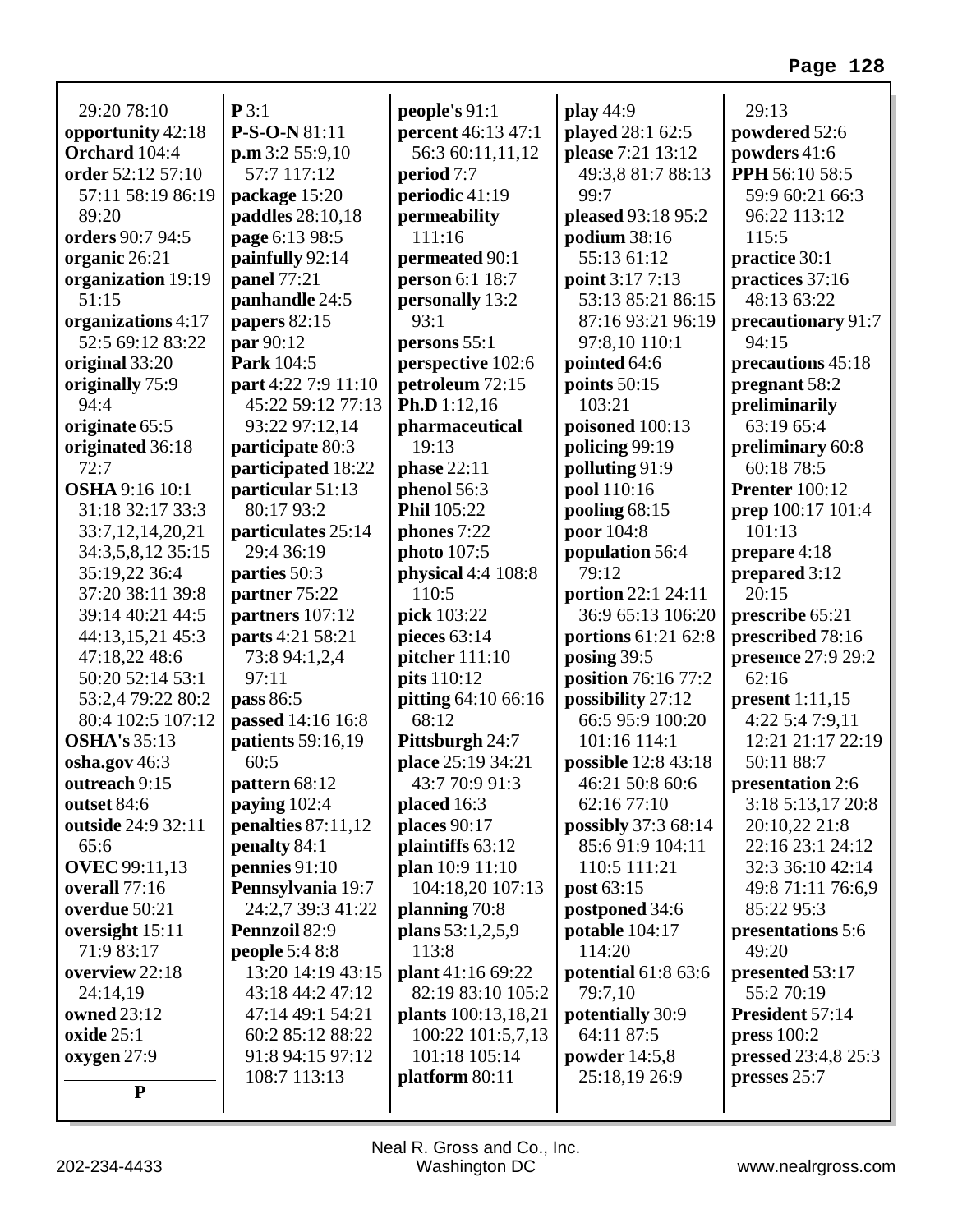29:20 78:10
**opportunity** 42:18
**Orchard** 104:4
**order** 52:12 57:10 57:11 58:19 86:19 89:20
**orders** 90:7 94:5
**organic** 26:21
**organization** 19:19 51:15
**organizations** 4:17 52:5 69:12 83:22
**original** 33:20
**originally** 75:9 94:4
**originate** 65:5
**originated** 36:18 72:7
**OSHA** 9:16 10:1 31:18 32:17 33:3 33:7,12,14,20,21 34:3,5,8,12 35:15 35:19,22 36:4 37:20 38:11 39:8 39:14 40:21 44:5 44:13,15,21 45:3 47:18,22 48:6 50:20 52:14 53:1 53:2,4 79:22 80:2 80:4 102:5 107:12
**OSHA's** 35:13
**osha.gov** 46:3
**outreach** 9:15
**outset** 84:6
**outside** 24:9 32:11 65:6
**OVEC** 99:11,13
**overall** 77:16
**overdue** 50:21
**oversight** 15:11 71:9 83:17
**overview** 22:18 24:14,19
**owned** 23:12
**oxide** 25:1
**oxygen** 27:9

**P**

**P** 3:1
**P-S-O-N** 81:11
**p.m** 3:2 55:9,10 57:7 117:12
**package** 15:20
**paddles** 28:10,18
**page** 6:13 98:5
**painfully** 92:14
**panel** 77:21
**panhandle** 24:5
**papers** 82:15
**par** 90:12
**Park** 104:5
**part** 4:22 7:9 11:10 45:22 59:12 77:13 93:22 97:12,14
**participate** 80:3
**participated** 18:22
**particular** 51:13 80:17 93:2
**particulates** 25:14 29:4 36:19
**parties** 50:3
**partner** 75:22
**partners** 107:12
**parts** 4:21 58:21 73:8 94:1,2,4 97:11
**pass** 86:5
**passed** 14:16 16:8
**patients** 59:16,19 60:5
**pattern** 68:12
**paying** 102:4
**penalties** 87:11,12
**penalty** 84:1
**pennies** 91:10
**Pennsylvania** 19:7 24:2,7 39:3 41:22
**Pennzoil** 82:9
**people** 5:4 8:8 13:20 14:19 43:15 43:18 44:2 47:12 47:14 49:1 54:21 60:2 85:12 88:22 91:8 94:15 97:12 108:7 113:13
**people's** 91:1
**percent** 46:13 47:1 56:3 60:11,11,12
**period** 7:7
**periodic** 41:19
**permeability** 111:16
**permeated** 90:1
**person** 6:1 18:7
**personally** 13:2 93:1
**persons** 55:1
**perspective** 102:6
**petroleum** 72:15
**Ph.D** 1:12,16
**pharmaceutical** 19:13
**phase** 22:11
**phenol** 56:3
**Phil** 105:22
**phones** 7:22
**photo** 107:5
**physical** 4:4 108:8 110:5
**pick** 103:22
**pieces** 63:14
**pitcher** 111:10
**pits** 110:12
**pitting** 64:10 66:16 68:12
**Pittsburgh** 24:7
**place** 25:19 34:21 43:7 70:9 91:3
**placed** 16:3
**places** 90:17
**plaintiffs** 63:12
**plan** 10:9 11:10 104:18,20 107:13
**planning** 70:8
**plans** 53:1,2,5,9 113:8
**plant** 41:16 69:22 82:19 83:10 105:2
**plants** 100:13,18,21 100:22 101:5,7,13 101:18 105:14
**platform** 80:11
**play** 44:9
**played** 28:1 62:5
**please** 7:21 13:12 49:3,8 81:7 88:13 99:7
**pleased** 93:18 95:2
**podium** 38:16 55:13 61:12
**point** 3:17 7:13 53:13 85:21 86:15 87:16 93:21 96:19 97:8,10 110:1
**pointed** 64:6
**points** 50:15 103:21
**poisoned** 100:13
**policing** 99:19
**polluting** 91:9
**pool** 110:16
**pooling** 68:15
**poor** 104:8
**population** 56:4 79:12
**portion** 22:1 24:11 36:9 65:13 106:20
**portions** 61:21 62:8
**posing** 39:5
**position** 76:16 77:2
**possibility** 27:12 66:5 95:9 100:20 101:16 114:1
**possible** 12:8 43:18 46:21 50:8 60:6 62:16 77:10
**possibly** 37:3 68:14 85:6 91:9 104:11 110:5 111:21
**post** 63:15
**postponed** 34:6
**potable** 104:17 114:20
**potential** 61:8 63:6 79:7,10
**potentially** 30:9 64:11 87:5
**powder** 14:5,8 25:18,19 26:9 29:13
**powdered** 52:6
**powders** 41:6
**PPH** 56:10 58:5 59:9 60:21 66:3 96:22 113:12 115:5
**practice** 30:1
**practices** 37:16 48:13 63:22
**precautionary** 91:7 94:15
**precautions** 45:18
**pregnant** 58:2
**preliminarily** 63:19 65:4
**preliminary** 60:8 60:18 78:5
**Prenter** 100:12
**prep** 100:17 101:4 101:13
**prepare** 4:18
**prepared** 3:12 20:15
**prescribe** 65:21
**prescribed** 78:16
**presence** 27:9 29:2 62:16
**present** 1:11,15 4:22 5:4 7:9,11 12:21 21:17 22:19 50:11 88:7
**presentation** 2:6 3:18 5:13,17 20:8 20:10,22 21:8 22:16 23:1 24:12 32:3 36:10 42:14 49:8 71:11 76:6,9 85:22 95:3
**presentations** 5:6 49:20
**presented** 53:17 55:2 70:19
**President** 57:14
**press** 100:2
**pressed** 23:4,8 25:3
**presses** 25:7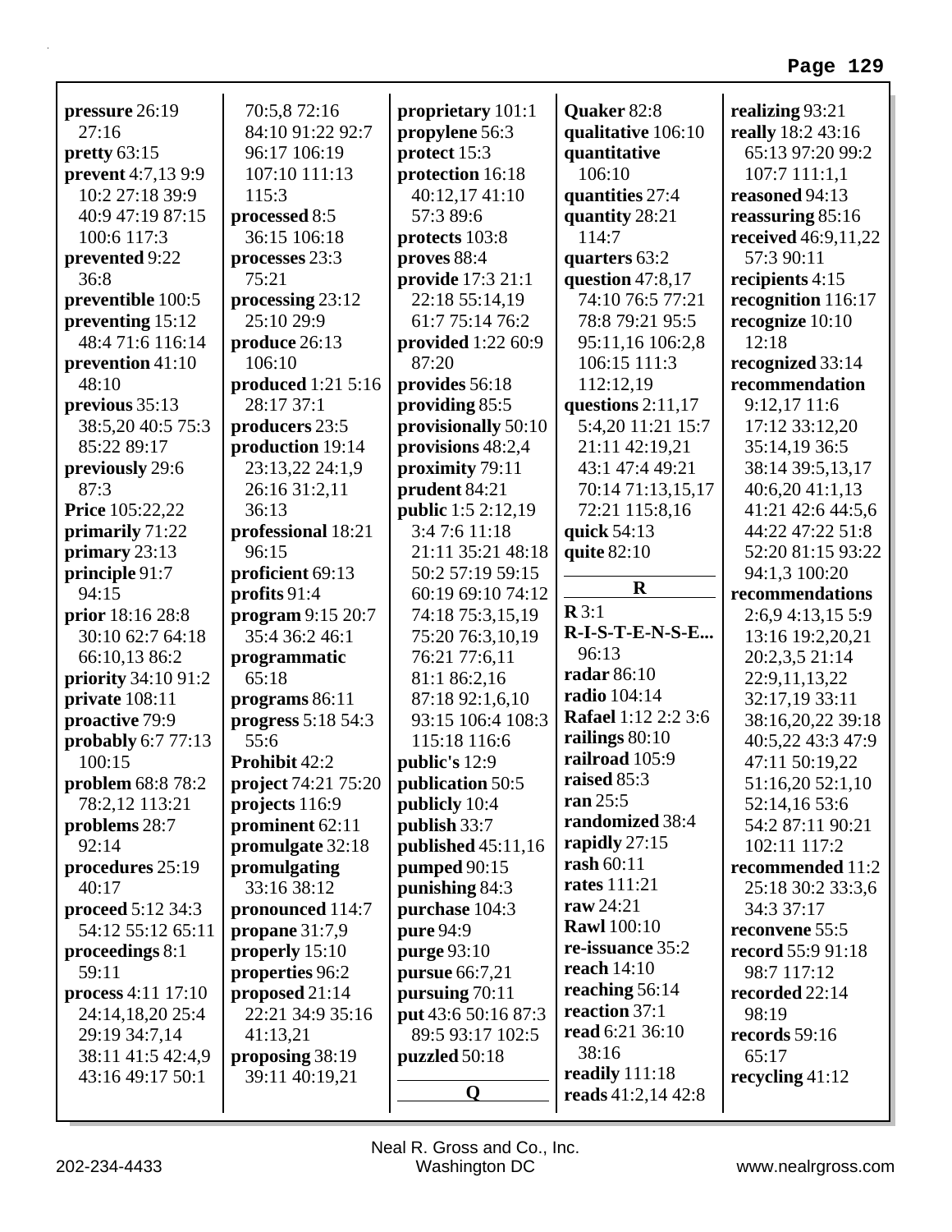**pressure** 26:19 27:16
**pretty** 63:15
**prevent** 4:7,13 9:9 10:2 27:18 39:9 40:9 47:19 87:15 100:6 117:3
**prevented** 9:22 36:8
**preventible** 100:5
**preventing** 15:12 48:4 71:6 116:14
**prevention** 41:10 48:10
**previous** 35:13 38:5,20 40:5 75:3 85:22 89:17
**previously** 29:6 87:3
**Price** 105:22,22
**primarily** 71:22
**primary** 23:13
**principle** 91:7 94:15
**prior** 18:16 28:8 30:10 62:7 64:18 66:10,13 86:2
**priority** 34:10 91:2
**private** 108:11
**proactive** 79:9
**probably** 6:7 77:13 100:15
**problem** 68:8 78:2 78:2,12 113:21
**problems** 28:7 92:14
**procedures** 25:19 40:17
**proceed** 5:12 34:3 54:12 55:12 65:11
**proceedings** 8:1 59:11
**process** 4:11 17:10 24:14,18,20 25:4 29:19 34:7,14 38:11 41:5 42:4,9 43:16 49:17 50:1 70:5,8 72:16 84:10 91:22 92:7 96:17 106:19 107:10 111:13 115:3
**processed** 8:5 36:15 106:18
**processes** 23:3 75:21
**processing** 23:12 25:10 29:9
**produce** 26:13 106:10
**produced** 1:21 5:16 28:17 37:1
**producers** 23:5
**production** 19:14 23:13,22 24:1,9 26:16 31:2,11 36:13
**professional** 18:21 96:15
**proficient** 69:13
**profits** 91:4
**program** 9:15 20:7 35:4 36:2 46:1
**programmatic** 65:18
**programs** 86:11
**progress** 5:18 54:3 55:6
**Prohibit** 42:2
**project** 74:21 75:20
**projects** 116:9
**prominent** 62:11
**promulgate** 32:18
**promulgating** 33:16 38:12
**pronounced** 114:7
**propane** 31:7,9
**properly** 15:10
**properties** 96:2
**proposed** 21:14 22:21 34:9 35:16 41:13,21
**proposing** 38:19 39:11 40:19,21
**proprietary** 101:1
**propylene** 56:3
**protect** 15:3
**protection** 16:18 40:12,17 41:10 57:3 89:6
**protects** 103:8
**proves** 88:4
**provide** 17:3 21:1 22:18 55:14,19 61:7 75:14 76:2
**provided** 1:22 60:9 87:20
**provides** 56:18
**providing** 85:5
**provisionally** 50:10
**provisions** 48:2,4
**proximity** 79:11
**prudent** 84:21
**public** 1:5 2:12,19 3:4 7:6 11:18 21:11 35:21 48:18 50:2 57:19 59:15 60:19 69:10 74:12 74:18 75:3,15,19 75:20 76:3,10,19 76:21 77:6,11 81:1 86:2,16 87:18 92:1,6,10 93:15 106:4 108:3 115:18 116:6
**public's** 12:9
**publication** 50:5
**publicly** 10:4
**publish** 33:7
**published** 45:11,16
**pumped** 90:15
**punishing** 84:3
**purchase** 104:3
**pure** 94:9
**purge** 93:10
**pursue** 66:7,21
**pursuing** 70:11
**put** 43:6 50:16 87:3 89:5 93:17 102:5
**puzzled** 50:18

## Q

**Quaker** 82:8
**qualitative** 106:10
**quantitative** 106:10
**quantities** 27:4
**quantity** 28:21 114:7
**quarters** 63:2
**question** 47:8,17 74:10 76:5 77:21 78:8 79:21 95:5 95:11,16 106:2,8 106:15 111:3 112:12,19
**questions** 2:11,17 5:4,20 11:21 15:7 21:11 42:19,21 43:1 47:4 49:21 70:14 71:13,15,17 72:21 115:8,16
**quick** 54:13
**quite** 82:10

## R

**R** 3:1
**R-I-S-T-E-N-S-E...** 96:13
**radar** 86:10
**radio** 104:14
**Rafael** 1:12 2:2 3:6
**railings** 80:10
**railroad** 105:9
**raised** 85:3
**ran** 25:5
**randomized** 38:4
**rapidly** 27:15
**rash** 60:11
**rates** 111:21
**raw** 24:21
**Rawl** 100:10
**re-issuance** 35:2
**reach** 14:10
**reaching** 56:14
**reaction** 37:1
**read** 6:21 36:10 38:16
**readily** 111:18
**reads** 41:2,14 42:8
**realizing** 93:21
**really** 18:2 43:16 65:13 97:20 99:2 107:7 111:1,1
**reasoned** 94:13
**reassuring** 85:16
**received** 46:9,11,22 57:3 90:11
**recipients** 4:15
**recognition** 116:17
**recognize** 10:10 12:18
**recognized** 33:14
**recommendation** 9:12,17 11:6 17:12 33:12,20 35:14,19 36:5 38:14 39:5,13,17 40:6,20 41:1,13 41:21 42:6 44:5,6 44:22 47:22 51:8 52:20 81:15 93:22 94:1,3 100:20
**recommendations** 2:6,9 4:13,15 5:9 13:16 19:2,20,21 20:2,3,5 21:14 22:9,11,13,22 32:17,19 33:11 38:16,20,22 39:18 40:5,22 43:3 47:9 47:11 50:19,22 51:16,20 52:1,10 52:14,16 53:6 54:2 87:11 90:21 102:11 117:2
**recommended** 11:2 25:18 30:2 33:3,6 34:3 37:17
**reconvene** 55:5
**record** 55:9 91:18 98:7 117:12
**recorded** 22:14 98:19
**records** 59:16 65:17
**recycling** 41:12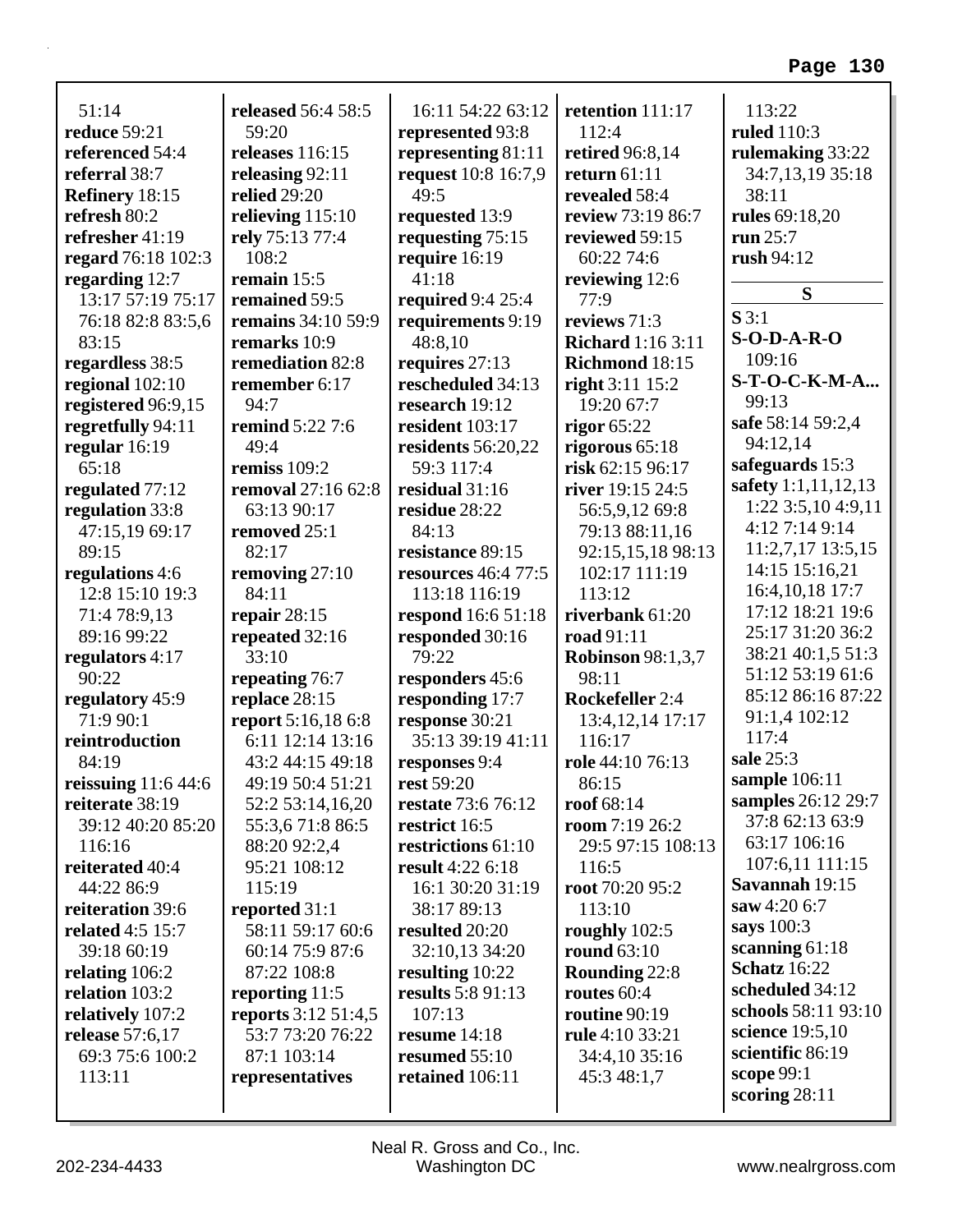51:14
**reduce** 59:21
**referenced** 54:4
**referral** 38:7
**Refinery** 18:15
**refresh** 80:2
**refresher** 41:19
**regard** 76:18 102:3
**regarding** 12:7 13:17 57:19 75:17 76:18 82:8 83:5,6 83:15
**regardless** 38:5
**regional** 102:10
**registered** 96:9,15
**regretfully** 94:11
**regular** 16:19 65:18
**regulated** 77:12
**regulation** 33:8 47:15,19 69:17 89:15
**regulations** 4:6 12:8 15:10 19:3 71:4 78:9,13 89:16 99:22
**regulators** 4:17 90:22
**regulatory** 45:9 71:9 90:1
**reintroduction** 84:19
**reissuing** 11:6 44:6
**reiterate** 38:19 39:12 40:20 85:20 116:16
**reiterated** 40:4 44:22 86:9
**reiteration** 39:6
**related** 4:5 15:7 39:18 60:19
**relating** 106:2
**relation** 103:2
**relatively** 107:2
**release** 57:6,17 69:3 75:6 100:2 113:11
**released** 56:4 58:5 59:20
**releases** 116:15
**releasing** 92:11
**relied** 29:20
**relieving** 115:10
**rely** 75:13 77:4 108:2
**remain** 15:5
**remained** 59:5
**remains** 34:10 59:9
**remarks** 10:9
**remediation** 82:8
**remember** 6:17 94:7
**remind** 5:22 7:6 49:4
**remiss** 109:2
**removal** 27:16 62:8 63:13 90:17
**removed** 25:1 82:17
**removing** 27:10 84:11
**repair** 28:15
**repeated** 32:16 33:10
**repeating** 76:7
**replace** 28:15
**report** 5:16,18 6:8 6:11 12:14 13:16 43:2 44:15 49:18 49:19 50:4 51:21 52:2 53:14,16,20 55:3,6 71:8 86:5 88:20 92:2,4 95:21 108:12 115:19
**reported** 31:1 58:11 59:17 60:6 60:14 75:9 87:6 87:22 108:8
**reporting** 11:5
**reports** 3:12 51:4,5 53:7 73:20 76:22 87:1 103:14
**representatives** 16:11 54:22 63:12
**represented** 93:8
**representing** 81:11
**request** 10:8 16:7,9 49:5
**requested** 13:9
**requesting** 75:15
**require** 16:19 41:18
**required** 9:4 25:4
**requirements** 9:19 48:8,10
**requires** 27:13
**rescheduled** 34:13
**research** 19:12
**resident** 103:17
**residents** 56:20,22 59:3 117:4
**residual** 31:16
**residue** 28:22 84:13
**resistance** 89:15
**resources** 46:4 77:5 113:18 116:19
**respond** 16:6 51:18
**responded** 30:16 79:22
**responders** 45:6
**responding** 17:7
**response** 30:21 35:13 39:19 41:11
**responses** 9:4
**rest** 59:20
**restate** 73:6 76:12
**restrict** 16:5
**restrictions** 61:10
**result** 4:22 6:18 16:1 30:20 31:19 38:17 89:13
**resulted** 20:20 32:10,13 34:20
**resulting** 10:22
**results** 5:8 91:13 107:13
**resume** 14:18
**resumed** 55:10
**retained** 106:11
**retention** 111:17 112:4
**retired** 96:8,14
**return** 61:11
**revealed** 58:4
**review** 73:19 86:7
**reviewed** 59:15 60:22 74:6
**reviewing** 12:6 77:9
**reviews** 71:3
**Richard** 1:16 3:11
**Richmond** 18:15
**right** 3:11 15:2 19:20 67:7
**rigor** 65:22
**rigorous** 65:18
**risk** 62:15 96:17
**river** 19:15 24:5 56:5,9,12 69:8 79:13 88:11,16 92:15,15,18 98:13 102:17 111:19 113:12
**riverbank** 61:20
**road** 91:11
**Robinson** 98:1,3,7 98:11
**Rockefeller** 2:4 13:4,12,14 17:17 116:17
**role** 44:10 76:13 86:15
**roof** 68:14
**room** 7:19 26:2 29:5 97:15 108:13 116:5
**root** 70:20 95:2 113:10
**roughly** 102:5
**round** 63:10
**Rounding** 22:8
**routes** 60:4
**routine** 90:19
**rule** 4:10 33:21 34:4,10 35:16 45:3 48:1,7 113:22
**ruled** 110:3
**rulemaking** 33:22 34:7,13,19 35:18 38:11
**rules** 69:18,20
**run** 25:7
**rush** 94:12

## S

**S** 3:1
**S-O-D-A-R-O** 109:16
**S-T-O-C-K-M-A...** 99:13
**safe** 58:14 59:2,4 94:12,14
**safeguards** 15:3
**safety** 1:1,11,12,13 1:22 3:5,10 4:9,11 4:12 7:14 9:14 11:2,7,17 13:5,15 14:15 15:16,21 16:4,10,18 17:7 17:12 18:21 19:6 25:17 31:20 36:2 38:21 40:1,5 51:3 51:12 53:19 61:6 85:12 86:16 87:22 91:1,4 102:12 117:4
**sale** 25:3
**sample** 106:11
**samples** 26:12 29:7 37:8 62:13 63:9 63:17 106:16 107:6,11 111:15
**Savannah** 19:15
**saw** 4:20 6:7
**says** 100:3
**scanning** 61:18
**Schatz** 16:22
**scheduled** 34:12
**schools** 58:11 93:10
**science** 19:5,10
**scientific** 86:19
**scope** 99:1
**scoring** 28:11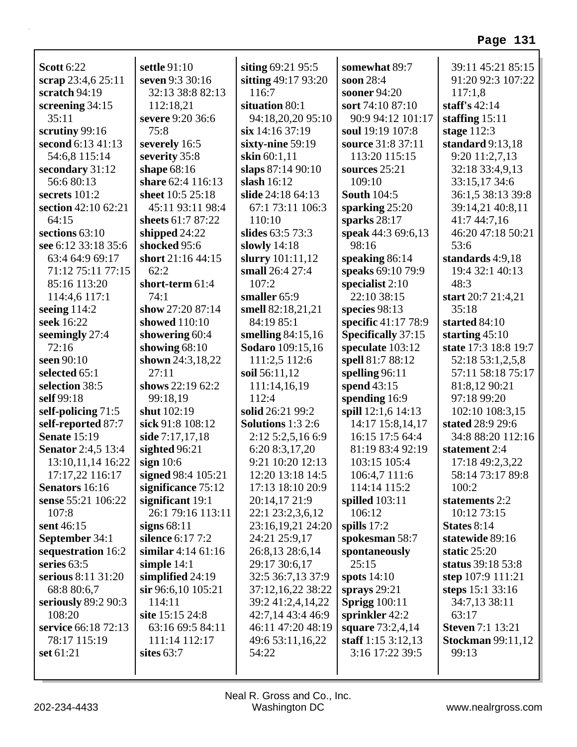**Scott** 6:22
**scrap** 23:4,6 25:11
**scratch** 94:19
**screening** 34:15 35:11
**scrutiny** 99:16
**second** 6:13 41:13 54:6,8 115:14
**secondary** 31:12 56:6 80:13
**secrets** 101:2
**section** 42:10 62:21 64:15
**sections** 63:10
**see** 6:12 33:18 35:6 63:4 64:9 69:17 71:12 75:11 77:15 85:16 113:20 114:4,6 117:1
**seeing** 114:2
**seek** 16:22
**seemingly** 27:4 72:16
**seen** 90:10
**selected** 65:1
**selection** 38:5
**self** 99:18
**self-policing** 71:5
**self-reported** 87:7
**Senate** 15:19
**Senator** 2:4,5 13:4 13:10,11,14 16:22 17:17,22 116:17
**Senators** 16:16
**sense** 55:21 106:22 107:8
**sent** 46:15
**September** 34:1
**sequestration** 16:2
**series** 63:5
**serious** 8:11 31:20 68:8 80:6,7
**seriously** 89:2 90:3 108:20
**service** 66:18 72:13 78:17 115:19
**set** 61:21
**settle** 91:10
**seven** 9:3 30:16 32:13 38:8 82:13 112:18,21
**severe** 9:20 36:6 75:8
**severely** 16:5
**severity** 35:8
**shape** 68:16
**share** 62:4 116:13
**sheet** 10:5 25:18 45:11 93:11 98:4
**sheets** 61:7 87:22
**shipped** 24:22
**shocked** 95:6
**short** 21:16 44:15 62:2
**short-term** 61:4 74:1
**show** 27:20 87:14
**showed** 110:10
**showering** 60:4
**showing** 68:10
**shown** 24:3,18,22 27:11
**shows** 22:19 62:2 99:18,19
**shut** 102:19
**sick** 91:8 108:12
**side** 7:17,17,18
**sighted** 96:21
**sign** 10:6
**signed** 98:4 105:21
**significance** 75:12
**significant** 19:1 26:1 79:16 113:11
**signs** 68:11
**silence** 6:17 7:2
**similar** 4:14 61:16
**simple** 14:1
**simplified** 24:19
**sir** 96:6,10 105:21 114:11
**site** 15:15 24:8 63:16 69:5 84:11 111:14 112:17
**sites** 63:7
**siting** 69:21 95:5
**sitting** 49:17 93:20 116:7
**situation** 80:1 94:18,20,20 95:10
**six** 14:16 37:19
**sixty-nine** 59:19
**skin** 60:1,11
**slaps** 87:14 90:10
**slash** 16:12
**slide** 24:18 64:13 67:1 73:11 106:3 110:10
**slides** 63:5 73:3
**slowly** 14:18
**slurry** 101:11,12
**small** 26:4 27:4 107:2
**smaller** 65:9
**smell** 82:18,21,21 84:19 85:1
**smelling** 84:15,16
**Sodaro** 109:15,16 111:2,5 112:6
**soil** 56:11,12 111:14,16,19 112:4
**solid** 26:21 99:2
**Solutions** 1:3 2:6 2:12 5:2,5,16 6:9 6:20 8:3,17,20 9:21 10:20 12:13 12:20 13:18 14:5 17:13 18:10 20:9 20:14,17 21:9 22:1 23:2,3,6,12 23:16,19,21 24:20 24:21 25:9,17 26:8,13 28:6,14 29:17 30:6,17 32:5 36:7,13 37:9 37:12,16,22 38:22 39:2 41:2,4,14,22 42:7,14 43:4 46:9 46:11 47:20 48:19 49:6 53:11,16,22 54:22
**somewhat** 89:7
**soon** 28:4
**sooner** 94:20
**sort** 74:10 87:10 90:9 94:12 101:17
**soul** 19:19 107:8
**source** 31:8 37:11 113:20 115:15
**sources** 25:21 109:10
**South** 104:5
**sparking** 25:20
**sparks** 28:17
**speak** 44:3 69:6,13 98:16
**speaking** 86:14
**speaks** 69:10 79:9
**specialist** 2:10 22:10 38:15
**species** 98:13
**specific** 41:17 78:9
**Specifically** 37:15
**speculate** 103:12
**spell** 81:7 88:12
**spelling** 96:11
**spend** 43:15
**spending** 16:9
**spill** 12:1,6 14:13 14:17 15:8,14,17 16:15 17:5 64:4 81:19 83:4 92:19 103:15 105:4 106:4,7 111:6 114:14 115:2
**spilled** 103:11 106:12
**spills** 17:2
**spokesman** 58:7
**spontaneously** 25:15
**spots** 14:10
**sprays** 29:21
**Sprigg** 100:11
**sprinkler** 42:2
**square** 73:2,4,14
**staff** 1:15 3:12,13 3:16 17:22 39:5 39:11 45:21 85:15 91:20 92:3 107:22 117:1,8
**staff's** 42:14
**staffing** 15:11
**stage** 112:3
**standard** 9:13,18 9:20 11:2,7,13 32:18 33:4,9,13 33:15,17 34:6 36:1,5 38:13 39:8 39:14,21 40:8,11 41:7 44:7,16 46:20 47:18 50:21 53:6
**standards** 4:9,18 19:4 32:1 40:13 48:3
**start** 20:7 21:4,21 35:18
**started** 84:10
**starting** 45:10
**state** 17:3 18:8 19:7 52:18 53:1,2,5,8 57:11 58:18 75:17 81:8,12 90:21 97:18 99:20 102:10 108:3,15
**stated** 28:9 29:6 34:8 88:20 112:16
**statement** 2:4 17:18 49:2,3,22 58:14 73:17 89:8 100:2
**statements** 2:2 10:12 73:15
**States** 8:14
**statewide** 89:16
**static** 25:20
**status** 39:18 53:8
**step** 107:9 111:21
**steps** 15:1 33:16 34:7,13 38:11 63:17
**Steven** 7:1 13:21
**Stockman** 99:11,12 99:13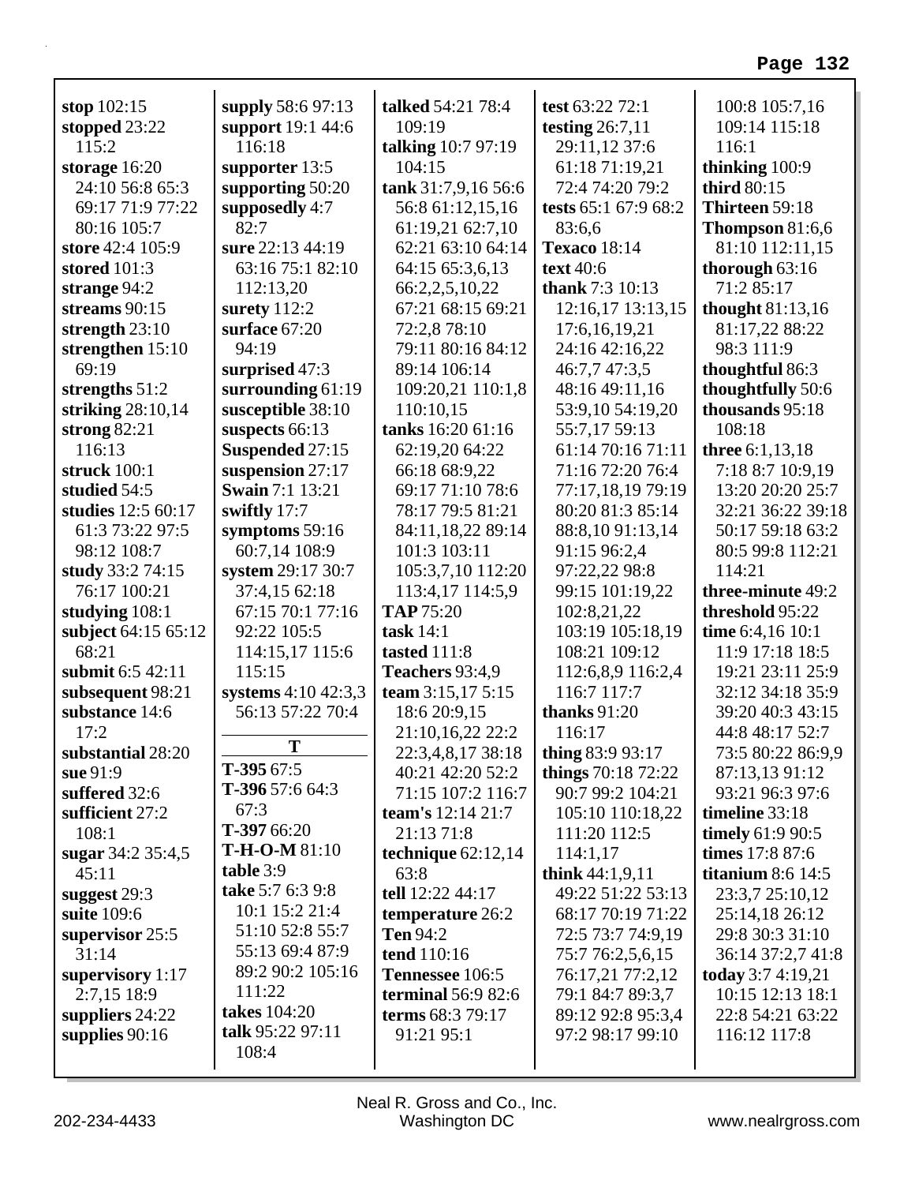**stop** 102:15
**stopped** 23:22 115:2
**storage** 16:20 24:10 56:8 65:3 69:17 71:9 77:22 80:16 105:7
**store** 42:4 105:9
**stored** 101:3
**strange** 94:2
**streams** 90:15
**strength** 23:10
**strengthen** 15:10 69:19
**strengths** 51:2
**striking** 28:10,14
**strong** 82:21 116:13
**struck** 100:1
**studied** 54:5
**studies** 12:5 60:17 61:3 73:22 97:5 98:12 108:7
**study** 33:2 74:15 76:17 100:21
**studying** 108:1
**subject** 64:15 65:12 68:21
**submit** 6:5 42:11
**subsequent** 98:21
**substance** 14:6 17:2
**substantial** 28:20
**sue** 91:9
**suffered** 32:6
**sufficient** 27:2 108:1
**sugar** 34:2 35:4,5 45:11
**suggest** 29:3
**suite** 109:6
**supervisor** 25:5 31:14
**supervisory** 1:17 2:7,15 18:9
**suppliers** 24:22
**supplies** 90:16
**supply** 58:6 97:13
**support** 19:1 44:6 116:18
**supporter** 13:5
**supporting** 50:20
**supposedly** 4:7 82:7
**sure** 22:13 44:19 63:16 75:1 82:10 112:13,20
**surety** 112:2
**surface** 67:20 94:19
**surprised** 47:3
**surrounding** 61:19
**susceptible** 38:10
**suspects** 66:13
**Suspended** 27:15
**suspension** 27:17
**Swain** 7:1 13:21
**swiftly** 17:7
**symptoms** 59:16 60:7,14 108:9
**system** 29:17 30:7 37:4,15 62:18 67:15 70:1 77:16 92:22 105:5 114:15,17 115:6 115:15
**systems** 4:10 42:3,3 56:13 57:22 70:4

## T

**T-395** 67:5
**T-396** 57:6 64:3 67:3
**T-397** 66:20
**T-H-O-M** 81:10
**table** 3:9
**take** 5:7 6:3 9:8 10:1 15:2 21:4 51:10 52:8 55:7 55:13 69:4 87:9 89:2 90:2 105:16 111:22
**takes** 104:20
**talk** 95:22 97:11 108:4
**talked** 54:21 78:4 109:19
**talking** 10:7 97:19 104:15
**tank** 31:7,9,16 56:6 56:8 61:12,15,16 61:19,21 62:7,10 62:21 63:10 64:14 64:15 65:3,6,13 66:2,2,5,10,22 67:21 68:15 69:21 72:2,8 78:10 79:11 80:16 84:12 89:14 106:14 109:20,21 110:1,8 110:10,15
**tanks** 16:20 61:16 62:19,20 64:22 66:18 68:9,22 69:17 71:10 78:6 78:17 79:5 81:21 84:11,18,22 89:14 101:3 103:11 105:3,7,10 112:20 113:4,17 114:5,9
**TAP** 75:20
**task** 14:1
**tasted** 111:8
**Teachers** 93:4,9
**team** 3:15,17 5:15 18:6 20:9,15 21:10,16,22 22:2 22:3,4,8,17 38:18 40:21 42:20 52:2 71:15 107:2 116:7
**team's** 12:14 21:7 21:13 71:8
**technique** 62:12,14 63:8
**tell** 12:22 44:17
**temperature** 26:2
**Ten** 94:2
**tend** 110:16
**Tennessee** 106:5
**terminal** 56:9 82:6
**terms** 68:3 79:17 91:21 95:1
**test** 63:22 72:1
**testing** 26:7,11 29:11,12 37:6 61:18 71:19,21 72:4 74:20 79:2
**tests** 65:1 67:9 68:2 83:6,6
**Texaco** 18:14
**text** 40:6
**thank** 7:3 10:13 12:16,17 13:13,15 17:6,16,19,21 24:16 42:16,22 46:7,7 47:3,5 48:16 49:11,16 53:9,10 54:19,20 55:7,17 59:13 61:14 70:16 71:11 71:16 72:20 76:4 77:17,18,19 79:19 80:20 81:3 85:14 88:8,10 91:13,14 91:15 96:2,4 97:22,22 98:8 99:15 101:19,22 102:8,21,22 103:19 105:18,19 108:21 109:12 112:6,8,9 116:2,4 116:7 117:7
**thanks** 91:20 116:17
**thing** 83:9 93:17
**things** 70:18 72:22 90:7 99:2 104:21 105:10 110:18,22 111:20 112:5 114:1,17
**think** 44:1,9,11 49:22 51:22 53:13 68:17 70:19 71:22 72:5 73:7 74:9,19 75:7 76:2,5,6,15 76:17,21 77:2,12 79:1 84:7 89:3,7 89:12 92:8 95:3,4 97:2 98:17 99:10 100:8 105:7,16 109:14 115:18 116:1
**thinking** 100:9
**third** 80:15
**Thirteen** 59:18
**Thompson** 81:6,6 81:10 112:11,15
**thorough** 63:16 71:2 85:17
**thought** 81:13,16 81:17,22 88:22 98:3 111:9
**thoughtful** 86:3
**thoughtfully** 50:6
**thousands** 95:18 108:18
**three** 6:1,13,18 7:18 8:7 10:9,19 13:20 20:20 25:7 32:21 36:22 39:18 50:17 59:18 63:2 80:5 99:8 112:21 114:21
**three-minute** 49:2
**threshold** 95:22
**time** 6:4,16 10:1 11:9 17:18 18:5 19:21 23:11 25:9 32:12 34:18 35:9 39:20 40:3 43:15 44:8 48:17 52:7 73:5 80:22 86:9,9 87:13,13 91:12 93:21 96:3 97:6
**timeline** 33:18
**timely** 61:9 90:5
**times** 17:8 87:6
**titanium** 8:6 14:5 23:3,7 25:10,12 25:14,18 26:12 29:8 30:3 31:10 36:14 37:2,7 41:8
**today** 3:7 4:19,21 10:15 12:13 18:1 22:8 54:21 63:22 116:12 117:8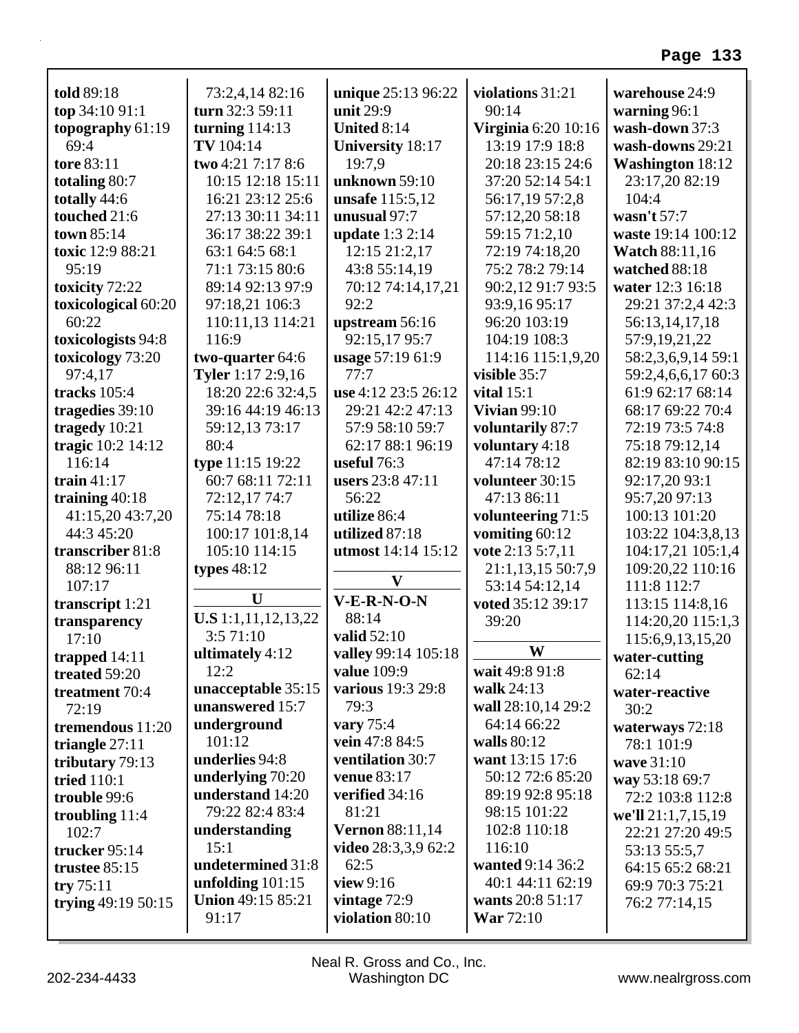**told** 89:18
**top** 34:10 91:1
**topography** 61:19 69:4
**tore** 83:11
**totaling** 80:7
**totally** 44:6
**touched** 21:6
**town** 85:14
**toxic** 12:9 88:21 95:19
**toxicity** 72:22
**toxicological** 60:20 60:22
**toxicologists** 94:8
**toxicology** 73:20 97:4,17
**tracks** 105:4
**tragedies** 39:10
**tragedy** 10:21
**tragic** 10:2 14:12 116:14
**train** 41:17
**training** 40:18 41:15,20 43:7,20 44:3 45:20
**transcriber** 81:8 88:12 96:11 107:17
**transcript** 1:21
**transparency** 17:10
**trapped** 14:11
**treated** 59:20
**treatment** 70:4 72:19
**tremendous** 11:20
**triangle** 27:11
**tributary** 79:13
**tried** 110:1
**trouble** 99:6
**troubling** 11:4 102:7
**trucker** 95:14
**trustee** 85:15
**try** 75:11
**trying** 49:19 50:15 73:2,4,14 82:16
**turn** 32:3 59:11
**turning** 114:13
**TV** 104:14
**two** 4:21 7:17 8:6 10:15 12:18 15:11 16:21 23:12 25:6 27:13 30:11 34:11 36:17 38:22 39:1 63:1 64:5 68:1 71:1 73:15 80:6 89:14 92:13 97:9 97:18,21 106:3 110:11,13 114:21 116:9
**two-quarter** 64:6
**Tyler** 1:17 2:9,16 18:20 22:6 32:4,5 39:16 44:19 46:13 59:12,13 73:17 80:4
**type** 11:15 19:22 60:7 68:11 72:11 72:12,17 74:7 75:14 78:18 100:17 101:8,14 105:10 114:15
**types** 48:12

## U

**U.S** 1:1,11,12,13,22 3:5 71:10
**ultimately** 4:12 12:2
**unacceptable** 35:15
**unanswered** 15:7
**underground** 101:12
**underlies** 94:8
**underlying** 70:20
**understand** 14:20 79:22 82:4 83:4
**understanding** 15:1
**undetermined** 31:8
**unfolding** 101:15
**Union** 49:15 85:21 91:17
**unique** 25:13 96:22
**unit** 29:9
**United** 8:14
**University** 18:17 19:7,9
**unknown** 59:10
**unsafe** 115:5,12
**unusual** 97:7
**update** 1:3 2:14 12:15 21:2,17 43:8 55:14,19 70:12 74:14,17,21 92:2
**upstream** 56:16 92:15,17 95:7
**usage** 57:19 61:9 77:7
**use** 4:12 23:5 26:12 29:21 42:2 47:13 57:9 58:10 59:7 62:17 88:1 96:19
**useful** 76:3
**users** 23:8 47:11 56:22
**utilize** 86:4
**utilized** 87:18
**utmost** 14:14 15:12

## V

**V-E-R-N-O-N** 88:14
**valid** 52:10
**valley** 99:14 105:18
**value** 109:9
**various** 19:3 29:8 79:3
**vary** 75:4
**vein** 47:8 84:5
**ventilation** 30:7
**venue** 83:17
**verified** 34:16 81:21
**Vernon** 88:11,14
**video** 28:3,3,9 62:2 62:5
**view** 9:16
**vintage** 72:9
**violation** 80:10
**violations** 31:21 90:14
**Virginia** 6:20 10:16 13:19 17:9 18:8 20:18 23:15 24:6 37:20 52:14 54:1 56:17,19 57:2,8 57:12,20 58:18 59:15 71:2,10 72:19 74:18,20 75:2 78:2 79:14 90:2,12 91:7 93:5 93:9,16 95:17 96:20 103:19 104:19 108:3 114:16 115:1,9,20
**visible** 35:7
**vital** 15:1
**Vivian** 99:10
**voluntarily** 87:7
**voluntary** 4:18 47:14 78:12
**volunteer** 30:15 47:13 86:11
**volunteering** 71:5
**vomiting** 60:12
**vote** 2:13 5:7,11 21:1,13,15 50:7,9 53:14 54:12,14
**voted** 35:12 39:17 39:20

## W

**wait** 49:8 91:8
**walk** 24:13
**wall** 28:10,14 29:2 64:14 66:22
**walls** 80:12
**want** 13:15 17:6 50:12 72:6 85:20 89:19 92:8 95:18 98:15 101:22 102:8 110:18 116:10
**wanted** 9:14 36:2 40:1 44:11 62:19
**wants** 20:8 51:17
**War** 72:10
**warehouse** 24:9
**warning** 96:1
**wash-down** 37:3
**wash-downs** 29:21
**Washington** 18:12 23:17,20 82:19 104:4
**wasn't** 57:7
**waste** 19:14 100:12
**Watch** 88:11,16
**watched** 88:18
**water** 12:3 16:18 29:21 37:2,4 42:3 56:13,14,17,18 57:9,19,21,22 58:2,3,6,9,14 59:1 59:2,4,6,6,17 60:3 61:9 62:17 68:14 68:17 69:22 70:4 72:19 73:5 74:8 75:18 79:12,14 82:19 83:10 90:15 92:17,20 93:1 95:7,20 97:13 100:13 101:20 103:22 104:3,8,13 104:17,21 105:1,4 109:20,22 110:16 111:8 112:7 113:15 114:8,16 114:20,20 115:1,3 115:6,9,13,15,20
**water-cutting** 62:14
**water-reactive** 30:2
**waterways** 72:18 78:1 101:9
**wave** 31:10
**way** 53:18 69:7 72:2 103:8 112:8
**we'll** 21:1,7,15,19 22:21 27:20 49:5 53:13 55:5,7 64:15 65:2 68:21 69:9 70:3 75:21 76:2 77:14,15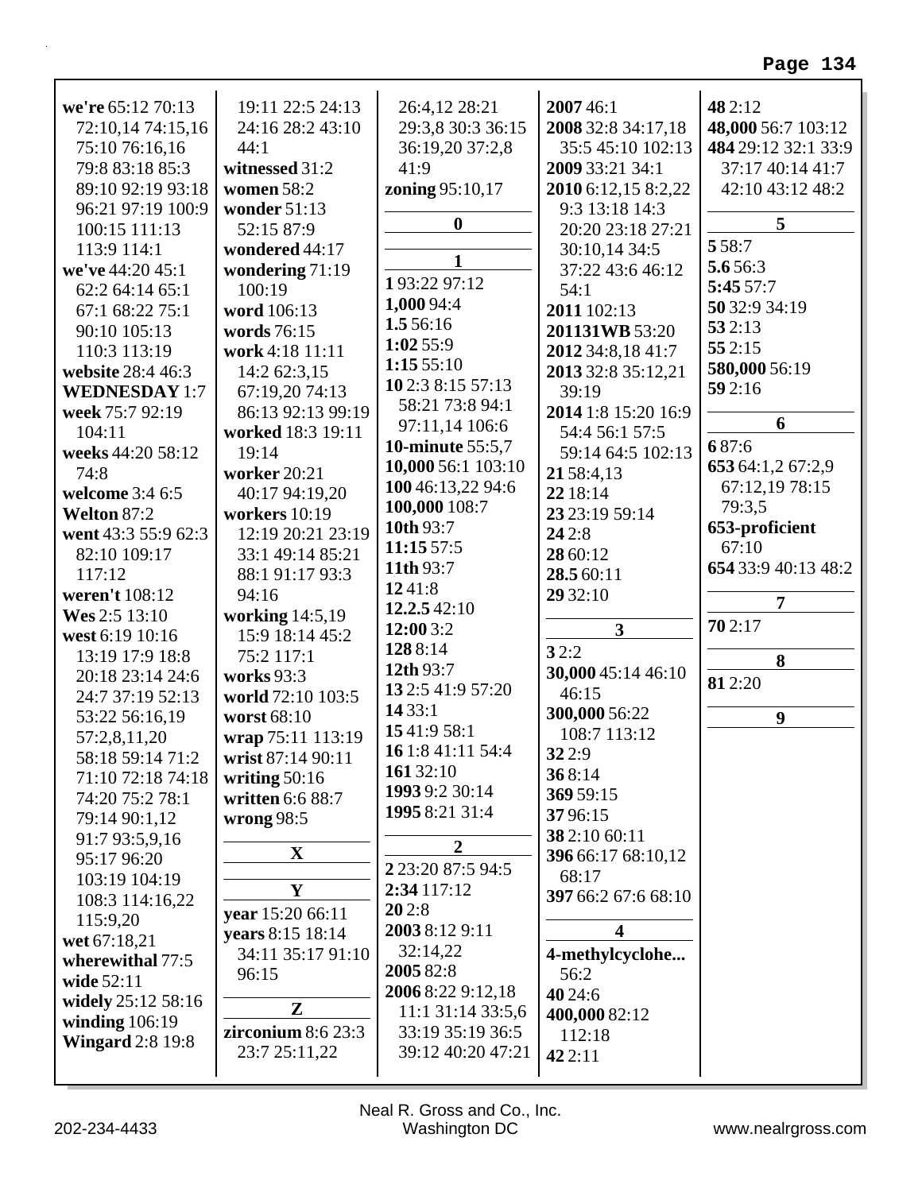**we're** 65:12 70:13 72:10,14 74:15,16 75:10 76:16,16 79:8 83:18 85:3 89:10 92:19 93:18 96:21 97:19 100:9 100:15 111:13 113:9 114:1
**we've** 44:20 45:1 62:2 64:14 65:1 67:1 68:22 75:1 90:10 105:13 110:3 113:19
**website** 28:4 46:3
**WEDNESDAY** 1:7
**week** 75:7 92:19 104:11
**weeks** 44:20 58:12 74:8
**welcome** 3:4 6:5
**Welton** 87:2
**went** 43:3 55:9 62:3 82:10 109:17 117:12
**weren't** 108:12
**Wes** 2:5 13:10
**west** 6:19 10:16 13:19 17:9 18:8 20:18 23:14 24:6 24:7 37:19 52:13 53:22 56:16,19 57:2,8,11,20 58:18 59:14 71:2 71:10 72:18 74:18 74:20 75:2 78:1 79:14 90:1,12 91:7 93:5,9,16 95:17 96:20 103:19 104:19 108:3 114:16,22 115:9,20
**wet** 67:18,21
**wherewithal** 77:5
**wide** 52:11
**widely** 25:12 58:16
**winding** 106:19
**Wingard** 2:8 19:8
19:11 22:5 24:13 24:16 28:2 43:10 44:1
**witnessed** 31:2
**women** 58:2
**wonder** 51:13 52:15 87:9
**wondered** 44:17
**wondering** 71:19 100:19
**word** 106:13
**words** 76:15
**work** 4:18 11:11 14:2 62:3,15 67:19,20 74:13 86:13 92:13 99:19
**worked** 18:3 19:11 19:14
**worker** 20:21 40:17 94:19,20
**workers** 10:19 12:19 20:21 23:19 33:1 49:14 85:21 88:1 91:17 93:3 94:16
**working** 14:5,19 15:9 18:14 45:2 75:2 117:1
**works** 93:3
**world** 72:10 103:5
**worst** 68:10
**wrap** 75:11 113:19
**wrist** 87:14 90:11
**writing** 50:16
**written** 6:6 88:7
**wrong** 98:5

**X**

**Y**

**year** 15:20 66:11
**years** 8:15 18:14 34:11 35:17 91:10 96:15

**Z**

**zirconium** 8:6 23:3 23:7 25:11,22
26:4,12 28:21 29:3,8 30:3 36:15 36:19,20 37:2,8 41:9
**zoning** 95:10,17

**0**

**1**

**1** 93:22 97:12
**1,000** 94:4
**1.5** 56:16
**1:02** 55:9
**1:15** 55:10
**10** 2:3 8:15 57:13 58:21 73:8 94:1 97:11,14 106:6
**10-minute** 55:5,7
**10,000** 56:1 103:10
**100** 46:13,22 94:6
**100,000** 108:7
**10th** 93:7
**11:15** 57:5
**11th** 93:7
**12** 41:8
**12.2.5** 42:10
**12:00** 3:2
**128** 8:14
**12th** 93:7
**13** 2:5 41:9 57:20
**14** 33:1
**15** 41:9 58:1
**16** 1:8 41:11 54:4
**161** 32:10
**1993** 9:2 30:14
**1995** 8:21 31:4

**2**

**2** 23:20 87:5 94:5
**2:34** 117:12
**20** 2:8
**2003** 8:12 9:11 32:14,22
**2005** 82:8
**2006** 8:22 9:12,18 11:1 31:14 33:5,6 33:19 35:19 36:5 39:12 40:20 47:21
**2007** 46:1
**2008** 32:8 34:17,18 35:5 45:10 102:13
**2009** 33:21 34:1
**2010** 6:12,15 8:2,22 9:3 13:18 14:3 20:20 23:18 27:21 30:10,14 34:5 37:22 43:6 46:12 54:1
**2011** 102:13
**201131WB** 53:20
**2012** 34:8,18 41:7
**2013** 32:8 35:12,21 39:19
**2014** 1:8 15:20 16:9 54:4 56:1 57:5 59:14 64:5 102:13
**21** 58:4,13
**22** 18:14
**23** 23:19 59:14
**24** 2:8
**28** 60:12
**28.5** 60:11
**29** 32:10

**3**

**3** 2:2
**30,000** 45:14 46:10 46:15
**300,000** 56:22 108:7 113:12
**32** 2:9
**36** 8:14
**369** 59:15
**37** 96:15
**38** 2:10 60:11
**396** 66:17 68:10,12 68:17
**397** 66:2 67:6 68:10

**4**

**4-methylcyclohe...** 56:2
**40** 24:6
**400,000** 82:12 112:18
**42** 2:11
**48** 2:12
**48,000** 56:7 103:12
**484** 29:12 32:1 33:9 37:17 40:14 41:7 42:10 43:12 48:2

**5**

**5** 58:7
**5.6** 56:3
**5:45** 57:7
**50** 32:9 34:19
**53** 2:13
**55** 2:15
**580,000** 56:19
**59** 2:16

**6**

**6** 87:6
**653** 64:1,2 67:2,9 67:12,19 78:15 79:3,5
**653-proficient** 67:10
**654** 33:9 40:13 48:2

**7**

**70** 2:17

**8**

**81** 2:20

**9**